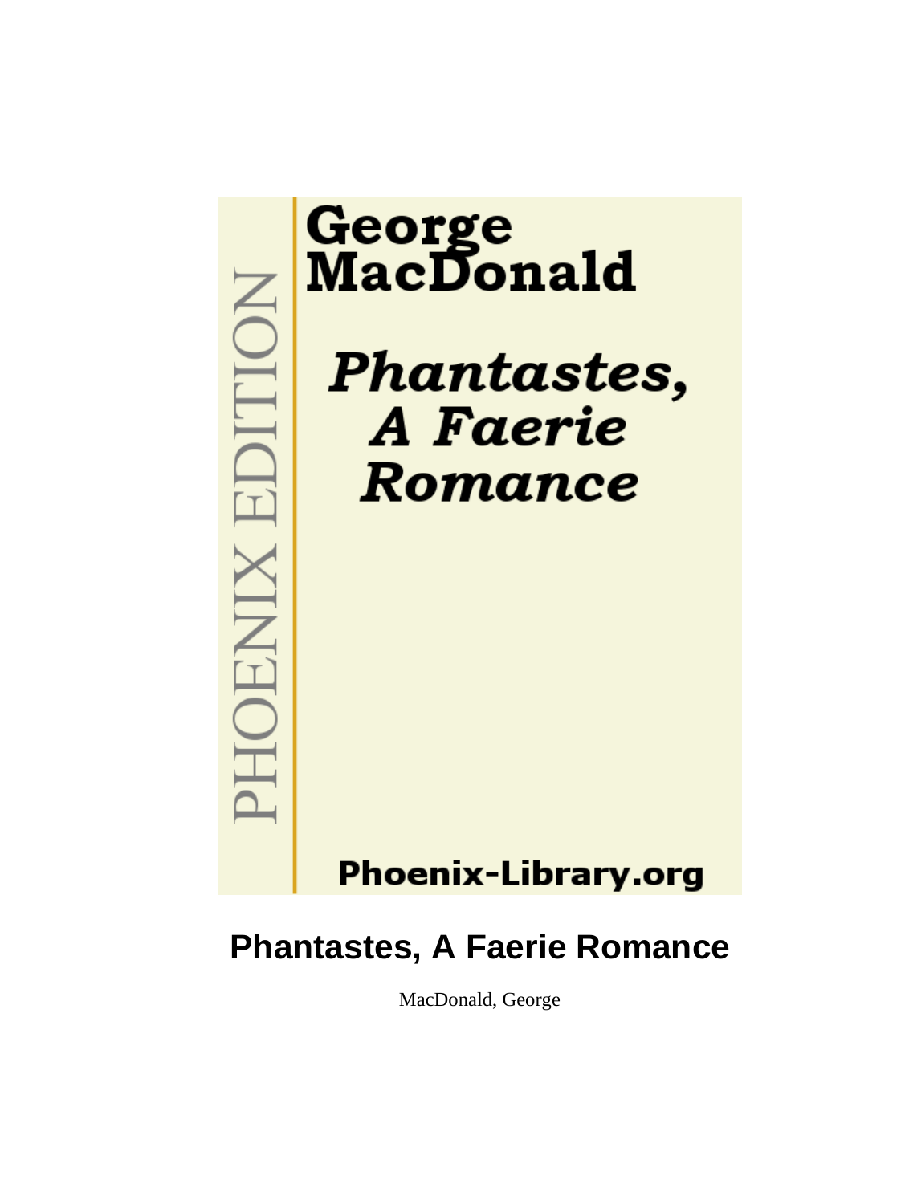PHOENIX EDITION

George
MacDonald

*Phantastes,
A Faerie
Romance*

Phoenix-Library.org

# Phantastes, A Faerie Romance

MacDonald, George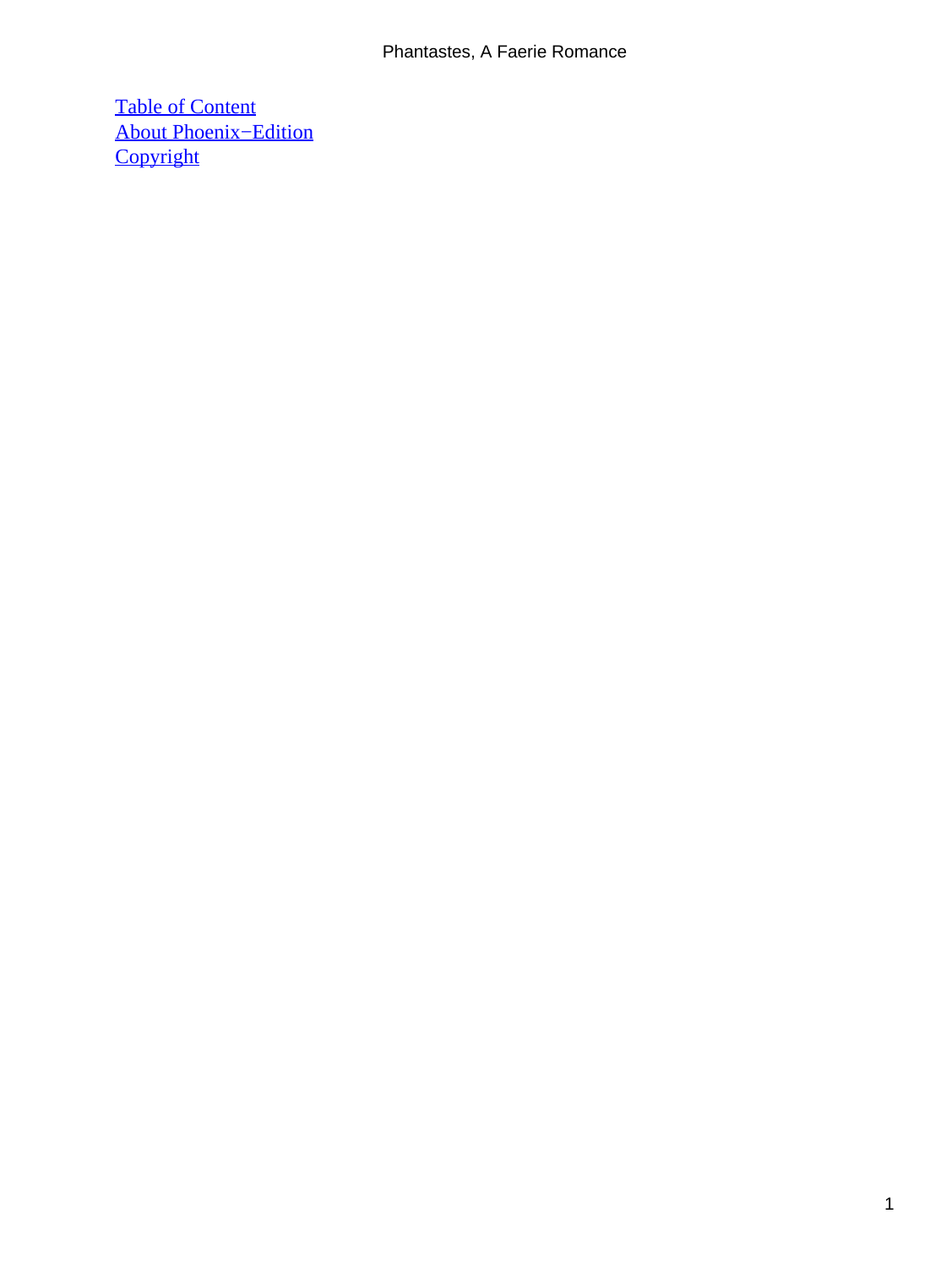Table of Content
About Phoenix−Edition
Copyright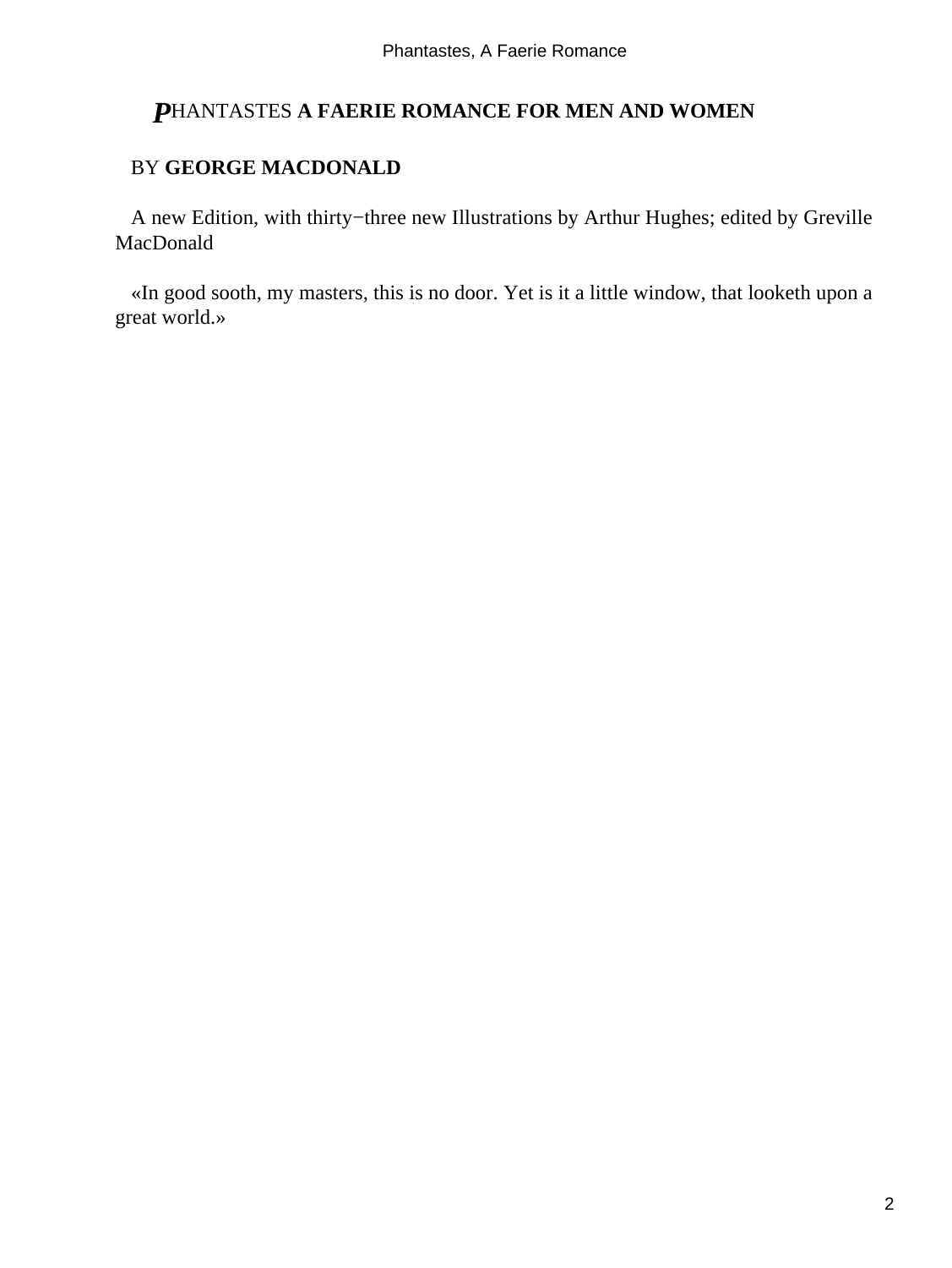# PHANTASTES **A FAERIE ROMANCE FOR MEN AND WOMEN**

BY **GEORGE MACDONALD**

A new Edition, with thirty−three new Illustrations by Arthur Hughes; edited by Greville MacDonald

«In good sooth, my masters, this is no door. Yet is it a little window, that looketh upon a great world.»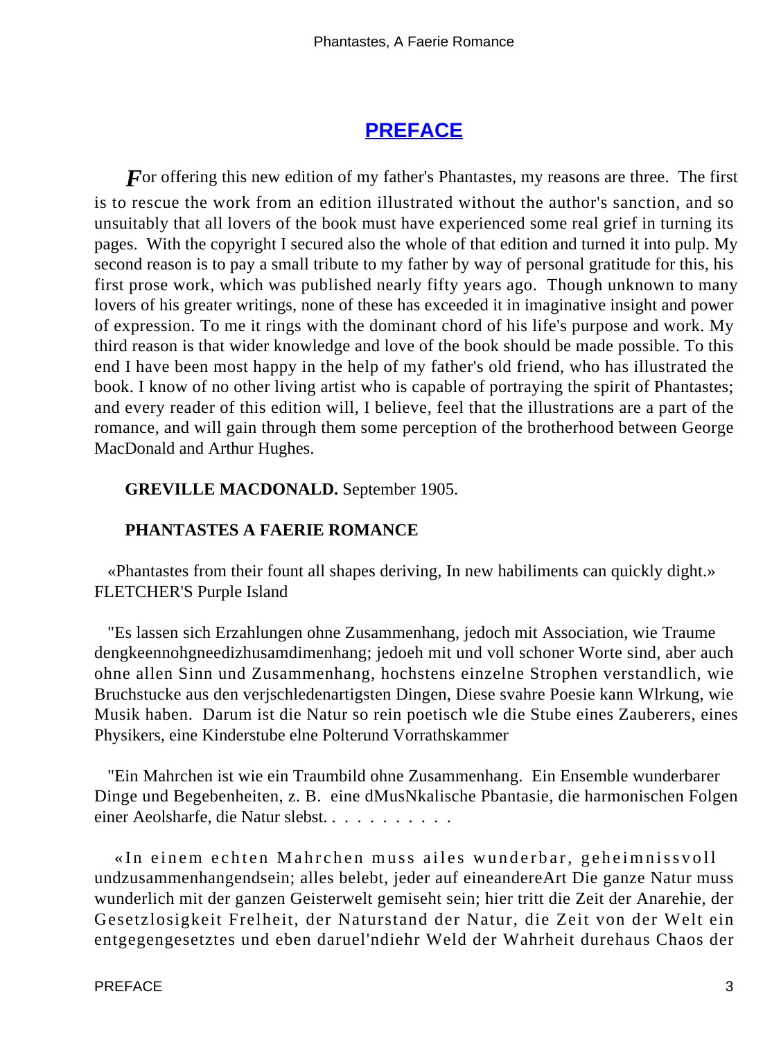## PREFACE

*F*or offering this new edition of my father's Phantastes, my reasons are three. The first is to rescue the work from an edition illustrated without the author's sanction, and so unsuitably that all lovers of the book must have experienced some real grief in turning its pages. With the copyright I secured also the whole of that edition and turned it into pulp. My second reason is to pay a small tribute to my father by way of personal gratitude for this, his first prose work, which was published nearly fifty years ago. Though unknown to many lovers of his greater writings, none of these has exceeded it in imaginative insight and power of expression. To me it rings with the dominant chord of his life's purpose and work. My third reason is that wider knowledge and love of the book should be made possible. To this end I have been most happy in the help of my father's old friend, who has illustrated the book. I know of no other living artist who is capable of portraying the spirit of Phantastes; and every reader of this edition will, I believe, feel that the illustrations are a part of the romance, and will gain through them some perception of the brotherhood between George MacDonald and Arthur Hughes.

**GREVILLE MACDONALD.** September 1905.

**PHANTASTES A FAERIE ROMANCE**

«Phantastes from their fount all shapes deriving, In new habiliments can quickly dight.» FLETCHER'S Purple Island

"Es lassen sich Erzahlungen ohne Zusammenhang, jedoch mit Association, wie Traume dengkeennohgneedizhusamdimenhang; jedoeh mit und voll schoner Worte sind, aber auch ohne allen Sinn und Zusammenhang, hochstens einzelne Strophen verstandlich, wie Bruchstucke aus den verjschledenartigsten Dingen, Diese svahre Poesie kann Wlrkung, wie Musik haben. Darum ist die Natur so rein poetisch wle die Stube eines Zauberers, eines Physikers, eine Kinderstube elne Polterund Vorrathskammer

"Ein Mahrchen ist wie ein Traumbild ohne Zusammenhang. Ein Ensemble wunderbarer Dinge und Begebenheiten, z. B. eine dMusNkalische Pbantasie, die harmonischen Folgen einer Aeolsharfe, die Natur slebst. . . . . . . . . . .

«In einem echten Mahrchen muss ailes wunderbar, geheimnissvoll undzusammenhangendsein; alles belebt, jeder auf eineandereArt Die ganze Natur muss wunderlich mit der ganzen Geisterwelt gemiseht sein; hier tritt die Zeit der Anarehie, der Gesetzlosigkeit Frelheit, der Naturstand der Natur, die Zeit von der Welt ein entgegengesetztes und eben daruel'ndiehr Weld der Wahrheit durehaus Chaos der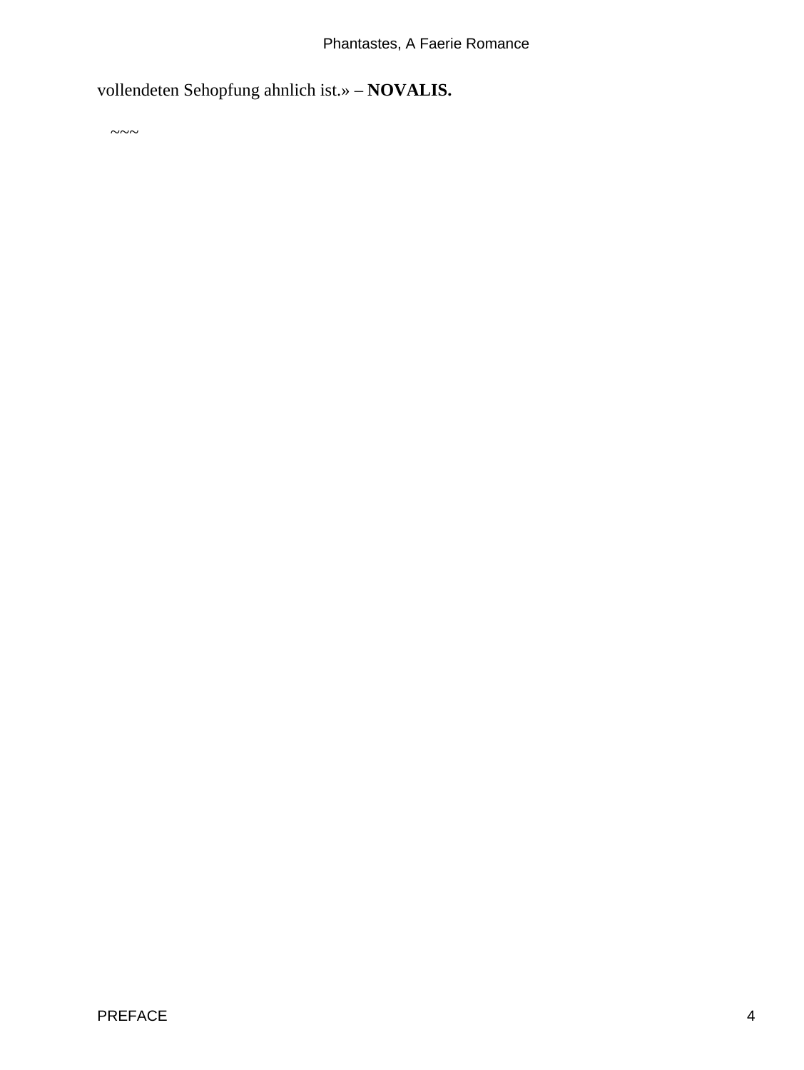vollendeten Sehopfung ahnlich ist.» – **NOVALIS.**

~~~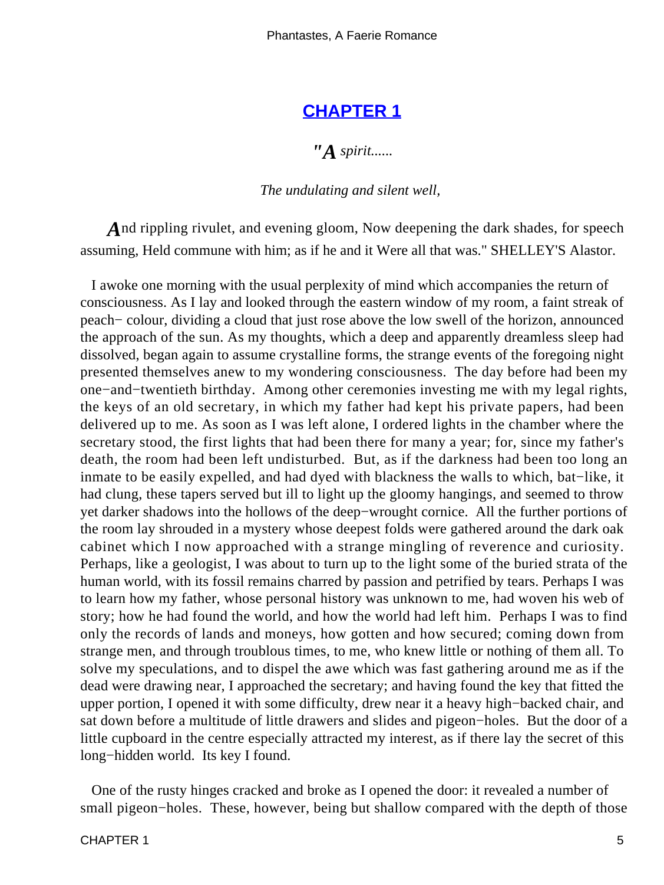## CHAPTER 1

*"A spirit......*

*The undulating and silent well,*

And rippling rivulet, and evening gloom, Now deepening the dark shades, for speech assuming, Held commune with him; as if he and it Were all that was." SHELLEY'S Alastor.

I awoke one morning with the usual perplexity of mind which accompanies the return of consciousness. As I lay and looked through the eastern window of my room, a faint streak of peach− colour, dividing a cloud that just rose above the low swell of the horizon, announced the approach of the sun. As my thoughts, which a deep and apparently dreamless sleep had dissolved, began again to assume crystalline forms, the strange events of the foregoing night presented themselves anew to my wondering consciousness. The day before had been my one−and−twentieth birthday. Among other ceremonies investing me with my legal rights, the keys of an old secretary, in which my father had kept his private papers, had been delivered up to me. As soon as I was left alone, I ordered lights in the chamber where the secretary stood, the first lights that had been there for many a year; for, since my father's death, the room had been left undisturbed. But, as if the darkness had been too long an inmate to be easily expelled, and had dyed with blackness the walls to which, bat−like, it had clung, these tapers served but ill to light up the gloomy hangings, and seemed to throw yet darker shadows into the hollows of the deep−wrought cornice. All the further portions of the room lay shrouded in a mystery whose deepest folds were gathered around the dark oak cabinet which I now approached with a strange mingling of reverence and curiosity. Perhaps, like a geologist, I was about to turn up to the light some of the buried strata of the human world, with its fossil remains charred by passion and petrified by tears. Perhaps I was to learn how my father, whose personal history was unknown to me, had woven his web of story; how he had found the world, and how the world had left him. Perhaps I was to find only the records of lands and moneys, how gotten and how secured; coming down from strange men, and through troublous times, to me, who knew little or nothing of them all. To solve my speculations, and to dispel the awe which was fast gathering around me as if the dead were drawing near, I approached the secretary; and having found the key that fitted the upper portion, I opened it with some difficulty, drew near it a heavy high−backed chair, and sat down before a multitude of little drawers and slides and pigeon−holes. But the door of a little cupboard in the centre especially attracted my interest, as if there lay the secret of this long−hidden world. Its key I found.

One of the rusty hinges cracked and broke as I opened the door: it revealed a number of small pigeon−holes. These, however, being but shallow compared with the depth of those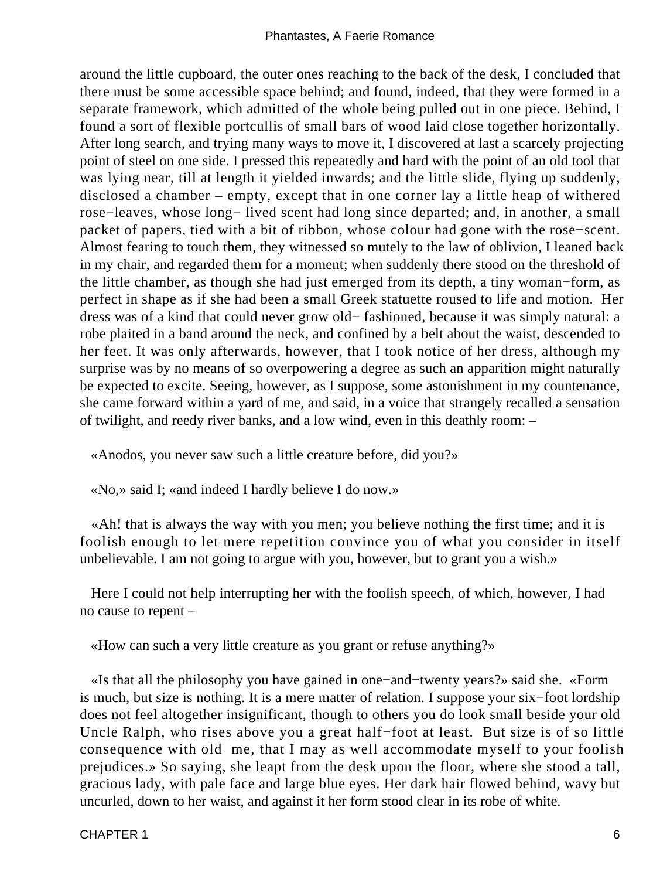around the little cupboard, the outer ones reaching to the back of the desk, I concluded that there must be some accessible space behind; and found, indeed, that they were formed in a separate framework, which admitted of the whole being pulled out in one piece. Behind, I found a sort of flexible portcullis of small bars of wood laid close together horizontally. After long search, and trying many ways to move it, I discovered at last a scarcely projecting point of steel on one side. I pressed this repeatedly and hard with the point of an old tool that was lying near, till at length it yielded inwards; and the little slide, flying up suddenly, disclosed a chamber – empty, except that in one corner lay a little heap of withered rose−leaves, whose long− lived scent had long since departed; and, in another, a small packet of papers, tied with a bit of ribbon, whose colour had gone with the rose−scent. Almost fearing to touch them, they witnessed so mutely to the law of oblivion, I leaned back in my chair, and regarded them for a moment; when suddenly there stood on the threshold of the little chamber, as though she had just emerged from its depth, a tiny woman−form, as perfect in shape as if she had been a small Greek statuette roused to life and motion. Her dress was of a kind that could never grow old− fashioned, because it was simply natural: a robe plaited in a band around the neck, and confined by a belt about the waist, descended to her feet. It was only afterwards, however, that I took notice of her dress, although my surprise was by no means of so overpowering a degree as such an apparition might naturally be expected to excite. Seeing, however, as I suppose, some astonishment in my countenance, she came forward within a yard of me, and said, in a voice that strangely recalled a sensation of twilight, and reedy river banks, and a low wind, even in this deathly room: –

«Anodos, you never saw such a little creature before, did you?»

«No,» said I; «and indeed I hardly believe I do now.»

«Ah! that is always the way with you men; you believe nothing the first time; and it is foolish enough to let mere repetition convince you of what you consider in itself unbelievable. I am not going to argue with you, however, but to grant you a wish.»

Here I could not help interrupting her with the foolish speech, of which, however, I had no cause to repent –

«How can such a very little creature as you grant or refuse anything?»

«Is that all the philosophy you have gained in one−and−twenty years?» said she. «Form is much, but size is nothing. It is a mere matter of relation. I suppose your six−foot lordship does not feel altogether insignificant, though to others you do look small beside your old Uncle Ralph, who rises above you a great half−foot at least. But size is of so little consequence with old me, that I may as well accommodate myself to your foolish prejudices.» So saying, she leapt from the desk upon the floor, where she stood a tall, gracious lady, with pale face and large blue eyes. Her dark hair flowed behind, wavy but uncurled, down to her waist, and against it her form stood clear in its robe of white.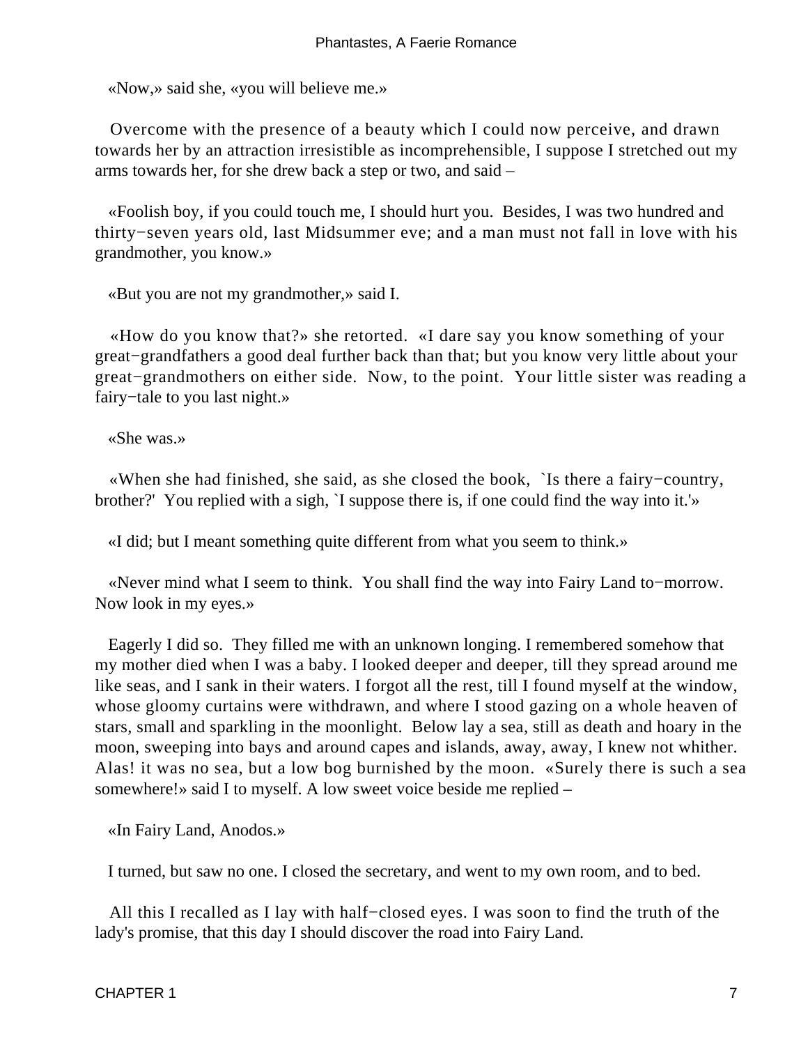«Now,» said she, «you will believe me.»

Overcome with the presence of a beauty which I could now perceive, and drawn towards her by an attraction irresistible as incomprehensible, I suppose I stretched out my arms towards her, for she drew back a step or two, and said –

«Foolish boy, if you could touch me, I should hurt you. Besides, I was two hundred and thirty−seven years old, last Midsummer eve; and a man must not fall in love with his grandmother, you know.»

«But you are not my grandmother,» said I.

«How do you know that?» she retorted. «I dare say you know something of your great−grandfathers a good deal further back than that; but you know very little about your great−grandmothers on either side. Now, to the point. Your little sister was reading a fairy−tale to you last night.»

«She was.»

«When she had finished, she said, as she closed the book, `Is there a fairy−country, brother?' You replied with a sigh, `I suppose there is, if one could find the way into it.'»

«I did; but I meant something quite different from what you seem to think.»

«Never mind what I seem to think. You shall find the way into Fairy Land to−morrow. Now look in my eyes.»

Eagerly I did so. They filled me with an unknown longing. I remembered somehow that my mother died when I was a baby. I looked deeper and deeper, till they spread around me like seas, and I sank in their waters. I forgot all the rest, till I found myself at the window, whose gloomy curtains were withdrawn, and where I stood gazing on a whole heaven of stars, small and sparkling in the moonlight. Below lay a sea, still as death and hoary in the moon, sweeping into bays and around capes and islands, away, away, I knew not whither. Alas! it was no sea, but a low bog burnished by the moon. «Surely there is such a sea somewhere!» said I to myself. A low sweet voice beside me replied –

«In Fairy Land, Anodos.»

I turned, but saw no one. I closed the secretary, and went to my own room, and to bed.

All this I recalled as I lay with half−closed eyes. I was soon to find the truth of the lady's promise, that this day I should discover the road into Fairy Land.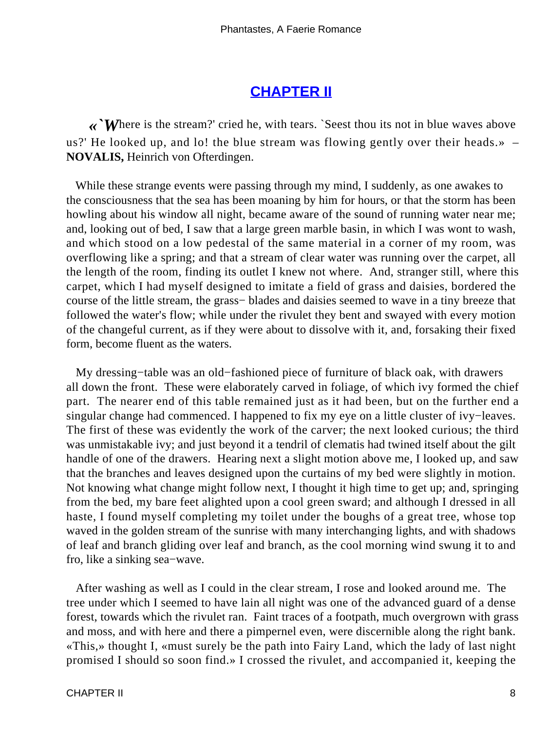## CHAPTER II

«`Where is the stream?' cried he, with tears. `Seest thou its not in blue waves above us?' He looked up, and lo! the blue stream was flowing gently over their heads.» – **NOVALIS,** Heinrich von Ofterdingen.

While these strange events were passing through my mind, I suddenly, as one awakes to the consciousness that the sea has been moaning by him for hours, or that the storm has been howling about his window all night, became aware of the sound of running water near me; and, looking out of bed, I saw that a large green marble basin, in which I was wont to wash, and which stood on a low pedestal of the same material in a corner of my room, was overflowing like a spring; and that a stream of clear water was running over the carpet, all the length of the room, finding its outlet I knew not where. And, stranger still, where this carpet, which I had myself designed to imitate a field of grass and daisies, bordered the course of the little stream, the grass− blades and daisies seemed to wave in a tiny breeze that followed the water's flow; while under the rivulet they bent and swayed with every motion of the changeful current, as if they were about to dissolve with it, and, forsaking their fixed form, become fluent as the waters.

My dressing−table was an old−fashioned piece of furniture of black oak, with drawers all down the front. These were elaborately carved in foliage, of which ivy formed the chief part. The nearer end of this table remained just as it had been, but on the further end a singular change had commenced. I happened to fix my eye on a little cluster of ivy−leaves. The first of these was evidently the work of the carver; the next looked curious; the third was unmistakable ivy; and just beyond it a tendril of clematis had twined itself about the gilt handle of one of the drawers. Hearing next a slight motion above me, I looked up, and saw that the branches and leaves designed upon the curtains of my bed were slightly in motion. Not knowing what change might follow next, I thought it high time to get up; and, springing from the bed, my bare feet alighted upon a cool green sward; and although I dressed in all haste, I found myself completing my toilet under the boughs of a great tree, whose top waved in the golden stream of the sunrise with many interchanging lights, and with shadows of leaf and branch gliding over leaf and branch, as the cool morning wind swung it to and fro, like a sinking sea−wave.

After washing as well as I could in the clear stream, I rose and looked around me. The tree under which I seemed to have lain all night was one of the advanced guard of a dense forest, towards which the rivulet ran. Faint traces of a footpath, much overgrown with grass and moss, and with here and there a pimpernel even, were discernible along the right bank. «This,» thought I, «must surely be the path into Fairy Land, which the lady of last night promised I should so soon find.» I crossed the rivulet, and accompanied it, keeping the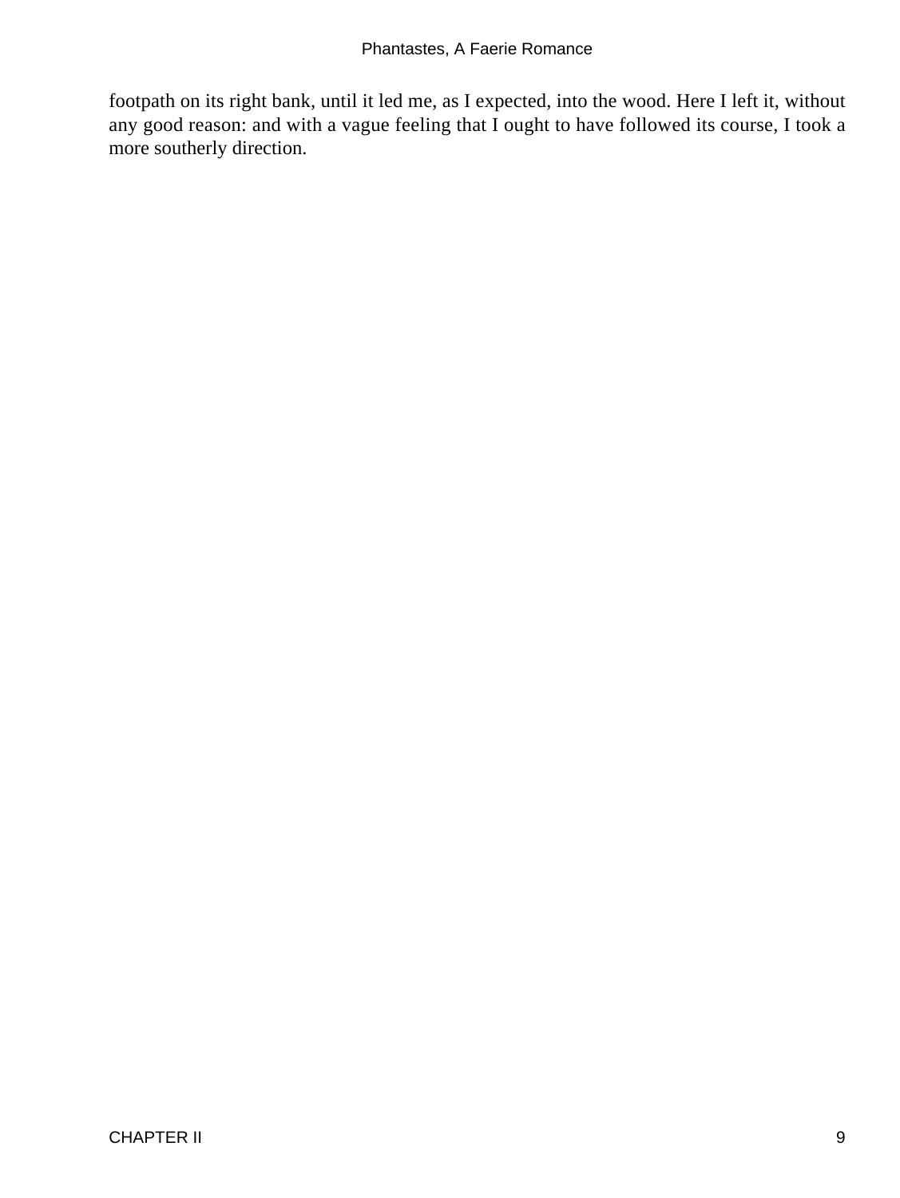footpath on its right bank, until it led me, as I expected, into the wood. Here I left it, without any good reason: and with a vague feeling that I ought to have followed its course, I took a more southerly direction.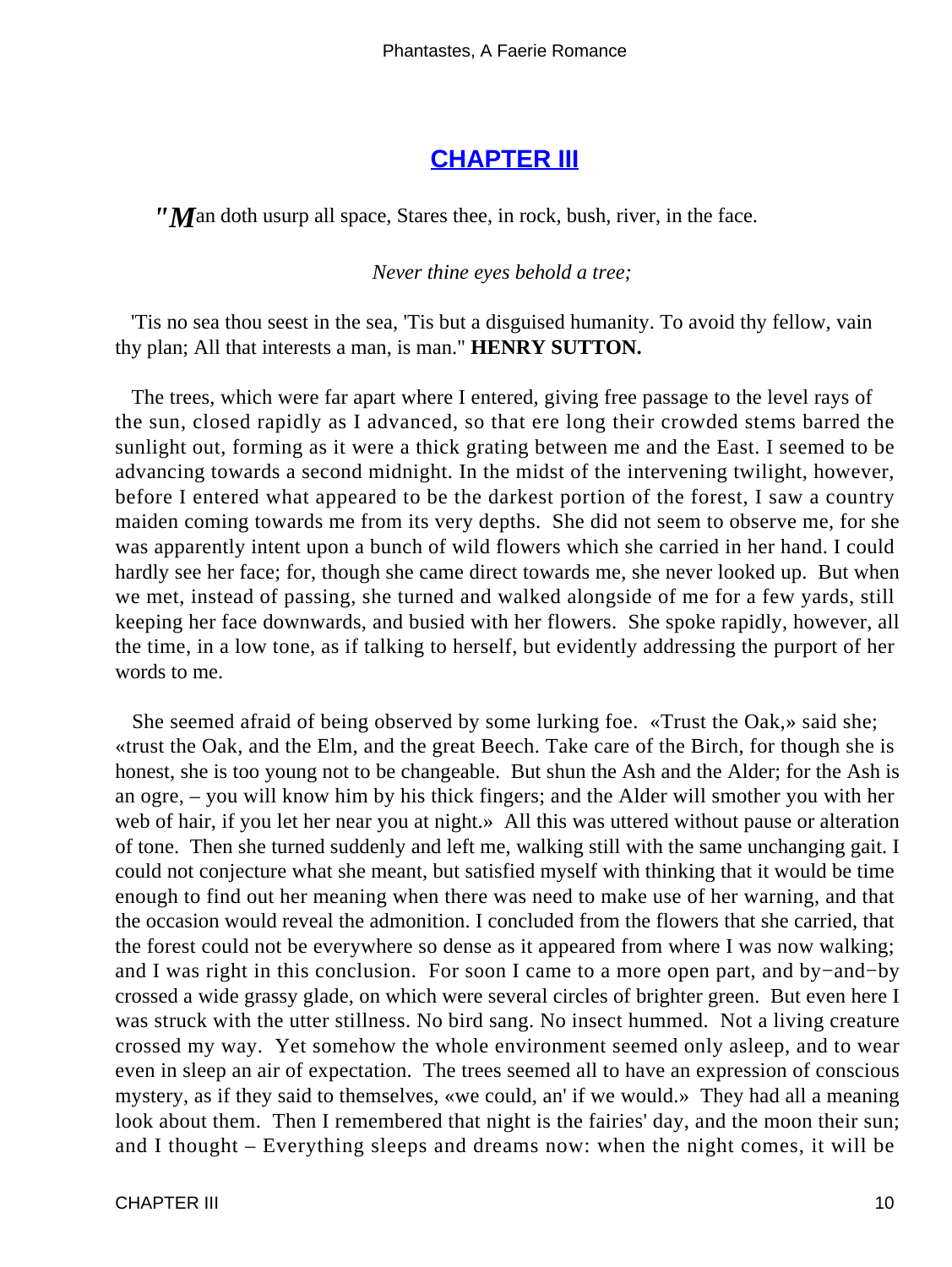## CHAPTER III

"*M*an doth usurp all space, Stares thee, in rock, bush, river, in the face.

*Never thine eyes behold a tree;*

'Tis no sea thou seest in the sea, 'Tis but a disguised humanity. To avoid thy fellow, vain thy plan; All that interests a man, is man." **HENRY SUTTON.**

The trees, which were far apart where I entered, giving free passage to the level rays of the sun, closed rapidly as I advanced, so that ere long their crowded stems barred the sunlight out, forming as it were a thick grating between me and the East. I seemed to be advancing towards a second midnight. In the midst of the intervening twilight, however, before I entered what appeared to be the darkest portion of the forest, I saw a country maiden coming towards me from its very depths. She did not seem to observe me, for she was apparently intent upon a bunch of wild flowers which she carried in her hand. I could hardly see her face; for, though she came direct towards me, she never looked up. But when we met, instead of passing, she turned and walked alongside of me for a few yards, still keeping her face downwards, and busied with her flowers. She spoke rapidly, however, all the time, in a low tone, as if talking to herself, but evidently addressing the purport of her words to me.

She seemed afraid of being observed by some lurking foe. «Trust the Oak,» said she; «trust the Oak, and the Elm, and the great Beech. Take care of the Birch, for though she is honest, she is too young not to be changeable. But shun the Ash and the Alder; for the Ash is an ogre, – you will know him by his thick fingers; and the Alder will smother you with her web of hair, if you let her near you at night.» All this was uttered without pause or alteration of tone. Then she turned suddenly and left me, walking still with the same unchanging gait. I could not conjecture what she meant, but satisfied myself with thinking that it would be time enough to find out her meaning when there was need to make use of her warning, and that the occasion would reveal the admonition. I concluded from the flowers that she carried, that the forest could not be everywhere so dense as it appeared from where I was now walking; and I was right in this conclusion. For soon I came to a more open part, and by−and−by crossed a wide grassy glade, on which were several circles of brighter green. But even here I was struck with the utter stillness. No bird sang. No insect hummed. Not a living creature crossed my way. Yet somehow the whole environment seemed only asleep, and to wear even in sleep an air of expectation. The trees seemed all to have an expression of conscious mystery, as if they said to themselves, «we could, an' if we would.» They had all a meaning look about them. Then I remembered that night is the fairies' day, and the moon their sun; and I thought – Everything sleeps and dreams now: when the night comes, it will be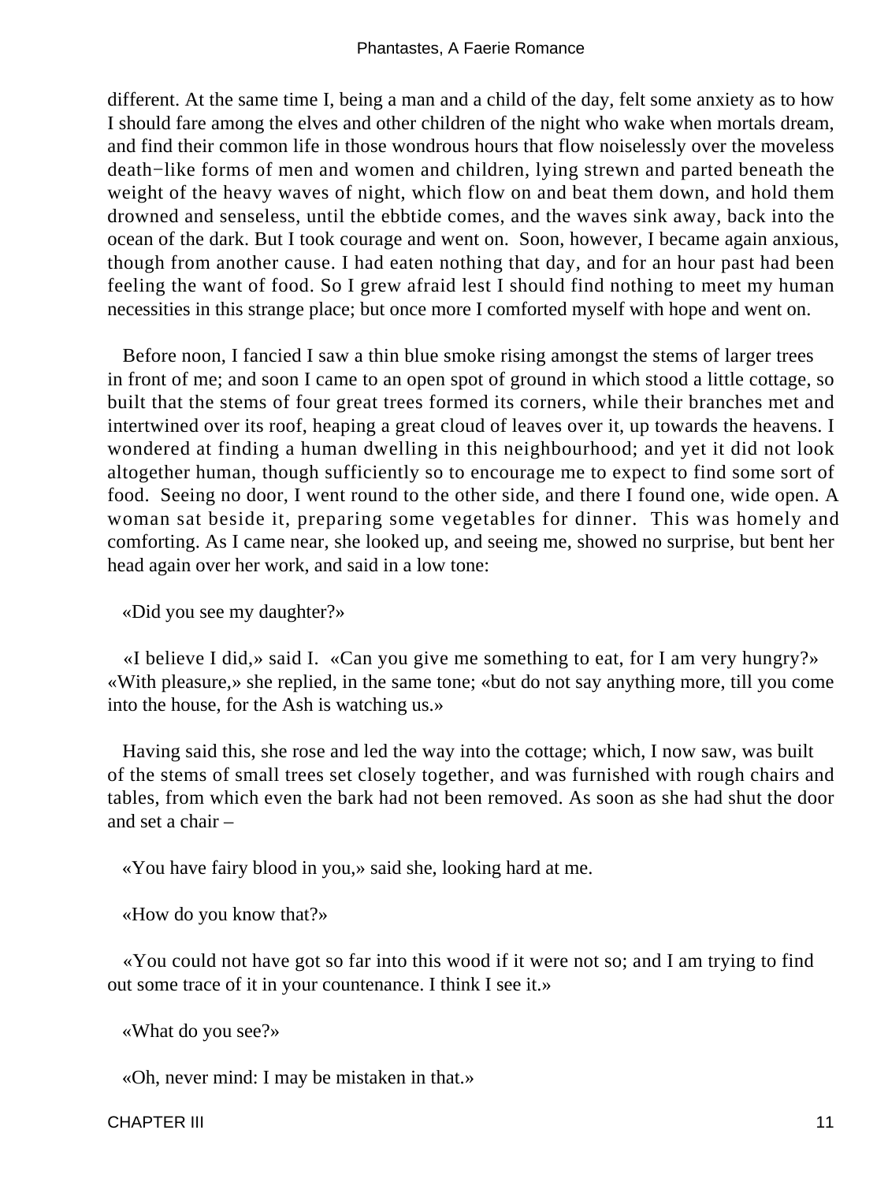different. At the same time I, being a man and a child of the day, felt some anxiety as to how I should fare among the elves and other children of the night who wake when mortals dream, and find their common life in those wondrous hours that flow noiselessly over the moveless death−like forms of men and women and children, lying strewn and parted beneath the weight of the heavy waves of night, which flow on and beat them down, and hold them drowned and senseless, until the ebbtide comes, and the waves sink away, back into the ocean of the dark. But I took courage and went on. Soon, however, I became again anxious, though from another cause. I had eaten nothing that day, and for an hour past had been feeling the want of food. So I grew afraid lest I should find nothing to meet my human necessities in this strange place; but once more I comforted myself with hope and went on.

Before noon, I fancied I saw a thin blue smoke rising amongst the stems of larger trees in front of me; and soon I came to an open spot of ground in which stood a little cottage, so built that the stems of four great trees formed its corners, while their branches met and intertwined over its roof, heaping a great cloud of leaves over it, up towards the heavens. I wondered at finding a human dwelling in this neighbourhood; and yet it did not look altogether human, though sufficiently so to encourage me to expect to find some sort of food. Seeing no door, I went round to the other side, and there I found one, wide open. A woman sat beside it, preparing some vegetables for dinner. This was homely and comforting. As I came near, she looked up, and seeing me, showed no surprise, but bent her head again over her work, and said in a low tone:

«Did you see my daughter?»

«I believe I did,» said I. «Can you give me something to eat, for I am very hungry?» «With pleasure,» she replied, in the same tone; «but do not say anything more, till you come into the house, for the Ash is watching us.»

Having said this, she rose and led the way into the cottage; which, I now saw, was built of the stems of small trees set closely together, and was furnished with rough chairs and tables, from which even the bark had not been removed. As soon as she had shut the door and set a chair –

«You have fairy blood in you,» said she, looking hard at me.

«How do you know that?»

«You could not have got so far into this wood if it were not so; and I am trying to find out some trace of it in your countenance. I think I see it.»

«What do you see?»

«Oh, never mind: I may be mistaken in that.»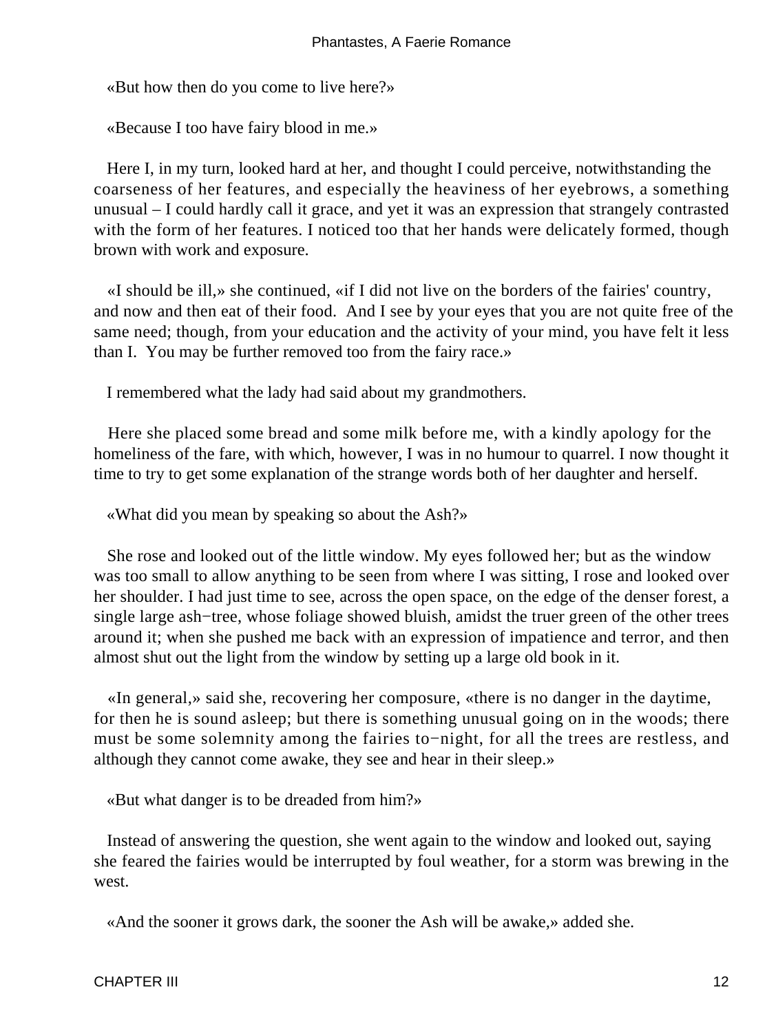«But how then do you come to live here?»

«Because I too have fairy blood in me.»

Here I, in my turn, looked hard at her, and thought I could perceive, notwithstanding the coarseness of her features, and especially the heaviness of her eyebrows, a something unusual – I could hardly call it grace, and yet it was an expression that strangely contrasted with the form of her features. I noticed too that her hands were delicately formed, though brown with work and exposure.

«I should be ill,» she continued, «if I did not live on the borders of the fairies' country, and now and then eat of their food. And I see by your eyes that you are not quite free of the same need; though, from your education and the activity of your mind, you have felt it less than I. You may be further removed too from the fairy race.»

I remembered what the lady had said about my grandmothers.

Here she placed some bread and some milk before me, with a kindly apology for the homeliness of the fare, with which, however, I was in no humour to quarrel. I now thought it time to try to get some explanation of the strange words both of her daughter and herself.

«What did you mean by speaking so about the Ash?»

She rose and looked out of the little window. My eyes followed her; but as the window was too small to allow anything to be seen from where I was sitting, I rose and looked over her shoulder. I had just time to see, across the open space, on the edge of the denser forest, a single large ash−tree, whose foliage showed bluish, amidst the truer green of the other trees around it; when she pushed me back with an expression of impatience and terror, and then almost shut out the light from the window by setting up a large old book in it.

«In general,» said she, recovering her composure, «there is no danger in the daytime, for then he is sound asleep; but there is something unusual going on in the woods; there must be some solemnity among the fairies to−night, for all the trees are restless, and although they cannot come awake, they see and hear in their sleep.»

«But what danger is to be dreaded from him?»

Instead of answering the question, she went again to the window and looked out, saying she feared the fairies would be interrupted by foul weather, for a storm was brewing in the west.

«And the sooner it grows dark, the sooner the Ash will be awake,» added she.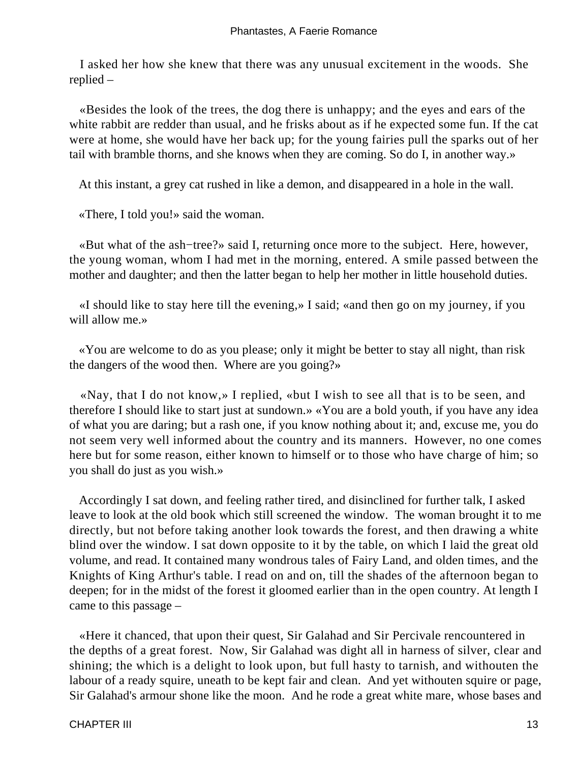I asked her how she knew that there was any unusual excitement in the woods. She replied –

«Besides the look of the trees, the dog there is unhappy; and the eyes and ears of the white rabbit are redder than usual, and he frisks about as if he expected some fun. If the cat were at home, she would have her back up; for the young fairies pull the sparks out of her tail with bramble thorns, and she knows when they are coming. So do I, in another way.»

At this instant, a grey cat rushed in like a demon, and disappeared in a hole in the wall.

«There, I told you!» said the woman.

«But what of the ash−tree?» said I, returning once more to the subject. Here, however, the young woman, whom I had met in the morning, entered. A smile passed between the mother and daughter; and then the latter began to help her mother in little household duties.

«I should like to stay here till the evening,» I said; «and then go on my journey, if you will allow me.»

«You are welcome to do as you please; only it might be better to stay all night, than risk the dangers of the wood then. Where are you going?»

«Nay, that I do not know,» I replied, «but I wish to see all that is to be seen, and therefore I should like to start just at sundown.» «You are a bold youth, if you have any idea of what you are daring; but a rash one, if you know nothing about it; and, excuse me, you do not seem very well informed about the country and its manners. However, no one comes here but for some reason, either known to himself or to those who have charge of him; so you shall do just as you wish.»

Accordingly I sat down, and feeling rather tired, and disinclined for further talk, I asked leave to look at the old book which still screened the window. The woman brought it to me directly, but not before taking another look towards the forest, and then drawing a white blind over the window. I sat down opposite to it by the table, on which I laid the great old volume, and read. It contained many wondrous tales of Fairy Land, and olden times, and the Knights of King Arthur's table. I read on and on, till the shades of the afternoon began to deepen; for in the midst of the forest it gloomed earlier than in the open country. At length I came to this passage –

«Here it chanced, that upon their quest, Sir Galahad and Sir Percivale rencountered in the depths of a great forest. Now, Sir Galahad was dight all in harness of silver, clear and shining; the which is a delight to look upon, but full hasty to tarnish, and withouten the labour of a ready squire, uneath to be kept fair and clean. And yet withouten squire or page, Sir Galahad's armour shone like the moon. And he rode a great white mare, whose bases and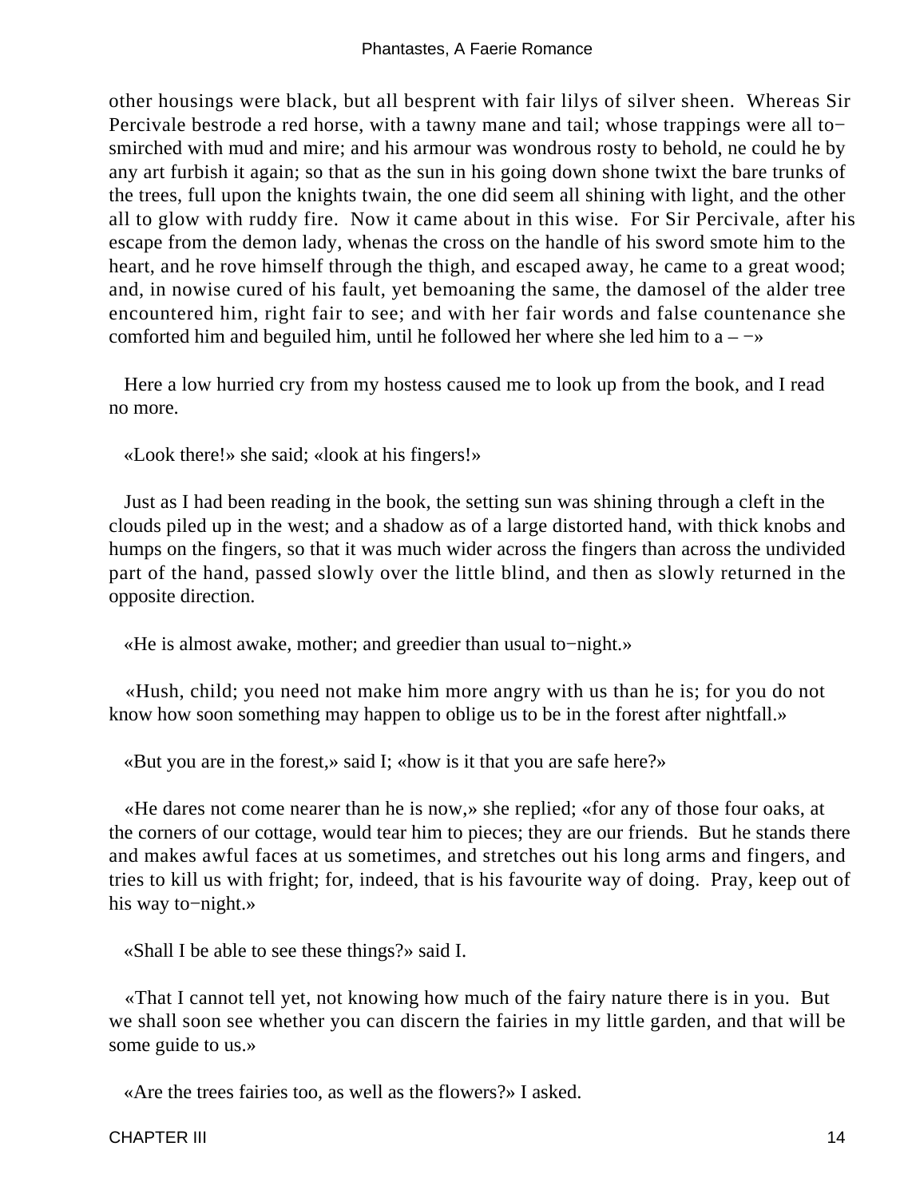other housings were black, but all besprent with fair lilys of silver sheen. Whereas Sir Percivale bestrode a red horse, with a tawny mane and tail; whose trappings were all to−smirched with mud and mire; and his armour was wondrous rosty to behold, ne could he by any art furbish it again; so that as the sun in his going down shone twixt the bare trunks of the trees, full upon the knights twain, the one did seem all shining with light, and the other all to glow with ruddy fire. Now it came about in this wise. For Sir Percivale, after his escape from the demon lady, whenas the cross on the handle of his sword smote him to the heart, and he rove himself through the thigh, and escaped away, he came to a great wood; and, in nowise cured of his fault, yet bemoaning the same, the damosel of the alder tree encountered him, right fair to see; and with her fair words and false countenance she comforted him and beguiled him, until he followed her where she led him to a – −»

Here a low hurried cry from my hostess caused me to look up from the book, and I read no more.

«Look there!» she said; «look at his fingers!»

Just as I had been reading in the book, the setting sun was shining through a cleft in the clouds piled up in the west; and a shadow as of a large distorted hand, with thick knobs and humps on the fingers, so that it was much wider across the fingers than across the undivided part of the hand, passed slowly over the little blind, and then as slowly returned in the opposite direction.

«He is almost awake, mother; and greedier than usual to−night.»

«Hush, child; you need not make him more angry with us than he is; for you do not know how soon something may happen to oblige us to be in the forest after nightfall.»

«But you are in the forest,» said I; «how is it that you are safe here?»

«He dares not come nearer than he is now,» she replied; «for any of those four oaks, at the corners of our cottage, would tear him to pieces; they are our friends. But he stands there and makes awful faces at us sometimes, and stretches out his long arms and fingers, and tries to kill us with fright; for, indeed, that is his favourite way of doing. Pray, keep out of his way to−night.»

«Shall I be able to see these things?» said I.

«That I cannot tell yet, not knowing how much of the fairy nature there is in you. But we shall soon see whether you can discern the fairies in my little garden, and that will be some guide to us.»

«Are the trees fairies too, as well as the flowers?» I asked.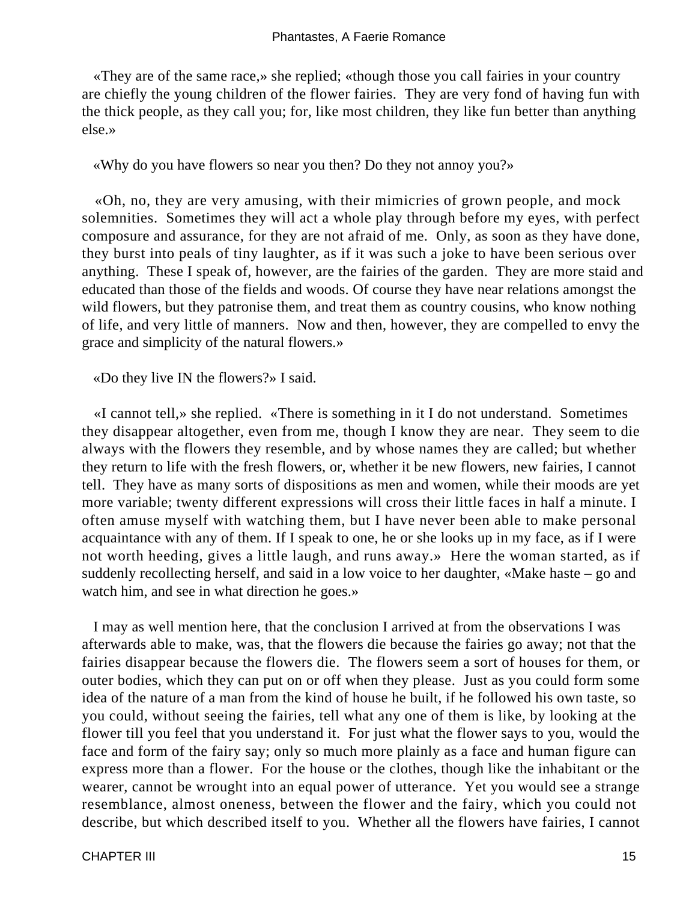«They are of the same race,» she replied; «though those you call fairies in your country are chiefly the young children of the flower fairies. They are very fond of having fun with the thick people, as they call you; for, like most children, they like fun better than anything else.»

«Why do you have flowers so near you then? Do they not annoy you?»

«Oh, no, they are very amusing, with their mimicries of grown people, and mock solemnities. Sometimes they will act a whole play through before my eyes, with perfect composure and assurance, for they are not afraid of me. Only, as soon as they have done, they burst into peals of tiny laughter, as if it was such a joke to have been serious over anything. These I speak of, however, are the fairies of the garden. They are more staid and educated than those of the fields and woods. Of course they have near relations amongst the wild flowers, but they patronise them, and treat them as country cousins, who know nothing of life, and very little of manners. Now and then, however, they are compelled to envy the grace and simplicity of the natural flowers.»

«Do they live IN the flowers?» I said.

«I cannot tell,» she replied. «There is something in it I do not understand. Sometimes they disappear altogether, even from me, though I know they are near. They seem to die always with the flowers they resemble, and by whose names they are called; but whether they return to life with the fresh flowers, or, whether it be new flowers, new fairies, I cannot tell. They have as many sorts of dispositions as men and women, while their moods are yet more variable; twenty different expressions will cross their little faces in half a minute. I often amuse myself with watching them, but I have never been able to make personal acquaintance with any of them. If I speak to one, he or she looks up in my face, as if I were not worth heeding, gives a little laugh, and runs away.» Here the woman started, as if suddenly recollecting herself, and said in a low voice to her daughter, «Make haste – go and watch him, and see in what direction he goes.»

I may as well mention here, that the conclusion I arrived at from the observations I was afterwards able to make, was, that the flowers die because the fairies go away; not that the fairies disappear because the flowers die. The flowers seem a sort of houses for them, or outer bodies, which they can put on or off when they please. Just as you could form some idea of the nature of a man from the kind of house he built, if he followed his own taste, so you could, without seeing the fairies, tell what any one of them is like, by looking at the flower till you feel that you understand it. For just what the flower says to you, would the face and form of the fairy say; only so much more plainly as a face and human figure can express more than a flower. For the house or the clothes, though like the inhabitant or the wearer, cannot be wrought into an equal power of utterance. Yet you would see a strange resemblance, almost oneness, between the flower and the fairy, which you could not describe, but which described itself to you. Whether all the flowers have fairies, I cannot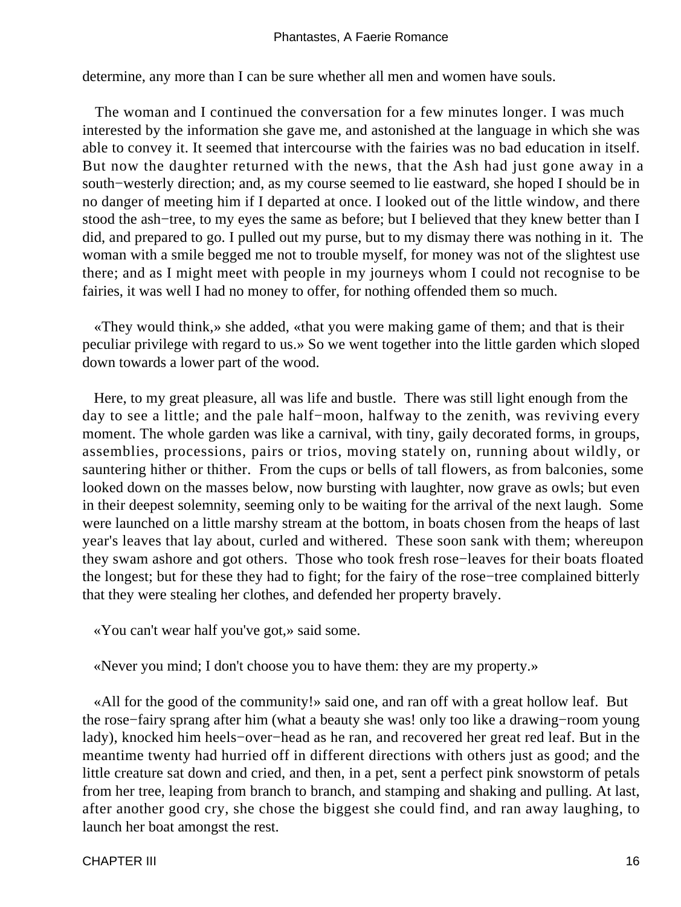determine, any more than I can be sure whether all men and women have souls.

The woman and I continued the conversation for a few minutes longer. I was much interested by the information she gave me, and astonished at the language in which she was able to convey it. It seemed that intercourse with the fairies was no bad education in itself. But now the daughter returned with the news, that the Ash had just gone away in a south−westerly direction; and, as my course seemed to lie eastward, she hoped I should be in no danger of meeting him if I departed at once. I looked out of the little window, and there stood the ash−tree, to my eyes the same as before; but I believed that they knew better than I did, and prepared to go. I pulled out my purse, but to my dismay there was nothing in it. The woman with a smile begged me not to trouble myself, for money was not of the slightest use there; and as I might meet with people in my journeys whom I could not recognise to be fairies, it was well I had no money to offer, for nothing offended them so much.

«They would think,» she added, «that you were making game of them; and that is their peculiar privilege with regard to us.» So we went together into the little garden which sloped down towards a lower part of the wood.

Here, to my great pleasure, all was life and bustle. There was still light enough from the day to see a little; and the pale half−moon, halfway to the zenith, was reviving every moment. The whole garden was like a carnival, with tiny, gaily decorated forms, in groups, assemblies, processions, pairs or trios, moving stately on, running about wildly, or sauntering hither or thither. From the cups or bells of tall flowers, as from balconies, some looked down on the masses below, now bursting with laughter, now grave as owls; but even in their deepest solemnity, seeming only to be waiting for the arrival of the next laugh. Some were launched on a little marshy stream at the bottom, in boats chosen from the heaps of last year's leaves that lay about, curled and withered. These soon sank with them; whereupon they swam ashore and got others. Those who took fresh rose−leaves for their boats floated the longest; but for these they had to fight; for the fairy of the rose−tree complained bitterly that they were stealing her clothes, and defended her property bravely.

«You can't wear half you've got,» said some.

«Never you mind; I don't choose you to have them: they are my property.»

«All for the good of the community!» said one, and ran off with a great hollow leaf. But the rose−fairy sprang after him (what a beauty she was! only too like a drawing−room young lady), knocked him heels−over−head as he ran, and recovered her great red leaf. But in the meantime twenty had hurried off in different directions with others just as good; and the little creature sat down and cried, and then, in a pet, sent a perfect pink snowstorm of petals from her tree, leaping from branch to branch, and stamping and shaking and pulling. At last, after another good cry, she chose the biggest she could find, and ran away laughing, to launch her boat amongst the rest.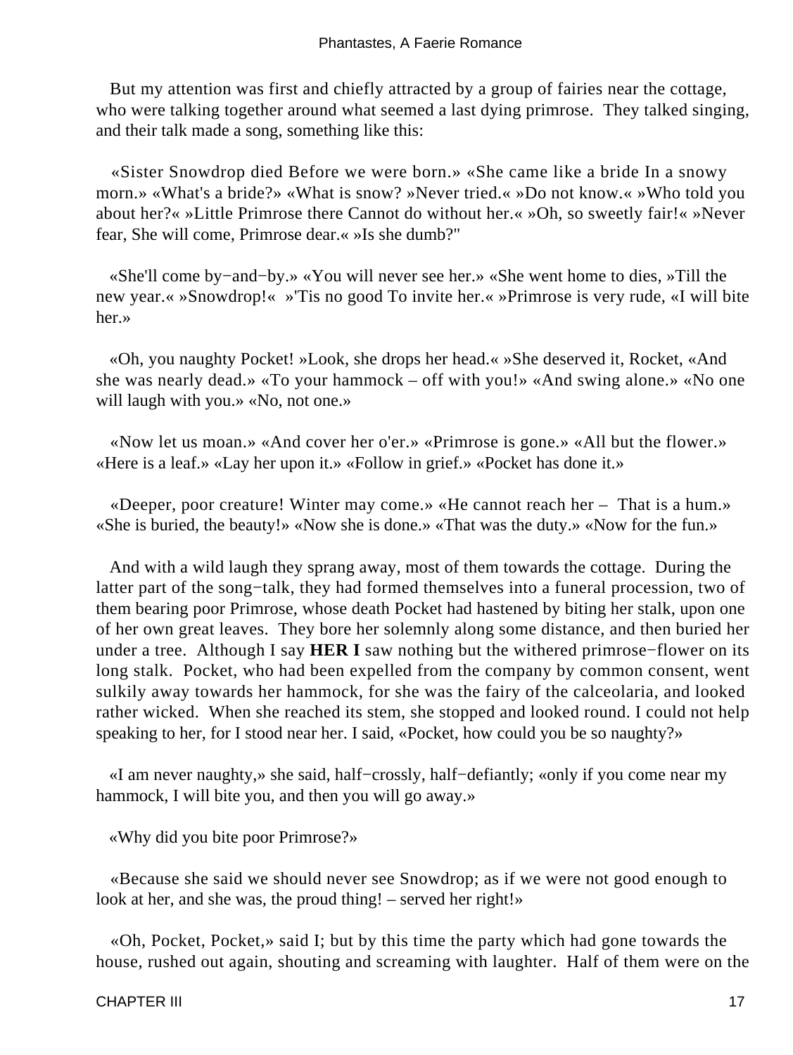But my attention was first and chiefly attracted by a group of fairies near the cottage, who were talking together around what seemed a last dying primrose. They talked singing, and their talk made a song, something like this:

«Sister Snowdrop died Before we were born.» «She came like a bride In a snowy morn.» «What's a bride?» «What is snow? »Never tried.« »Do not know.« »Who told you about her?« »Little Primrose there Cannot do without her.« »Oh, so sweetly fair!« »Never fear, She will come, Primrose dear.« »Is she dumb?"

«She'll come by−and−by.» «You will never see her.» «She went home to dies, »Till the new year.« »Snowdrop!« »'Tis no good To invite her.« »Primrose is very rude, «I will bite her.»

«Oh, you naughty Pocket! »Look, she drops her head.« »She deserved it, Rocket, «And she was nearly dead.» «To your hammock – off with you!» «And swing alone.» «No one will laugh with you.» «No, not one.»

«Now let us moan.» «And cover her o'er.» «Primrose is gone.» «All but the flower.» «Here is a leaf.» «Lay her upon it.» «Follow in grief.» «Pocket has done it.»

«Deeper, poor creature! Winter may come.» «He cannot reach her – That is a hum.» «She is buried, the beauty!» «Now she is done.» «That was the duty.» «Now for the fun.»

And with a wild laugh they sprang away, most of them towards the cottage. During the latter part of the song−talk, they had formed themselves into a funeral procession, two of them bearing poor Primrose, whose death Pocket had hastened by biting her stalk, upon one of her own great leaves. They bore her solemnly along some distance, and then buried her under a tree. Although I say **HER I** saw nothing but the withered primrose−flower on its long stalk. Pocket, who had been expelled from the company by common consent, went sulkily away towards her hammock, for she was the fairy of the calceolaria, and looked rather wicked. When she reached its stem, she stopped and looked round. I could not help speaking to her, for I stood near her. I said, «Pocket, how could you be so naughty?»

«I am never naughty,» she said, half−crossly, half−defiantly; «only if you come near my hammock, I will bite you, and then you will go away.»

«Why did you bite poor Primrose?»

«Because she said we should never see Snowdrop; as if we were not good enough to look at her, and she was, the proud thing! – served her right!»

«Oh, Pocket, Pocket,» said I; but by this time the party which had gone towards the house, rushed out again, shouting and screaming with laughter. Half of them were on the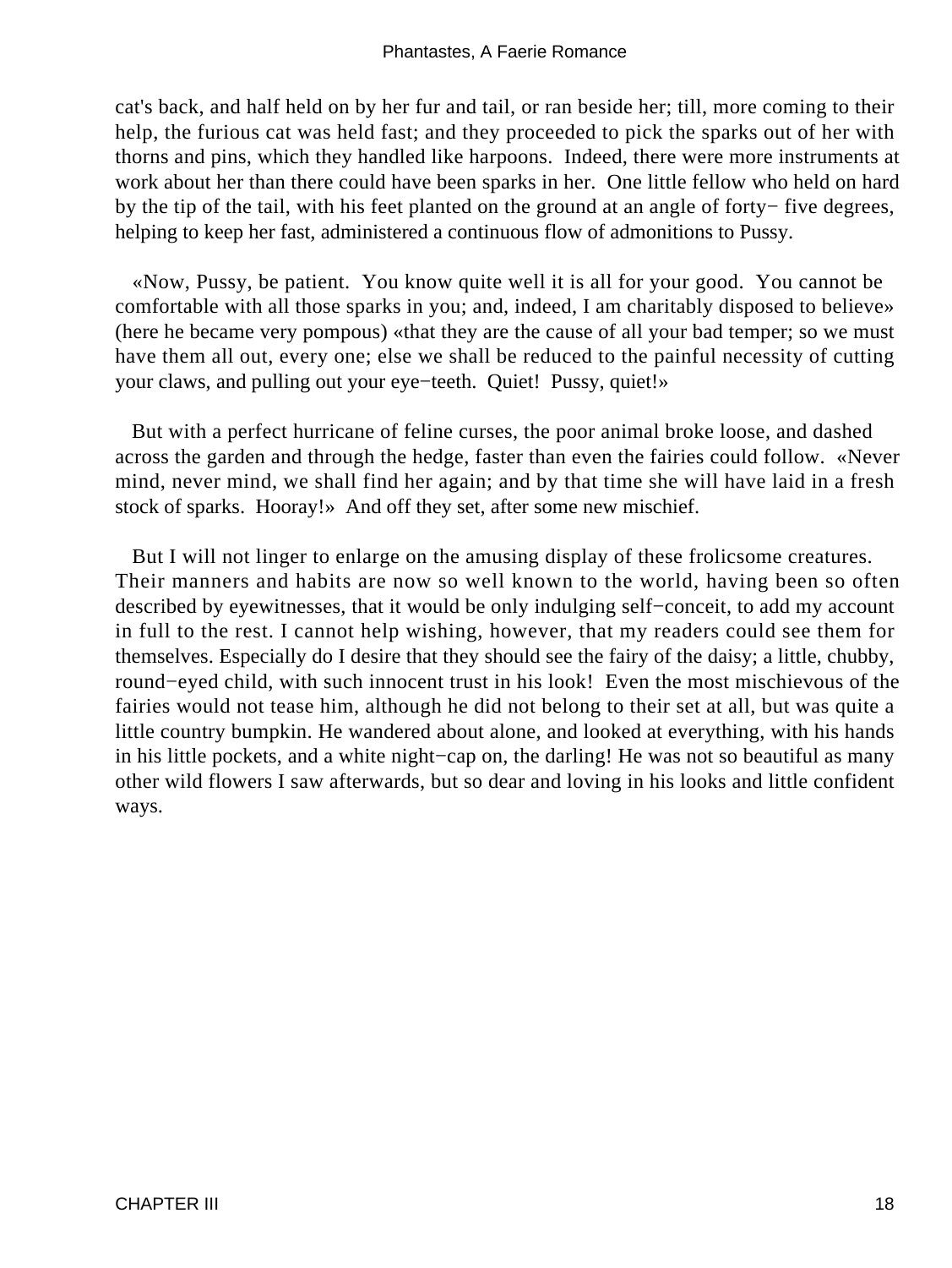cat's back, and half held on by her fur and tail, or ran beside her; till, more coming to their help, the furious cat was held fast; and they proceeded to pick the sparks out of her with thorns and pins, which they handled like harpoons. Indeed, there were more instruments at work about her than there could have been sparks in her. One little fellow who held on hard by the tip of the tail, with his feet planted on the ground at an angle of forty− five degrees, helping to keep her fast, administered a continuous flow of admonitions to Pussy.

«Now, Pussy, be patient. You know quite well it is all for your good. You cannot be comfortable with all those sparks in you; and, indeed, I am charitably disposed to believe» (here he became very pompous) «that they are the cause of all your bad temper; so we must have them all out, every one; else we shall be reduced to the painful necessity of cutting your claws, and pulling out your eye−teeth. Quiet! Pussy, quiet!»

But with a perfect hurricane of feline curses, the poor animal broke loose, and dashed across the garden and through the hedge, faster than even the fairies could follow. «Never mind, never mind, we shall find her again; and by that time she will have laid in a fresh stock of sparks. Hooray!» And off they set, after some new mischief.

But I will not linger to enlarge on the amusing display of these frolicsome creatures. Their manners and habits are now so well known to the world, having been so often described by eyewitnesses, that it would be only indulging self−conceit, to add my account in full to the rest. I cannot help wishing, however, that my readers could see them for themselves. Especially do I desire that they should see the fairy of the daisy; a little, chubby, round−eyed child, with such innocent trust in his look! Even the most mischievous of the fairies would not tease him, although he did not belong to their set at all, but was quite a little country bumpkin. He wandered about alone, and looked at everything, with his hands in his little pockets, and a white night−cap on, the darling! He was not so beautiful as many other wild flowers I saw afterwards, but so dear and loving in his looks and little confident ways.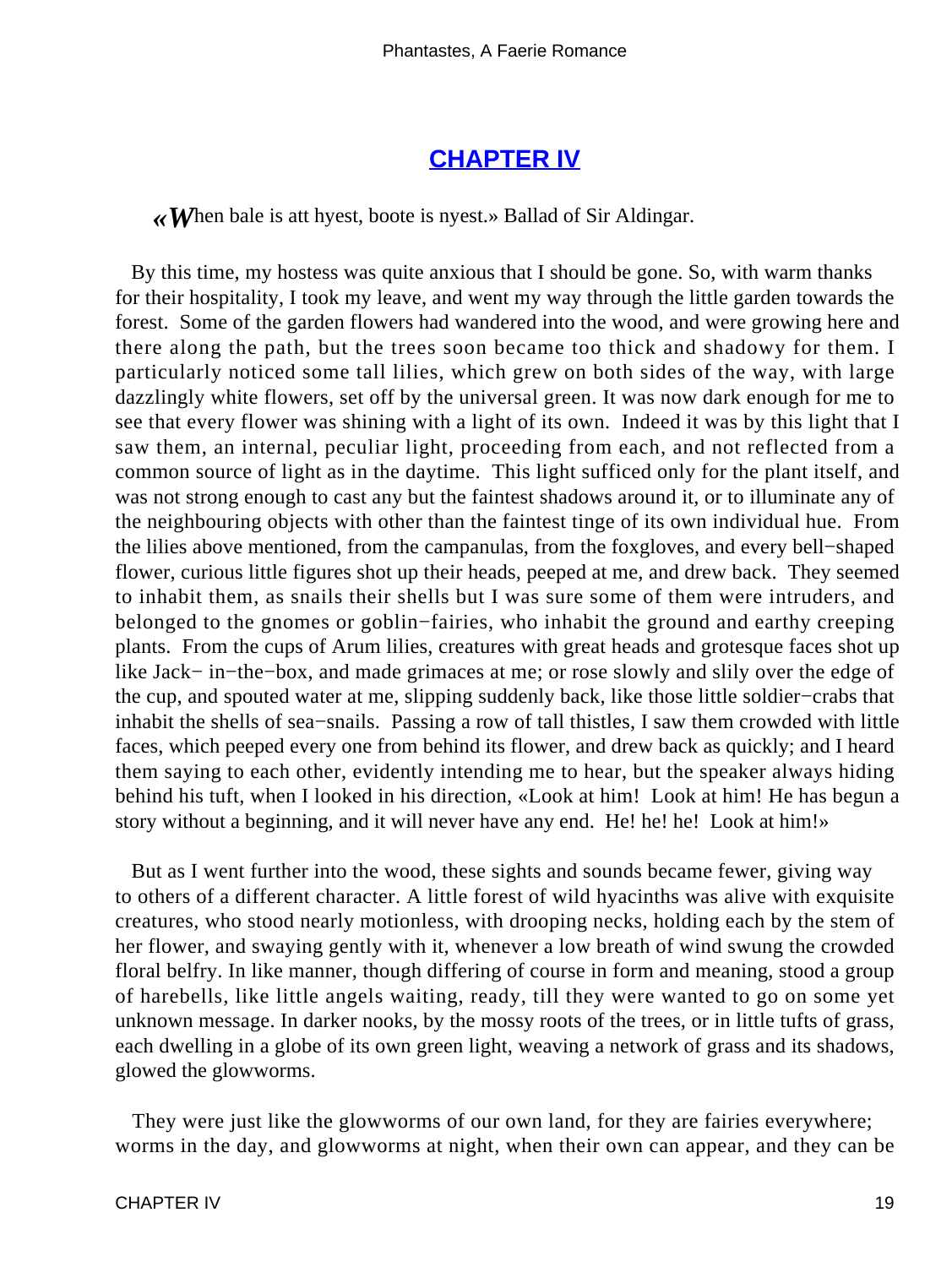## CHAPTER IV

«When bale is att hyest, boote is nyest.» Ballad of Sir Aldingar.

By this time, my hostess was quite anxious that I should be gone. So, with warm thanks for their hospitality, I took my leave, and went my way through the little garden towards the forest. Some of the garden flowers had wandered into the wood, and were growing here and there along the path, but the trees soon became too thick and shadowy for them. I particularly noticed some tall lilies, which grew on both sides of the way, with large dazzlingly white flowers, set off by the universal green. It was now dark enough for me to see that every flower was shining with a light of its own. Indeed it was by this light that I saw them, an internal, peculiar light, proceeding from each, and not reflected from a common source of light as in the daytime. This light sufficed only for the plant itself, and was not strong enough to cast any but the faintest shadows around it, or to illuminate any of the neighbouring objects with other than the faintest tinge of its own individual hue. From the lilies above mentioned, from the campanulas, from the foxgloves, and every bell−shaped flower, curious little figures shot up their heads, peeped at me, and drew back. They seemed to inhabit them, as snails their shells but I was sure some of them were intruders, and belonged to the gnomes or goblin−fairies, who inhabit the ground and earthy creeping plants. From the cups of Arum lilies, creatures with great heads and grotesque faces shot up like Jack− in−the−box, and made grimaces at me; or rose slowly and slily over the edge of the cup, and spouted water at me, slipping suddenly back, like those little soldier−crabs that inhabit the shells of sea−snails. Passing a row of tall thistles, I saw them crowded with little faces, which peeped every one from behind its flower, and drew back as quickly; and I heard them saying to each other, evidently intending me to hear, but the speaker always hiding behind his tuft, when I looked in his direction, «Look at him! Look at him! He has begun a story without a beginning, and it will never have any end. He! he! he! Look at him!»

But as I went further into the wood, these sights and sounds became fewer, giving way to others of a different character. A little forest of wild hyacinths was alive with exquisite creatures, who stood nearly motionless, with drooping necks, holding each by the stem of her flower, and swaying gently with it, whenever a low breath of wind swung the crowded floral belfry. In like manner, though differing of course in form and meaning, stood a group of harebells, like little angels waiting, ready, till they were wanted to go on some yet unknown message. In darker nooks, by the mossy roots of the trees, or in little tufts of grass, each dwelling in a globe of its own green light, weaving a network of grass and its shadows, glowed the glowworms.

They were just like the glowworms of our own land, for they are fairies everywhere; worms in the day, and glowworms at night, when their own can appear, and they can be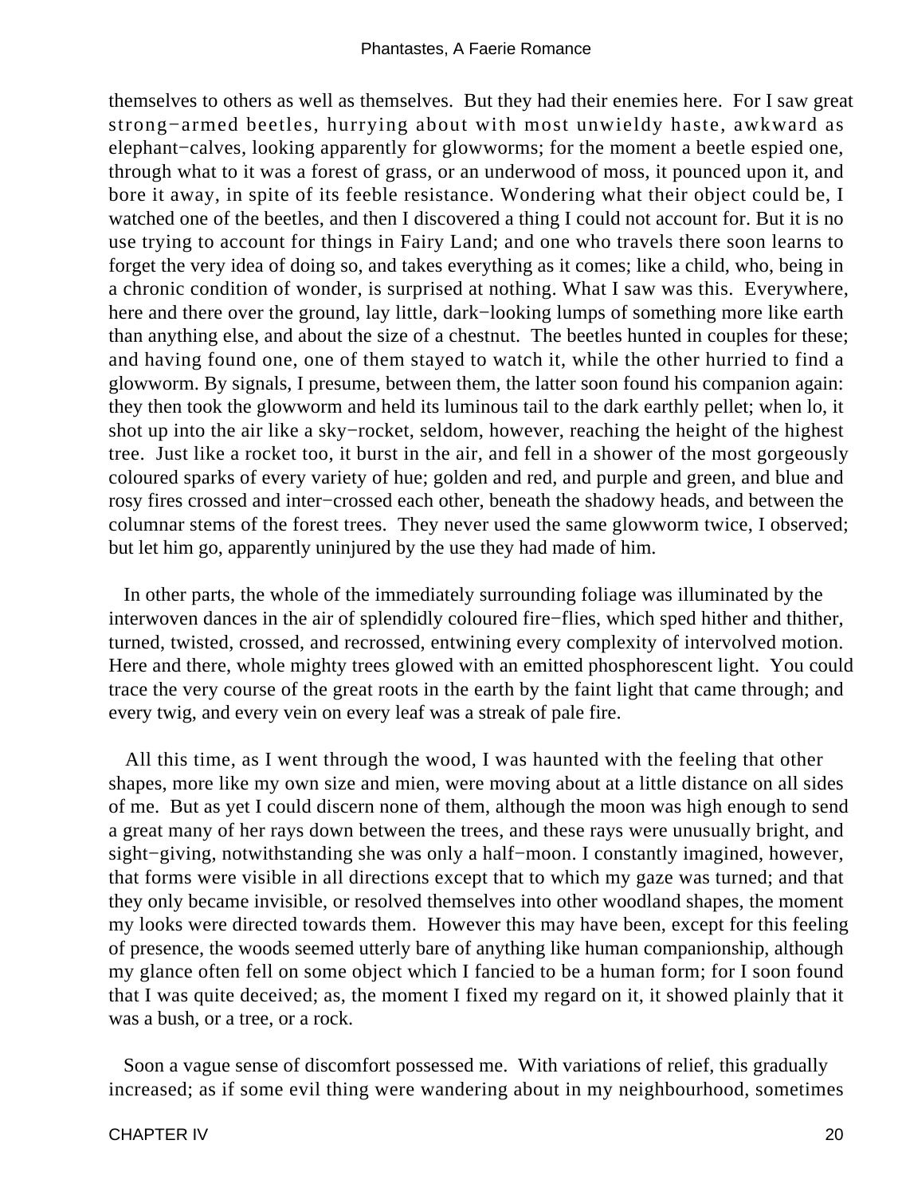themselves to others as well as themselves. But they had their enemies here. For I saw great strong−armed beetles, hurrying about with most unwieldy haste, awkward as elephant−calves, looking apparently for glowworms; for the moment a beetle espied one, through what to it was a forest of grass, or an underwood of moss, it pounced upon it, and bore it away, in spite of its feeble resistance. Wondering what their object could be, I watched one of the beetles, and then I discovered a thing I could not account for. But it is no use trying to account for things in Fairy Land; and one who travels there soon learns to forget the very idea of doing so, and takes everything as it comes; like a child, who, being in a chronic condition of wonder, is surprised at nothing. What I saw was this. Everywhere, here and there over the ground, lay little, dark−looking lumps of something more like earth than anything else, and about the size of a chestnut. The beetles hunted in couples for these; and having found one, one of them stayed to watch it, while the other hurried to find a glowworm. By signals, I presume, between them, the latter soon found his companion again: they then took the glowworm and held its luminous tail to the dark earthly pellet; when lo, it shot up into the air like a sky−rocket, seldom, however, reaching the height of the highest tree. Just like a rocket too, it burst in the air, and fell in a shower of the most gorgeously coloured sparks of every variety of hue; golden and red, and purple and green, and blue and rosy fires crossed and inter−crossed each other, beneath the shadowy heads, and between the columnar stems of the forest trees. They never used the same glowworm twice, I observed; but let him go, apparently uninjured by the use they had made of him.

In other parts, the whole of the immediately surrounding foliage was illuminated by the interwoven dances in the air of splendidly coloured fire−flies, which sped hither and thither, turned, twisted, crossed, and recrossed, entwining every complexity of intervolved motion. Here and there, whole mighty trees glowed with an emitted phosphorescent light. You could trace the very course of the great roots in the earth by the faint light that came through; and every twig, and every vein on every leaf was a streak of pale fire.

All this time, as I went through the wood, I was haunted with the feeling that other shapes, more like my own size and mien, were moving about at a little distance on all sides of me. But as yet I could discern none of them, although the moon was high enough to send a great many of her rays down between the trees, and these rays were unusually bright, and sight−giving, notwithstanding she was only a half−moon. I constantly imagined, however, that forms were visible in all directions except that to which my gaze was turned; and that they only became invisible, or resolved themselves into other woodland shapes, the moment my looks were directed towards them. However this may have been, except for this feeling of presence, the woods seemed utterly bare of anything like human companionship, although my glance often fell on some object which I fancied to be a human form; for I soon found that I was quite deceived; as, the moment I fixed my regard on it, it showed plainly that it was a bush, or a tree, or a rock.

Soon a vague sense of discomfort possessed me. With variations of relief, this gradually increased; as if some evil thing were wandering about in my neighbourhood, sometimes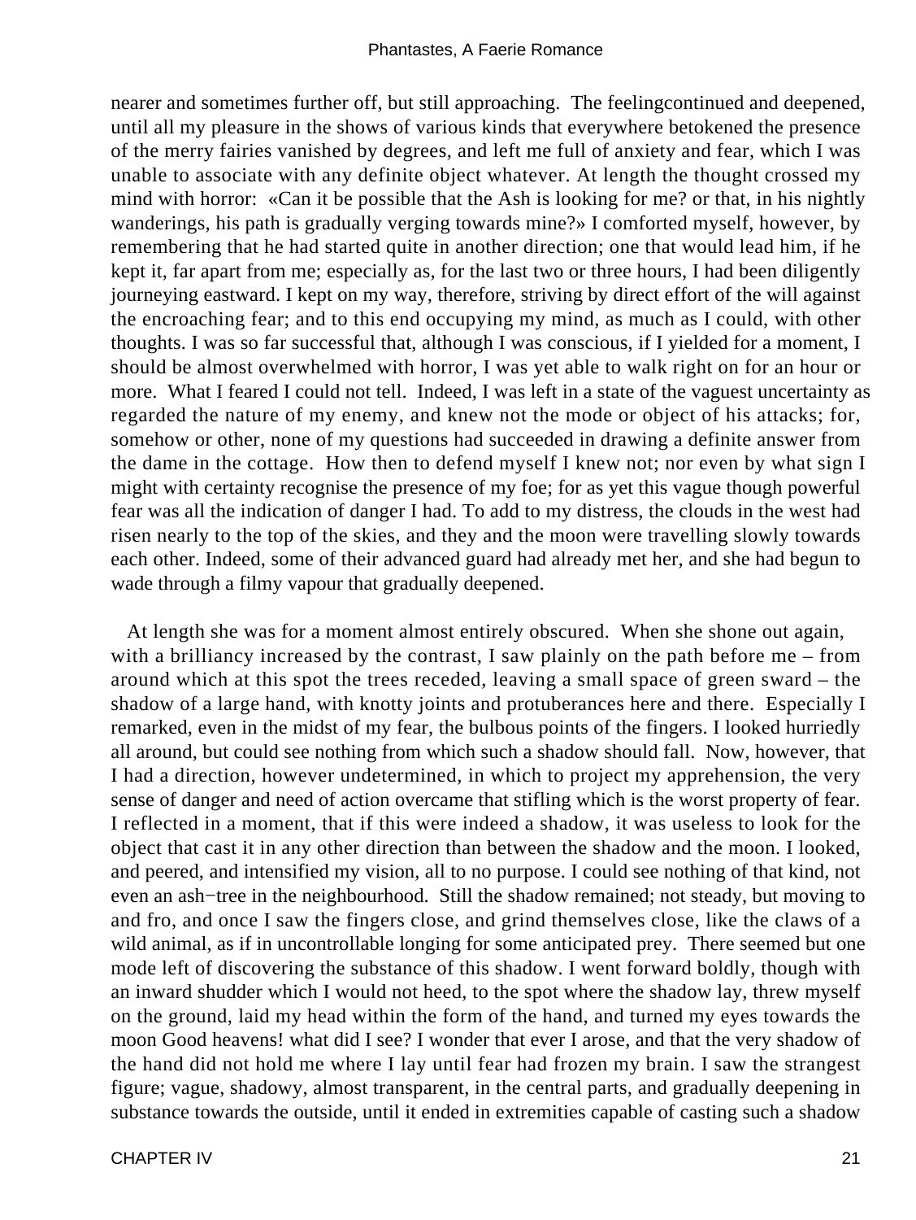nearer and sometimes further off, but still approaching. The feelingcontinued and deepened, until all my pleasure in the shows of various kinds that everywhere betokened the presence of the merry fairies vanished by degrees, and left me full of anxiety and fear, which I was unable to associate with any definite object whatever. At length the thought crossed my mind with horror: «Can it be possible that the Ash is looking for me? or that, in his nightly wanderings, his path is gradually verging towards mine?» I comforted myself, however, by remembering that he had started quite in another direction; one that would lead him, if he kept it, far apart from me; especially as, for the last two or three hours, I had been diligently journeying eastward. I kept on my way, therefore, striving by direct effort of the will against the encroaching fear; and to this end occupying my mind, as much as I could, with other thoughts. I was so far successful that, although I was conscious, if I yielded for a moment, I should be almost overwhelmed with horror, I was yet able to walk right on for an hour or more. What I feared I could not tell. Indeed, I was left in a state of the vaguest uncertainty as regarded the nature of my enemy, and knew not the mode or object of his attacks; for, somehow or other, none of my questions had succeeded in drawing a definite answer from the dame in the cottage. How then to defend myself I knew not; nor even by what sign I might with certainty recognise the presence of my foe; for as yet this vague though powerful fear was all the indication of danger I had. To add to my distress, the clouds in the west had risen nearly to the top of the skies, and they and the moon were travelling slowly towards each other. Indeed, some of their advanced guard had already met her, and she had begun to wade through a filmy vapour that gradually deepened.

At length she was for a moment almost entirely obscured. When she shone out again, with a brilliancy increased by the contrast, I saw plainly on the path before me – from around which at this spot the trees receded, leaving a small space of green sward – the shadow of a large hand, with knotty joints and protuberances here and there. Especially I remarked, even in the midst of my fear, the bulbous points of the fingers. I looked hurriedly all around, but could see nothing from which such a shadow should fall. Now, however, that I had a direction, however undetermined, in which to project my apprehension, the very sense of danger and need of action overcame that stifling which is the worst property of fear. I reflected in a moment, that if this were indeed a shadow, it was useless to look for the object that cast it in any other direction than between the shadow and the moon. I looked, and peered, and intensified my vision, all to no purpose. I could see nothing of that kind, not even an ash−tree in the neighbourhood. Still the shadow remained; not steady, but moving to and fro, and once I saw the fingers close, and grind themselves close, like the claws of a wild animal, as if in uncontrollable longing for some anticipated prey. There seemed but one mode left of discovering the substance of this shadow. I went forward boldly, though with an inward shudder which I would not heed, to the spot where the shadow lay, threw myself on the ground, laid my head within the form of the hand, and turned my eyes towards the moon Good heavens! what did I see? I wonder that ever I arose, and that the very shadow of the hand did not hold me where I lay until fear had frozen my brain. I saw the strangest figure; vague, shadowy, almost transparent, in the central parts, and gradually deepening in substance towards the outside, until it ended in extremities capable of casting such a shadow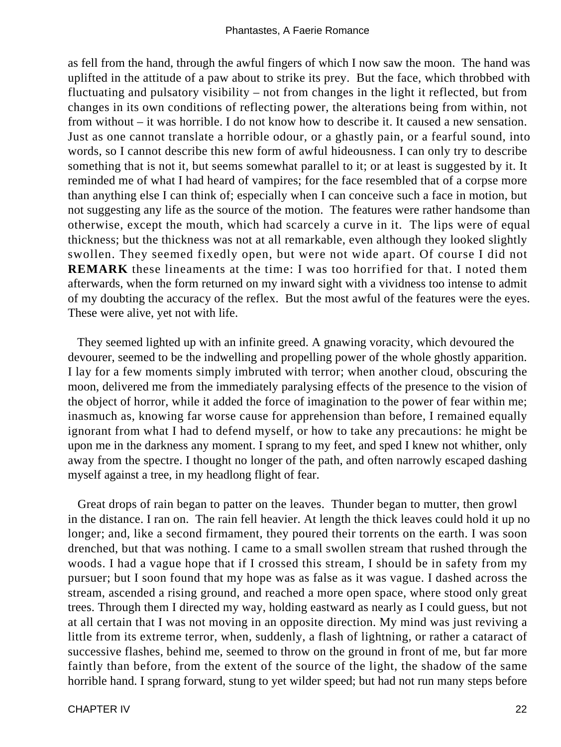as fell from the hand, through the awful fingers of which I now saw the moon. The hand was uplifted in the attitude of a paw about to strike its prey. But the face, which throbbed with fluctuating and pulsatory visibility – not from changes in the light it reflected, but from changes in its own conditions of reflecting power, the alterations being from within, not from without – it was horrible. I do not know how to describe it. It caused a new sensation. Just as one cannot translate a horrible odour, or a ghastly pain, or a fearful sound, into words, so I cannot describe this new form of awful hideousness. I can only try to describe something that is not it, but seems somewhat parallel to it; or at least is suggested by it. It reminded me of what I had heard of vampires; for the face resembled that of a corpse more than anything else I can think of; especially when I can conceive such a face in motion, but not suggesting any life as the source of the motion. The features were rather handsome than otherwise, except the mouth, which had scarcely a curve in it. The lips were of equal thickness; but the thickness was not at all remarkable, even although they looked slightly swollen. They seemed fixedly open, but were not wide apart. Of course I did not **REMARK** these lineaments at the time: I was too horrified for that. I noted them afterwards, when the form returned on my inward sight with a vividness too intense to admit of my doubting the accuracy of the reflex. But the most awful of the features were the eyes. These were alive, yet not with life.

They seemed lighted up with an infinite greed. A gnawing voracity, which devoured the devourer, seemed to be the indwelling and propelling power of the whole ghostly apparition. I lay for a few moments simply imbruted with terror; when another cloud, obscuring the moon, delivered me from the immediately paralysing effects of the presence to the vision of the object of horror, while it added the force of imagination to the power of fear within me; inasmuch as, knowing far worse cause for apprehension than before, I remained equally ignorant from what I had to defend myself, or how to take any precautions: he might be upon me in the darkness any moment. I sprang to my feet, and sped I knew not whither, only away from the spectre. I thought no longer of the path, and often narrowly escaped dashing myself against a tree, in my headlong flight of fear.

Great drops of rain began to patter on the leaves. Thunder began to mutter, then growl in the distance. I ran on. The rain fell heavier. At length the thick leaves could hold it up no longer; and, like a second firmament, they poured their torrents on the earth. I was soon drenched, but that was nothing. I came to a small swollen stream that rushed through the woods. I had a vague hope that if I crossed this stream, I should be in safety from my pursuer; but I soon found that my hope was as false as it was vague. I dashed across the stream, ascended a rising ground, and reached a more open space, where stood only great trees. Through them I directed my way, holding eastward as nearly as I could guess, but not at all certain that I was not moving in an opposite direction. My mind was just reviving a little from its extreme terror, when, suddenly, a flash of lightning, or rather a cataract of successive flashes, behind me, seemed to throw on the ground in front of me, but far more faintly than before, from the extent of the source of the light, the shadow of the same horrible hand. I sprang forward, stung to yet wilder speed; but had not run many steps before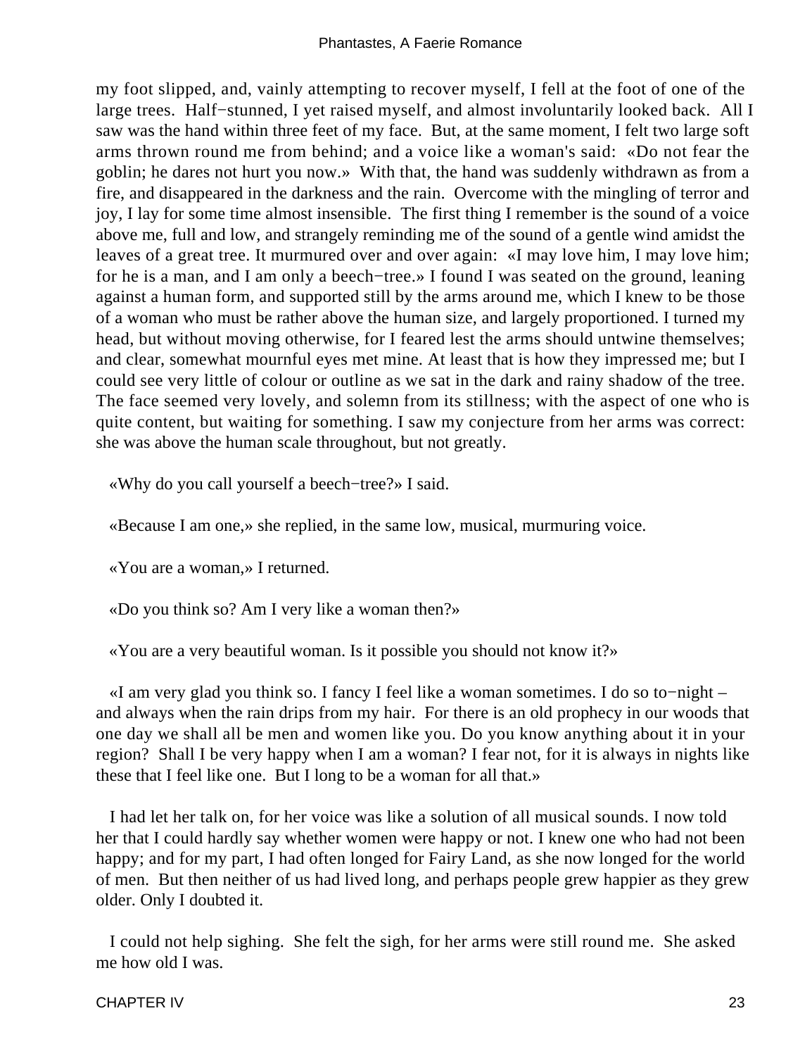my foot slipped, and, vainly attempting to recover myself, I fell at the foot of one of the large trees. Half−stunned, I yet raised myself, and almost involuntarily looked back. All I saw was the hand within three feet of my face. But, at the same moment, I felt two large soft arms thrown round me from behind; and a voice like a woman's said: «Do not fear the goblin; he dares not hurt you now.» With that, the hand was suddenly withdrawn as from a fire, and disappeared in the darkness and the rain. Overcome with the mingling of terror and joy, I lay for some time almost insensible. The first thing I remember is the sound of a voice above me, full and low, and strangely reminding me of the sound of a gentle wind amidst the leaves of a great tree. It murmured over and over again: «I may love him, I may love him; for he is a man, and I am only a beech−tree.» I found I was seated on the ground, leaning against a human form, and supported still by the arms around me, which I knew to be those of a woman who must be rather above the human size, and largely proportioned. I turned my head, but without moving otherwise, for I feared lest the arms should untwine themselves; and clear, somewhat mournful eyes met mine. At least that is how they impressed me; but I could see very little of colour or outline as we sat in the dark and rainy shadow of the tree. The face seemed very lovely, and solemn from its stillness; with the aspect of one who is quite content, but waiting for something. I saw my conjecture from her arms was correct: she was above the human scale throughout, but not greatly.

«Why do you call yourself a beech−tree?» I said.

«Because I am one,» she replied, in the same low, musical, murmuring voice.

«You are a woman,» I returned.

«Do you think so? Am I very like a woman then?»

«You are a very beautiful woman. Is it possible you should not know it?»

«I am very glad you think so. I fancy I feel like a woman sometimes. I do so to−night – and always when the rain drips from my hair. For there is an old prophecy in our woods that one day we shall all be men and women like you. Do you know anything about it in your region? Shall I be very happy when I am a woman? I fear not, for it is always in nights like these that I feel like one. But I long to be a woman for all that.»

I had let her talk on, for her voice was like a solution of all musical sounds. I now told her that I could hardly say whether women were happy or not. I knew one who had not been happy; and for my part, I had often longed for Fairy Land, as she now longed for the world of men. But then neither of us had lived long, and perhaps people grew happier as they grew older. Only I doubted it.

I could not help sighing. She felt the sigh, for her arms were still round me. She asked me how old I was.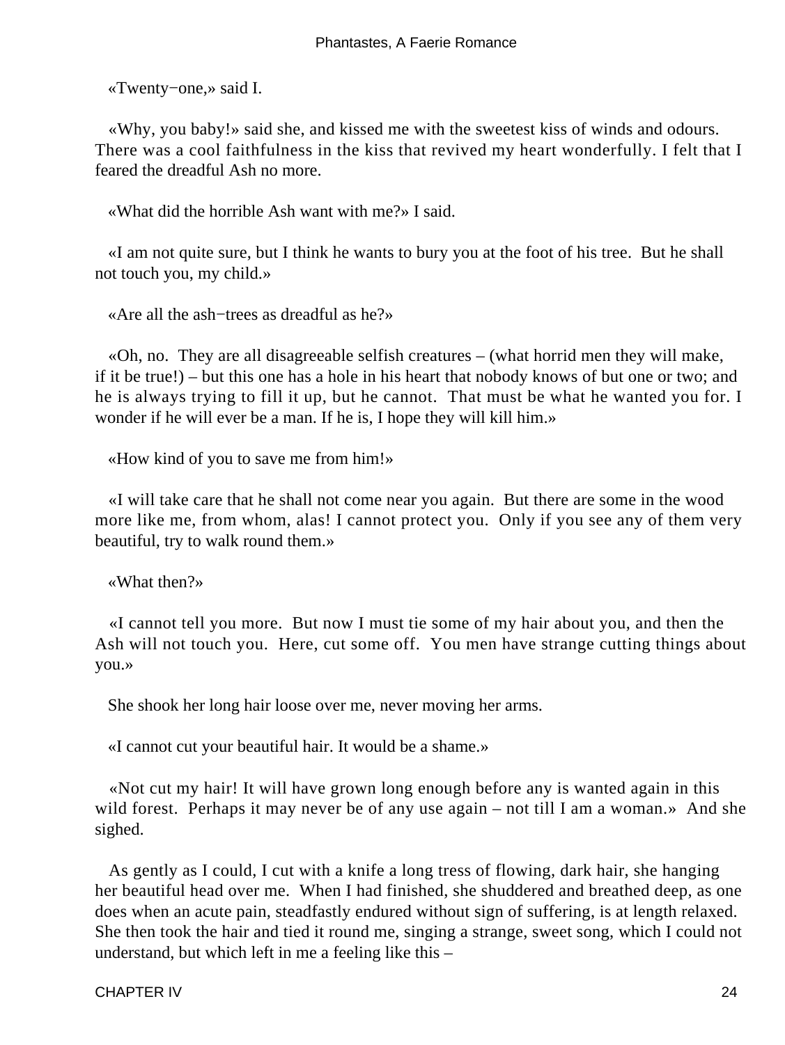«Twenty−one,» said I.

«Why, you baby!» said she, and kissed me with the sweetest kiss of winds and odours. There was a cool faithfulness in the kiss that revived my heart wonderfully. I felt that I feared the dreadful Ash no more.

«What did the horrible Ash want with me?» I said.

«I am not quite sure, but I think he wants to bury you at the foot of his tree. But he shall not touch you, my child.»

«Are all the ash−trees as dreadful as he?»

«Oh, no. They are all disagreeable selfish creatures – (what horrid men they will make, if it be true!) – but this one has a hole in his heart that nobody knows of but one or two; and he is always trying to fill it up, but he cannot. That must be what he wanted you for. I wonder if he will ever be a man. If he is, I hope they will kill him.»

«How kind of you to save me from him!»

«I will take care that he shall not come near you again. But there are some in the wood more like me, from whom, alas! I cannot protect you. Only if you see any of them very beautiful, try to walk round them.»

«What then?»

«I cannot tell you more. But now I must tie some of my hair about you, and then the Ash will not touch you. Here, cut some off. You men have strange cutting things about you.»

She shook her long hair loose over me, never moving her arms.

«I cannot cut your beautiful hair. It would be a shame.»

«Not cut my hair! It will have grown long enough before any is wanted again in this wild forest. Perhaps it may never be of any use again – not till I am a woman.» And she sighed.

As gently as I could, I cut with a knife a long tress of flowing, dark hair, she hanging her beautiful head over me. When I had finished, she shuddered and breathed deep, as one does when an acute pain, steadfastly endured without sign of suffering, is at length relaxed. She then took the hair and tied it round me, singing a strange, sweet song, which I could not understand, but which left in me a feeling like this –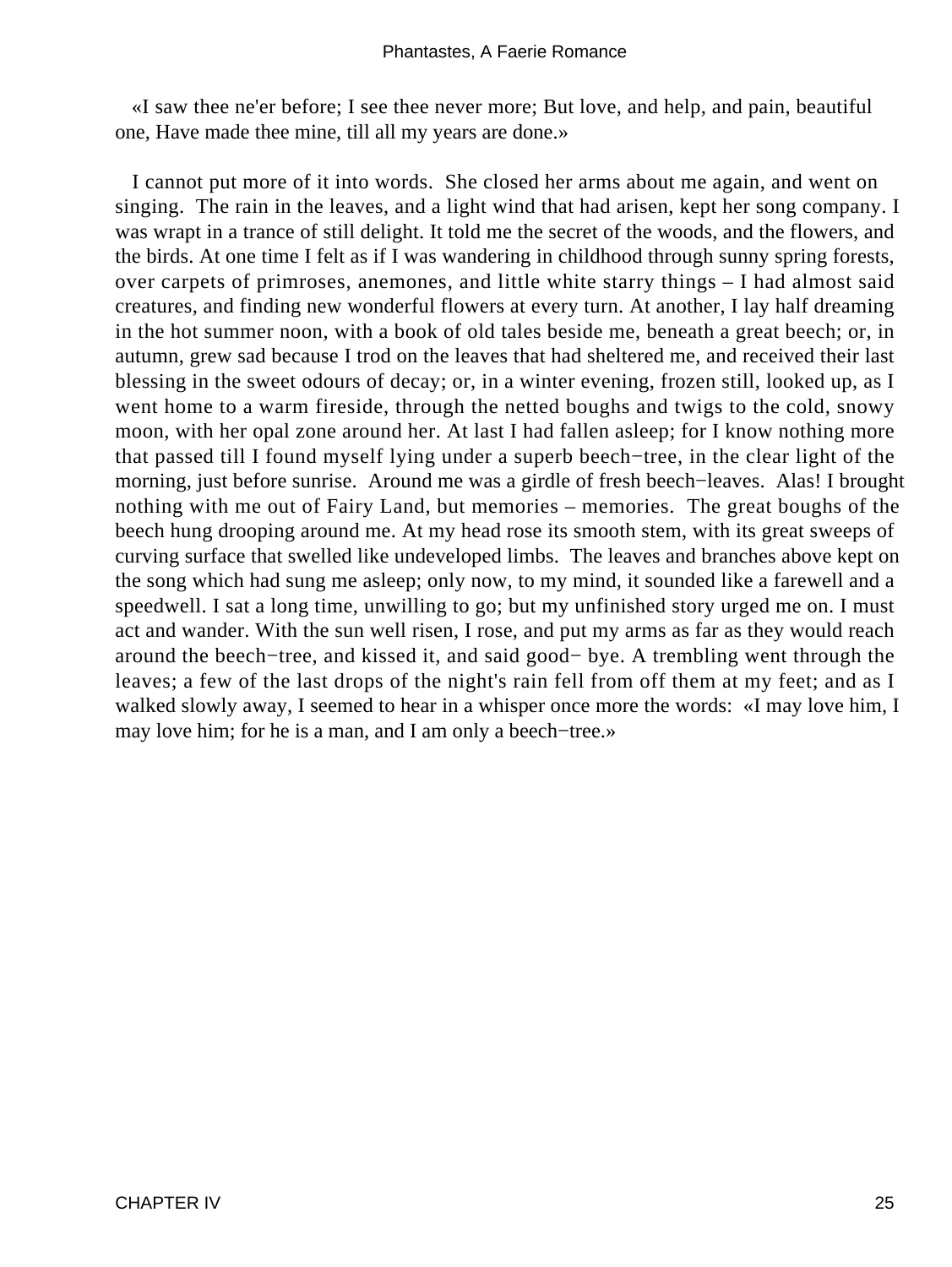«I saw thee ne'er before; I see thee never more; But love, and help, and pain, beautiful one, Have made thee mine, till all my years are done.»

I cannot put more of it into words. She closed her arms about me again, and went on singing. The rain in the leaves, and a light wind that had arisen, kept her song company. I was wrapt in a trance of still delight. It told me the secret of the woods, and the flowers, and the birds. At one time I felt as if I was wandering in childhood through sunny spring forests, over carpets of primroses, anemones, and little white starry things – I had almost said creatures, and finding new wonderful flowers at every turn. At another, I lay half dreaming in the hot summer noon, with a book of old tales beside me, beneath a great beech; or, in autumn, grew sad because I trod on the leaves that had sheltered me, and received their last blessing in the sweet odours of decay; or, in a winter evening, frozen still, looked up, as I went home to a warm fireside, through the netted boughs and twigs to the cold, snowy moon, with her opal zone around her. At last I had fallen asleep; for I know nothing more that passed till I found myself lying under a superb beech−tree, in the clear light of the morning, just before sunrise. Around me was a girdle of fresh beech−leaves. Alas! I brought nothing with me out of Fairy Land, but memories – memories. The great boughs of the beech hung drooping around me. At my head rose its smooth stem, with its great sweeps of curving surface that swelled like undeveloped limbs. The leaves and branches above kept on the song which had sung me asleep; only now, to my mind, it sounded like a farewell and a speedwell. I sat a long time, unwilling to go; but my unfinished story urged me on. I must act and wander. With the sun well risen, I rose, and put my arms as far as they would reach around the beech−tree, and kissed it, and said good− bye. A trembling went through the leaves; a few of the last drops of the night's rain fell from off them at my feet; and as I walked slowly away, I seemed to hear in a whisper once more the words: «I may love him, I may love him; for he is a man, and I am only a beech−tree.»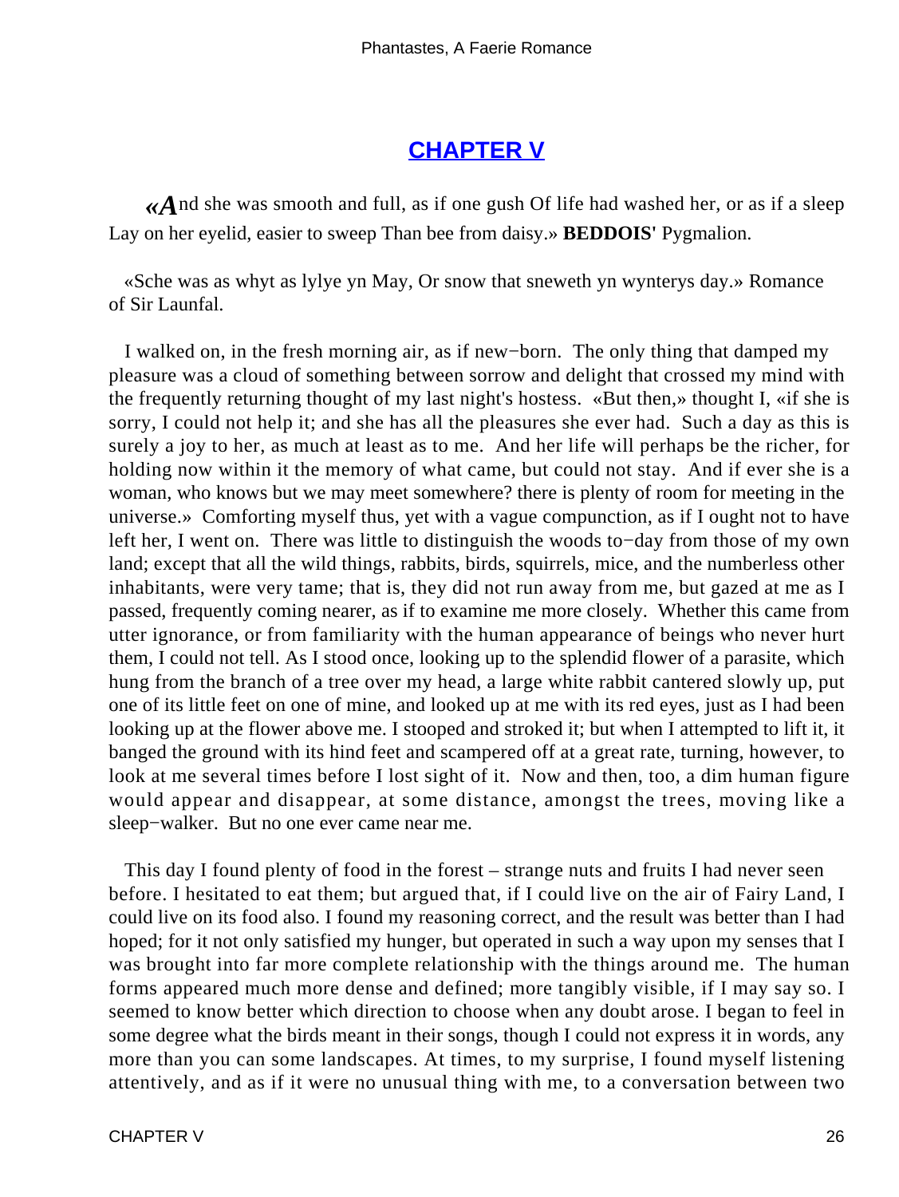# CHAPTER V

«And she was smooth and full, as if one gush Of life had washed her, or as if a sleep Lay on her eyelid, easier to sweep Than bee from daisy.» **BEDDOIS'** Pygmalion.

«Sche was as whyt as lylye yn May, Or snow that sneweth yn wynterys day.» Romance of Sir Launfal.

I walked on, in the fresh morning air, as if new−born. The only thing that damped my pleasure was a cloud of something between sorrow and delight that crossed my mind with the frequently returning thought of my last night's hostess. «But then,» thought I, «if she is sorry, I could not help it; and she has all the pleasures she ever had. Such a day as this is surely a joy to her, as much at least as to me. And her life will perhaps be the richer, for holding now within it the memory of what came, but could not stay. And if ever she is a woman, who knows but we may meet somewhere? there is plenty of room for meeting in the universe.» Comforting myself thus, yet with a vague compunction, as if I ought not to have left her, I went on. There was little to distinguish the woods to−day from those of my own land; except that all the wild things, rabbits, birds, squirrels, mice, and the numberless other inhabitants, were very tame; that is, they did not run away from me, but gazed at me as I passed, frequently coming nearer, as if to examine me more closely. Whether this came from utter ignorance, or from familiarity with the human appearance of beings who never hurt them, I could not tell. As I stood once, looking up to the splendid flower of a parasite, which hung from the branch of a tree over my head, a large white rabbit cantered slowly up, put one of its little feet on one of mine, and looked up at me with its red eyes, just as I had been looking up at the flower above me. I stooped and stroked it; but when I attempted to lift it, it banged the ground with its hind feet and scampered off at a great rate, turning, however, to look at me several times before I lost sight of it. Now and then, too, a dim human figure would appear and disappear, at some distance, amongst the trees, moving like a sleep−walker. But no one ever came near me.

This day I found plenty of food in the forest – strange nuts and fruits I had never seen before. I hesitated to eat them; but argued that, if I could live on the air of Fairy Land, I could live on its food also. I found my reasoning correct, and the result was better than I had hoped; for it not only satisfied my hunger, but operated in such a way upon my senses that I was brought into far more complete relationship with the things around me. The human forms appeared much more dense and defined; more tangibly visible, if I may say so. I seemed to know better which direction to choose when any doubt arose. I began to feel in some degree what the birds meant in their songs, though I could not express it in words, any more than you can some landscapes. At times, to my surprise, I found myself listening attentively, and as if it were no unusual thing with me, to a conversation between two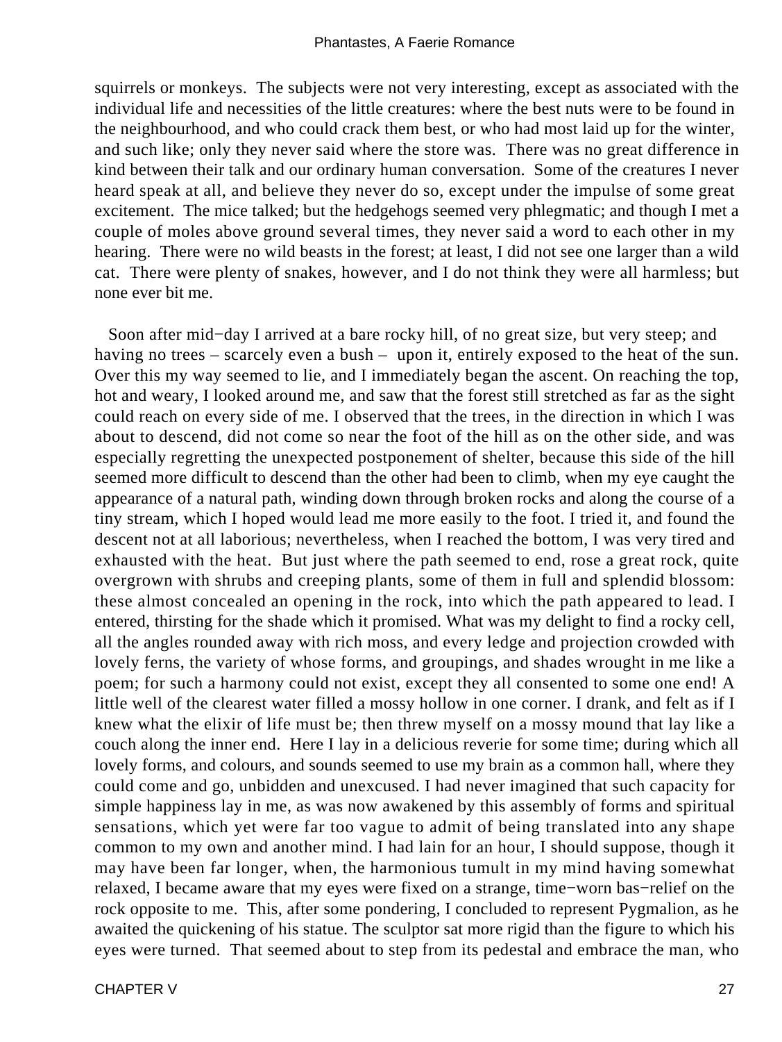squirrels or monkeys. The subjects were not very interesting, except as associated with the individual life and necessities of the little creatures: where the best nuts were to be found in the neighbourhood, and who could crack them best, or who had most laid up for the winter, and such like; only they never said where the store was. There was no great difference in kind between their talk and our ordinary human conversation. Some of the creatures I never heard speak at all, and believe they never do so, except under the impulse of some great excitement. The mice talked; but the hedgehogs seemed very phlegmatic; and though I met a couple of moles above ground several times, they never said a word to each other in my hearing. There were no wild beasts in the forest; at least, I did not see one larger than a wild cat. There were plenty of snakes, however, and I do not think they were all harmless; but none ever bit me.

Soon after mid−day I arrived at a bare rocky hill, of no great size, but very steep; and having no trees – scarcely even a bush – upon it, entirely exposed to the heat of the sun. Over this my way seemed to lie, and I immediately began the ascent. On reaching the top, hot and weary, I looked around me, and saw that the forest still stretched as far as the sight could reach on every side of me. I observed that the trees, in the direction in which I was about to descend, did not come so near the foot of the hill as on the other side, and was especially regretting the unexpected postponement of shelter, because this side of the hill seemed more difficult to descend than the other had been to climb, when my eye caught the appearance of a natural path, winding down through broken rocks and along the course of a tiny stream, which I hoped would lead me more easily to the foot. I tried it, and found the descent not at all laborious; nevertheless, when I reached the bottom, I was very tired and exhausted with the heat. But just where the path seemed to end, rose a great rock, quite overgrown with shrubs and creeping plants, some of them in full and splendid blossom: these almost concealed an opening in the rock, into which the path appeared to lead. I entered, thirsting for the shade which it promised. What was my delight to find a rocky cell, all the angles rounded away with rich moss, and every ledge and projection crowded with lovely ferns, the variety of whose forms, and groupings, and shades wrought in me like a poem; for such a harmony could not exist, except they all consented to some one end! A little well of the clearest water filled a mossy hollow in one corner. I drank, and felt as if I knew what the elixir of life must be; then threw myself on a mossy mound that lay like a couch along the inner end. Here I lay in a delicious reverie for some time; during which all lovely forms, and colours, and sounds seemed to use my brain as a common hall, where they could come and go, unbidden and unexcused. I had never imagined that such capacity for simple happiness lay in me, as was now awakened by this assembly of forms and spiritual sensations, which yet were far too vague to admit of being translated into any shape common to my own and another mind. I had lain for an hour, I should suppose, though it may have been far longer, when, the harmonious tumult in my mind having somewhat relaxed, I became aware that my eyes were fixed on a strange, time−worn bas−relief on the rock opposite to me. This, after some pondering, I concluded to represent Pygmalion, as he awaited the quickening of his statue. The sculptor sat more rigid than the figure to which his eyes were turned. That seemed about to step from its pedestal and embrace the man, who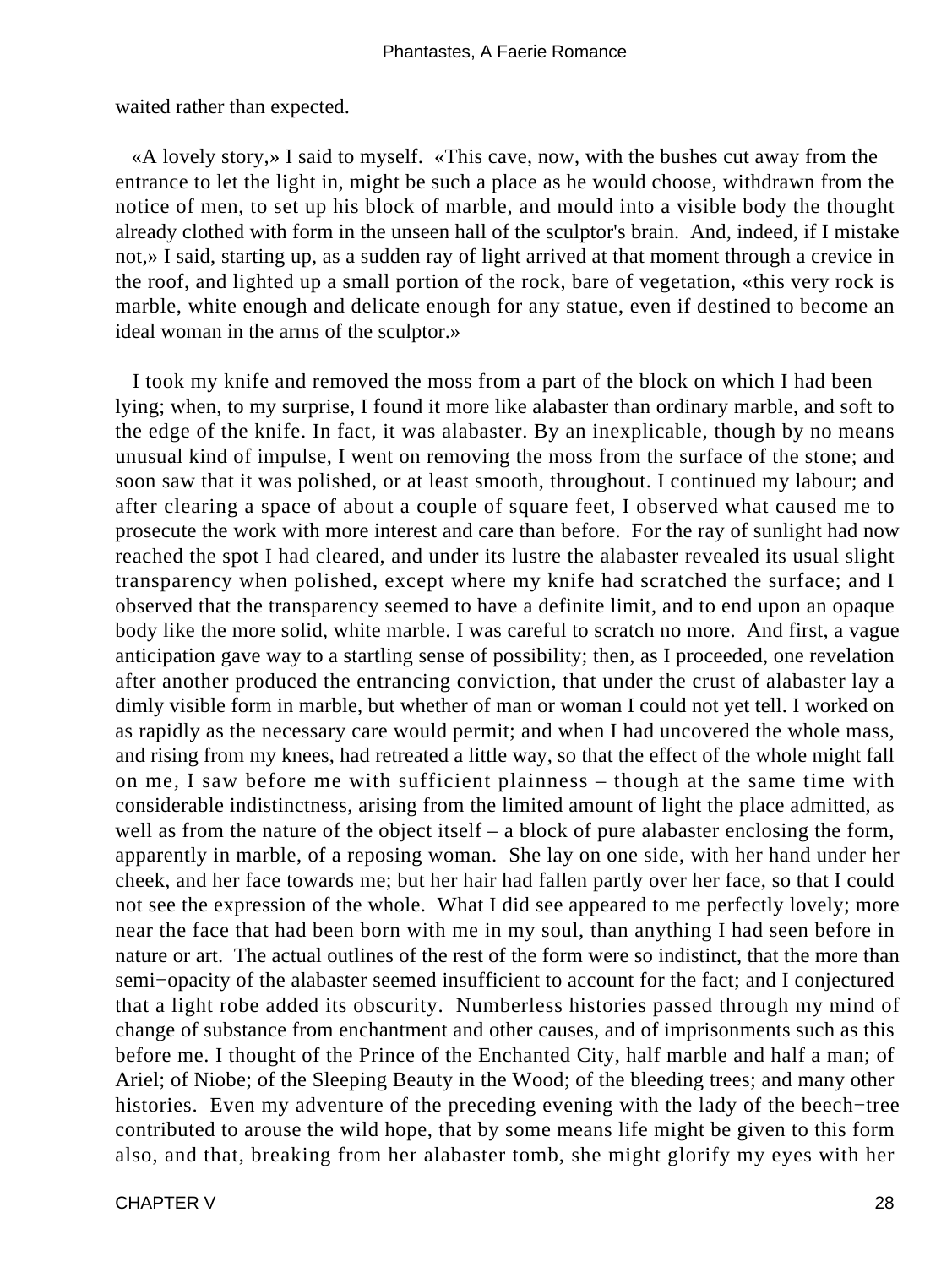waited rather than expected.

«A lovely story,» I said to myself. «This cave, now, with the bushes cut away from the entrance to let the light in, might be such a place as he would choose, withdrawn from the notice of men, to set up his block of marble, and mould into a visible body the thought already clothed with form in the unseen hall of the sculptor's brain. And, indeed, if I mistake not,» I said, starting up, as a sudden ray of light arrived at that moment through a crevice in the roof, and lighted up a small portion of the rock, bare of vegetation, «this very rock is marble, white enough and delicate enough for any statue, even if destined to become an ideal woman in the arms of the sculptor.»

I took my knife and removed the moss from a part of the block on which I had been lying; when, to my surprise, I found it more like alabaster than ordinary marble, and soft to the edge of the knife. In fact, it was alabaster. By an inexplicable, though by no means unusual kind of impulse, I went on removing the moss from the surface of the stone; and soon saw that it was polished, or at least smooth, throughout. I continued my labour; and after clearing a space of about a couple of square feet, I observed what caused me to prosecute the work with more interest and care than before. For the ray of sunlight had now reached the spot I had cleared, and under its lustre the alabaster revealed its usual slight transparency when polished, except where my knife had scratched the surface; and I observed that the transparency seemed to have a definite limit, and to end upon an opaque body like the more solid, white marble. I was careful to scratch no more. And first, a vague anticipation gave way to a startling sense of possibility; then, as I proceeded, one revelation after another produced the entrancing conviction, that under the crust of alabaster lay a dimly visible form in marble, but whether of man or woman I could not yet tell. I worked on as rapidly as the necessary care would permit; and when I had uncovered the whole mass, and rising from my knees, had retreated a little way, so that the effect of the whole might fall on me, I saw before me with sufficient plainness – though at the same time with considerable indistinctness, arising from the limited amount of light the place admitted, as well as from the nature of the object itself – a block of pure alabaster enclosing the form, apparently in marble, of a reposing woman. She lay on one side, with her hand under her cheek, and her face towards me; but her hair had fallen partly over her face, so that I could not see the expression of the whole. What I did see appeared to me perfectly lovely; more near the face that had been born with me in my soul, than anything I had seen before in nature or art. The actual outlines of the rest of the form were so indistinct, that the more than semi−opacity of the alabaster seemed insufficient to account for the fact; and I conjectured that a light robe added its obscurity. Numberless histories passed through my mind of change of substance from enchantment and other causes, and of imprisonments such as this before me. I thought of the Prince of the Enchanted City, half marble and half a man; of Ariel; of Niobe; of the Sleeping Beauty in the Wood; of the bleeding trees; and many other histories. Even my adventure of the preceding evening with the lady of the beech−tree contributed to arouse the wild hope, that by some means life might be given to this form also, and that, breaking from her alabaster tomb, she might glorify my eyes with her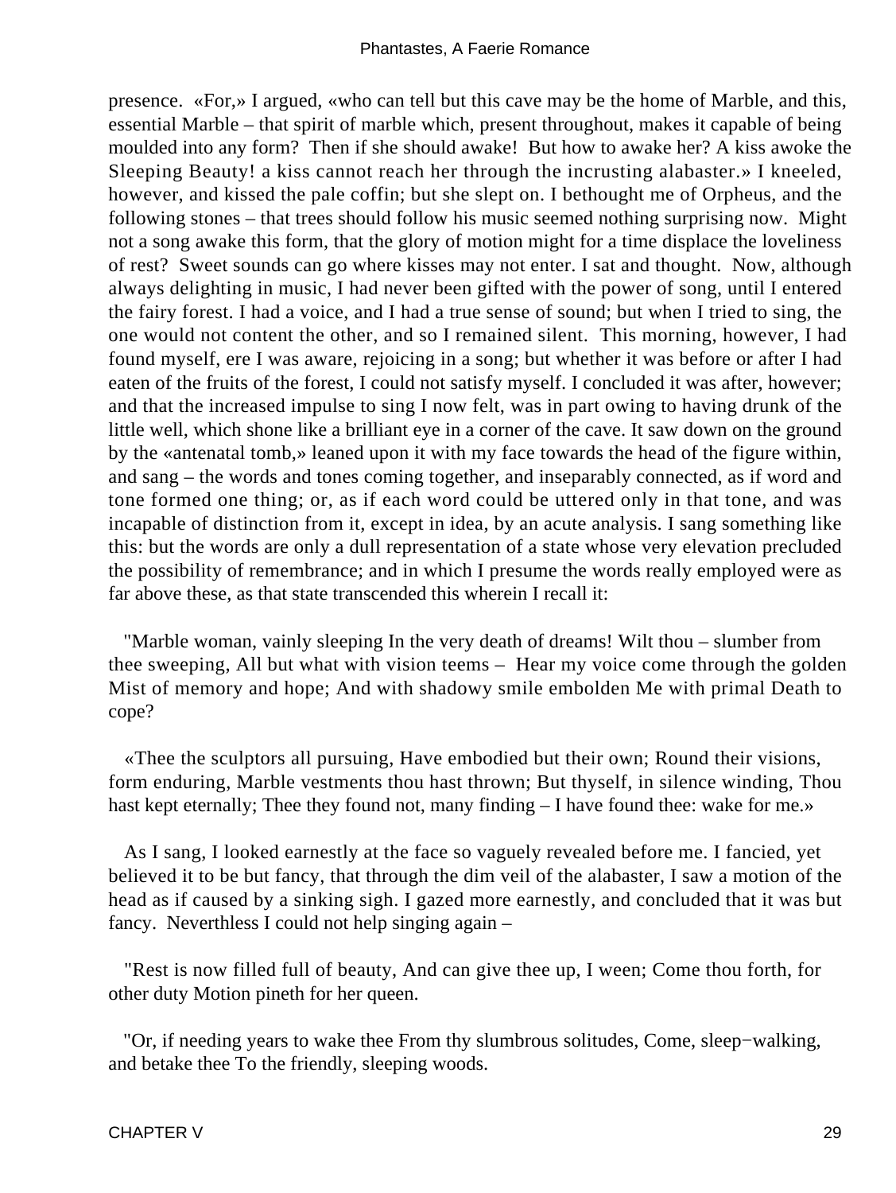presence. «For,» I argued, «who can tell but this cave may be the home of Marble, and this, essential Marble – that spirit of marble which, present throughout, makes it capable of being moulded into any form? Then if she should awake! But how to awake her? A kiss awoke the Sleeping Beauty! a kiss cannot reach her through the incrusting alabaster.» I kneeled, however, and kissed the pale coffin; but she slept on. I bethought me of Orpheus, and the following stones – that trees should follow his music seemed nothing surprising now. Might not a song awake this form, that the glory of motion might for a time displace the loveliness of rest? Sweet sounds can go where kisses may not enter. I sat and thought. Now, although always delighting in music, I had never been gifted with the power of song, until I entered the fairy forest. I had a voice, and I had a true sense of sound; but when I tried to sing, the one would not content the other, and so I remained silent. This morning, however, I had found myself, ere I was aware, rejoicing in a song; but whether it was before or after I had eaten of the fruits of the forest, I could not satisfy myself. I concluded it was after, however; and that the increased impulse to sing I now felt, was in part owing to having drunk of the little well, which shone like a brilliant eye in a corner of the cave. It saw down on the ground by the «antenatal tomb,» leaned upon it with my face towards the head of the figure within, and sang – the words and tones coming together, and inseparably connected, as if word and tone formed one thing; or, as if each word could be uttered only in that tone, and was incapable of distinction from it, except in idea, by an acute analysis. I sang something like this: but the words are only a dull representation of a state whose very elevation precluded the possibility of remembrance; and in which I presume the words really employed were as far above these, as that state transcended this wherein I recall it:

"Marble woman, vainly sleeping In the very death of dreams! Wilt thou – slumber from thee sweeping, All but what with vision teems – Hear my voice come through the golden Mist of memory and hope; And with shadowy smile embolden Me with primal Death to cope?

«Thee the sculptors all pursuing, Have embodied but their own; Round their visions, form enduring, Marble vestments thou hast thrown; But thyself, in silence winding, Thou hast kept eternally; Thee they found not, many finding – I have found thee: wake for me.»

As I sang, I looked earnestly at the face so vaguely revealed before me. I fancied, yet believed it to be but fancy, that through the dim veil of the alabaster, I saw a motion of the head as if caused by a sinking sigh. I gazed more earnestly, and concluded that it was but fancy. Neverthless I could not help singing again –

"Rest is now filled full of beauty, And can give thee up, I ween; Come thou forth, for other duty Motion pineth for her queen.

"Or, if needing years to wake thee From thy slumbrous solitudes, Come, sleep−walking, and betake thee To the friendly, sleeping woods.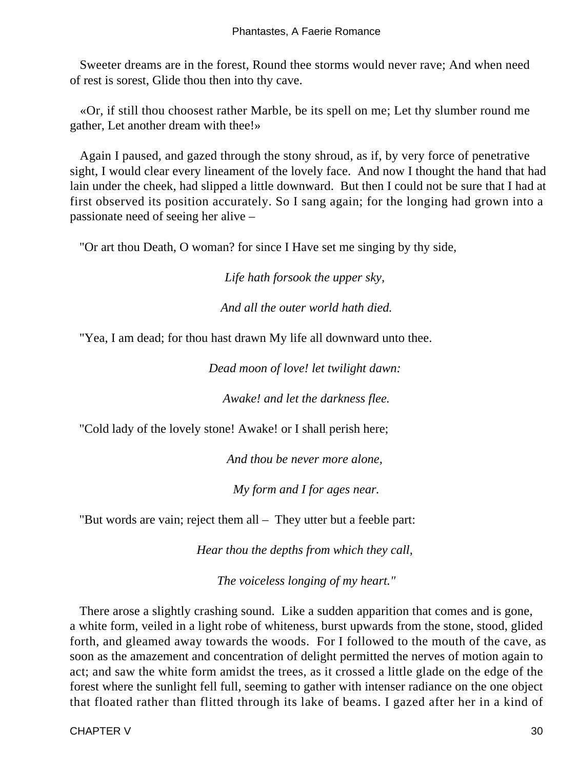Sweeter dreams are in the forest, Round thee storms would never rave; And when need of rest is sorest, Glide thou then into thy cave.

«Or, if still thou choosest rather Marble, be its spell on me; Let thy slumber round me gather, Let another dream with thee!»

Again I paused, and gazed through the stony shroud, as if, by very force of penetrative sight, I would clear every lineament of the lovely face. And now I thought the hand that had lain under the cheek, had slipped a little downward. But then I could not be sure that I had at first observed its position accurately. So I sang again; for the longing had grown into a passionate need of seeing her alive –

"Or art thou Death, O woman? for since I Have set me singing by thy side,

*Life hath forsook the upper sky,*

*And all the outer world hath died.*

"Yea, I am dead; for thou hast drawn My life all downward unto thee.

*Dead moon of love! let twilight dawn:*

*Awake! and let the darkness flee.*

"Cold lady of the lovely stone! Awake! or I shall perish here;

*And thou be never more alone,*

*My form and I for ages near.*

"But words are vain; reject them all – They utter but a feeble part:

*Hear thou the depths from which they call,*

*The voiceless longing of my heart."*

There arose a slightly crashing sound. Like a sudden apparition that comes and is gone, a white form, veiled in a light robe of whiteness, burst upwards from the stone, stood, glided forth, and gleamed away towards the woods. For I followed to the mouth of the cave, as soon as the amazement and concentration of delight permitted the nerves of motion again to act; and saw the white form amidst the trees, as it crossed a little glade on the edge of the forest where the sunlight fell full, seeming to gather with intenser radiance on the one object that floated rather than flitted through its lake of beams. I gazed after her in a kind of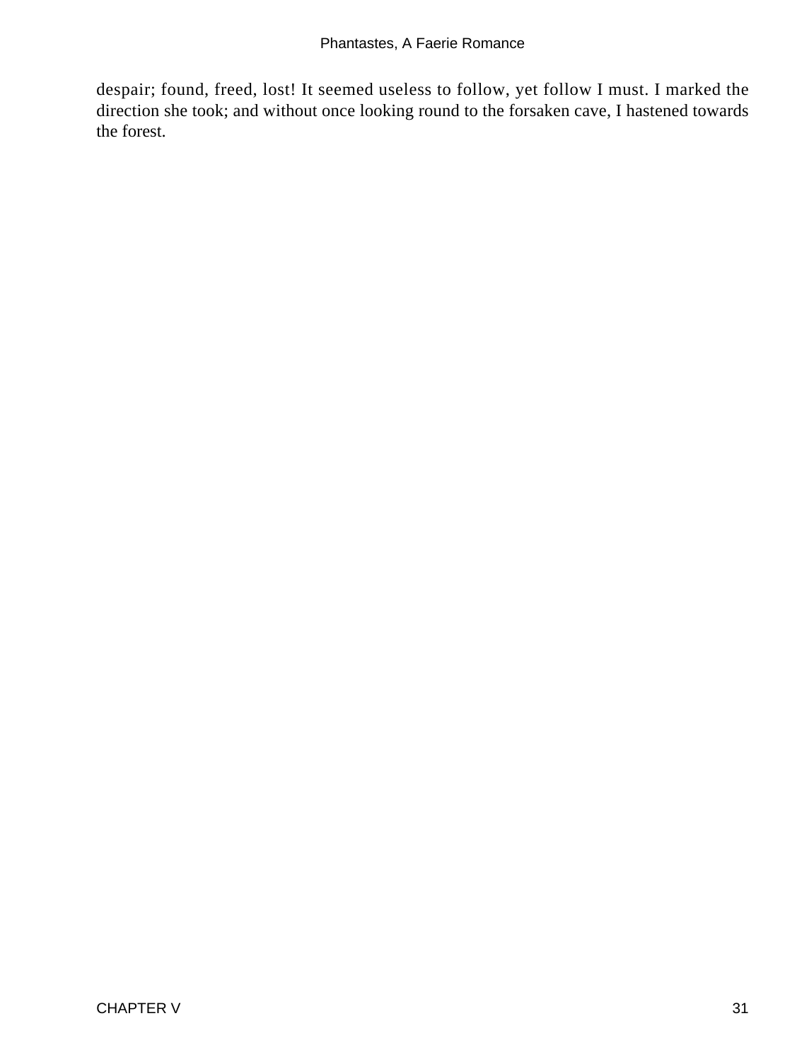despair; found, freed, lost! It seemed useless to follow, yet follow I must. I marked the direction she took; and without once looking round to the forsaken cave, I hastened towards the forest.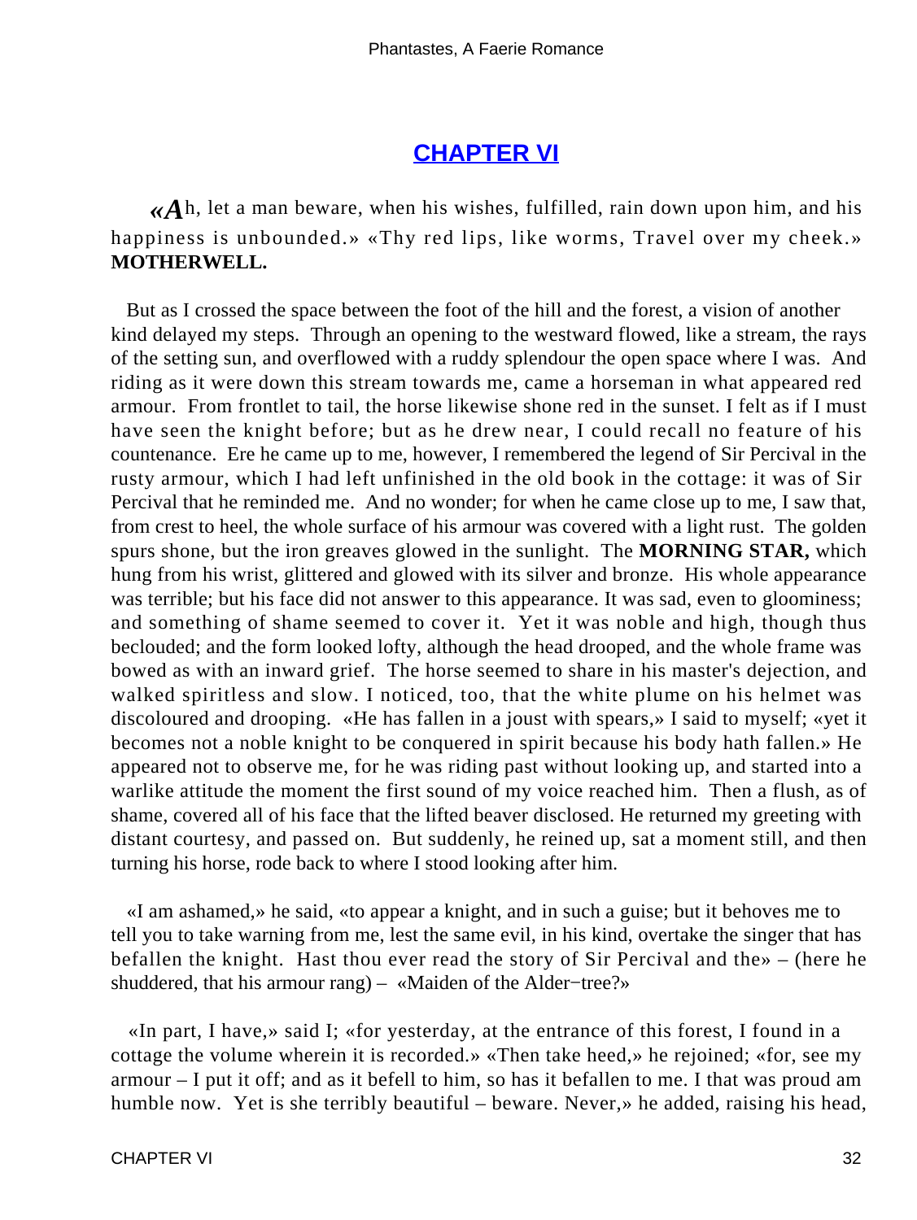## [CHAPTER VI]()

«Ah, let a man beware, when his wishes, fulfilled, rain down upon him, and his happiness is unbounded.» «Thy red lips, like worms, Travel over my cheek.» **MOTHERWELL.**

But as I crossed the space between the foot of the hill and the forest, a vision of another kind delayed my steps. Through an opening to the westward flowed, like a stream, the rays of the setting sun, and overflowed with a ruddy splendour the open space where I was. And riding as it were down this stream towards me, came a horseman in what appeared red armour. From frontlet to tail, the horse likewise shone red in the sunset. I felt as if I must have seen the knight before; but as he drew near, I could recall no feature of his countenance. Ere he came up to me, however, I remembered the legend of Sir Percival in the rusty armour, which I had left unfinished in the old book in the cottage: it was of Sir Percival that he reminded me. And no wonder; for when he came close up to me, I saw that, from crest to heel, the whole surface of his armour was covered with a light rust. The golden spurs shone, but the iron greaves glowed in the sunlight. The **MORNING STAR,** which hung from his wrist, glittered and glowed with its silver and bronze. His whole appearance was terrible; but his face did not answer to this appearance. It was sad, even to gloominess; and something of shame seemed to cover it. Yet it was noble and high, though thus beclouded; and the form looked lofty, although the head drooped, and the whole frame was bowed as with an inward grief. The horse seemed to share in his master's dejection, and walked spiritless and slow. I noticed, too, that the white plume on his helmet was discoloured and drooping. «He has fallen in a joust with spears,» I said to myself; «yet it becomes not a noble knight to be conquered in spirit because his body hath fallen.» He appeared not to observe me, for he was riding past without looking up, and started into a warlike attitude the moment the first sound of my voice reached him. Then a flush, as of shame, covered all of his face that the lifted beaver disclosed. He returned my greeting with distant courtesy, and passed on. But suddenly, he reined up, sat a moment still, and then turning his horse, rode back to where I stood looking after him.

«I am ashamed,» he said, «to appear a knight, and in such a guise; but it behoves me to tell you to take warning from me, lest the same evil, in his kind, overtake the singer that has befallen the knight. Hast thou ever read the story of Sir Percival and the» – (here he shuddered, that his armour rang) – «Maiden of the Alder−tree?»

«In part, I have,» said I; «for yesterday, at the entrance of this forest, I found in a cottage the volume wherein it is recorded.» «Then take heed,» he rejoined; «for, see my armour – I put it off; and as it befell to him, so has it befallen to me. I that was proud am humble now. Yet is she terribly beautiful – beware. Never,» he added, raising his head,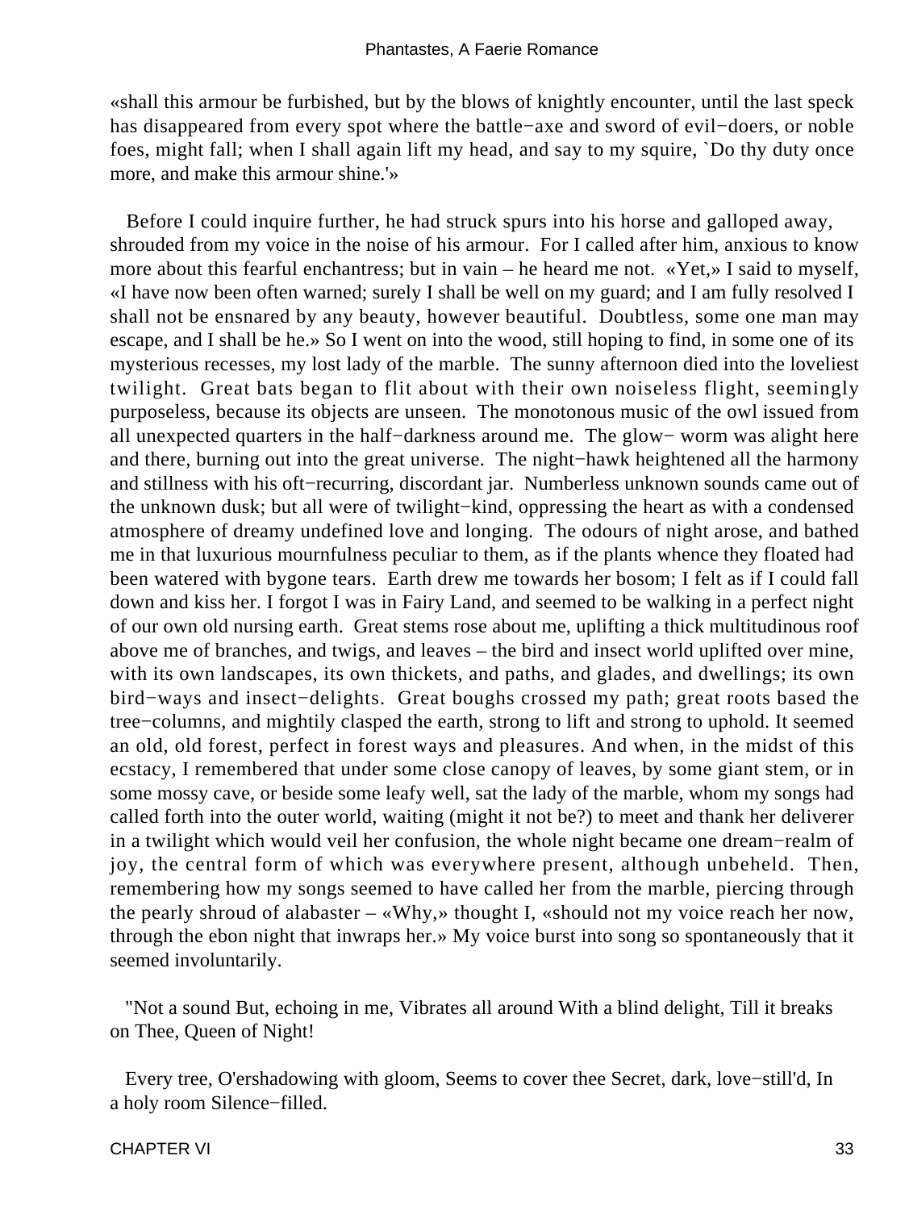«shall this armour be furbished, but by the blows of knightly encounter, until the last speck has disappeared from every spot where the battle−axe and sword of evil−doers, or noble foes, might fall; when I shall again lift my head, and say to my squire, `Do thy duty once more, and make this armour shine.'»

Before I could inquire further, he had struck spurs into his horse and galloped away, shrouded from my voice in the noise of his armour. For I called after him, anxious to know more about this fearful enchantress; but in vain – he heard me not. «Yet,» I said to myself, «I have now been often warned; surely I shall be well on my guard; and I am fully resolved I shall not be ensnared by any beauty, however beautiful. Doubtless, some one man may escape, and I shall be he.» So I went on into the wood, still hoping to find, in some one of its mysterious recesses, my lost lady of the marble. The sunny afternoon died into the loveliest twilight. Great bats began to flit about with their own noiseless flight, seemingly purposeless, because its objects are unseen. The monotonous music of the owl issued from all unexpected quarters in the half−darkness around me. The glow− worm was alight here and there, burning out into the great universe. The night−hawk heightened all the harmony and stillness with his oft−recurring, discordant jar. Numberless unknown sounds came out of the unknown dusk; but all were of twilight−kind, oppressing the heart as with a condensed atmosphere of dreamy undefined love and longing. The odours of night arose, and bathed me in that luxurious mournfulness peculiar to them, as if the plants whence they floated had been watered with bygone tears. Earth drew me towards her bosom; I felt as if I could fall down and kiss her. I forgot I was in Fairy Land, and seemed to be walking in a perfect night of our own old nursing earth. Great stems rose about me, uplifting a thick multitudinous roof above me of branches, and twigs, and leaves – the bird and insect world uplifted over mine, with its own landscapes, its own thickets, and paths, and glades, and dwellings; its own bird−ways and insect−delights. Great boughs crossed my path; great roots based the tree−columns, and mightily clasped the earth, strong to lift and strong to uphold. It seemed an old, old forest, perfect in forest ways and pleasures. And when, in the midst of this ecstacy, I remembered that under some close canopy of leaves, by some giant stem, or in some mossy cave, or beside some leafy well, sat the lady of the marble, whom my songs had called forth into the outer world, waiting (might it not be?) to meet and thank her deliverer in a twilight which would veil her confusion, the whole night became one dream−realm of joy, the central form of which was everywhere present, although unbeheld. Then, remembering how my songs seemed to have called her from the marble, piercing through the pearly shroud of alabaster – «Why,» thought I, «should not my voice reach her now, through the ebon night that inwraps her.» My voice burst into song so spontaneously that it seemed involuntarily.

"Not a sound But, echoing in me, Vibrates all around With a blind delight, Till it breaks on Thee, Queen of Night!

Every tree, O'ershadowing with gloom, Seems to cover thee Secret, dark, love−still'd, In a holy room Silence−filled.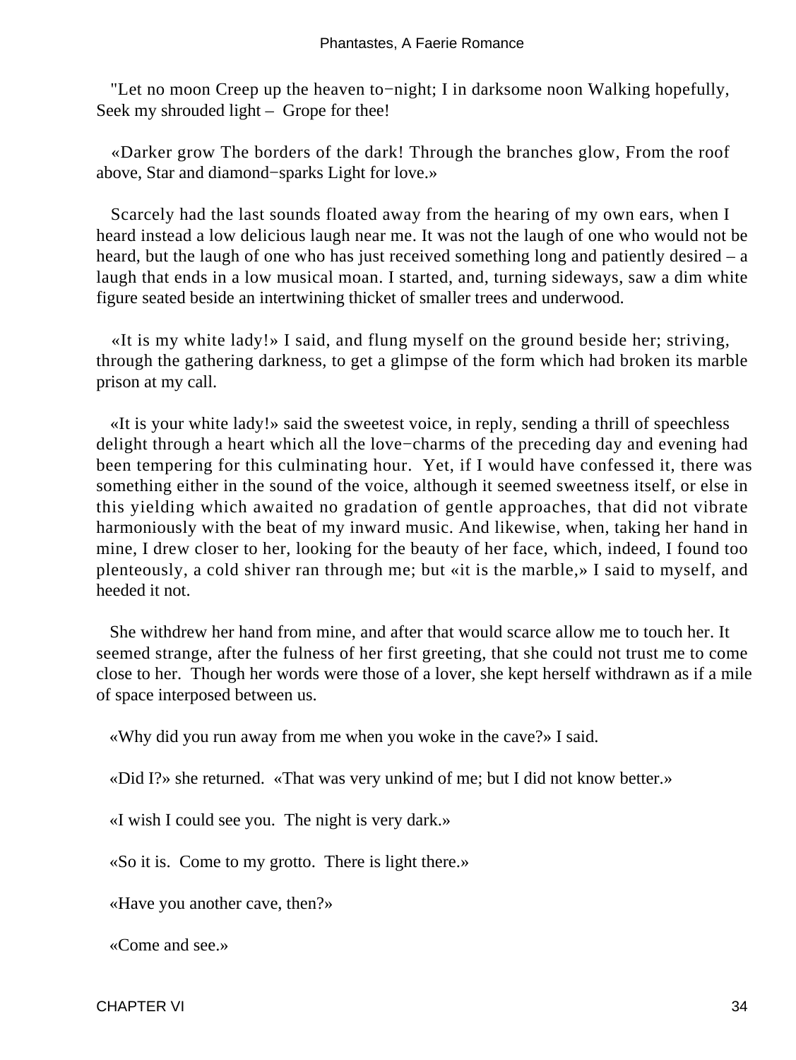"Let no moon Creep up the heaven to−night; I in darksome noon Walking hopefully, Seek my shrouded light – Grope for thee!

«Darker grow The borders of the dark! Through the branches glow, From the roof above, Star and diamond−sparks Light for love.»

Scarcely had the last sounds floated away from the hearing of my own ears, when I heard instead a low delicious laugh near me. It was not the laugh of one who would not be heard, but the laugh of one who has just received something long and patiently desired – a laugh that ends in a low musical moan. I started, and, turning sideways, saw a dim white figure seated beside an intertwining thicket of smaller trees and underwood.

«It is my white lady!» I said, and flung myself on the ground beside her; striving, through the gathering darkness, to get a glimpse of the form which had broken its marble prison at my call.

«It is your white lady!» said the sweetest voice, in reply, sending a thrill of speechless delight through a heart which all the love−charms of the preceding day and evening had been tempering for this culminating hour. Yet, if I would have confessed it, there was something either in the sound of the voice, although it seemed sweetness itself, or else in this yielding which awaited no gradation of gentle approaches, that did not vibrate harmoniously with the beat of my inward music. And likewise, when, taking her hand in mine, I drew closer to her, looking for the beauty of her face, which, indeed, I found too plenteously, a cold shiver ran through me; but «it is the marble,» I said to myself, and heeded it not.

She withdrew her hand from mine, and after that would scarce allow me to touch her. It seemed strange, after the fulness of her first greeting, that she could not trust me to come close to her. Though her words were those of a lover, she kept herself withdrawn as if a mile of space interposed between us.

«Why did you run away from me when you woke in the cave?» I said.

«Did I?» she returned. «That was very unkind of me; but I did not know better.»

«I wish I could see you. The night is very dark.»

«So it is. Come to my grotto. There is light there.»

«Have you another cave, then?»

«Come and see.»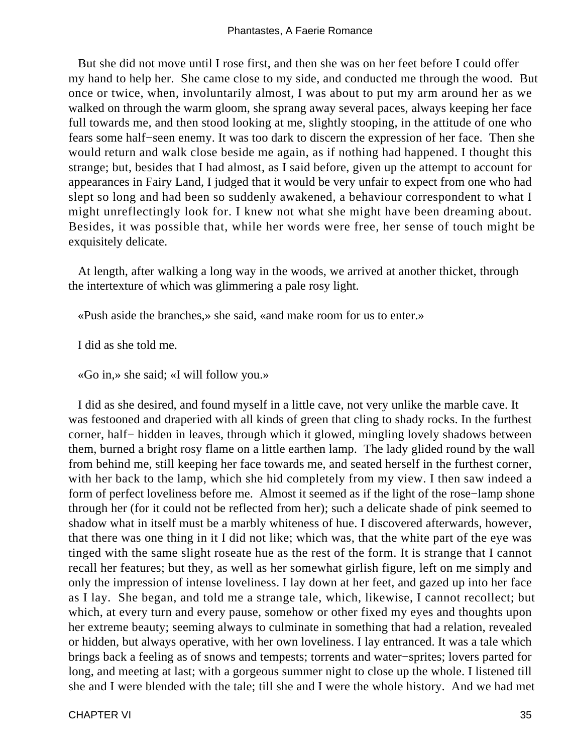But she did not move until I rose first, and then she was on her feet before I could offer my hand to help her. She came close to my side, and conducted me through the wood. But once or twice, when, involuntarily almost, I was about to put my arm around her as we walked on through the warm gloom, she sprang away several paces, always keeping her face full towards me, and then stood looking at me, slightly stooping, in the attitude of one who fears some half−seen enemy. It was too dark to discern the expression of her face. Then she would return and walk close beside me again, as if nothing had happened. I thought this strange; but, besides that I had almost, as I said before, given up the attempt to account for appearances in Fairy Land, I judged that it would be very unfair to expect from one who had slept so long and had been so suddenly awakened, a behaviour correspondent to what I might unreflectingly look for. I knew not what she might have been dreaming about. Besides, it was possible that, while her words were free, her sense of touch might be exquisitely delicate.

At length, after walking a long way in the woods, we arrived at another thicket, through the intertexture of which was glimmering a pale rosy light.

«Push aside the branches,» she said, «and make room for us to enter.»

I did as she told me.

«Go in,» she said; «I will follow you.»

I did as she desired, and found myself in a little cave, not very unlike the marble cave. It was festooned and draperied with all kinds of green that cling to shady rocks. In the furthest corner, half− hidden in leaves, through which it glowed, mingling lovely shadows between them, burned a bright rosy flame on a little earthen lamp. The lady glided round by the wall from behind me, still keeping her face towards me, and seated herself in the furthest corner, with her back to the lamp, which she hid completely from my view. I then saw indeed a form of perfect loveliness before me. Almost it seemed as if the light of the rose−lamp shone through her (for it could not be reflected from her); such a delicate shade of pink seemed to shadow what in itself must be a marbly whiteness of hue. I discovered afterwards, however, that there was one thing in it I did not like; which was, that the white part of the eye was tinged with the same slight roseate hue as the rest of the form. It is strange that I cannot recall her features; but they, as well as her somewhat girlish figure, left on me simply and only the impression of intense loveliness. I lay down at her feet, and gazed up into her face as I lay. She began, and told me a strange tale, which, likewise, I cannot recollect; but which, at every turn and every pause, somehow or other fixed my eyes and thoughts upon her extreme beauty; seeming always to culminate in something that had a relation, revealed or hidden, but always operative, with her own loveliness. I lay entranced. It was a tale which brings back a feeling as of snows and tempests; torrents and water−sprites; lovers parted for long, and meeting at last; with a gorgeous summer night to close up the whole. I listened till she and I were blended with the tale; till she and I were the whole history. And we had met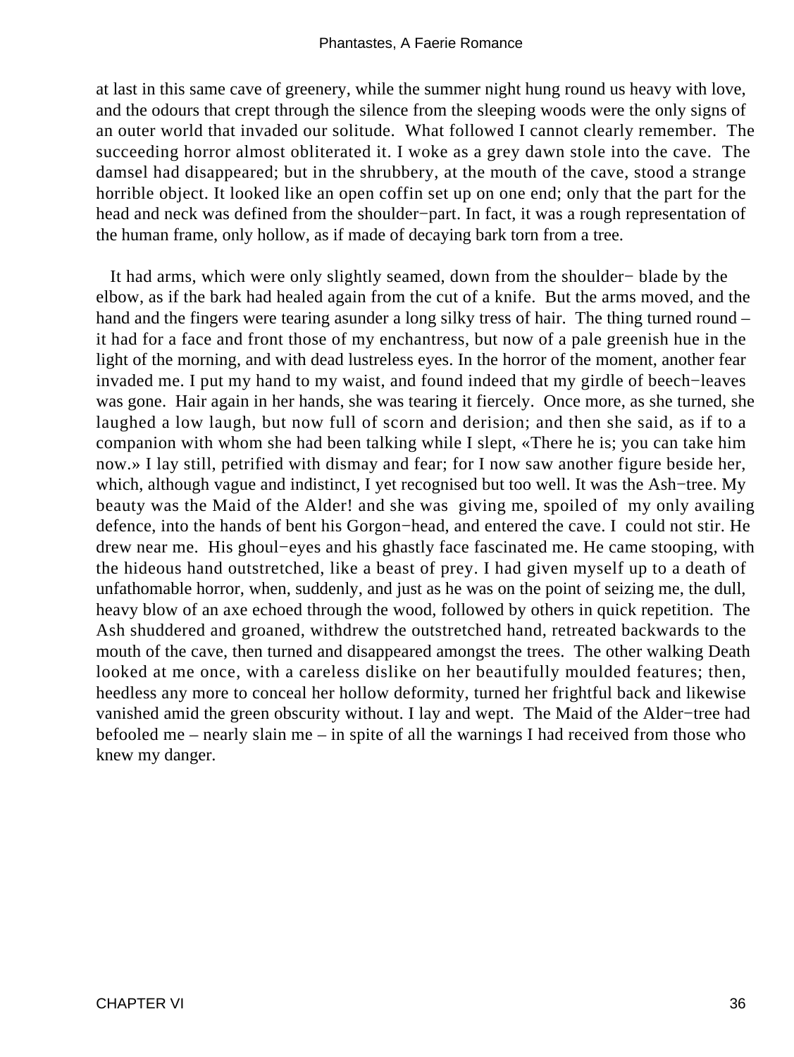at last in this same cave of greenery, while the summer night hung round us heavy with love, and the odours that crept through the silence from the sleeping woods were the only signs of an outer world that invaded our solitude. What followed I cannot clearly remember. The succeeding horror almost obliterated it. I woke as a grey dawn stole into the cave. The damsel had disappeared; but in the shrubbery, at the mouth of the cave, stood a strange horrible object. It looked like an open coffin set up on one end; only that the part for the head and neck was defined from the shoulder−part. In fact, it was a rough representation of the human frame, only hollow, as if made of decaying bark torn from a tree.

It had arms, which were only slightly seamed, down from the shoulder− blade by the elbow, as if the bark had healed again from the cut of a knife. But the arms moved, and the hand and the fingers were tearing asunder a long silky tress of hair. The thing turned round – it had for a face and front those of my enchantress, but now of a pale greenish hue in the light of the morning, and with dead lustreless eyes. In the horror of the moment, another fear invaded me. I put my hand to my waist, and found indeed that my girdle of beech−leaves was gone. Hair again in her hands, she was tearing it fiercely. Once more, as she turned, she laughed a low laugh, but now full of scorn and derision; and then she said, as if to a companion with whom she had been talking while I slept, «There he is; you can take him now.» I lay still, petrified with dismay and fear; for I now saw another figure beside her, which, although vague and indistinct, I yet recognised but too well. It was the Ash−tree. My beauty was the Maid of the Alder! and she was giving me, spoiled of my only availing defence, into the hands of bent his Gorgon−head, and entered the cave. I could not stir. He drew near me. His ghoul−eyes and his ghastly face fascinated me. He came stooping, with the hideous hand outstretched, like a beast of prey. I had given myself up to a death of unfathomable horror, when, suddenly, and just as he was on the point of seizing me, the dull, heavy blow of an axe echoed through the wood, followed by others in quick repetition. The Ash shuddered and groaned, withdrew the outstretched hand, retreated backwards to the mouth of the cave, then turned and disappeared amongst the trees. The other walking Death looked at me once, with a careless dislike on her beautifully moulded features; then, heedless any more to conceal her hollow deformity, turned her frightful back and likewise vanished amid the green obscurity without. I lay and wept. The Maid of the Alder−tree had befooled me – nearly slain me – in spite of all the warnings I had received from those who knew my danger.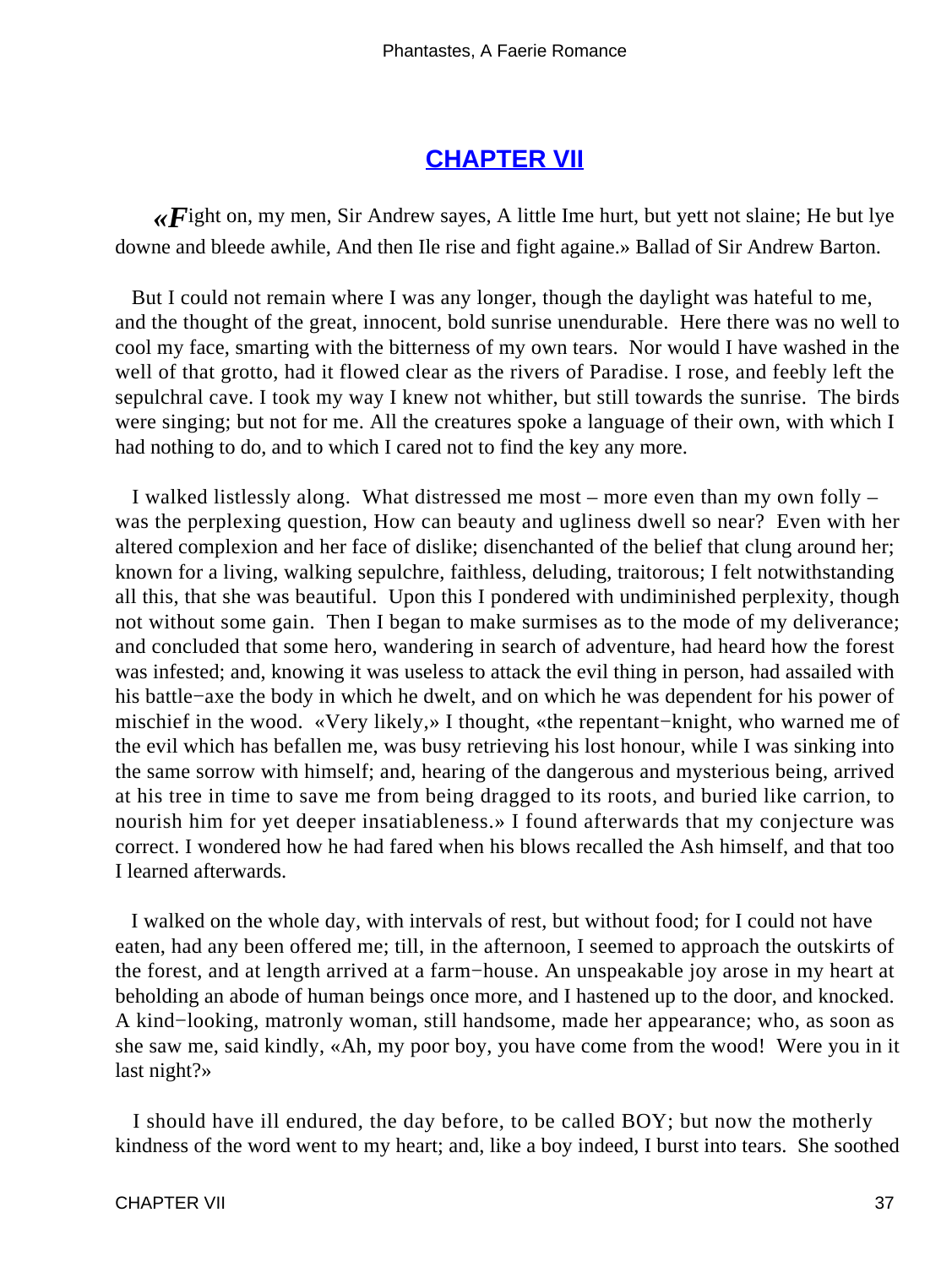## CHAPTER VII

*«F*ight on, my men, Sir Andrew sayes, A little Ime hurt, but yett not slaine; He but lye downe and bleede awhile, And then Ile rise and fight againe.» Ballad of Sir Andrew Barton.

But I could not remain where I was any longer, though the daylight was hateful to me, and the thought of the great, innocent, bold sunrise unendurable. Here there was no well to cool my face, smarting with the bitterness of my own tears. Nor would I have washed in the well of that grotto, had it flowed clear as the rivers of Paradise. I rose, and feebly left the sepulchral cave. I took my way I knew not whither, but still towards the sunrise. The birds were singing; but not for me. All the creatures spoke a language of their own, with which I had nothing to do, and to which I cared not to find the key any more.

I walked listlessly along. What distressed me most – more even than my own folly – was the perplexing question, How can beauty and ugliness dwell so near? Even with her altered complexion and her face of dislike; disenchanted of the belief that clung around her; known for a living, walking sepulchre, faithless, deluding, traitorous; I felt notwithstanding all this, that she was beautiful. Upon this I pondered with undiminished perplexity, though not without some gain. Then I began to make surmises as to the mode of my deliverance; and concluded that some hero, wandering in search of adventure, had heard how the forest was infested; and, knowing it was useless to attack the evil thing in person, had assailed with his battle−axe the body in which he dwelt, and on which he was dependent for his power of mischief in the wood. «Very likely,» I thought, «the repentant−knight, who warned me of the evil which has befallen me, was busy retrieving his lost honour, while I was sinking into the same sorrow with himself; and, hearing of the dangerous and mysterious being, arrived at his tree in time to save me from being dragged to its roots, and buried like carrion, to nourish him for yet deeper insatiableness.» I found afterwards that my conjecture was correct. I wondered how he had fared when his blows recalled the Ash himself, and that too I learned afterwards.

I walked on the whole day, with intervals of rest, but without food; for I could not have eaten, had any been offered me; till, in the afternoon, I seemed to approach the outskirts of the forest, and at length arrived at a farm−house. An unspeakable joy arose in my heart at beholding an abode of human beings once more, and I hastened up to the door, and knocked. A kind−looking, matronly woman, still handsome, made her appearance; who, as soon as she saw me, said kindly, «Ah, my poor boy, you have come from the wood! Were you in it last night?»

I should have ill endured, the day before, to be called BOY; but now the motherly kindness of the word went to my heart; and, like a boy indeed, I burst into tears. She soothed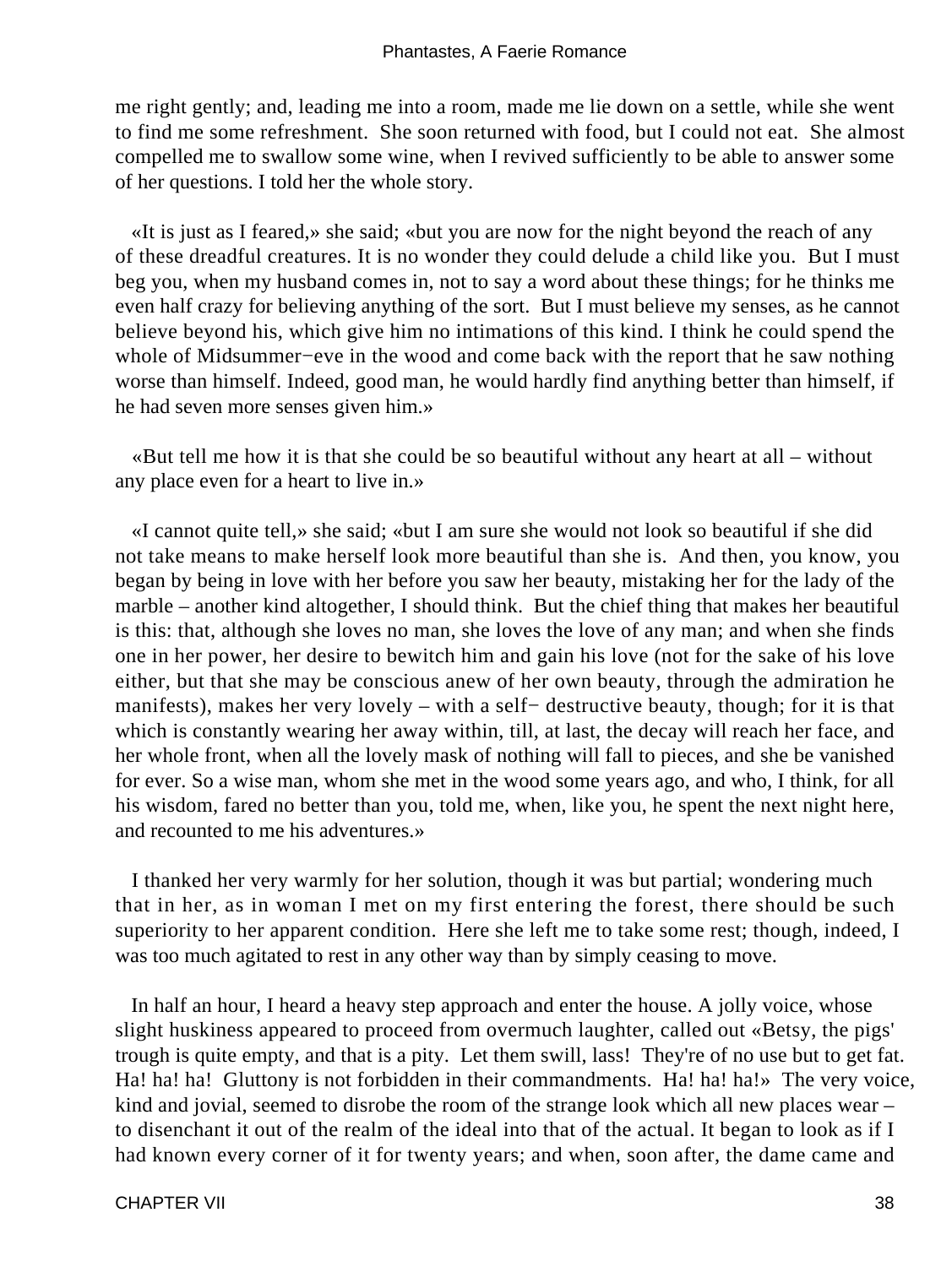me right gently; and, leading me into a room, made me lie down on a settle, while she went to find me some refreshment. She soon returned with food, but I could not eat. She almost compelled me to swallow some wine, when I revived sufficiently to be able to answer some of her questions. I told her the whole story.

«It is just as I feared,» she said; «but you are now for the night beyond the reach of any of these dreadful creatures. It is no wonder they could delude a child like you. But I must beg you, when my husband comes in, not to say a word about these things; for he thinks me even half crazy for believing anything of the sort. But I must believe my senses, as he cannot believe beyond his, which give him no intimations of this kind. I think he could spend the whole of Midsummer−eve in the wood and come back with the report that he saw nothing worse than himself. Indeed, good man, he would hardly find anything better than himself, if he had seven more senses given him.»

«But tell me how it is that she could be so beautiful without any heart at all – without any place even for a heart to live in.»

«I cannot quite tell,» she said; «but I am sure she would not look so beautiful if she did not take means to make herself look more beautiful than she is. And then, you know, you began by being in love with her before you saw her beauty, mistaking her for the lady of the marble – another kind altogether, I should think. But the chief thing that makes her beautiful is this: that, although she loves no man, she loves the love of any man; and when she finds one in her power, her desire to bewitch him and gain his love (not for the sake of his love either, but that she may be conscious anew of her own beauty, through the admiration he manifests), makes her very lovely – with a self− destructive beauty, though; for it is that which is constantly wearing her away within, till, at last, the decay will reach her face, and her whole front, when all the lovely mask of nothing will fall to pieces, and she be vanished for ever. So a wise man, whom she met in the wood some years ago, and who, I think, for all his wisdom, fared no better than you, told me, when, like you, he spent the next night here, and recounted to me his adventures.»

I thanked her very warmly for her solution, though it was but partial; wondering much that in her, as in woman I met on my first entering the forest, there should be such superiority to her apparent condition. Here she left me to take some rest; though, indeed, I was too much agitated to rest in any other way than by simply ceasing to move.

In half an hour, I heard a heavy step approach and enter the house. A jolly voice, whose slight huskiness appeared to proceed from overmuch laughter, called out «Betsy, the pigs' trough is quite empty, and that is a pity. Let them swill, lass! They're of no use but to get fat. Ha! ha! ha! Gluttony is not forbidden in their commandments. Ha! ha! ha!» The very voice, kind and jovial, seemed to disrobe the room of the strange look which all new places wear – to disenchant it out of the realm of the ideal into that of the actual. It began to look as if I had known every corner of it for twenty years; and when, soon after, the dame came and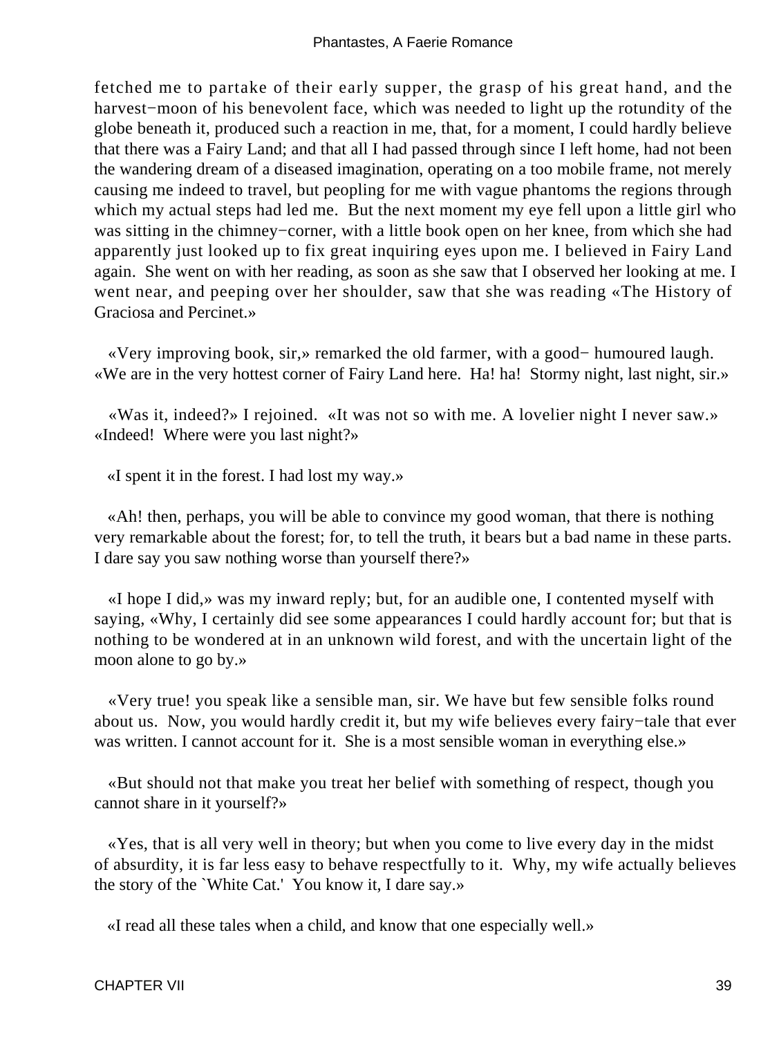fetched me to partake of their early supper, the grasp of his great hand, and the harvest−moon of his benevolent face, which was needed to light up the rotundity of the globe beneath it, produced such a reaction in me, that, for a moment, I could hardly believe that there was a Fairy Land; and that all I had passed through since I left home, had not been the wandering dream of a diseased imagination, operating on a too mobile frame, not merely causing me indeed to travel, but peopling for me with vague phantoms the regions through which my actual steps had led me. But the next moment my eye fell upon a little girl who was sitting in the chimney−corner, with a little book open on her knee, from which she had apparently just looked up to fix great inquiring eyes upon me. I believed in Fairy Land again. She went on with her reading, as soon as she saw that I observed her looking at me. I went near, and peeping over her shoulder, saw that she was reading «The History of Graciosa and Percinet.»

«Very improving book, sir,» remarked the old farmer, with a good− humoured laugh. «We are in the very hottest corner of Fairy Land here. Ha! ha! Stormy night, last night, sir.»

«Was it, indeed?» I rejoined. «It was not so with me. A lovelier night I never saw.» «Indeed! Where were you last night?»

«I spent it in the forest. I had lost my way.»

«Ah! then, perhaps, you will be able to convince my good woman, that there is nothing very remarkable about the forest; for, to tell the truth, it bears but a bad name in these parts. I dare say you saw nothing worse than yourself there?»

«I hope I did,» was my inward reply; but, for an audible one, I contented myself with saying, «Why, I certainly did see some appearances I could hardly account for; but that is nothing to be wondered at in an unknown wild forest, and with the uncertain light of the moon alone to go by.»

«Very true! you speak like a sensible man, sir. We have but few sensible folks round about us. Now, you would hardly credit it, but my wife believes every fairy−tale that ever was written. I cannot account for it. She is a most sensible woman in everything else.»

«But should not that make you treat her belief with something of respect, though you cannot share in it yourself?»

«Yes, that is all very well in theory; but when you come to live every day in the midst of absurdity, it is far less easy to behave respectfully to it. Why, my wife actually believes the story of the `White Cat.' You know it, I dare say.»

«I read all these tales when a child, and know that one especially well.»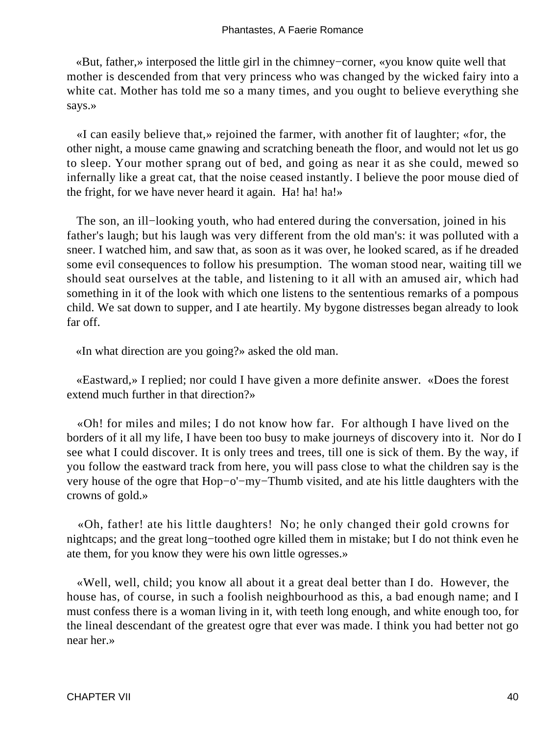«But, father,» interposed the little girl in the chimney−corner, «you know quite well that mother is descended from that very princess who was changed by the wicked fairy into a white cat. Mother has told me so a many times, and you ought to believe everything she says.»

«I can easily believe that,» rejoined the farmer, with another fit of laughter; «for, the other night, a mouse came gnawing and scratching beneath the floor, and would not let us go to sleep. Your mother sprang out of bed, and going as near it as she could, mewed so infernally like a great cat, that the noise ceased instantly. I believe the poor mouse died of the fright, for we have never heard it again. Ha! ha! ha!»

The son, an ill−looking youth, who had entered during the conversation, joined in his father's laugh; but his laugh was very different from the old man's: it was polluted with a sneer. I watched him, and saw that, as soon as it was over, he looked scared, as if he dreaded some evil consequences to follow his presumption. The woman stood near, waiting till we should seat ourselves at the table, and listening to it all with an amused air, which had something in it of the look with which one listens to the sententious remarks of a pompous child. We sat down to supper, and I ate heartily. My bygone distresses began already to look far off.

«In what direction are you going?» asked the old man.

«Eastward,» I replied; nor could I have given a more definite answer. «Does the forest extend much further in that direction?»

«Oh! for miles and miles; I do not know how far. For although I have lived on the borders of it all my life, I have been too busy to make journeys of discovery into it. Nor do I see what I could discover. It is only trees and trees, till one is sick of them. By the way, if you follow the eastward track from here, you will pass close to what the children say is the very house of the ogre that Hop−o'−my−Thumb visited, and ate his little daughters with the crowns of gold.»

«Oh, father! ate his little daughters! No; he only changed their gold crowns for nightcaps; and the great long−toothed ogre killed them in mistake; but I do not think even he ate them, for you know they were his own little ogresses.»

«Well, well, child; you know all about it a great deal better than I do. However, the house has, of course, in such a foolish neighbourhood as this, a bad enough name; and I must confess there is a woman living in it, with teeth long enough, and white enough too, for the lineal descendant of the greatest ogre that ever was made. I think you had better not go near her.»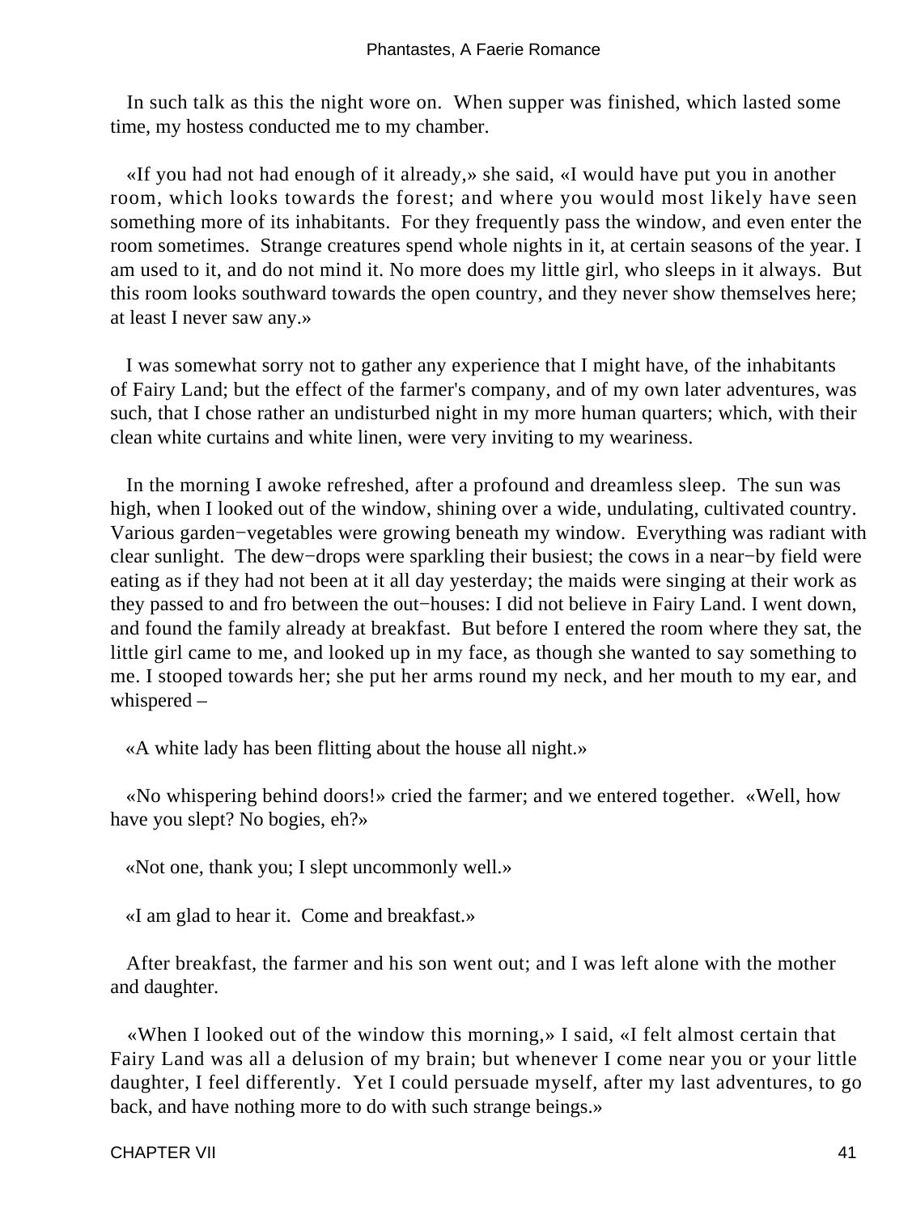In such talk as this the night wore on. When supper was finished, which lasted some time, my hostess conducted me to my chamber.

«If you had not had enough of it already,» she said, «I would have put you in another room, which looks towards the forest; and where you would most likely have seen something more of its inhabitants. For they frequently pass the window, and even enter the room sometimes. Strange creatures spend whole nights in it, at certain seasons of the year. I am used to it, and do not mind it. No more does my little girl, who sleeps in it always. But this room looks southward towards the open country, and they never show themselves here; at least I never saw any.»

I was somewhat sorry not to gather any experience that I might have, of the inhabitants of Fairy Land; but the effect of the farmer's company, and of my own later adventures, was such, that I chose rather an undisturbed night in my more human quarters; which, with their clean white curtains and white linen, were very inviting to my weariness.

In the morning I awoke refreshed, after a profound and dreamless sleep. The sun was high, when I looked out of the window, shining over a wide, undulating, cultivated country. Various garden−vegetables were growing beneath my window. Everything was radiant with clear sunlight. The dew−drops were sparkling their busiest; the cows in a near−by field were eating as if they had not been at it all day yesterday; the maids were singing at their work as they passed to and fro between the out−houses: I did not believe in Fairy Land. I went down, and found the family already at breakfast. But before I entered the room where they sat, the little girl came to me, and looked up in my face, as though she wanted to say something to me. I stooped towards her; she put her arms round my neck, and her mouth to my ear, and whispered –

«A white lady has been flitting about the house all night.»

«No whispering behind doors!» cried the farmer; and we entered together. «Well, how have you slept? No bogies, eh?»

«Not one, thank you; I slept uncommonly well.»

«I am glad to hear it. Come and breakfast.»

After breakfast, the farmer and his son went out; and I was left alone with the mother and daughter.

«When I looked out of the window this morning,» I said, «I felt almost certain that Fairy Land was all a delusion of my brain; but whenever I come near you or your little daughter, I feel differently. Yet I could persuade myself, after my last adventures, to go back, and have nothing more to do with such strange beings.»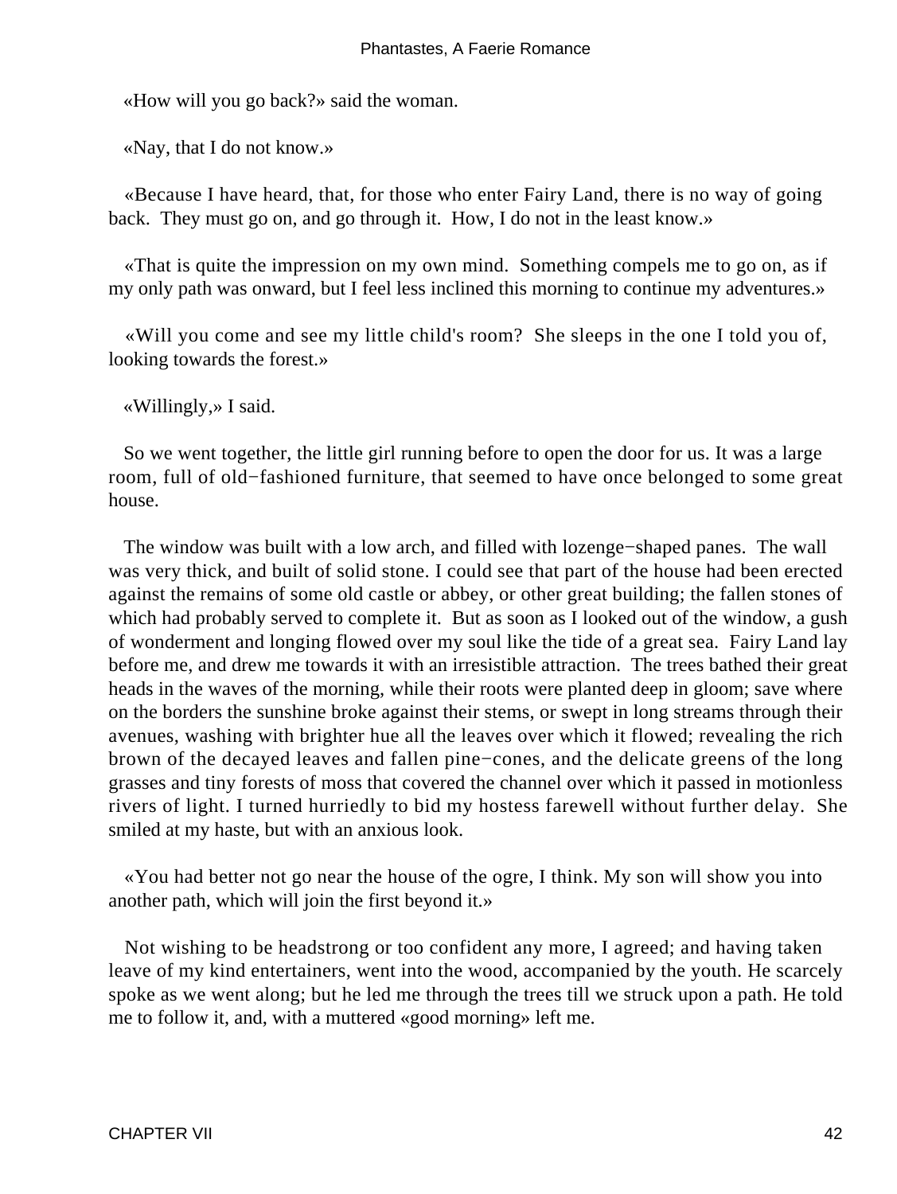«How will you go back?» said the woman.

«Nay, that I do not know.»

«Because I have heard, that, for those who enter Fairy Land, there is no way of going back. They must go on, and go through it. How, I do not in the least know.»

«That is quite the impression on my own mind. Something compels me to go on, as if my only path was onward, but I feel less inclined this morning to continue my adventures.»

«Will you come and see my little child's room? She sleeps in the one I told you of, looking towards the forest.»

«Willingly,» I said.

So we went together, the little girl running before to open the door for us. It was a large room, full of old−fashioned furniture, that seemed to have once belonged to some great house.

The window was built with a low arch, and filled with lozenge−shaped panes. The wall was very thick, and built of solid stone. I could see that part of the house had been erected against the remains of some old castle or abbey, or other great building; the fallen stones of which had probably served to complete it. But as soon as I looked out of the window, a gush of wonderment and longing flowed over my soul like the tide of a great sea. Fairy Land lay before me, and drew me towards it with an irresistible attraction. The trees bathed their great heads in the waves of the morning, while their roots were planted deep in gloom; save where on the borders the sunshine broke against their stems, or swept in long streams through their avenues, washing with brighter hue all the leaves over which it flowed; revealing the rich brown of the decayed leaves and fallen pine−cones, and the delicate greens of the long grasses and tiny forests of moss that covered the channel over which it passed in motionless rivers of light. I turned hurriedly to bid my hostess farewell without further delay. She smiled at my haste, but with an anxious look.

«You had better not go near the house of the ogre, I think. My son will show you into another path, which will join the first beyond it.»

Not wishing to be headstrong or too confident any more, I agreed; and having taken leave of my kind entertainers, went into the wood, accompanied by the youth. He scarcely spoke as we went along; but he led me through the trees till we struck upon a path. He told me to follow it, and, with a muttered «good morning» left me.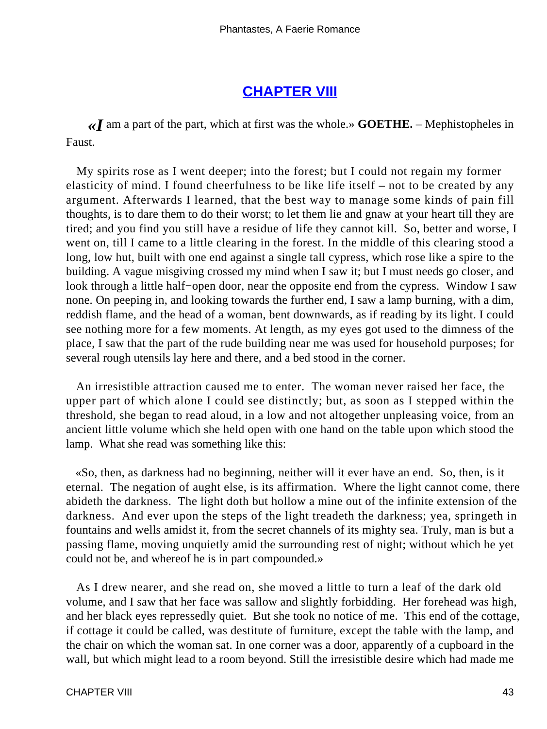## CHAPTER VIII

*«I* am a part of the part, which at first was the whole.» **GOETHE.** – Mephistopheles in Faust.

My spirits rose as I went deeper; into the forest; but I could not regain my former elasticity of mind. I found cheerfulness to be like life itself – not to be created by any argument. Afterwards I learned, that the best way to manage some kinds of pain fill thoughts, is to dare them to do their worst; to let them lie and gnaw at your heart till they are tired; and you find you still have a residue of life they cannot kill. So, better and worse, I went on, till I came to a little clearing in the forest. In the middle of this clearing stood a long, low hut, built with one end against a single tall cypress, which rose like a spire to the building. A vague misgiving crossed my mind when I saw it; but I must needs go closer, and look through a little half−open door, near the opposite end from the cypress. Window I saw none. On peeping in, and looking towards the further end, I saw a lamp burning, with a dim, reddish flame, and the head of a woman, bent downwards, as if reading by its light. I could see nothing more for a few moments. At length, as my eyes got used to the dimness of the place, I saw that the part of the rude building near me was used for household purposes; for several rough utensils lay here and there, and a bed stood in the corner.

An irresistible attraction caused me to enter. The woman never raised her face, the upper part of which alone I could see distinctly; but, as soon as I stepped within the threshold, she began to read aloud, in a low and not altogether unpleasing voice, from an ancient little volume which she held open with one hand on the table upon which stood the lamp. What she read was something like this:

«So, then, as darkness had no beginning, neither will it ever have an end. So, then, is it eternal. The negation of aught else, is its affirmation. Where the light cannot come, there abideth the darkness. The light doth but hollow a mine out of the infinite extension of the darkness. And ever upon the steps of the light treadeth the darkness; yea, springeth in fountains and wells amidst it, from the secret channels of its mighty sea. Truly, man is but a passing flame, moving unquietly amid the surrounding rest of night; without which he yet could not be, and whereof he is in part compounded.»

As I drew nearer, and she read on, she moved a little to turn a leaf of the dark old volume, and I saw that her face was sallow and slightly forbidding. Her forehead was high, and her black eyes repressedly quiet. But she took no notice of me. This end of the cottage, if cottage it could be called, was destitute of furniture, except the table with the lamp, and the chair on which the woman sat. In one corner was a door, apparently of a cupboard in the wall, but which might lead to a room beyond. Still the irresistible desire which had made me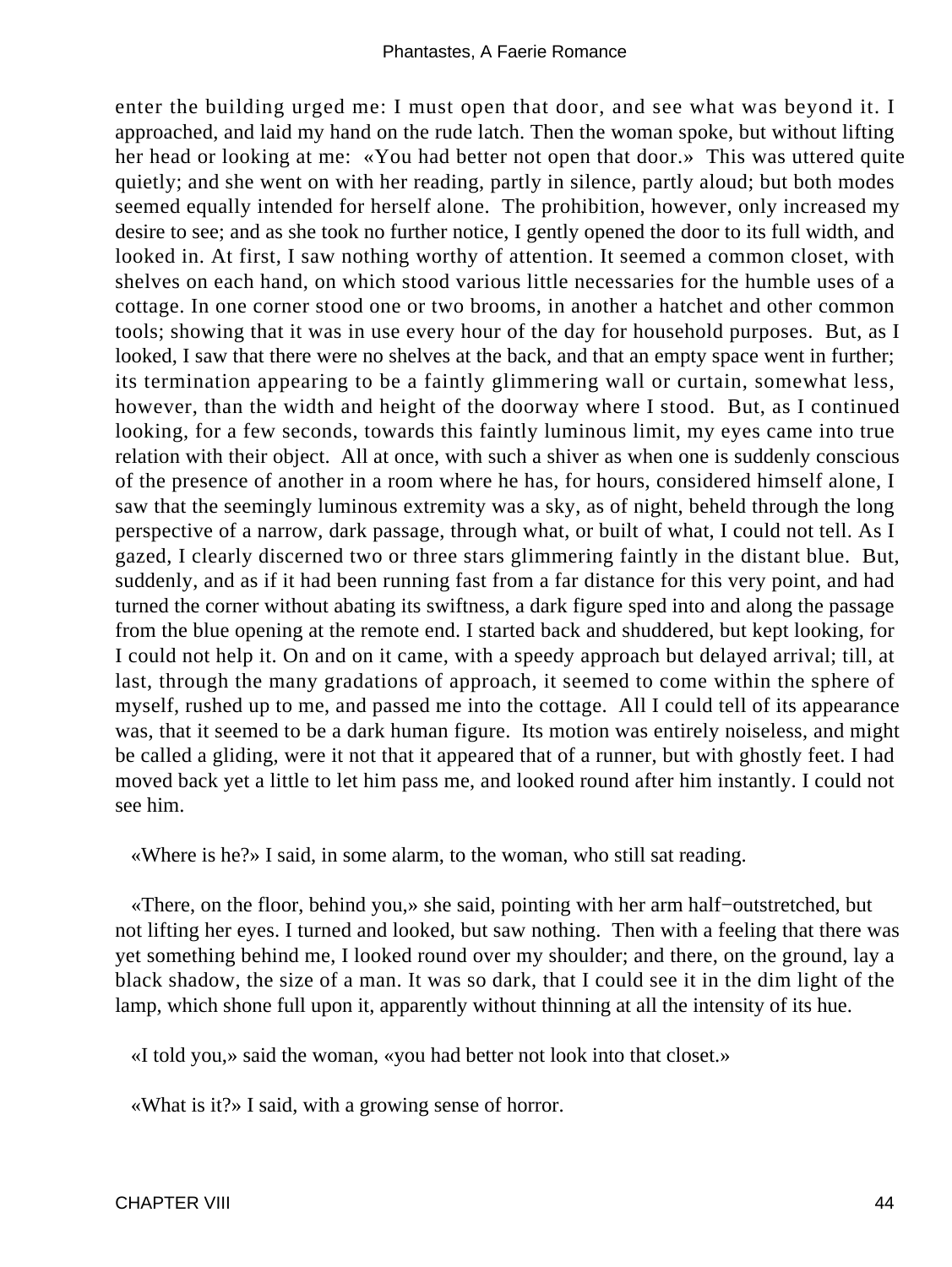enter the building urged me: I must open that door, and see what was beyond it. I approached, and laid my hand on the rude latch. Then the woman spoke, but without lifting her head or looking at me: «You had better not open that door.» This was uttered quite quietly; and she went on with her reading, partly in silence, partly aloud; but both modes seemed equally intended for herself alone. The prohibition, however, only increased my desire to see; and as she took no further notice, I gently opened the door to its full width, and looked in. At first, I saw nothing worthy of attention. It seemed a common closet, with shelves on each hand, on which stood various little necessaries for the humble uses of a cottage. In one corner stood one or two brooms, in another a hatchet and other common tools; showing that it was in use every hour of the day for household purposes. But, as I looked, I saw that there were no shelves at the back, and that an empty space went in further; its termination appearing to be a faintly glimmering wall or curtain, somewhat less, however, than the width and height of the doorway where I stood. But, as I continued looking, for a few seconds, towards this faintly luminous limit, my eyes came into true relation with their object. All at once, with such a shiver as when one is suddenly conscious of the presence of another in a room where he has, for hours, considered himself alone, I saw that the seemingly luminous extremity was a sky, as of night, beheld through the long perspective of a narrow, dark passage, through what, or built of what, I could not tell. As I gazed, I clearly discerned two or three stars glimmering faintly in the distant blue. But, suddenly, and as if it had been running fast from a far distance for this very point, and had turned the corner without abating its swiftness, a dark figure sped into and along the passage from the blue opening at the remote end. I started back and shuddered, but kept looking, for I could not help it. On and on it came, with a speedy approach but delayed arrival; till, at last, through the many gradations of approach, it seemed to come within the sphere of myself, rushed up to me, and passed me into the cottage. All I could tell of its appearance was, that it seemed to be a dark human figure. Its motion was entirely noiseless, and might be called a gliding, were it not that it appeared that of a runner, but with ghostly feet. I had moved back yet a little to let him pass me, and looked round after him instantly. I could not see him.

«Where is he?» I said, in some alarm, to the woman, who still sat reading.

«There, on the floor, behind you,» she said, pointing with her arm half−outstretched, but not lifting her eyes. I turned and looked, but saw nothing. Then with a feeling that there was yet something behind me, I looked round over my shoulder; and there, on the ground, lay a black shadow, the size of a man. It was so dark, that I could see it in the dim light of the lamp, which shone full upon it, apparently without thinning at all the intensity of its hue.

«I told you,» said the woman, «you had better not look into that closet.»

«What is it?» I said, with a growing sense of horror.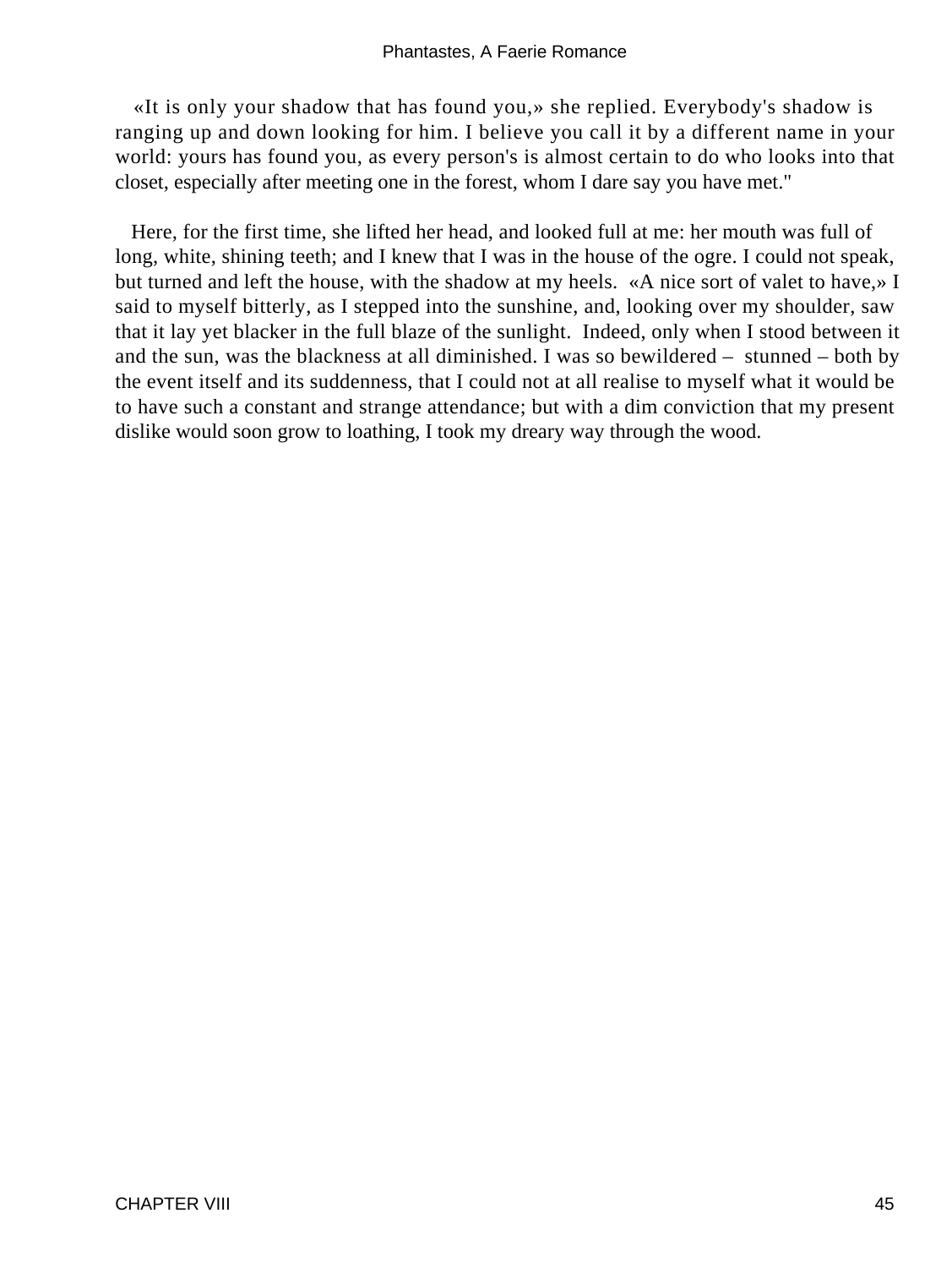«It is only your shadow that has found you,» she replied. Everybody's shadow is ranging up and down looking for him. I believe you call it by a different name in your world: yours has found you, as every person's is almost certain to do who looks into that closet, especially after meeting one in the forest, whom I dare say you have met."

Here, for the first time, she lifted her head, and looked full at me: her mouth was full of long, white, shining teeth; and I knew that I was in the house of the ogre. I could not speak, but turned and left the house, with the shadow at my heels. «A nice sort of valet to have,» I said to myself bitterly, as I stepped into the sunshine, and, looking over my shoulder, saw that it lay yet blacker in the full blaze of the sunlight. Indeed, only when I stood between it and the sun, was the blackness at all diminished. I was so bewildered – stunned – both by the event itself and its suddenness, that I could not at all realise to myself what it would be to have such a constant and strange attendance; but with a dim conviction that my present dislike would soon grow to loathing, I took my dreary way through the wood.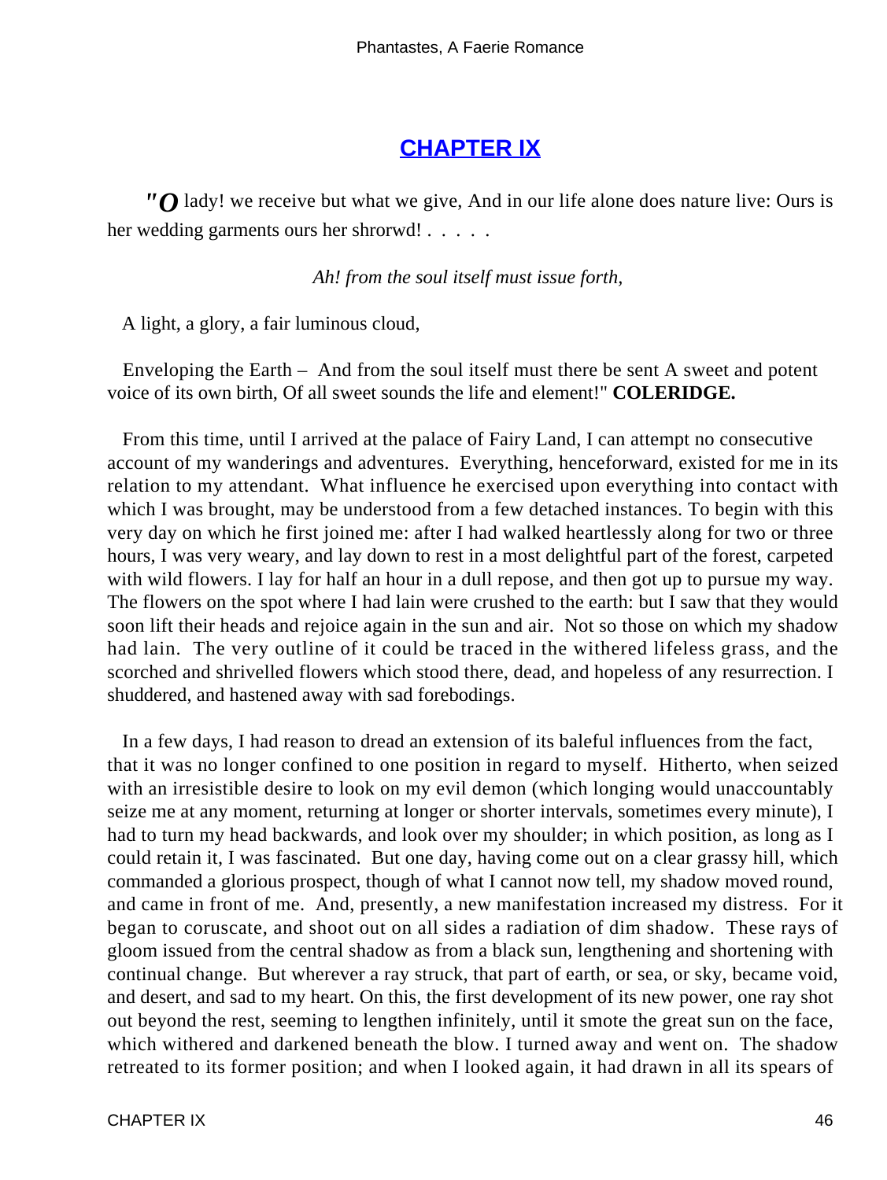## CHAPTER IX

*"O* lady! we receive but what we give, And in our life alone does nature live: Ours is her wedding garments ours her shrorwd! . . . . .

*Ah! from the soul itself must issue forth,*

A light, a glory, a fair luminous cloud,

Enveloping the Earth – And from the soul itself must there be sent A sweet and potent voice of its own birth, Of all sweet sounds the life and element!" **COLERIDGE.**

From this time, until I arrived at the palace of Fairy Land, I can attempt no consecutive account of my wanderings and adventures. Everything, henceforward, existed for me in its relation to my attendant. What influence he exercised upon everything into contact with which I was brought, may be understood from a few detached instances. To begin with this very day on which he first joined me: after I had walked heartlessly along for two or three hours, I was very weary, and lay down to rest in a most delightful part of the forest, carpeted with wild flowers. I lay for half an hour in a dull repose, and then got up to pursue my way. The flowers on the spot where I had lain were crushed to the earth: but I saw that they would soon lift their heads and rejoice again in the sun and air. Not so those on which my shadow had lain. The very outline of it could be traced in the withered lifeless grass, and the scorched and shrivelled flowers which stood there, dead, and hopeless of any resurrection. I shuddered, and hastened away with sad forebodings.

In a few days, I had reason to dread an extension of its baleful influences from the fact, that it was no longer confined to one position in regard to myself. Hitherto, when seized with an irresistible desire to look on my evil demon (which longing would unaccountably seize me at any moment, returning at longer or shorter intervals, sometimes every minute), I had to turn my head backwards, and look over my shoulder; in which position, as long as I could retain it, I was fascinated. But one day, having come out on a clear grassy hill, which commanded a glorious prospect, though of what I cannot now tell, my shadow moved round, and came in front of me. And, presently, a new manifestation increased my distress. For it began to coruscate, and shoot out on all sides a radiation of dim shadow. These rays of gloom issued from the central shadow as from a black sun, lengthening and shortening with continual change. But wherever a ray struck, that part of earth, or sea, or sky, became void, and desert, and sad to my heart. On this, the first development of its new power, one ray shot out beyond the rest, seeming to lengthen infinitely, until it smote the great sun on the face, which withered and darkened beneath the blow. I turned away and went on. The shadow retreated to its former position; and when I looked again, it had drawn in all its spears of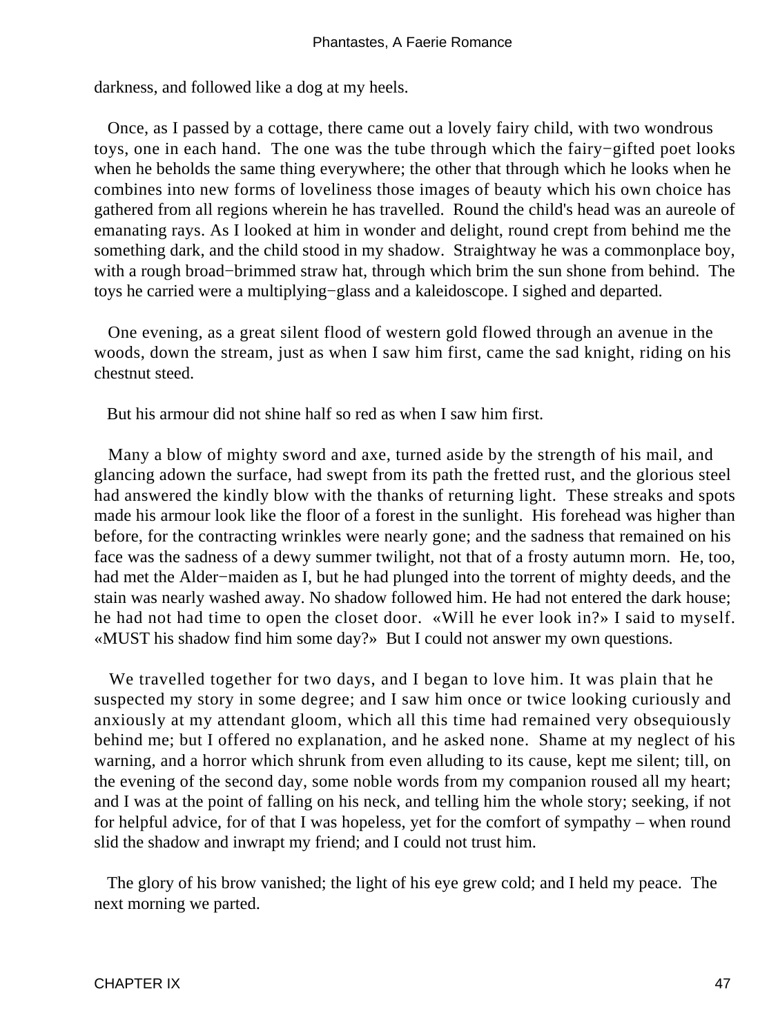darkness, and followed like a dog at my heels.

Once, as I passed by a cottage, there came out a lovely fairy child, with two wondrous toys, one in each hand. The one was the tube through which the fairy−gifted poet looks when he beholds the same thing everywhere; the other that through which he looks when he combines into new forms of loveliness those images of beauty which his own choice has gathered from all regions wherein he has travelled. Round the child's head was an aureole of emanating rays. As I looked at him in wonder and delight, round crept from behind me the something dark, and the child stood in my shadow. Straightway he was a commonplace boy, with a rough broad−brimmed straw hat, through which brim the sun shone from behind. The toys he carried were a multiplying−glass and a kaleidoscope. I sighed and departed.

One evening, as a great silent flood of western gold flowed through an avenue in the woods, down the stream, just as when I saw him first, came the sad knight, riding on his chestnut steed.

But his armour did not shine half so red as when I saw him first.

Many a blow of mighty sword and axe, turned aside by the strength of his mail, and glancing adown the surface, had swept from its path the fretted rust, and the glorious steel had answered the kindly blow with the thanks of returning light. These streaks and spots made his armour look like the floor of a forest in the sunlight. His forehead was higher than before, for the contracting wrinkles were nearly gone; and the sadness that remained on his face was the sadness of a dewy summer twilight, not that of a frosty autumn morn. He, too, had met the Alder−maiden as I, but he had plunged into the torrent of mighty deeds, and the stain was nearly washed away. No shadow followed him. He had not entered the dark house; he had not had time to open the closet door. «Will he ever look in?» I said to myself. «MUST his shadow find him some day?» But I could not answer my own questions.

We travelled together for two days, and I began to love him. It was plain that he suspected my story in some degree; and I saw him once or twice looking curiously and anxiously at my attendant gloom, which all this time had remained very obsequiously behind me; but I offered no explanation, and he asked none. Shame at my neglect of his warning, and a horror which shrunk from even alluding to its cause, kept me silent; till, on the evening of the second day, some noble words from my companion roused all my heart; and I was at the point of falling on his neck, and telling him the whole story; seeking, if not for helpful advice, for of that I was hopeless, yet for the comfort of sympathy – when round slid the shadow and inwrapt my friend; and I could not trust him.

The glory of his brow vanished; the light of his eye grew cold; and I held my peace. The next morning we parted.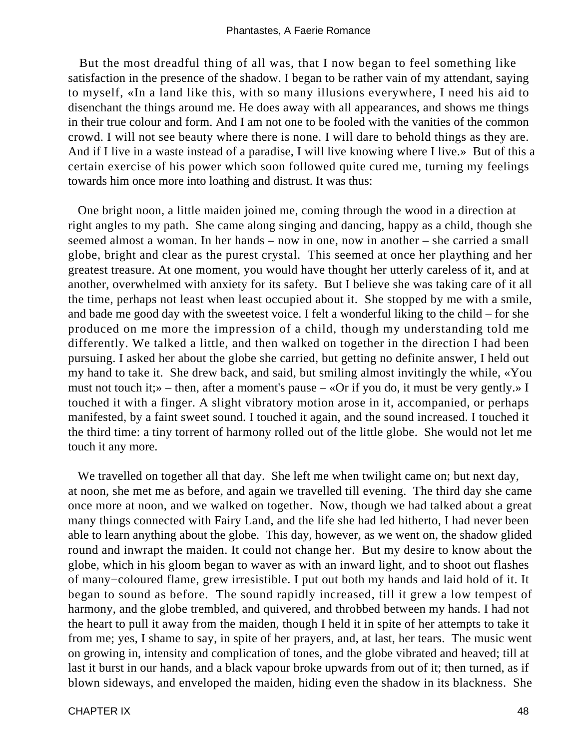But the most dreadful thing of all was, that I now began to feel something like satisfaction in the presence of the shadow. I began to be rather vain of my attendant, saying to myself, «In a land like this, with so many illusions everywhere, I need his aid to disenchant the things around me. He does away with all appearances, and shows me things in their true colour and form. And I am not one to be fooled with the vanities of the common crowd. I will not see beauty where there is none. I will dare to behold things as they are. And if I live in a waste instead of a paradise, I will live knowing where I live.» But of this a certain exercise of his power which soon followed quite cured me, turning my feelings towards him once more into loathing and distrust. It was thus:

One bright noon, a little maiden joined me, coming through the wood in a direction at right angles to my path. She came along singing and dancing, happy as a child, though she seemed almost a woman. In her hands – now in one, now in another – she carried a small globe, bright and clear as the purest crystal. This seemed at once her plaything and her greatest treasure. At one moment, you would have thought her utterly careless of it, and at another, overwhelmed with anxiety for its safety. But I believe she was taking care of it all the time, perhaps not least when least occupied about it. She stopped by me with a smile, and bade me good day with the sweetest voice. I felt a wonderful liking to the child – for she produced on me more the impression of a child, though my understanding told me differently. We talked a little, and then walked on together in the direction I had been pursuing. I asked her about the globe she carried, but getting no definite answer, I held out my hand to take it. She drew back, and said, but smiling almost invitingly the while, «You must not touch it;» – then, after a moment's pause – «Or if you do, it must be very gently.» I touched it with a finger. A slight vibratory motion arose in it, accompanied, or perhaps manifested, by a faint sweet sound. I touched it again, and the sound increased. I touched it the third time: a tiny torrent of harmony rolled out of the little globe. She would not let me touch it any more.

We travelled on together all that day. She left me when twilight came on; but next day, at noon, she met me as before, and again we travelled till evening. The third day she came once more at noon, and we walked on together. Now, though we had talked about a great many things connected with Fairy Land, and the life she had led hitherto, I had never been able to learn anything about the globe. This day, however, as we went on, the shadow glided round and inwrapt the maiden. It could not change her. But my desire to know about the globe, which in his gloom began to waver as with an inward light, and to shoot out flashes of many−coloured flame, grew irresistible. I put out both my hands and laid hold of it. It began to sound as before. The sound rapidly increased, till it grew a low tempest of harmony, and the globe trembled, and quivered, and throbbed between my hands. I had not the heart to pull it away from the maiden, though I held it in spite of her attempts to take it from me; yes, I shame to say, in spite of her prayers, and, at last, her tears. The music went on growing in, intensity and complication of tones, and the globe vibrated and heaved; till at last it burst in our hands, and a black vapour broke upwards from out of it; then turned, as if blown sideways, and enveloped the maiden, hiding even the shadow in its blackness. She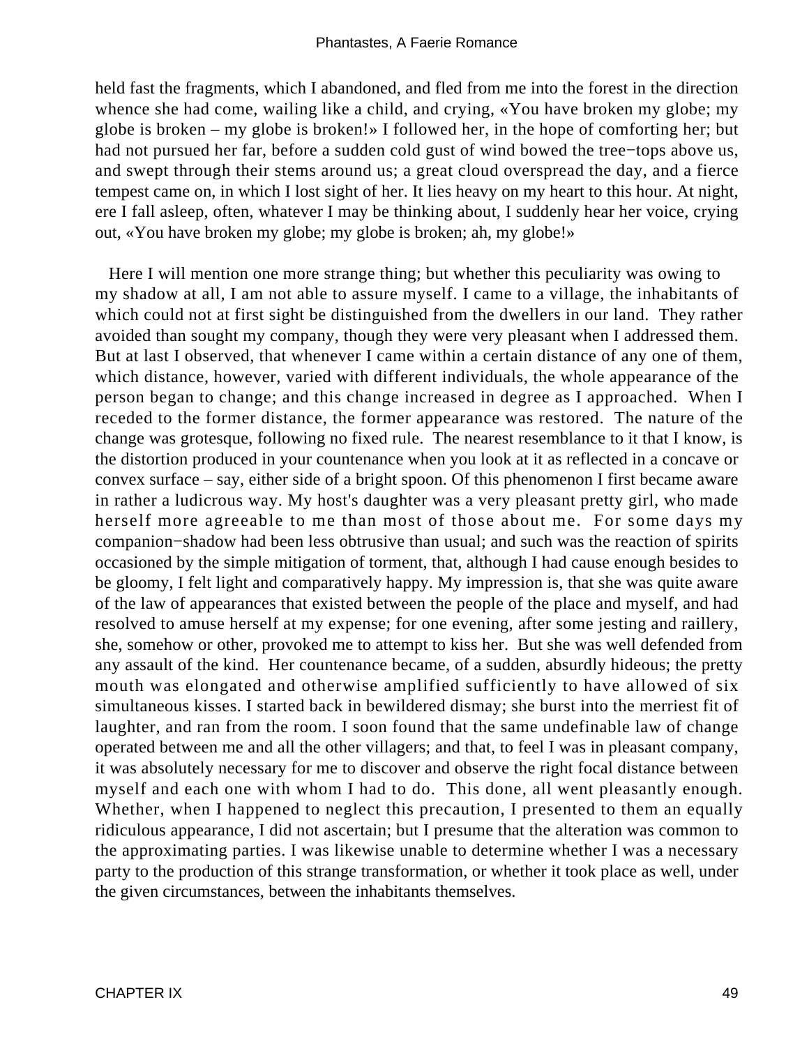held fast the fragments, which I abandoned, and fled from me into the forest in the direction whence she had come, wailing like a child, and crying, «You have broken my globe; my globe is broken – my globe is broken!» I followed her, in the hope of comforting her; but had not pursued her far, before a sudden cold gust of wind bowed the tree−tops above us, and swept through their stems around us; a great cloud overspread the day, and a fierce tempest came on, in which I lost sight of her. It lies heavy on my heart to this hour. At night, ere I fall asleep, often, whatever I may be thinking about, I suddenly hear her voice, crying out, «You have broken my globe; my globe is broken; ah, my globe!»

Here I will mention one more strange thing; but whether this peculiarity was owing to my shadow at all, I am not able to assure myself. I came to a village, the inhabitants of which could not at first sight be distinguished from the dwellers in our land. They rather avoided than sought my company, though they were very pleasant when I addressed them. But at last I observed, that whenever I came within a certain distance of any one of them, which distance, however, varied with different individuals, the whole appearance of the person began to change; and this change increased in degree as I approached. When I receded to the former distance, the former appearance was restored. The nature of the change was grotesque, following no fixed rule. The nearest resemblance to it that I know, is the distortion produced in your countenance when you look at it as reflected in a concave or convex surface – say, either side of a bright spoon. Of this phenomenon I first became aware in rather a ludicrous way. My host's daughter was a very pleasant pretty girl, who made herself more agreeable to me than most of those about me. For some days my companion−shadow had been less obtrusive than usual; and such was the reaction of spirits occasioned by the simple mitigation of torment, that, although I had cause enough besides to be gloomy, I felt light and comparatively happy. My impression is, that she was quite aware of the law of appearances that existed between the people of the place and myself, and had resolved to amuse herself at my expense; for one evening, after some jesting and raillery, she, somehow or other, provoked me to attempt to kiss her. But she was well defended from any assault of the kind. Her countenance became, of a sudden, absurdly hideous; the pretty mouth was elongated and otherwise amplified sufficiently to have allowed of six simultaneous kisses. I started back in bewildered dismay; she burst into the merriest fit of laughter, and ran from the room. I soon found that the same undefinable law of change operated between me and all the other villagers; and that, to feel I was in pleasant company, it was absolutely necessary for me to discover and observe the right focal distance between myself and each one with whom I had to do. This done, all went pleasantly enough. Whether, when I happened to neglect this precaution, I presented to them an equally ridiculous appearance, I did not ascertain; but I presume that the alteration was common to the approximating parties. I was likewise unable to determine whether I was a necessary party to the production of this strange transformation, or whether it took place as well, under the given circumstances, between the inhabitants themselves.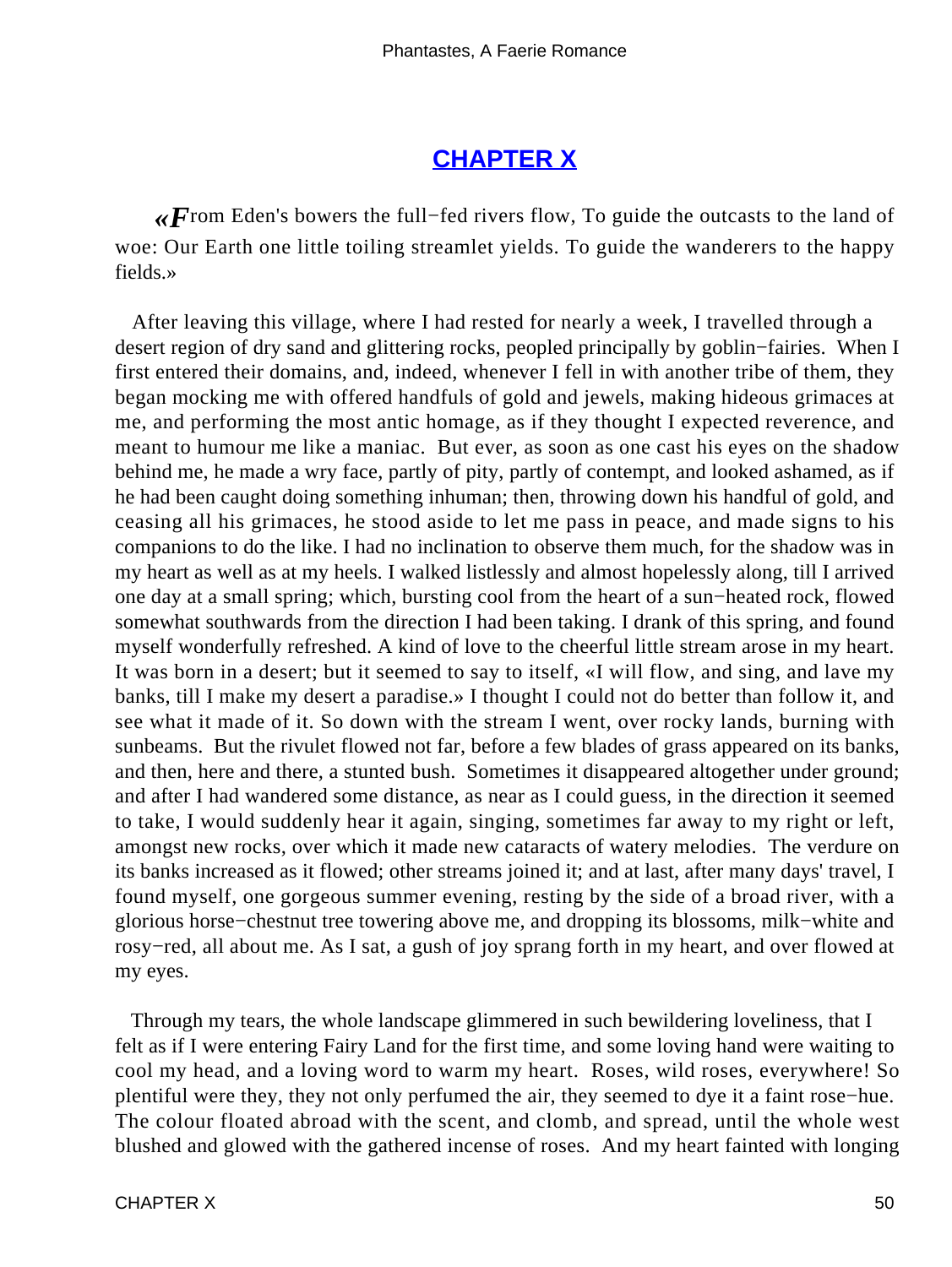## CHAPTER X

*«F*rom Eden's bowers the full−fed rivers flow, To guide the outcasts to the land of woe: Our Earth one little toiling streamlet yields. To guide the wanderers to the happy fields.»

After leaving this village, where I had rested for nearly a week, I travelled through a desert region of dry sand and glittering rocks, peopled principally by goblin−fairies. When I first entered their domains, and, indeed, whenever I fell in with another tribe of them, they began mocking me with offered handfuls of gold and jewels, making hideous grimaces at me, and performing the most antic homage, as if they thought I expected reverence, and meant to humour me like a maniac. But ever, as soon as one cast his eyes on the shadow behind me, he made a wry face, partly of pity, partly of contempt, and looked ashamed, as if he had been caught doing something inhuman; then, throwing down his handful of gold, and ceasing all his grimaces, he stood aside to let me pass in peace, and made signs to his companions to do the like. I had no inclination to observe them much, for the shadow was in my heart as well as at my heels. I walked listlessly and almost hopelessly along, till I arrived one day at a small spring; which, bursting cool from the heart of a sun−heated rock, flowed somewhat southwards from the direction I had been taking. I drank of this spring, and found myself wonderfully refreshed. A kind of love to the cheerful little stream arose in my heart. It was born in a desert; but it seemed to say to itself, «I will flow, and sing, and lave my banks, till I make my desert a paradise.» I thought I could not do better than follow it, and see what it made of it. So down with the stream I went, over rocky lands, burning with sunbeams. But the rivulet flowed not far, before a few blades of grass appeared on its banks, and then, here and there, a stunted bush. Sometimes it disappeared altogether under ground; and after I had wandered some distance, as near as I could guess, in the direction it seemed to take, I would suddenly hear it again, singing, sometimes far away to my right or left, amongst new rocks, over which it made new cataracts of watery melodies. The verdure on its banks increased as it flowed; other streams joined it; and at last, after many days' travel, I found myself, one gorgeous summer evening, resting by the side of a broad river, with a glorious horse−chestnut tree towering above me, and dropping its blossoms, milk−white and rosy−red, all about me. As I sat, a gush of joy sprang forth in my heart, and over flowed at my eyes.

Through my tears, the whole landscape glimmered in such bewildering loveliness, that I felt as if I were entering Fairy Land for the first time, and some loving hand were waiting to cool my head, and a loving word to warm my heart. Roses, wild roses, everywhere! So plentiful were they, they not only perfumed the air, they seemed to dye it a faint rose−hue. The colour floated abroad with the scent, and clomb, and spread, until the whole west blushed and glowed with the gathered incense of roses. And my heart fainted with longing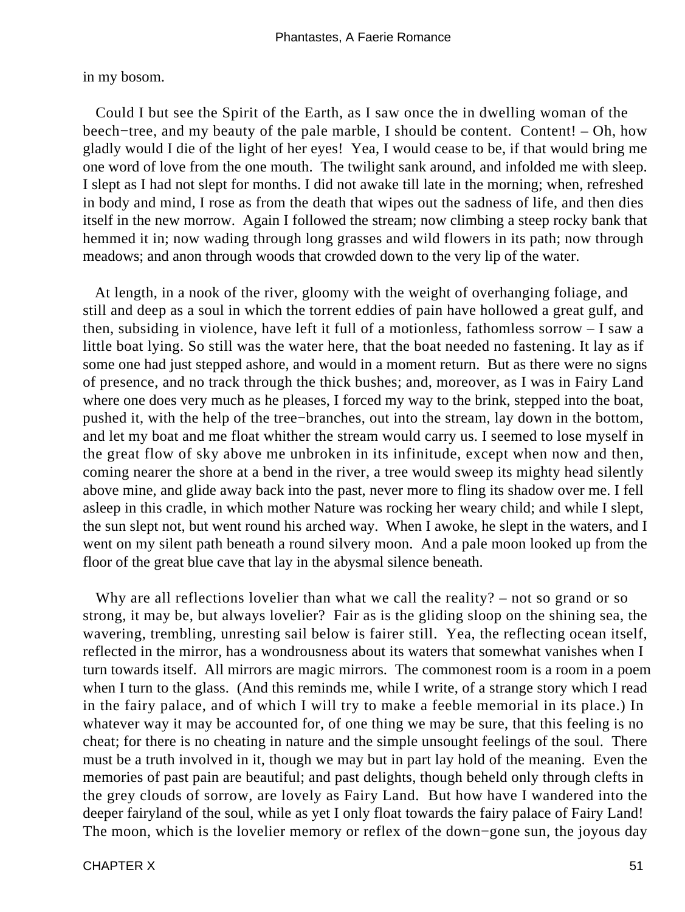in my bosom.

Could I but see the Spirit of the Earth, as I saw once the in dwelling woman of the beech−tree, and my beauty of the pale marble, I should be content. Content! – Oh, how gladly would I die of the light of her eyes! Yea, I would cease to be, if that would bring me one word of love from the one mouth. The twilight sank around, and infolded me with sleep. I slept as I had not slept for months. I did not awake till late in the morning; when, refreshed in body and mind, I rose as from the death that wipes out the sadness of life, and then dies itself in the new morrow. Again I followed the stream; now climbing a steep rocky bank that hemmed it in; now wading through long grasses and wild flowers in its path; now through meadows; and anon through woods that crowded down to the very lip of the water.

At length, in a nook of the river, gloomy with the weight of overhanging foliage, and still and deep as a soul in which the torrent eddies of pain have hollowed a great gulf, and then, subsiding in violence, have left it full of a motionless, fathomless sorrow – I saw a little boat lying. So still was the water here, that the boat needed no fastening. It lay as if some one had just stepped ashore, and would in a moment return. But as there were no signs of presence, and no track through the thick bushes; and, moreover, as I was in Fairy Land where one does very much as he pleases, I forced my way to the brink, stepped into the boat, pushed it, with the help of the tree−branches, out into the stream, lay down in the bottom, and let my boat and me float whither the stream would carry us. I seemed to lose myself in the great flow of sky above me unbroken in its infinitude, except when now and then, coming nearer the shore at a bend in the river, a tree would sweep its mighty head silently above mine, and glide away back into the past, never more to fling its shadow over me. I fell asleep in this cradle, in which mother Nature was rocking her weary child; and while I slept, the sun slept not, but went round his arched way. When I awoke, he slept in the waters, and I went on my silent path beneath a round silvery moon. And a pale moon looked up from the floor of the great blue cave that lay in the abysmal silence beneath.

Why are all reflections lovelier than what we call the reality? – not so grand or so strong, it may be, but always lovelier? Fair as is the gliding sloop on the shining sea, the wavering, trembling, unresting sail below is fairer still. Yea, the reflecting ocean itself, reflected in the mirror, has a wondrousness about its waters that somewhat vanishes when I turn towards itself. All mirrors are magic mirrors. The commonest room is a room in a poem when I turn to the glass. (And this reminds me, while I write, of a strange story which I read in the fairy palace, and of which I will try to make a feeble memorial in its place.) In whatever way it may be accounted for, of one thing we may be sure, that this feeling is no cheat; for there is no cheating in nature and the simple unsought feelings of the soul. There must be a truth involved in it, though we may but in part lay hold of the meaning. Even the memories of past pain are beautiful; and past delights, though beheld only through clefts in the grey clouds of sorrow, are lovely as Fairy Land. But how have I wandered into the deeper fairyland of the soul, while as yet I only float towards the fairy palace of Fairy Land! The moon, which is the lovelier memory or reflex of the down−gone sun, the joyous day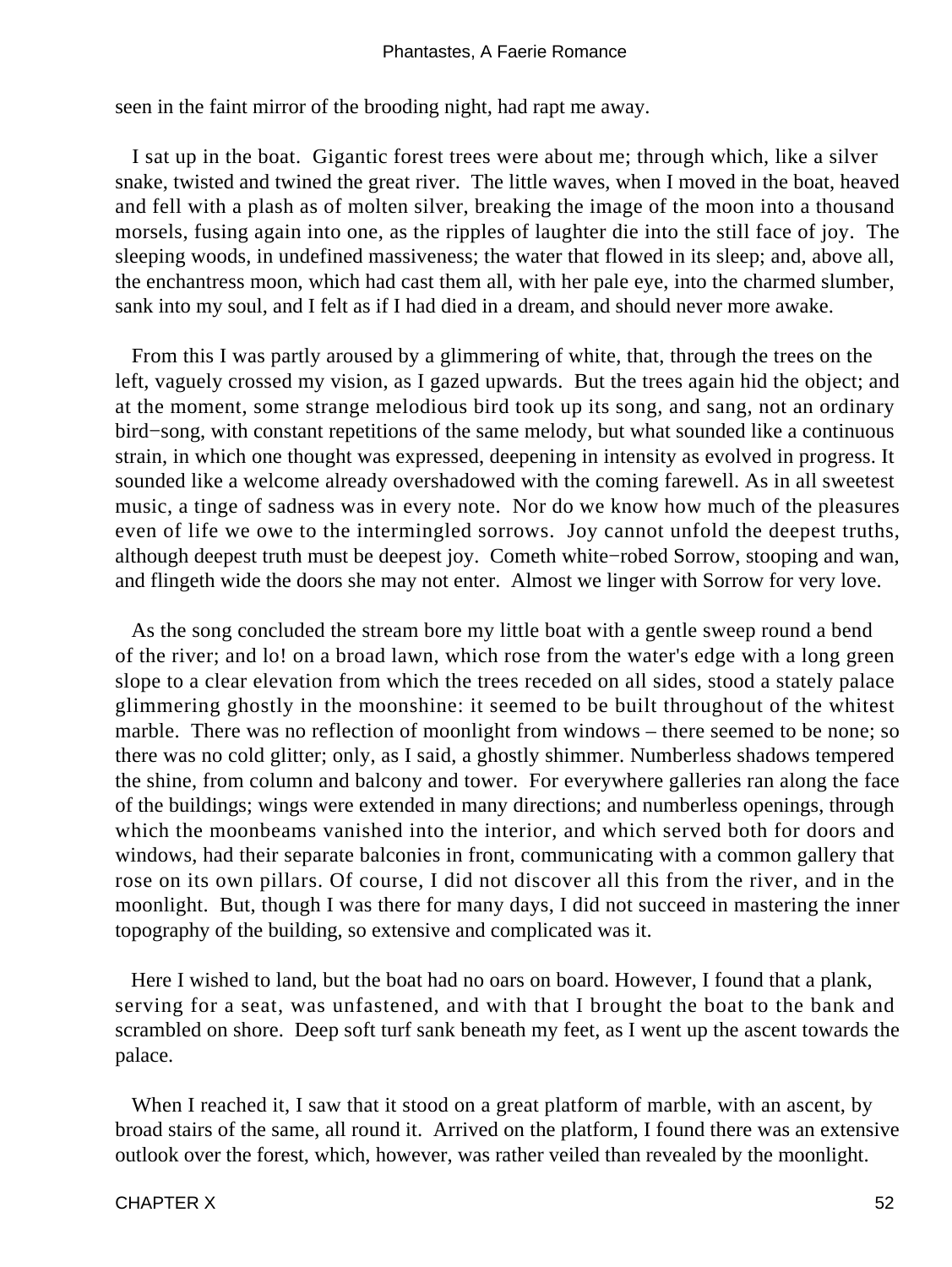seen in the faint mirror of the brooding night, had rapt me away.

I sat up in the boat. Gigantic forest trees were about me; through which, like a silver snake, twisted and twined the great river. The little waves, when I moved in the boat, heaved and fell with a plash as of molten silver, breaking the image of the moon into a thousand morsels, fusing again into one, as the ripples of laughter die into the still face of joy. The sleeping woods, in undefined massiveness; the water that flowed in its sleep; and, above all, the enchantress moon, which had cast them all, with her pale eye, into the charmed slumber, sank into my soul, and I felt as if I had died in a dream, and should never more awake.

From this I was partly aroused by a glimmering of white, that, through the trees on the left, vaguely crossed my vision, as I gazed upwards. But the trees again hid the object; and at the moment, some strange melodious bird took up its song, and sang, not an ordinary bird−song, with constant repetitions of the same melody, but what sounded like a continuous strain, in which one thought was expressed, deepening in intensity as evolved in progress. It sounded like a welcome already overshadowed with the coming farewell. As in all sweetest music, a tinge of sadness was in every note. Nor do we know how much of the pleasures even of life we owe to the intermingled sorrows. Joy cannot unfold the deepest truths, although deepest truth must be deepest joy. Cometh white−robed Sorrow, stooping and wan, and flingeth wide the doors she may not enter. Almost we linger with Sorrow for very love.

As the song concluded the stream bore my little boat with a gentle sweep round a bend of the river; and lo! on a broad lawn, which rose from the water's edge with a long green slope to a clear elevation from which the trees receded on all sides, stood a stately palace glimmering ghostly in the moonshine: it seemed to be built throughout of the whitest marble. There was no reflection of moonlight from windows – there seemed to be none; so there was no cold glitter; only, as I said, a ghostly shimmer. Numberless shadows tempered the shine, from column and balcony and tower. For everywhere galleries ran along the face of the buildings; wings were extended in many directions; and numberless openings, through which the moonbeams vanished into the interior, and which served both for doors and windows, had their separate balconies in front, communicating with a common gallery that rose on its own pillars. Of course, I did not discover all this from the river, and in the moonlight. But, though I was there for many days, I did not succeed in mastering the inner topography of the building, so extensive and complicated was it.

Here I wished to land, but the boat had no oars on board. However, I found that a plank, serving for a seat, was unfastened, and with that I brought the boat to the bank and scrambled on shore. Deep soft turf sank beneath my feet, as I went up the ascent towards the palace.

When I reached it, I saw that it stood on a great platform of marble, with an ascent, by broad stairs of the same, all round it. Arrived on the platform, I found there was an extensive outlook over the forest, which, however, was rather veiled than revealed by the moonlight.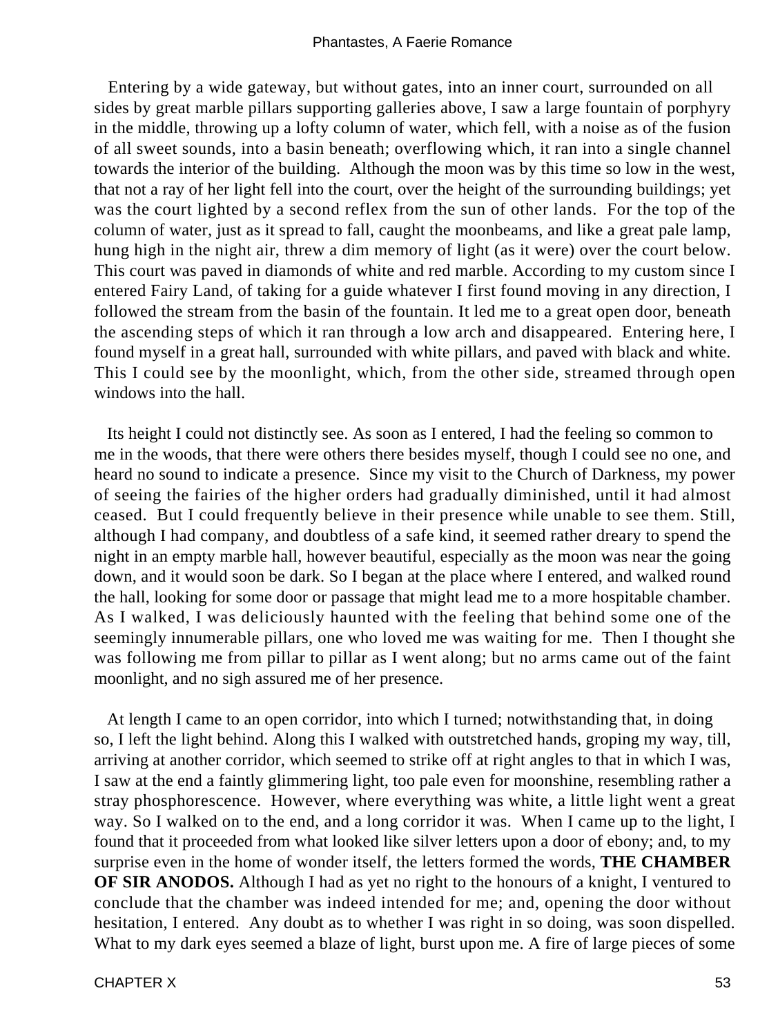Entering by a wide gateway, but without gates, into an inner court, surrounded on all sides by great marble pillars supporting galleries above, I saw a large fountain of porphyry in the middle, throwing up a lofty column of water, which fell, with a noise as of the fusion of all sweet sounds, into a basin beneath; overflowing which, it ran into a single channel towards the interior of the building. Although the moon was by this time so low in the west, that not a ray of her light fell into the court, over the height of the surrounding buildings; yet was the court lighted by a second reflex from the sun of other lands. For the top of the column of water, just as it spread to fall, caught the moonbeams, and like a great pale lamp, hung high in the night air, threw a dim memory of light (as it were) over the court below. This court was paved in diamonds of white and red marble. According to my custom since I entered Fairy Land, of taking for a guide whatever I first found moving in any direction, I followed the stream from the basin of the fountain. It led me to a great open door, beneath the ascending steps of which it ran through a low arch and disappeared. Entering here, I found myself in a great hall, surrounded with white pillars, and paved with black and white. This I could see by the moonlight, which, from the other side, streamed through open windows into the hall.

Its height I could not distinctly see. As soon as I entered, I had the feeling so common to me in the woods, that there were others there besides myself, though I could see no one, and heard no sound to indicate a presence. Since my visit to the Church of Darkness, my power of seeing the fairies of the higher orders had gradually diminished, until it had almost ceased. But I could frequently believe in their presence while unable to see them. Still, although I had company, and doubtless of a safe kind, it seemed rather dreary to spend the night in an empty marble hall, however beautiful, especially as the moon was near the going down, and it would soon be dark. So I began at the place where I entered, and walked round the hall, looking for some door or passage that might lead me to a more hospitable chamber. As I walked, I was deliciously haunted with the feeling that behind some one of the seemingly innumerable pillars, one who loved me was waiting for me. Then I thought she was following me from pillar to pillar as I went along; but no arms came out of the faint moonlight, and no sigh assured me of her presence.

At length I came to an open corridor, into which I turned; notwithstanding that, in doing so, I left the light behind. Along this I walked with outstretched hands, groping my way, till, arriving at another corridor, which seemed to strike off at right angles to that in which I was, I saw at the end a faintly glimmering light, too pale even for moonshine, resembling rather a stray phosphorescence. However, where everything was white, a little light went a great way. So I walked on to the end, and a long corridor it was. When I came up to the light, I found that it proceeded from what looked like silver letters upon a door of ebony; and, to my surprise even in the home of wonder itself, the letters formed the words, **THE CHAMBER OF SIR ANODOS.** Although I had as yet no right to the honours of a knight, I ventured to conclude that the chamber was indeed intended for me; and, opening the door without hesitation, I entered. Any doubt as to whether I was right in so doing, was soon dispelled. What to my dark eyes seemed a blaze of light, burst upon me. A fire of large pieces of some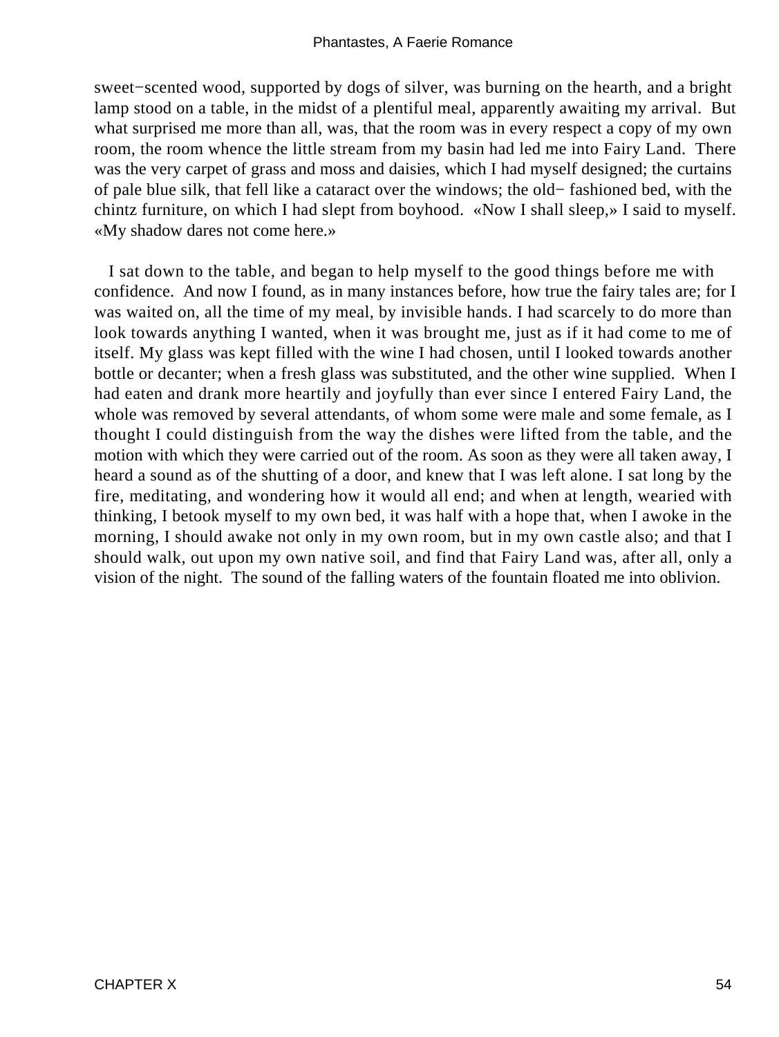sweet−scented wood, supported by dogs of silver, was burning on the hearth, and a bright lamp stood on a table, in the midst of a plentiful meal, apparently awaiting my arrival. But what surprised me more than all, was, that the room was in every respect a copy of my own room, the room whence the little stream from my basin had led me into Fairy Land. There was the very carpet of grass and moss and daisies, which I had myself designed; the curtains of pale blue silk, that fell like a cataract over the windows; the old− fashioned bed, with the chintz furniture, on which I had slept from boyhood. «Now I shall sleep,» I said to myself. «My shadow dares not come here.»

I sat down to the table, and began to help myself to the good things before me with confidence. And now I found, as in many instances before, how true the fairy tales are; for I was waited on, all the time of my meal, by invisible hands. I had scarcely to do more than look towards anything I wanted, when it was brought me, just as if it had come to me of itself. My glass was kept filled with the wine I had chosen, until I looked towards another bottle or decanter; when a fresh glass was substituted, and the other wine supplied. When I had eaten and drank more heartily and joyfully than ever since I entered Fairy Land, the whole was removed by several attendants, of whom some were male and some female, as I thought I could distinguish from the way the dishes were lifted from the table, and the motion with which they were carried out of the room. As soon as they were all taken away, I heard a sound as of the shutting of a door, and knew that I was left alone. I sat long by the fire, meditating, and wondering how it would all end; and when at length, wearied with thinking, I betook myself to my own bed, it was half with a hope that, when I awoke in the morning, I should awake not only in my own room, but in my own castle also; and that I should walk, out upon my own native soil, and find that Fairy Land was, after all, only a vision of the night. The sound of the falling waters of the fountain floated me into oblivion.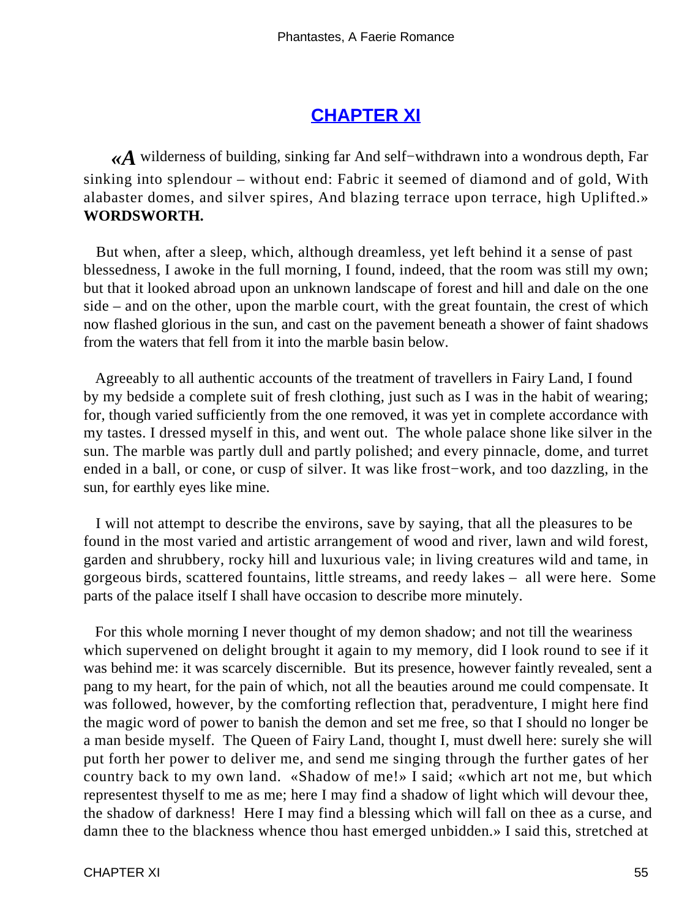## CHAPTER XI

*«A wilderness of building, sinking far And self−withdrawn into a wondrous depth, Far sinking into splendour – without end: Fabric it seemed of diamond and of gold, With alabaster domes, and silver spires, And blazing terrace upon terrace, high Uplifted.»* **WORDSWORTH.**

But when, after a sleep, which, although dreamless, yet left behind it a sense of past blessedness, I awoke in the full morning, I found, indeed, that the room was still my own; but that it looked abroad upon an unknown landscape of forest and hill and dale on the one side – and on the other, upon the marble court, with the great fountain, the crest of which now flashed glorious in the sun, and cast on the pavement beneath a shower of faint shadows from the waters that fell from it into the marble basin below.

Agreeably to all authentic accounts of the treatment of travellers in Fairy Land, I found by my bedside a complete suit of fresh clothing, just such as I was in the habit of wearing; for, though varied sufficiently from the one removed, it was yet in complete accordance with my tastes. I dressed myself in this, and went out. The whole palace shone like silver in the sun. The marble was partly dull and partly polished; and every pinnacle, dome, and turret ended in a ball, or cone, or cusp of silver. It was like frost−work, and too dazzling, in the sun, for earthly eyes like mine.

I will not attempt to describe the environs, save by saying, that all the pleasures to be found in the most varied and artistic arrangement of wood and river, lawn and wild forest, garden and shrubbery, rocky hill and luxurious vale; in living creatures wild and tame, in gorgeous birds, scattered fountains, little streams, and reedy lakes – all were here. Some parts of the palace itself I shall have occasion to describe more minutely.

For this whole morning I never thought of my demon shadow; and not till the weariness which supervened on delight brought it again to my memory, did I look round to see if it was behind me: it was scarcely discernible. But its presence, however faintly revealed, sent a pang to my heart, for the pain of which, not all the beauties around me could compensate. It was followed, however, by the comforting reflection that, peradventure, I might here find the magic word of power to banish the demon and set me free, so that I should no longer be a man beside myself. The Queen of Fairy Land, thought I, must dwell here: surely she will put forth her power to deliver me, and send me singing through the further gates of her country back to my own land. «Shadow of me!» I said; «which art not me, but which representest thyself to me as me; here I may find a shadow of light which will devour thee, the shadow of darkness! Here I may find a blessing which will fall on thee as a curse, and damn thee to the blackness whence thou hast emerged unbidden.» I said this, stretched at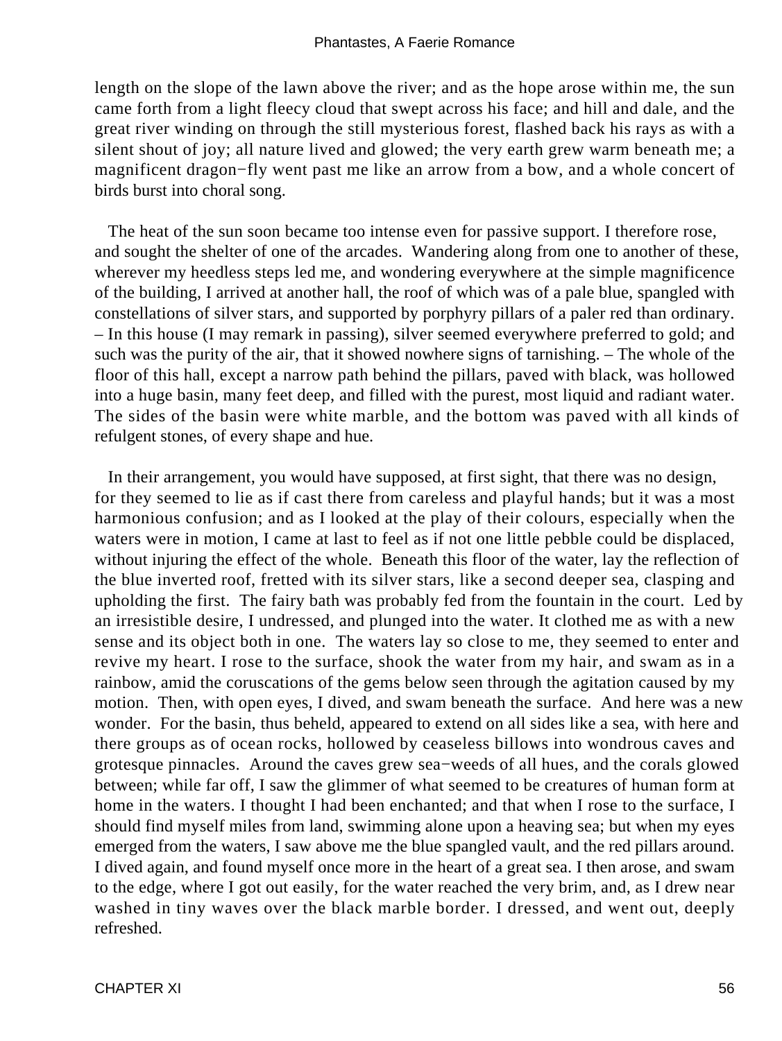length on the slope of the lawn above the river; and as the hope arose within me, the sun came forth from a light fleecy cloud that swept across his face; and hill and dale, and the great river winding on through the still mysterious forest, flashed back his rays as with a silent shout of joy; all nature lived and glowed; the very earth grew warm beneath me; a magnificent dragon−fly went past me like an arrow from a bow, and a whole concert of birds burst into choral song.

The heat of the sun soon became too intense even for passive support. I therefore rose, and sought the shelter of one of the arcades. Wandering along from one to another of these, wherever my heedless steps led me, and wondering everywhere at the simple magnificence of the building, I arrived at another hall, the roof of which was of a pale blue, spangled with constellations of silver stars, and supported by porphyry pillars of a paler red than ordinary. – In this house (I may remark in passing), silver seemed everywhere preferred to gold; and such was the purity of the air, that it showed nowhere signs of tarnishing. – The whole of the floor of this hall, except a narrow path behind the pillars, paved with black, was hollowed into a huge basin, many feet deep, and filled with the purest, most liquid and radiant water. The sides of the basin were white marble, and the bottom was paved with all kinds of refulgent stones, of every shape and hue.

In their arrangement, you would have supposed, at first sight, that there was no design, for they seemed to lie as if cast there from careless and playful hands; but it was a most harmonious confusion; and as I looked at the play of their colours, especially when the waters were in motion, I came at last to feel as if not one little pebble could be displaced, without injuring the effect of the whole. Beneath this floor of the water, lay the reflection of the blue inverted roof, fretted with its silver stars, like a second deeper sea, clasping and upholding the first. The fairy bath was probably fed from the fountain in the court. Led by an irresistible desire, I undressed, and plunged into the water. It clothed me as with a new sense and its object both in one. The waters lay so close to me, they seemed to enter and revive my heart. I rose to the surface, shook the water from my hair, and swam as in a rainbow, amid the coruscations of the gems below seen through the agitation caused by my motion. Then, with open eyes, I dived, and swam beneath the surface. And here was a new wonder. For the basin, thus beheld, appeared to extend on all sides like a sea, with here and there groups as of ocean rocks, hollowed by ceaseless billows into wondrous caves and grotesque pinnacles. Around the caves grew sea−weeds of all hues, and the corals glowed between; while far off, I saw the glimmer of what seemed to be creatures of human form at home in the waters. I thought I had been enchanted; and that when I rose to the surface, I should find myself miles from land, swimming alone upon a heaving sea; but when my eyes emerged from the waters, I saw above me the blue spangled vault, and the red pillars around. I dived again, and found myself once more in the heart of a great sea. I then arose, and swam to the edge, where I got out easily, for the water reached the very brim, and, as I drew near washed in tiny waves over the black marble border. I dressed, and went out, deeply refreshed.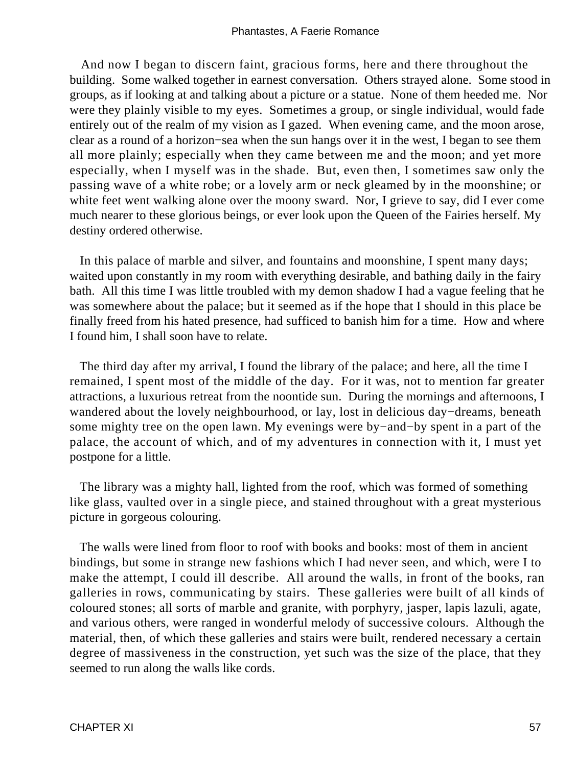And now I began to discern faint, gracious forms, here and there throughout the building. Some walked together in earnest conversation. Others strayed alone. Some stood in groups, as if looking at and talking about a picture or a statue. None of them heeded me. Nor were they plainly visible to my eyes. Sometimes a group, or single individual, would fade entirely out of the realm of my vision as I gazed. When evening came, and the moon arose, clear as a round of a horizon−sea when the sun hangs over it in the west, I began to see them all more plainly; especially when they came between me and the moon; and yet more especially, when I myself was in the shade. But, even then, I sometimes saw only the passing wave of a white robe; or a lovely arm or neck gleamed by in the moonshine; or white feet went walking alone over the moony sward. Nor, I grieve to say, did I ever come much nearer to these glorious beings, or ever look upon the Queen of the Fairies herself. My destiny ordered otherwise.

In this palace of marble and silver, and fountains and moonshine, I spent many days; waited upon constantly in my room with everything desirable, and bathing daily in the fairy bath. All this time I was little troubled with my demon shadow I had a vague feeling that he was somewhere about the palace; but it seemed as if the hope that I should in this place be finally freed from his hated presence, had sufficed to banish him for a time. How and where I found him, I shall soon have to relate.

The third day after my arrival, I found the library of the palace; and here, all the time I remained, I spent most of the middle of the day. For it was, not to mention far greater attractions, a luxurious retreat from the noontide sun. During the mornings and afternoons, I wandered about the lovely neighbourhood, or lay, lost in delicious day−dreams, beneath some mighty tree on the open lawn. My evenings were by−and−by spent in a part of the palace, the account of which, and of my adventures in connection with it, I must yet postpone for a little.

The library was a mighty hall, lighted from the roof, which was formed of something like glass, vaulted over in a single piece, and stained throughout with a great mysterious picture in gorgeous colouring.

The walls were lined from floor to roof with books and books: most of them in ancient bindings, but some in strange new fashions which I had never seen, and which, were I to make the attempt, I could ill describe. All around the walls, in front of the books, ran galleries in rows, communicating by stairs. These galleries were built of all kinds of coloured stones; all sorts of marble and granite, with porphyry, jasper, lapis lazuli, agate, and various others, were ranged in wonderful melody of successive colours. Although the material, then, of which these galleries and stairs were built, rendered necessary a certain degree of massiveness in the construction, yet such was the size of the place, that they seemed to run along the walls like cords.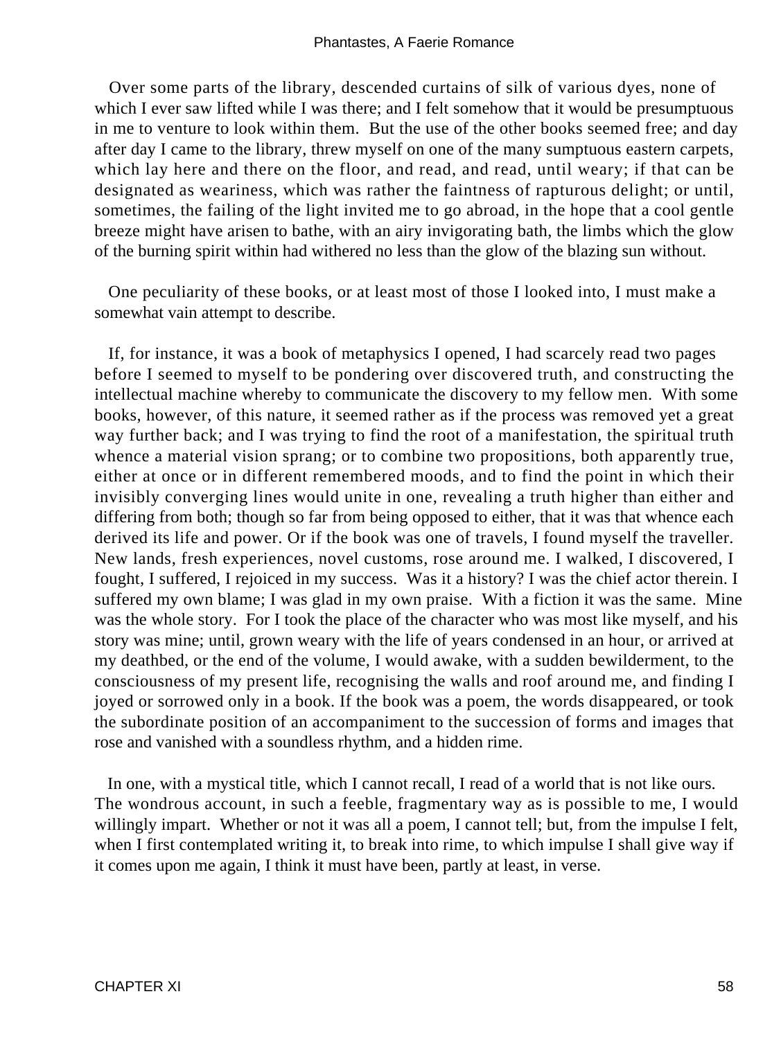Over some parts of the library, descended curtains of silk of various dyes, none of which I ever saw lifted while I was there; and I felt somehow that it would be presumptuous in me to venture to look within them. But the use of the other books seemed free; and day after day I came to the library, threw myself on one of the many sumptuous eastern carpets, which lay here and there on the floor, and read, and read, until weary; if that can be designated as weariness, which was rather the faintness of rapturous delight; or until, sometimes, the failing of the light invited me to go abroad, in the hope that a cool gentle breeze might have arisen to bathe, with an airy invigorating bath, the limbs which the glow of the burning spirit within had withered no less than the glow of the blazing sun without.

One peculiarity of these books, or at least most of those I looked into, I must make a somewhat vain attempt to describe.

If, for instance, it was a book of metaphysics I opened, I had scarcely read two pages before I seemed to myself to be pondering over discovered truth, and constructing the intellectual machine whereby to communicate the discovery to my fellow men. With some books, however, of this nature, it seemed rather as if the process was removed yet a great way further back; and I was trying to find the root of a manifestation, the spiritual truth whence a material vision sprang; or to combine two propositions, both apparently true, either at once or in different remembered moods, and to find the point in which their invisibly converging lines would unite in one, revealing a truth higher than either and differing from both; though so far from being opposed to either, that it was that whence each derived its life and power. Or if the book was one of travels, I found myself the traveller. New lands, fresh experiences, novel customs, rose around me. I walked, I discovered, I fought, I suffered, I rejoiced in my success. Was it a history? I was the chief actor therein. I suffered my own blame; I was glad in my own praise. With a fiction it was the same. Mine was the whole story. For I took the place of the character who was most like myself, and his story was mine; until, grown weary with the life of years condensed in an hour, or arrived at my deathbed, or the end of the volume, I would awake, with a sudden bewilderment, to the consciousness of my present life, recognising the walls and roof around me, and finding I joyed or sorrowed only in a book. If the book was a poem, the words disappeared, or took the subordinate position of an accompaniment to the succession of forms and images that rose and vanished with a soundless rhythm, and a hidden rime.

In one, with a mystical title, which I cannot recall, I read of a world that is not like ours. The wondrous account, in such a feeble, fragmentary way as is possible to me, I would willingly impart. Whether or not it was all a poem, I cannot tell; but, from the impulse I felt, when I first contemplated writing it, to break into rime, to which impulse I shall give way if it comes upon me again, I think it must have been, partly at least, in verse.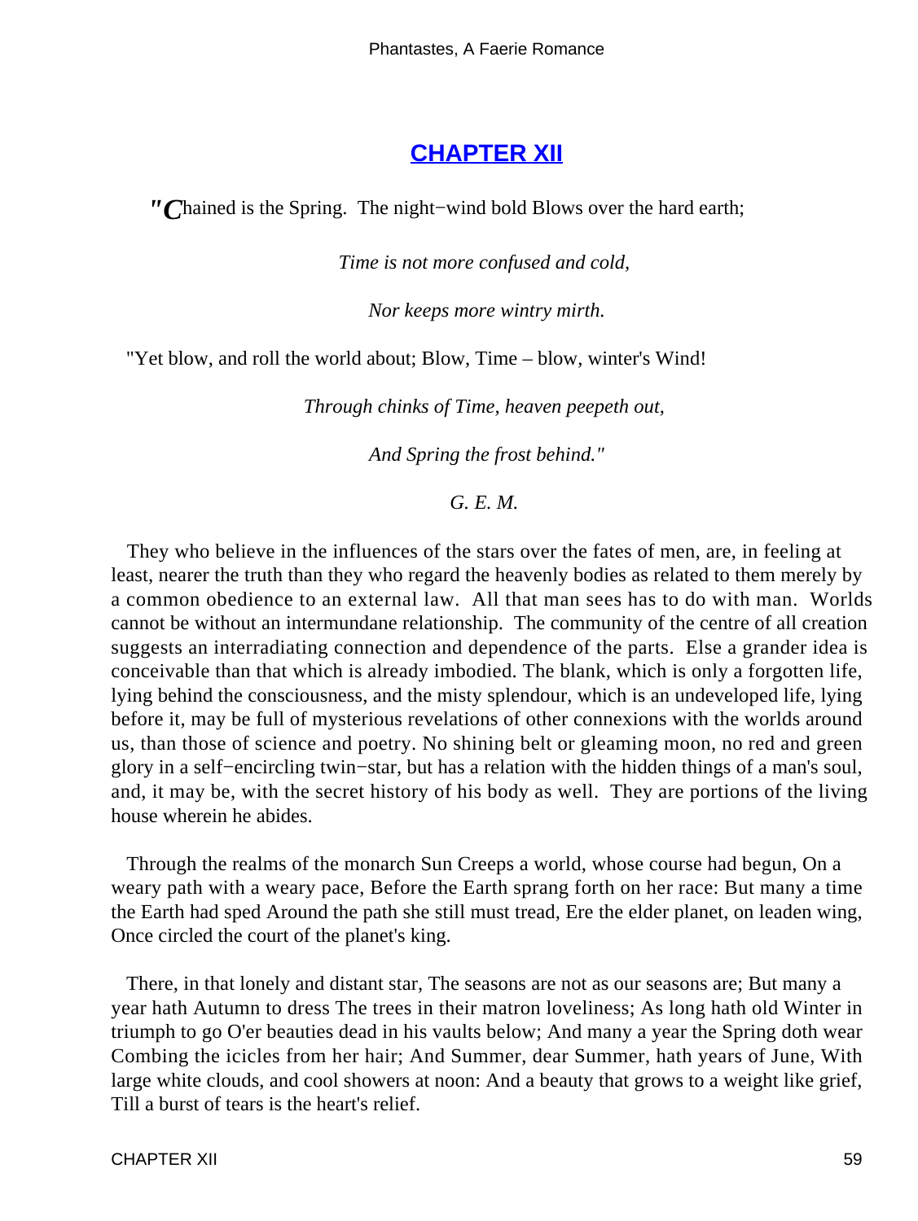## CHAPTER XII

"Chained is the Spring. The night−wind bold Blows over the hard earth;

*Time is not more confused and cold,*

*Nor keeps more wintry mirth.*

"Yet blow, and roll the world about; Blow, Time – blow, winter's Wind!

*Through chinks of Time, heaven peepeth out,*

*And Spring the frost behind."*

*G. E. M.*

They who believe in the influences of the stars over the fates of men, are, in feeling at least, nearer the truth than they who regard the heavenly bodies as related to them merely by a common obedience to an external law. All that man sees has to do with man. Worlds cannot be without an intermundane relationship. The community of the centre of all creation suggests an interradiating connection and dependence of the parts. Else a grander idea is conceivable than that which is already imbodied. The blank, which is only a forgotten life, lying behind the consciousness, and the misty splendour, which is an undeveloped life, lying before it, may be full of mysterious revelations of other connexions with the worlds around us, than those of science and poetry. No shining belt or gleaming moon, no red and green glory in a self−encircling twin−star, but has a relation with the hidden things of a man's soul, and, it may be, with the secret history of his body as well. They are portions of the living house wherein he abides.

Through the realms of the monarch Sun Creeps a world, whose course had begun, On a weary path with a weary pace, Before the Earth sprang forth on her race: But many a time the Earth had sped Around the path she still must tread, Ere the elder planet, on leaden wing, Once circled the court of the planet's king.

There, in that lonely and distant star, The seasons are not as our seasons are; But many a year hath Autumn to dress The trees in their matron loveliness; As long hath old Winter in triumph to go O'er beauties dead in his vaults below; And many a year the Spring doth wear Combing the icicles from her hair; And Summer, dear Summer, hath years of June, With large white clouds, and cool showers at noon: And a beauty that grows to a weight like grief, Till a burst of tears is the heart's relief.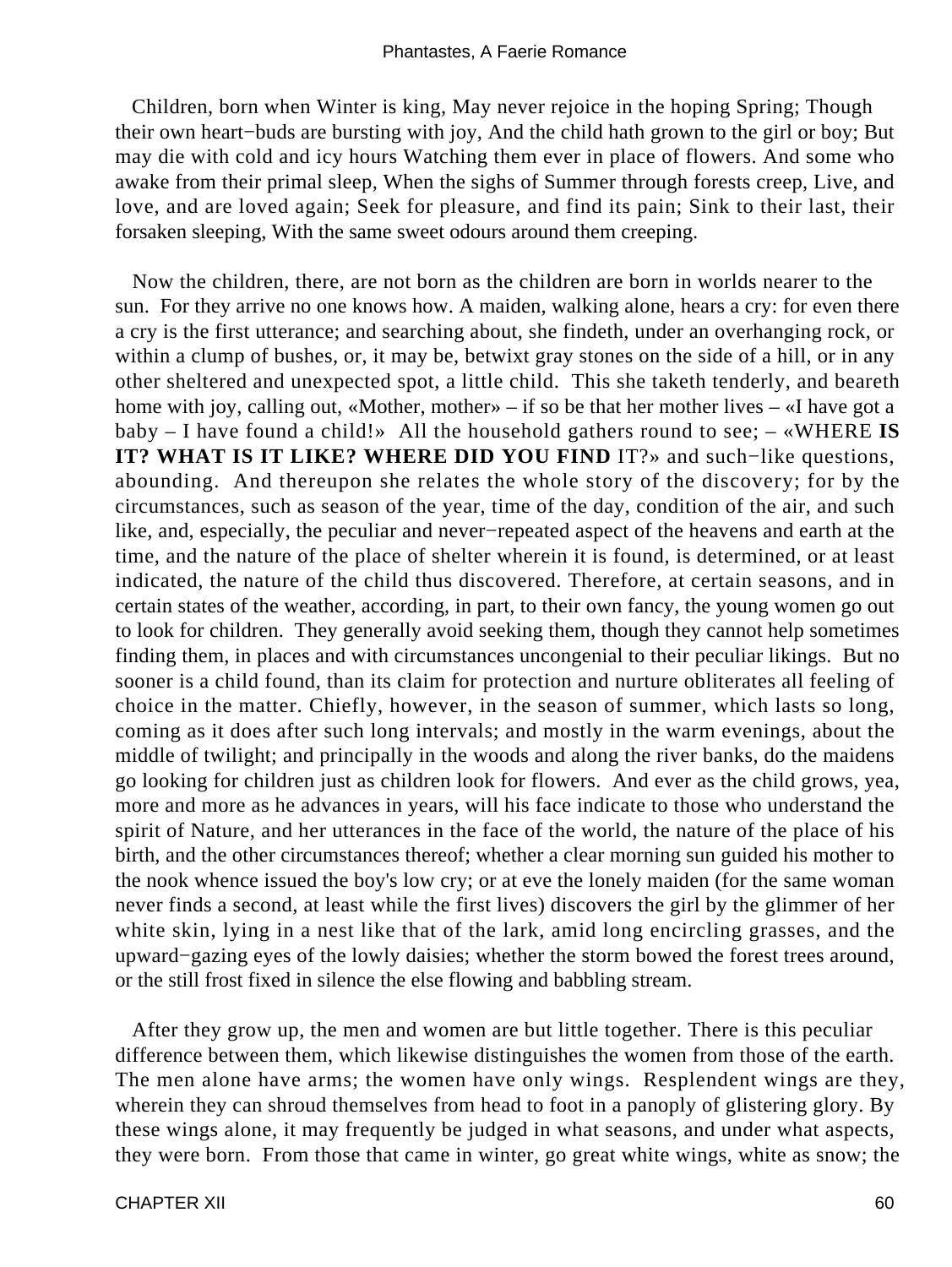Children, born when Winter is king, May never rejoice in the hoping Spring; Though their own heart−buds are bursting with joy, And the child hath grown to the girl or boy; But may die with cold and icy hours Watching them ever in place of flowers. And some who awake from their primal sleep, When the sighs of Summer through forests creep, Live, and love, and are loved again; Seek for pleasure, and find its pain; Sink to their last, their forsaken sleeping, With the same sweet odours around them creeping.

Now the children, there, are not born as the children are born in worlds nearer to the sun. For they arrive no one knows how. A maiden, walking alone, hears a cry: for even there a cry is the first utterance; and searching about, she findeth, under an overhanging rock, or within a clump of bushes, or, it may be, betwixt gray stones on the side of a hill, or in any other sheltered and unexpected spot, a little child. This she taketh tenderly, and beareth home with joy, calling out, «Mother, mother» – if so be that her mother lives – «I have got a baby – I have found a child!» All the household gathers round to see; – «WHERE **IS IT? WHAT IS IT LIKE? WHERE DID YOU FIND** IT?» and such−like questions, abounding. And thereupon she relates the whole story of the discovery; for by the circumstances, such as season of the year, time of the day, condition of the air, and such like, and, especially, the peculiar and never−repeated aspect of the heavens and earth at the time, and the nature of the place of shelter wherein it is found, is determined, or at least indicated, the nature of the child thus discovered. Therefore, at certain seasons, and in certain states of the weather, according, in part, to their own fancy, the young women go out to look for children. They generally avoid seeking them, though they cannot help sometimes finding them, in places and with circumstances uncongenial to their peculiar likings. But no sooner is a child found, than its claim for protection and nurture obliterates all feeling of choice in the matter. Chiefly, however, in the season of summer, which lasts so long, coming as it does after such long intervals; and mostly in the warm evenings, about the middle of twilight; and principally in the woods and along the river banks, do the maidens go looking for children just as children look for flowers. And ever as the child grows, yea, more and more as he advances in years, will his face indicate to those who understand the spirit of Nature, and her utterances in the face of the world, the nature of the place of his birth, and the other circumstances thereof; whether a clear morning sun guided his mother to the nook whence issued the boy's low cry; or at eve the lonely maiden (for the same woman never finds a second, at least while the first lives) discovers the girl by the glimmer of her white skin, lying in a nest like that of the lark, amid long encircling grasses, and the upward−gazing eyes of the lowly daisies; whether the storm bowed the forest trees around, or the still frost fixed in silence the else flowing and babbling stream.

After they grow up, the men and women are but little together. There is this peculiar difference between them, which likewise distinguishes the women from those of the earth. The men alone have arms; the women have only wings. Resplendent wings are they, wherein they can shroud themselves from head to foot in a panoply of glistering glory. By these wings alone, it may frequently be judged in what seasons, and under what aspects, they were born. From those that came in winter, go great white wings, white as snow; the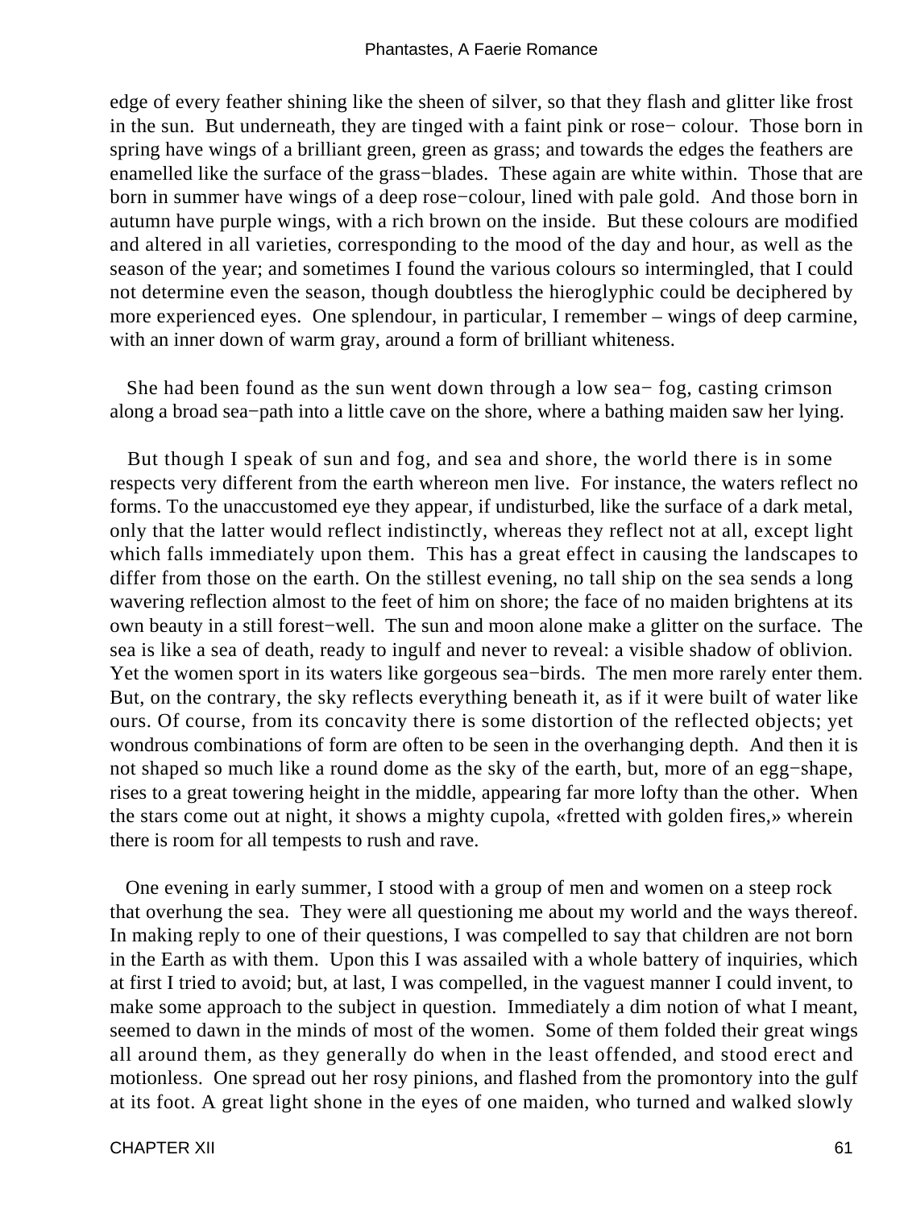edge of every feather shining like the sheen of silver, so that they flash and glitter like frost in the sun. But underneath, they are tinged with a faint pink or rose− colour. Those born in spring have wings of a brilliant green, green as grass; and towards the edges the feathers are enamelled like the surface of the grass−blades. These again are white within. Those that are born in summer have wings of a deep rose−colour, lined with pale gold. And those born in autumn have purple wings, with a rich brown on the inside. But these colours are modified and altered in all varieties, corresponding to the mood of the day and hour, as well as the season of the year; and sometimes I found the various colours so intermingled, that I could not determine even the season, though doubtless the hieroglyphic could be deciphered by more experienced eyes. One splendour, in particular, I remember – wings of deep carmine, with an inner down of warm gray, around a form of brilliant whiteness.

She had been found as the sun went down through a low sea− fog, casting crimson along a broad sea−path into a little cave on the shore, where a bathing maiden saw her lying.

But though I speak of sun and fog, and sea and shore, the world there is in some respects very different from the earth whereon men live. For instance, the waters reflect no forms. To the unaccustomed eye they appear, if undisturbed, like the surface of a dark metal, only that the latter would reflect indistinctly, whereas they reflect not at all, except light which falls immediately upon them. This has a great effect in causing the landscapes to differ from those on the earth. On the stillest evening, no tall ship on the sea sends a long wavering reflection almost to the feet of him on shore; the face of no maiden brightens at its own beauty in a still forest−well. The sun and moon alone make a glitter on the surface. The sea is like a sea of death, ready to ingulf and never to reveal: a visible shadow of oblivion. Yet the women sport in its waters like gorgeous sea−birds. The men more rarely enter them. But, on the contrary, the sky reflects everything beneath it, as if it were built of water like ours. Of course, from its concavity there is some distortion of the reflected objects; yet wondrous combinations of form are often to be seen in the overhanging depth. And then it is not shaped so much like a round dome as the sky of the earth, but, more of an egg−shape, rises to a great towering height in the middle, appearing far more lofty than the other. When the stars come out at night, it shows a mighty cupola, «fretted with golden fires,» wherein there is room for all tempests to rush and rave.

One evening in early summer, I stood with a group of men and women on a steep rock that overhung the sea. They were all questioning me about my world and the ways thereof. In making reply to one of their questions, I was compelled to say that children are not born in the Earth as with them. Upon this I was assailed with a whole battery of inquiries, which at first I tried to avoid; but, at last, I was compelled, in the vaguest manner I could invent, to make some approach to the subject in question. Immediately a dim notion of what I meant, seemed to dawn in the minds of most of the women. Some of them folded their great wings all around them, as they generally do when in the least offended, and stood erect and motionless. One spread out her rosy pinions, and flashed from the promontory into the gulf at its foot. A great light shone in the eyes of one maiden, who turned and walked slowly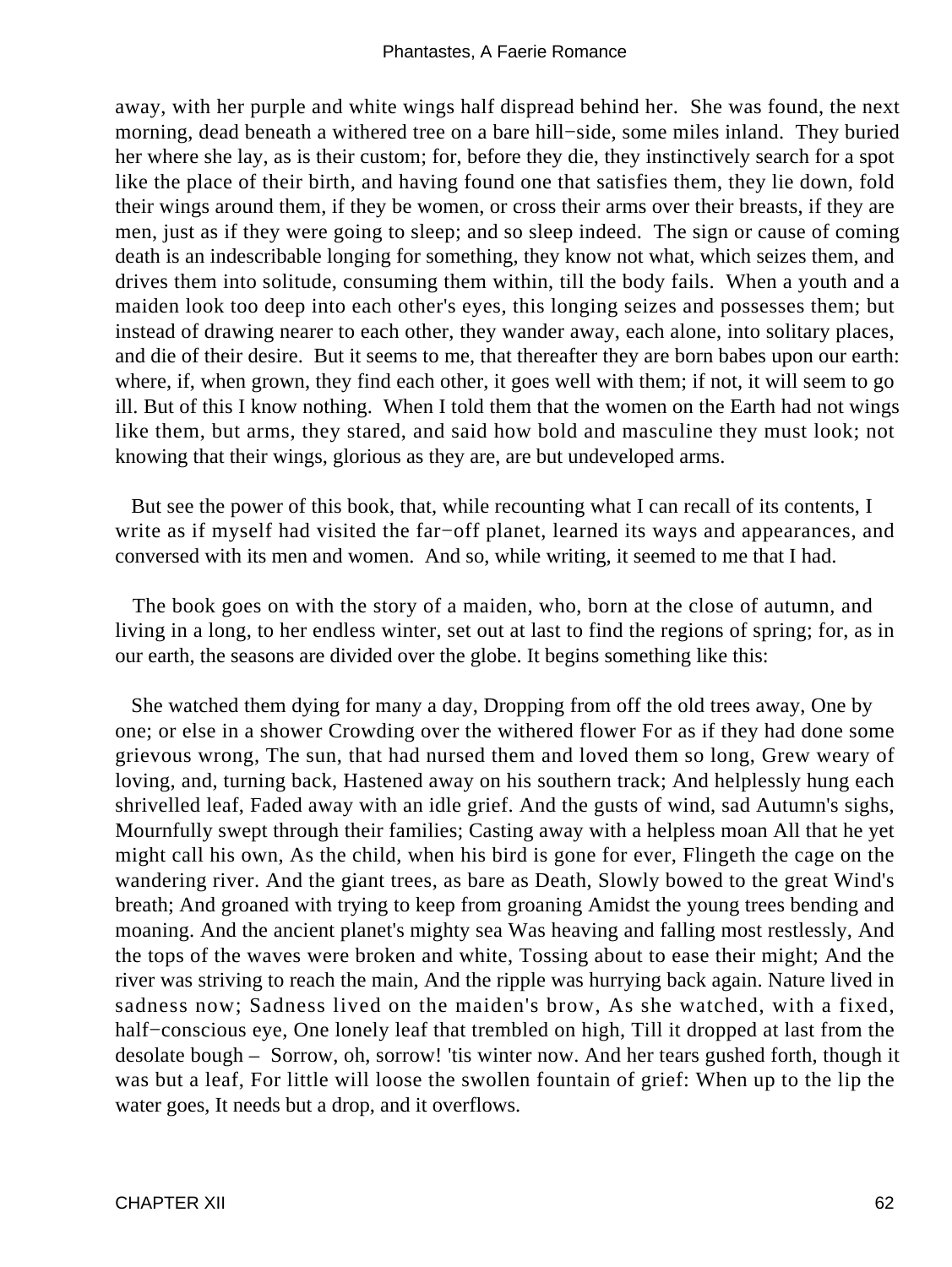away, with her purple and white wings half dispread behind her. She was found, the next morning, dead beneath a withered tree on a bare hill−side, some miles inland. They buried her where she lay, as is their custom; for, before they die, they instinctively search for a spot like the place of their birth, and having found one that satisfies them, they lie down, fold their wings around them, if they be women, or cross their arms over their breasts, if they are men, just as if they were going to sleep; and so sleep indeed. The sign or cause of coming death is an indescribable longing for something, they know not what, which seizes them, and drives them into solitude, consuming them within, till the body fails. When a youth and a maiden look too deep into each other's eyes, this longing seizes and possesses them; but instead of drawing nearer to each other, they wander away, each alone, into solitary places, and die of their desire. But it seems to me, that thereafter they are born babes upon our earth: where, if, when grown, they find each other, it goes well with them; if not, it will seem to go ill. But of this I know nothing. When I told them that the women on the Earth had not wings like them, but arms, they stared, and said how bold and masculine they must look; not knowing that their wings, glorious as they are, are but undeveloped arms.

But see the power of this book, that, while recounting what I can recall of its contents, I write as if myself had visited the far−off planet, learned its ways and appearances, and conversed with its men and women. And so, while writing, it seemed to me that I had.

The book goes on with the story of a maiden, who, born at the close of autumn, and living in a long, to her endless winter, set out at last to find the regions of spring; for, as in our earth, the seasons are divided over the globe. It begins something like this:

She watched them dying for many a day, Dropping from off the old trees away, One by one; or else in a shower Crowding over the withered flower For as if they had done some grievous wrong, The sun, that had nursed them and loved them so long, Grew weary of loving, and, turning back, Hastened away on his southern track; And helplessly hung each shrivelled leaf, Faded away with an idle grief. And the gusts of wind, sad Autumn's sighs, Mournfully swept through their families; Casting away with a helpless moan All that he yet might call his own, As the child, when his bird is gone for ever, Flingeth the cage on the wandering river. And the giant trees, as bare as Death, Slowly bowed to the great Wind's breath; And groaned with trying to keep from groaning Amidst the young trees bending and moaning. And the ancient planet's mighty sea Was heaving and falling most restlessly, And the tops of the waves were broken and white, Tossing about to ease their might; And the river was striving to reach the main, And the ripple was hurrying back again. Nature lived in sadness now; Sadness lived on the maiden's brow, As she watched, with a fixed, half−conscious eye, One lonely leaf that trembled on high, Till it dropped at last from the desolate bough – Sorrow, oh, sorrow! 'tis winter now. And her tears gushed forth, though it was but a leaf, For little will loose the swollen fountain of grief: When up to the lip the water goes, It needs but a drop, and it overflows.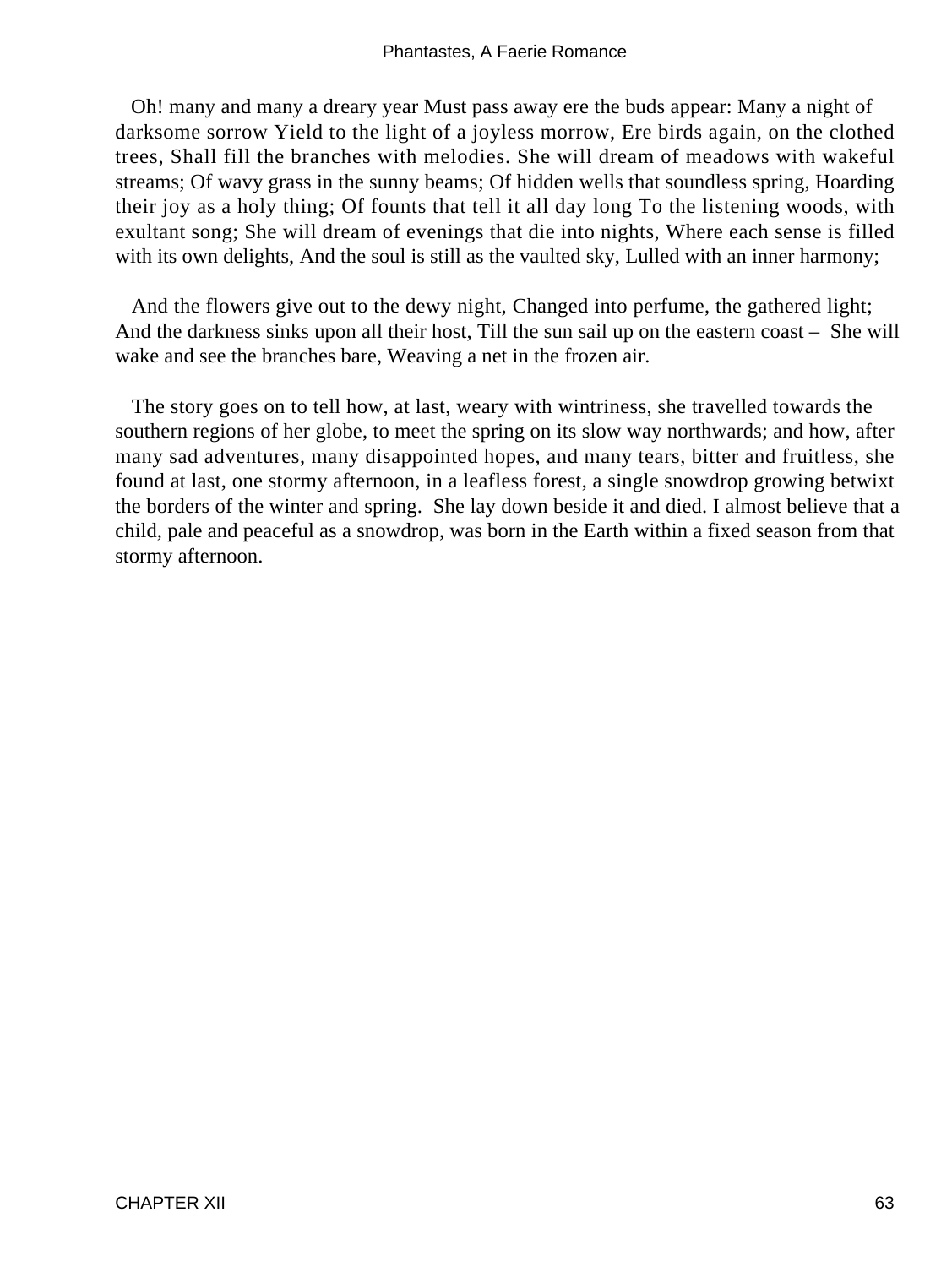Oh! many and many a dreary year Must pass away ere the buds appear: Many a night of darksome sorrow Yield to the light of a joyless morrow, Ere birds again, on the clothed trees, Shall fill the branches with melodies. She will dream of meadows with wakeful streams; Of wavy grass in the sunny beams; Of hidden wells that soundless spring, Hoarding their joy as a holy thing; Of founts that tell it all day long To the listening woods, with exultant song; She will dream of evenings that die into nights, Where each sense is filled with its own delights, And the soul is still as the vaulted sky, Lulled with an inner harmony;

And the flowers give out to the dewy night, Changed into perfume, the gathered light; And the darkness sinks upon all their host, Till the sun sail up on the eastern coast – She will wake and see the branches bare, Weaving a net in the frozen air.

The story goes on to tell how, at last, weary with wintriness, she travelled towards the southern regions of her globe, to meet the spring on its slow way northwards; and how, after many sad adventures, many disappointed hopes, and many tears, bitter and fruitless, she found at last, one stormy afternoon, in a leafless forest, a single snowdrop growing betwixt the borders of the winter and spring. She lay down beside it and died. I almost believe that a child, pale and peaceful as a snowdrop, was born in the Earth within a fixed season from that stormy afternoon.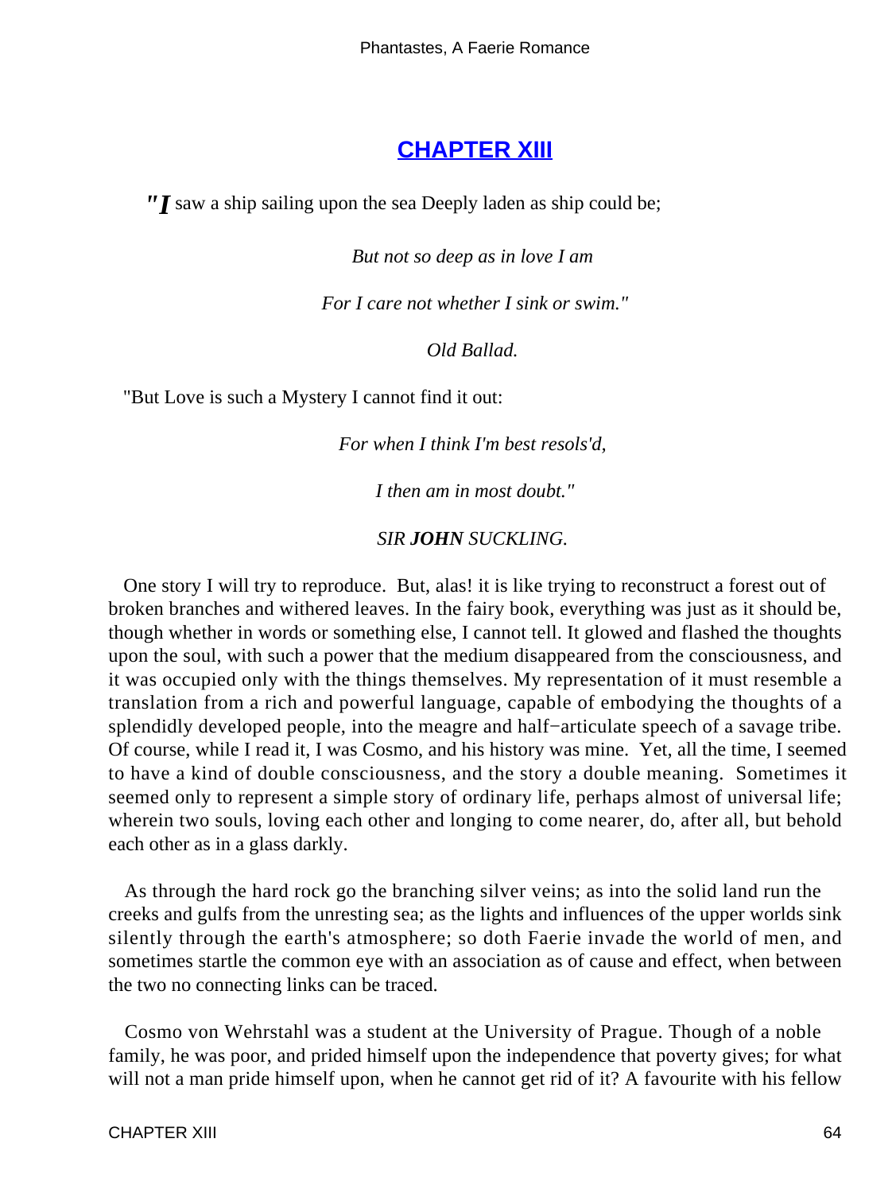## CHAPTER XIII

"*I* saw a ship sailing upon the sea Deeply laden as ship could be;

*But not so deep as in love I am*

*For I care not whether I sink or swim."*

*Old Ballad.*

"But Love is such a Mystery I cannot find it out:

*For when I think I'm best resols'd,*

*I then am in most doubt."*

*SIR **JOHN** SUCKLING.*

One story I will try to reproduce. But, alas! it is like trying to reconstruct a forest out of broken branches and withered leaves. In the fairy book, everything was just as it should be, though whether in words or something else, I cannot tell. It glowed and flashed the thoughts upon the soul, with such a power that the medium disappeared from the consciousness, and it was occupied only with the things themselves. My representation of it must resemble a translation from a rich and powerful language, capable of embodying the thoughts of a splendidly developed people, into the meagre and half−articulate speech of a savage tribe. Of course, while I read it, I was Cosmo, and his history was mine. Yet, all the time, I seemed to have a kind of double consciousness, and the story a double meaning. Sometimes it seemed only to represent a simple story of ordinary life, perhaps almost of universal life; wherein two souls, loving each other and longing to come nearer, do, after all, but behold each other as in a glass darkly.

As through the hard rock go the branching silver veins; as into the solid land run the creeks and gulfs from the unresting sea; as the lights and influences of the upper worlds sink silently through the earth's atmosphere; so doth Faerie invade the world of men, and sometimes startle the common eye with an association as of cause and effect, when between the two no connecting links can be traced.

Cosmo von Wehrstahl was a student at the University of Prague. Though of a noble family, he was poor, and prided himself upon the independence that poverty gives; for what will not a man pride himself upon, when he cannot get rid of it? A favourite with his fellow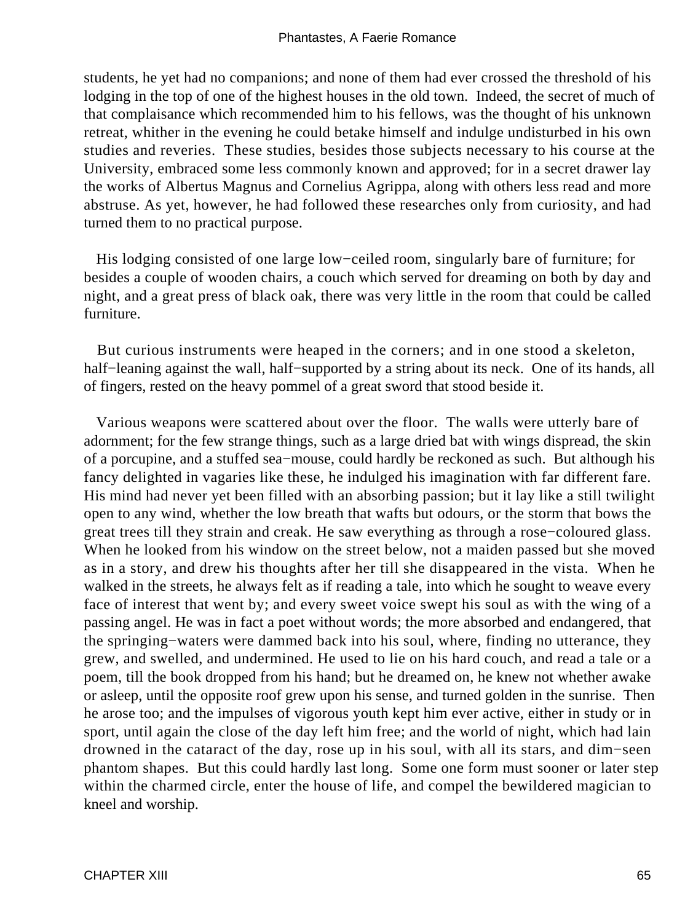students, he yet had no companions; and none of them had ever crossed the threshold of his lodging in the top of one of the highest houses in the old town. Indeed, the secret of much of that complaisance which recommended him to his fellows, was the thought of his unknown retreat, whither in the evening he could betake himself and indulge undisturbed in his own studies and reveries. These studies, besides those subjects necessary to his course at the University, embraced some less commonly known and approved; for in a secret drawer lay the works of Albertus Magnus and Cornelius Agrippa, along with others less read and more abstruse. As yet, however, he had followed these researches only from curiosity, and had turned them to no practical purpose.

His lodging consisted of one large low−ceiled room, singularly bare of furniture; for besides a couple of wooden chairs, a couch which served for dreaming on both by day and night, and a great press of black oak, there was very little in the room that could be called furniture.

But curious instruments were heaped in the corners; and in one stood a skeleton, half−leaning against the wall, half−supported by a string about its neck. One of its hands, all of fingers, rested on the heavy pommel of a great sword that stood beside it.

Various weapons were scattered about over the floor. The walls were utterly bare of adornment; for the few strange things, such as a large dried bat with wings dispread, the skin of a porcupine, and a stuffed sea−mouse, could hardly be reckoned as such. But although his fancy delighted in vagaries like these, he indulged his imagination with far different fare. His mind had never yet been filled with an absorbing passion; but it lay like a still twilight open to any wind, whether the low breath that wafts but odours, or the storm that bows the great trees till they strain and creak. He saw everything as through a rose−coloured glass. When he looked from his window on the street below, not a maiden passed but she moved as in a story, and drew his thoughts after her till she disappeared in the vista. When he walked in the streets, he always felt as if reading a tale, into which he sought to weave every face of interest that went by; and every sweet voice swept his soul as with the wing of a passing angel. He was in fact a poet without words; the more absorbed and endangered, that the springing−waters were dammed back into his soul, where, finding no utterance, they grew, and swelled, and undermined. He used to lie on his hard couch, and read a tale or a poem, till the book dropped from his hand; but he dreamed on, he knew not whether awake or asleep, until the opposite roof grew upon his sense, and turned golden in the sunrise. Then he arose too; and the impulses of vigorous youth kept him ever active, either in study or in sport, until again the close of the day left him free; and the world of night, which had lain drowned in the cataract of the day, rose up in his soul, with all its stars, and dim−seen phantom shapes. But this could hardly last long. Some one form must sooner or later step within the charmed circle, enter the house of life, and compel the bewildered magician to kneel and worship.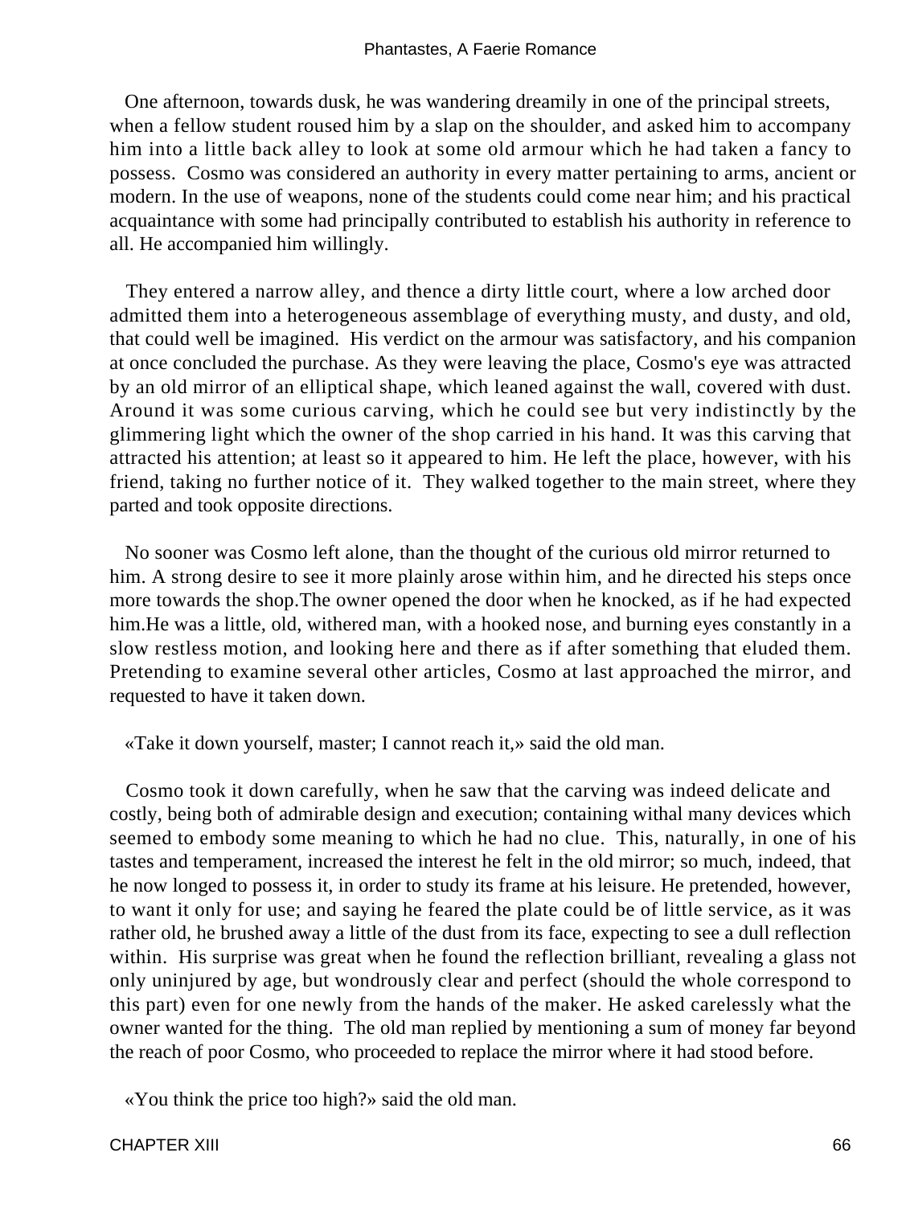One afternoon, towards dusk, he was wandering dreamily in one of the principal streets, when a fellow student roused him by a slap on the shoulder, and asked him to accompany him into a little back alley to look at some old armour which he had taken a fancy to possess. Cosmo was considered an authority in every matter pertaining to arms, ancient or modern. In the use of weapons, none of the students could come near him; and his practical acquaintance with some had principally contributed to establish his authority in reference to all. He accompanied him willingly.

They entered a narrow alley, and thence a dirty little court, where a low arched door admitted them into a heterogeneous assemblage of everything musty, and dusty, and old, that could well be imagined. His verdict on the armour was satisfactory, and his companion at once concluded the purchase. As they were leaving the place, Cosmo's eye was attracted by an old mirror of an elliptical shape, which leaned against the wall, covered with dust. Around it was some curious carving, which he could see but very indistinctly by the glimmering light which the owner of the shop carried in his hand. It was this carving that attracted his attention; at least so it appeared to him. He left the place, however, with his friend, taking no further notice of it. They walked together to the main street, where they parted and took opposite directions.

No sooner was Cosmo left alone, than the thought of the curious old mirror returned to him. A strong desire to see it more plainly arose within him, and he directed his steps once more towards the shop.The owner opened the door when he knocked, as if he had expected him.He was a little, old, withered man, with a hooked nose, and burning eyes constantly in a slow restless motion, and looking here and there as if after something that eluded them. Pretending to examine several other articles, Cosmo at last approached the mirror, and requested to have it taken down.

«Take it down yourself, master; I cannot reach it,» said the old man.

Cosmo took it down carefully, when he saw that the carving was indeed delicate and costly, being both of admirable design and execution; containing withal many devices which seemed to embody some meaning to which he had no clue. This, naturally, in one of his tastes and temperament, increased the interest he felt in the old mirror; so much, indeed, that he now longed to possess it, in order to study its frame at his leisure. He pretended, however, to want it only for use; and saying he feared the plate could be of little service, as it was rather old, he brushed away a little of the dust from its face, expecting to see a dull reflection within. His surprise was great when he found the reflection brilliant, revealing a glass not only uninjured by age, but wondrously clear and perfect (should the whole correspond to this part) even for one newly from the hands of the maker. He asked carelessly what the owner wanted for the thing. The old man replied by mentioning a sum of money far beyond the reach of poor Cosmo, who proceeded to replace the mirror where it had stood before.

«You think the price too high?» said the old man.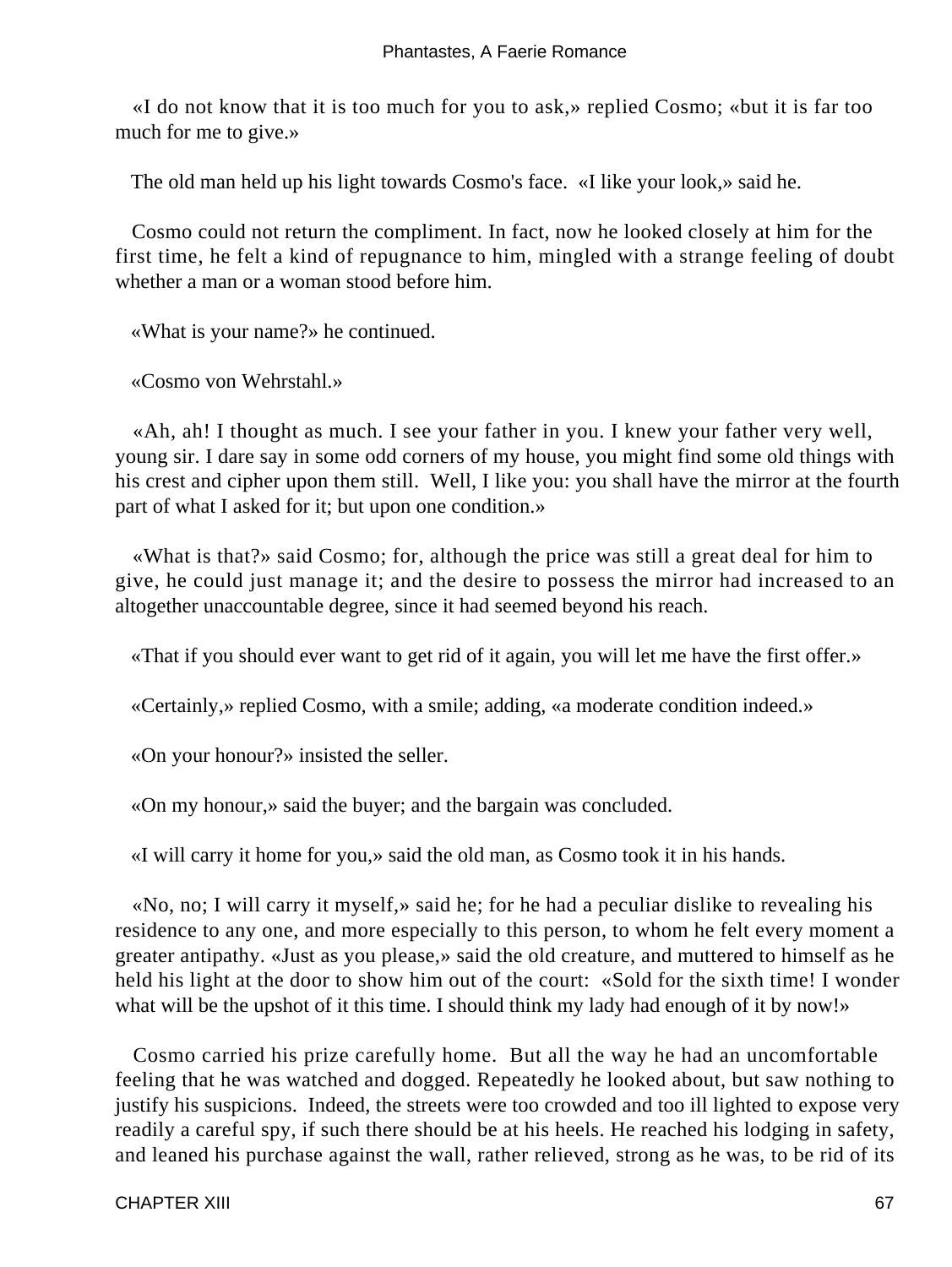«I do not know that it is too much for you to ask,» replied Cosmo; «but it is far too much for me to give.»

The old man held up his light towards Cosmo's face. «I like your look,» said he.

Cosmo could not return the compliment. In fact, now he looked closely at him for the first time, he felt a kind of repugnance to him, mingled with a strange feeling of doubt whether a man or a woman stood before him.

«What is your name?» he continued.

«Cosmo von Wehrstahl.»

«Ah, ah! I thought as much. I see your father in you. I knew your father very well, young sir. I dare say in some odd corners of my house, you might find some old things with his crest and cipher upon them still. Well, I like you: you shall have the mirror at the fourth part of what I asked for it; but upon one condition.»

«What is that?» said Cosmo; for, although the price was still a great deal for him to give, he could just manage it; and the desire to possess the mirror had increased to an altogether unaccountable degree, since it had seemed beyond his reach.

«That if you should ever want to get rid of it again, you will let me have the first offer.»

«Certainly,» replied Cosmo, with a smile; adding, «a moderate condition indeed.»

«On your honour?» insisted the seller.

«On my honour,» said the buyer; and the bargain was concluded.

«I will carry it home for you,» said the old man, as Cosmo took it in his hands.

«No, no; I will carry it myself,» said he; for he had a peculiar dislike to revealing his residence to any one, and more especially to this person, to whom he felt every moment a greater antipathy. «Just as you please,» said the old creature, and muttered to himself as he held his light at the door to show him out of the court: «Sold for the sixth time! I wonder what will be the upshot of it this time. I should think my lady had enough of it by now!»

Cosmo carried his prize carefully home. But all the way he had an uncomfortable feeling that he was watched and dogged. Repeatedly he looked about, but saw nothing to justify his suspicions. Indeed, the streets were too crowded and too ill lighted to expose very readily a careful spy, if such there should be at his heels. He reached his lodging in safety, and leaned his purchase against the wall, rather relieved, strong as he was, to be rid of its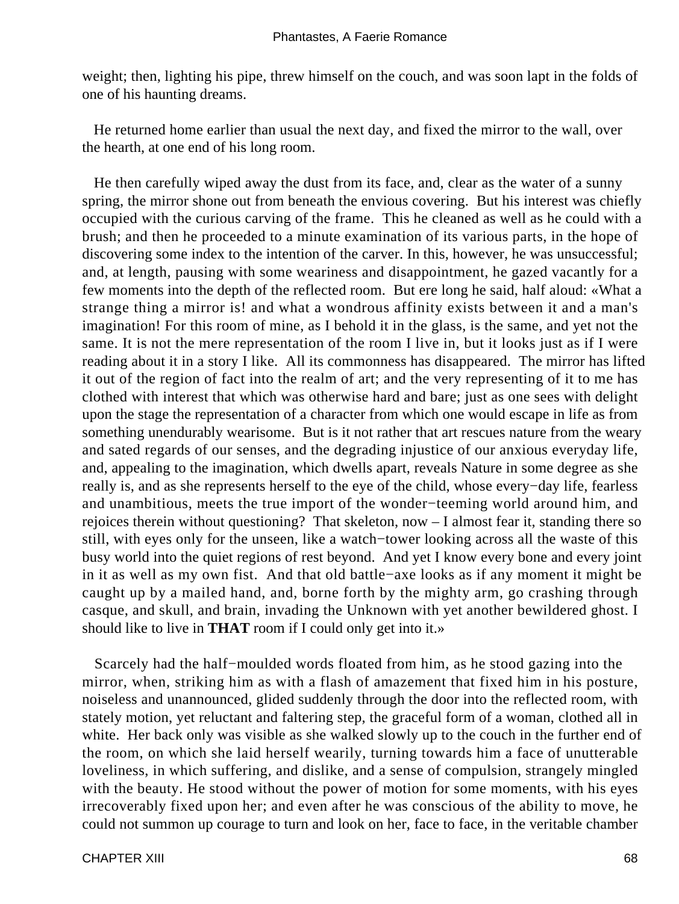weight; then, lighting his pipe, threw himself on the couch, and was soon lapt in the folds of one of his haunting dreams.

He returned home earlier than usual the next day, and fixed the mirror to the wall, over the hearth, at one end of his long room.

He then carefully wiped away the dust from its face, and, clear as the water of a sunny spring, the mirror shone out from beneath the envious covering. But his interest was chiefly occupied with the curious carving of the frame. This he cleaned as well as he could with a brush; and then he proceeded to a minute examination of its various parts, in the hope of discovering some index to the intention of the carver. In this, however, he was unsuccessful; and, at length, pausing with some weariness and disappointment, he gazed vacantly for a few moments into the depth of the reflected room. But ere long he said, half aloud: «What a strange thing a mirror is! and what a wondrous affinity exists between it and a man's imagination! For this room of mine, as I behold it in the glass, is the same, and yet not the same. It is not the mere representation of the room I live in, but it looks just as if I were reading about it in a story I like. All its commonness has disappeared. The mirror has lifted it out of the region of fact into the realm of art; and the very representing of it to me has clothed with interest that which was otherwise hard and bare; just as one sees with delight upon the stage the representation of a character from which one would escape in life as from something unendurably wearisome. But is it not rather that art rescues nature from the weary and sated regards of our senses, and the degrading injustice of our anxious everyday life, and, appealing to the imagination, which dwells apart, reveals Nature in some degree as she really is, and as she represents herself to the eye of the child, whose every−day life, fearless and unambitious, meets the true import of the wonder−teeming world around him, and rejoices therein without questioning? That skeleton, now – I almost fear it, standing there so still, with eyes only for the unseen, like a watch−tower looking across all the waste of this busy world into the quiet regions of rest beyond. And yet I know every bone and every joint in it as well as my own fist. And that old battle−axe looks as if any moment it might be caught up by a mailed hand, and, borne forth by the mighty arm, go crashing through casque, and skull, and brain, invading the Unknown with yet another bewildered ghost. I should like to live in **THAT** room if I could only get into it.»

Scarcely had the half−moulded words floated from him, as he stood gazing into the mirror, when, striking him as with a flash of amazement that fixed him in his posture, noiseless and unannounced, glided suddenly through the door into the reflected room, with stately motion, yet reluctant and faltering step, the graceful form of a woman, clothed all in white. Her back only was visible as she walked slowly up to the couch in the further end of the room, on which she laid herself wearily, turning towards him a face of unutterable loveliness, in which suffering, and dislike, and a sense of compulsion, strangely mingled with the beauty. He stood without the power of motion for some moments, with his eyes irrecoverably fixed upon her; and even after he was conscious of the ability to move, he could not summon up courage to turn and look on her, face to face, in the veritable chamber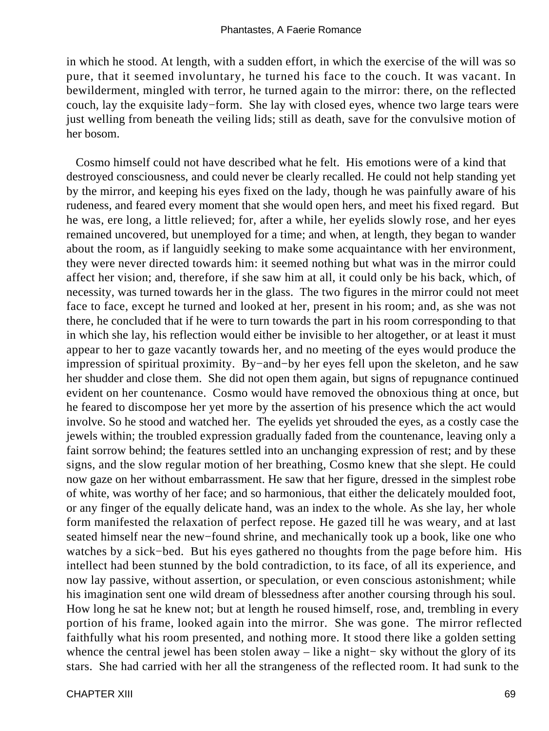in which he stood. At length, with a sudden effort, in which the exercise of the will was so pure, that it seemed involuntary, he turned his face to the couch. It was vacant. In bewilderment, mingled with terror, he turned again to the mirror: there, on the reflected couch, lay the exquisite lady−form. She lay with closed eyes, whence two large tears were just welling from beneath the veiling lids; still as death, save for the convulsive motion of her bosom.

Cosmo himself could not have described what he felt. His emotions were of a kind that destroyed consciousness, and could never be clearly recalled. He could not help standing yet by the mirror, and keeping his eyes fixed on the lady, though he was painfully aware of his rudeness, and feared every moment that she would open hers, and meet his fixed regard. But he was, ere long, a little relieved; for, after a while, her eyelids slowly rose, and her eyes remained uncovered, but unemployed for a time; and when, at length, they began to wander about the room, as if languidly seeking to make some acquaintance with her environment, they were never directed towards him: it seemed nothing but what was in the mirror could affect her vision; and, therefore, if she saw him at all, it could only be his back, which, of necessity, was turned towards her in the glass. The two figures in the mirror could not meet face to face, except he turned and looked at her, present in his room; and, as she was not there, he concluded that if he were to turn towards the part in his room corresponding to that in which she lay, his reflection would either be invisible to her altogether, or at least it must appear to her to gaze vacantly towards her, and no meeting of the eyes would produce the impression of spiritual proximity. By−and−by her eyes fell upon the skeleton, and he saw her shudder and close them. She did not open them again, but signs of repugnance continued evident on her countenance. Cosmo would have removed the obnoxious thing at once, but he feared to discompose her yet more by the assertion of his presence which the act would involve. So he stood and watched her. The eyelids yet shrouded the eyes, as a costly case the jewels within; the troubled expression gradually faded from the countenance, leaving only a faint sorrow behind; the features settled into an unchanging expression of rest; and by these signs, and the slow regular motion of her breathing, Cosmo knew that she slept. He could now gaze on her without embarrassment. He saw that her figure, dressed in the simplest robe of white, was worthy of her face; and so harmonious, that either the delicately moulded foot, or any finger of the equally delicate hand, was an index to the whole. As she lay, her whole form manifested the relaxation of perfect repose. He gazed till he was weary, and at last seated himself near the new−found shrine, and mechanically took up a book, like one who watches by a sick−bed. But his eyes gathered no thoughts from the page before him. His intellect had been stunned by the bold contradiction, to its face, of all its experience, and now lay passive, without assertion, or speculation, or even conscious astonishment; while his imagination sent one wild dream of blessedness after another coursing through his soul. How long he sat he knew not; but at length he roused himself, rose, and, trembling in every portion of his frame, looked again into the mirror. She was gone. The mirror reflected faithfully what his room presented, and nothing more. It stood there like a golden setting whence the central jewel has been stolen away – like a night− sky without the glory of its stars. She had carried with her all the strangeness of the reflected room. It had sunk to the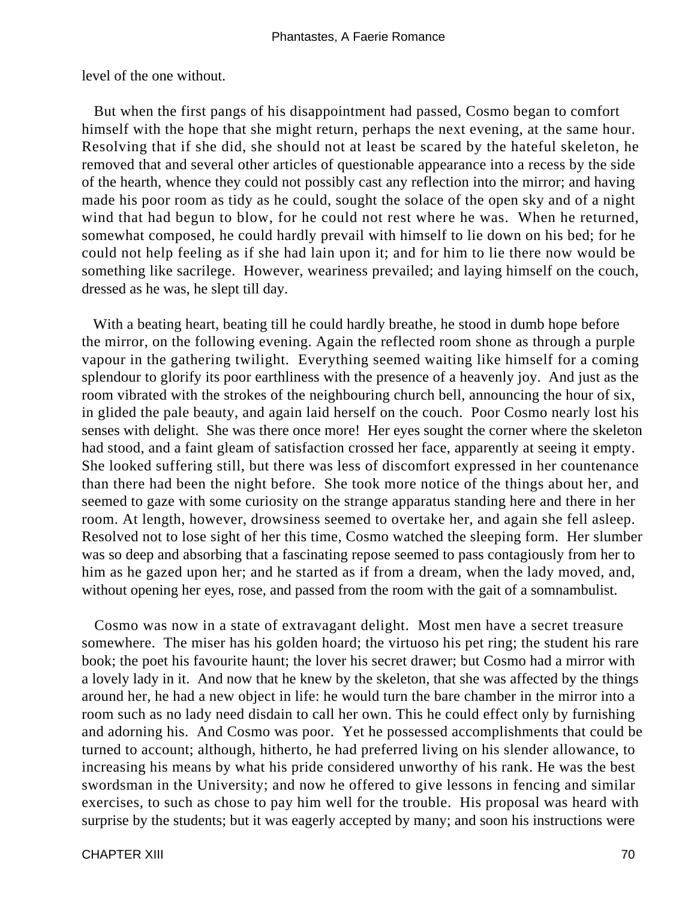level of the one without.

But when the first pangs of his disappointment had passed, Cosmo began to comfort himself with the hope that she might return, perhaps the next evening, at the same hour. Resolving that if she did, she should not at least be scared by the hateful skeleton, he removed that and several other articles of questionable appearance into a recess by the side of the hearth, whence they could not possibly cast any reflection into the mirror; and having made his poor room as tidy as he could, sought the solace of the open sky and of a night wind that had begun to blow, for he could not rest where he was. When he returned, somewhat composed, he could hardly prevail with himself to lie down on his bed; for he could not help feeling as if she had lain upon it; and for him to lie there now would be something like sacrilege. However, weariness prevailed; and laying himself on the couch, dressed as he was, he slept till day.

With a beating heart, beating till he could hardly breathe, he stood in dumb hope before the mirror, on the following evening. Again the reflected room shone as through a purple vapour in the gathering twilight. Everything seemed waiting like himself for a coming splendour to glorify its poor earthliness with the presence of a heavenly joy. And just as the room vibrated with the strokes of the neighbouring church bell, announcing the hour of six, in glided the pale beauty, and again laid herself on the couch. Poor Cosmo nearly lost his senses with delight. She was there once more! Her eyes sought the corner where the skeleton had stood, and a faint gleam of satisfaction crossed her face, apparently at seeing it empty. She looked suffering still, but there was less of discomfort expressed in her countenance than there had been the night before. She took more notice of the things about her, and seemed to gaze with some curiosity on the strange apparatus standing here and there in her room. At length, however, drowsiness seemed to overtake her, and again she fell asleep. Resolved not to lose sight of her this time, Cosmo watched the sleeping form. Her slumber was so deep and absorbing that a fascinating repose seemed to pass contagiously from her to him as he gazed upon her; and he started as if from a dream, when the lady moved, and, without opening her eyes, rose, and passed from the room with the gait of a somnambulist.

Cosmo was now in a state of extravagant delight. Most men have a secret treasure somewhere. The miser has his golden hoard; the virtuoso his pet ring; the student his rare book; the poet his favourite haunt; the lover his secret drawer; but Cosmo had a mirror with a lovely lady in it. And now that he knew by the skeleton, that she was affected by the things around her, he had a new object in life: he would turn the bare chamber in the mirror into a room such as no lady need disdain to call her own. This he could effect only by furnishing and adorning his. And Cosmo was poor. Yet he possessed accomplishments that could be turned to account; although, hitherto, he had preferred living on his slender allowance, to increasing his means by what his pride considered unworthy of his rank. He was the best swordsman in the University; and now he offered to give lessons in fencing and similar exercises, to such as chose to pay him well for the trouble. His proposal was heard with surprise by the students; but it was eagerly accepted by many; and soon his instructions were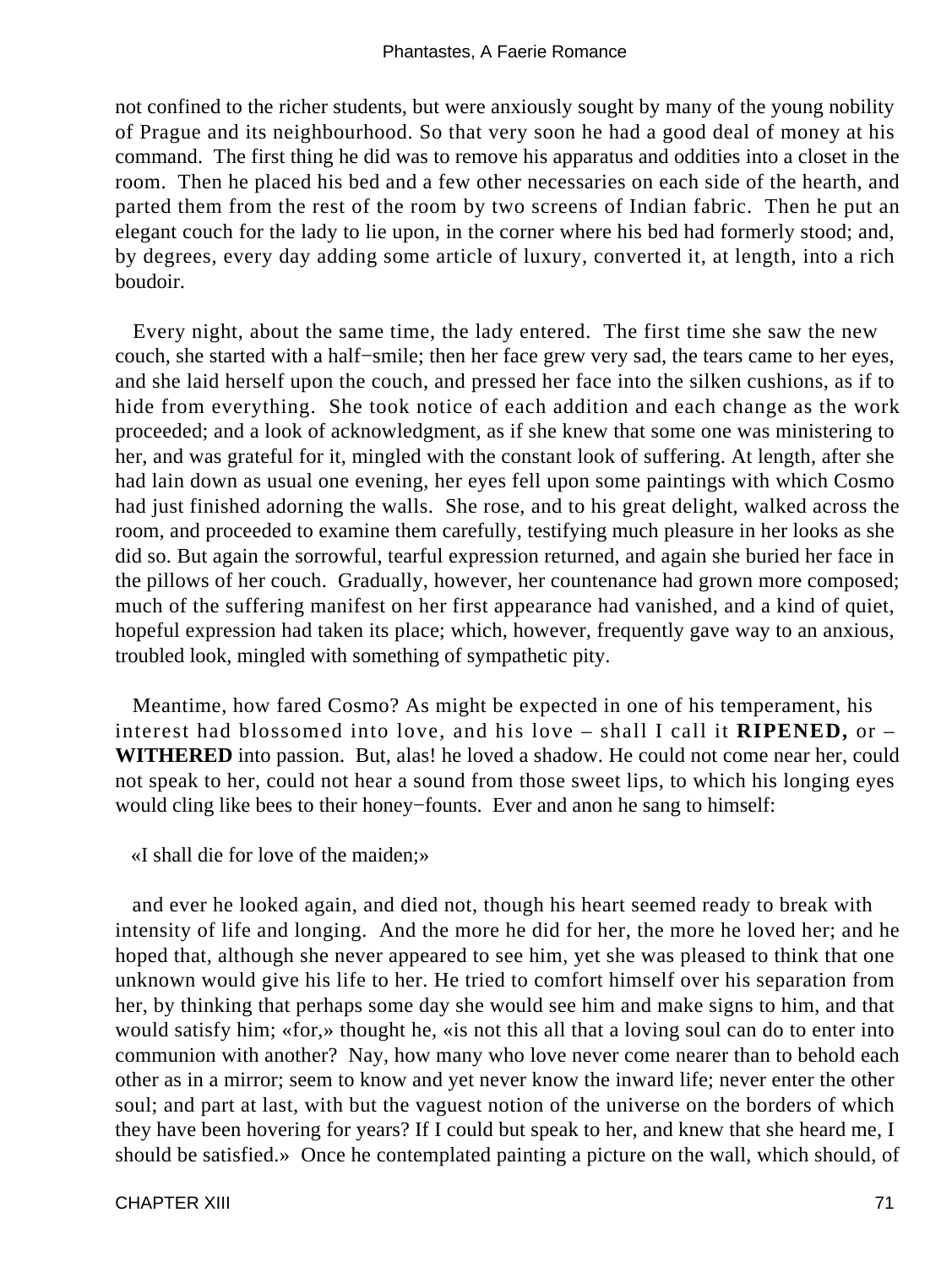not confined to the richer students, but were anxiously sought by many of the young nobility of Prague and its neighbourhood. So that very soon he had a good deal of money at his command. The first thing he did was to remove his apparatus and oddities into a closet in the room. Then he placed his bed and a few other necessaries on each side of the hearth, and parted them from the rest of the room by two screens of Indian fabric. Then he put an elegant couch for the lady to lie upon, in the corner where his bed had formerly stood; and, by degrees, every day adding some article of luxury, converted it, at length, into a rich boudoir.

Every night, about the same time, the lady entered. The first time she saw the new couch, she started with a half−smile; then her face grew very sad, the tears came to her eyes, and she laid herself upon the couch, and pressed her face into the silken cushions, as if to hide from everything. She took notice of each addition and each change as the work proceeded; and a look of acknowledgment, as if she knew that some one was ministering to her, and was grateful for it, mingled with the constant look of suffering. At length, after she had lain down as usual one evening, her eyes fell upon some paintings with which Cosmo had just finished adorning the walls. She rose, and to his great delight, walked across the room, and proceeded to examine them carefully, testifying much pleasure in her looks as she did so. But again the sorrowful, tearful expression returned, and again she buried her face in the pillows of her couch. Gradually, however, her countenance had grown more composed; much of the suffering manifest on her first appearance had vanished, and a kind of quiet, hopeful expression had taken its place; which, however, frequently gave way to an anxious, troubled look, mingled with something of sympathetic pity.

Meantime, how fared Cosmo? As might be expected in one of his temperament, his interest had blossomed into love, and his love – shall I call it **RIPENED,** or – **WITHERED** into passion. But, alas! he loved a shadow. He could not come near her, could not speak to her, could not hear a sound from those sweet lips, to which his longing eyes would cling like bees to their honey−founts. Ever and anon he sang to himself:

«I shall die for love of the maiden;»

and ever he looked again, and died not, though his heart seemed ready to break with intensity of life and longing. And the more he did for her, the more he loved her; and he hoped that, although she never appeared to see him, yet she was pleased to think that one unknown would give his life to her. He tried to comfort himself over his separation from her, by thinking that perhaps some day she would see him and make signs to him, and that would satisfy him; «for,» thought he, «is not this all that a loving soul can do to enter into communion with another? Nay, how many who love never come nearer than to behold each other as in a mirror; seem to know and yet never know the inward life; never enter the other soul; and part at last, with but the vaguest notion of the universe on the borders of which they have been hovering for years? If I could but speak to her, and knew that she heard me, I should be satisfied.» Once he contemplated painting a picture on the wall, which should, of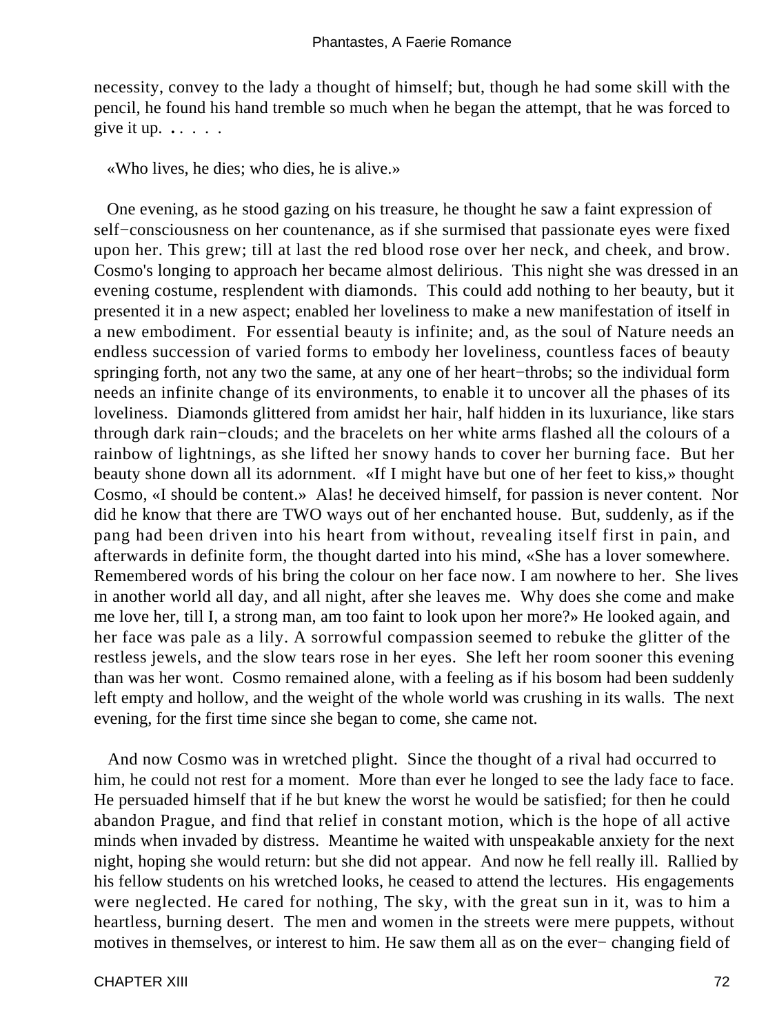necessity, convey to the lady a thought of himself; but, though he had some skill with the pencil, he found his hand tremble so much when he began the attempt, that he was forced to give it up. . . . . .

«Who lives, he dies; who dies, he is alive.»

One evening, as he stood gazing on his treasure, he thought he saw a faint expression of self−consciousness on her countenance, as if she surmised that passionate eyes were fixed upon her. This grew; till at last the red blood rose over her neck, and cheek, and brow. Cosmo's longing to approach her became almost delirious. This night she was dressed in an evening costume, resplendent with diamonds. This could add nothing to her beauty, but it presented it in a new aspect; enabled her loveliness to make a new manifestation of itself in a new embodiment. For essential beauty is infinite; and, as the soul of Nature needs an endless succession of varied forms to embody her loveliness, countless faces of beauty springing forth, not any two the same, at any one of her heart−throbs; so the individual form needs an infinite change of its environments, to enable it to uncover all the phases of its loveliness. Diamonds glittered from amidst her hair, half hidden in its luxuriance, like stars through dark rain−clouds; and the bracelets on her white arms flashed all the colours of a rainbow of lightnings, as she lifted her snowy hands to cover her burning face. But her beauty shone down all its adornment. «If I might have but one of her feet to kiss,» thought Cosmo, «I should be content.» Alas! he deceived himself, for passion is never content. Nor did he know that there are TWO ways out of her enchanted house. But, suddenly, as if the pang had been driven into his heart from without, revealing itself first in pain, and afterwards in definite form, the thought darted into his mind, «She has a lover somewhere. Remembered words of his bring the colour on her face now. I am nowhere to her. She lives in another world all day, and all night, after she leaves me. Why does she come and make me love her, till I, a strong man, am too faint to look upon her more?» He looked again, and her face was pale as a lily. A sorrowful compassion seemed to rebuke the glitter of the restless jewels, and the slow tears rose in her eyes. She left her room sooner this evening than was her wont. Cosmo remained alone, with a feeling as if his bosom had been suddenly left empty and hollow, and the weight of the whole world was crushing in its walls. The next evening, for the first time since she began to come, she came not.

And now Cosmo was in wretched plight. Since the thought of a rival had occurred to him, he could not rest for a moment. More than ever he longed to see the lady face to face. He persuaded himself that if he but knew the worst he would be satisfied; for then he could abandon Prague, and find that relief in constant motion, which is the hope of all active minds when invaded by distress. Meantime he waited with unspeakable anxiety for the next night, hoping she would return: but she did not appear. And now he fell really ill. Rallied by his fellow students on his wretched looks, he ceased to attend the lectures. His engagements were neglected. He cared for nothing, The sky, with the great sun in it, was to him a heartless, burning desert. The men and women in the streets were mere puppets, without motives in themselves, or interest to him. He saw them all as on the ever− changing field of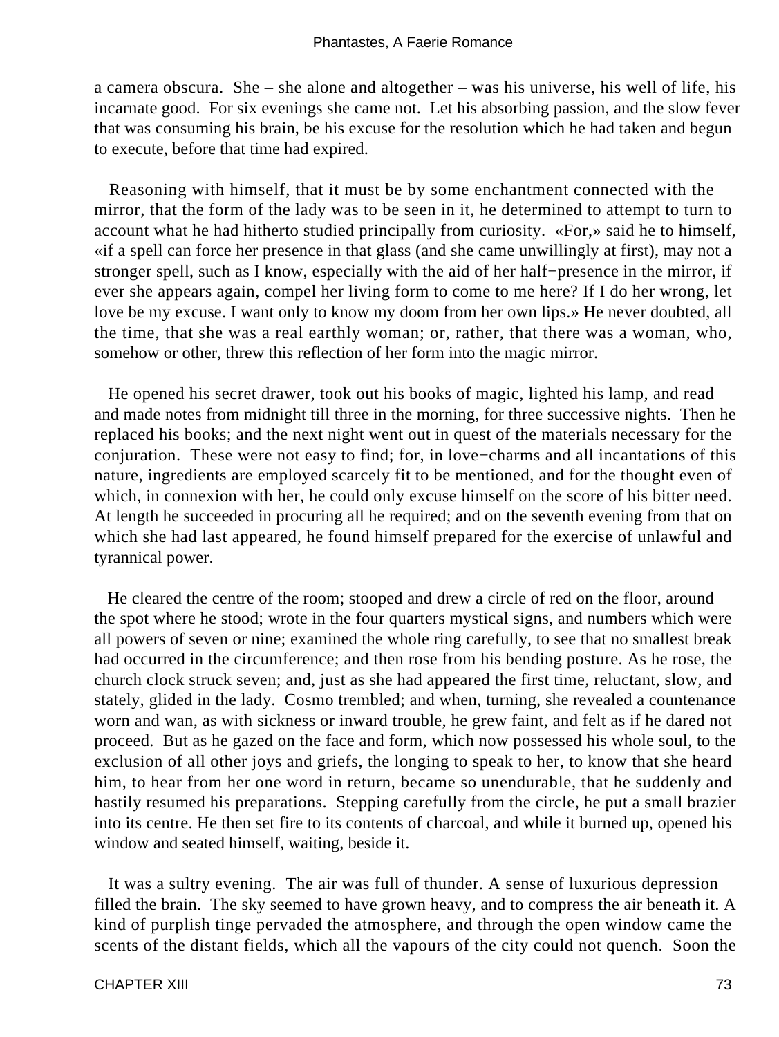a camera obscura. She – she alone and altogether – was his universe, his well of life, his incarnate good. For six evenings she came not. Let his absorbing passion, and the slow fever that was consuming his brain, be his excuse for the resolution which he had taken and begun to execute, before that time had expired.

Reasoning with himself, that it must be by some enchantment connected with the mirror, that the form of the lady was to be seen in it, he determined to attempt to turn to account what he had hitherto studied principally from curiosity. «For,» said he to himself, «if a spell can force her presence in that glass (and she came unwillingly at first), may not a stronger spell, such as I know, especially with the aid of her half−presence in the mirror, if ever she appears again, compel her living form to come to me here? If I do her wrong, let love be my excuse. I want only to know my doom from her own lips.» He never doubted, all the time, that she was a real earthly woman; or, rather, that there was a woman, who, somehow or other, threw this reflection of her form into the magic mirror.

He opened his secret drawer, took out his books of magic, lighted his lamp, and read and made notes from midnight till three in the morning, for three successive nights. Then he replaced his books; and the next night went out in quest of the materials necessary for the conjuration. These were not easy to find; for, in love−charms and all incantations of this nature, ingredients are employed scarcely fit to be mentioned, and for the thought even of which, in connexion with her, he could only excuse himself on the score of his bitter need. At length he succeeded in procuring all he required; and on the seventh evening from that on which she had last appeared, he found himself prepared for the exercise of unlawful and tyrannical power.

He cleared the centre of the room; stooped and drew a circle of red on the floor, around the spot where he stood; wrote in the four quarters mystical signs, and numbers which were all powers of seven or nine; examined the whole ring carefully, to see that no smallest break had occurred in the circumference; and then rose from his bending posture. As he rose, the church clock struck seven; and, just as she had appeared the first time, reluctant, slow, and stately, glided in the lady. Cosmo trembled; and when, turning, she revealed a countenance worn and wan, as with sickness or inward trouble, he grew faint, and felt as if he dared not proceed. But as he gazed on the face and form, which now possessed his whole soul, to the exclusion of all other joys and griefs, the longing to speak to her, to know that she heard him, to hear from her one word in return, became so unendurable, that he suddenly and hastily resumed his preparations. Stepping carefully from the circle, he put a small brazier into its centre. He then set fire to its contents of charcoal, and while it burned up, opened his window and seated himself, waiting, beside it.

It was a sultry evening. The air was full of thunder. A sense of luxurious depression filled the brain. The sky seemed to have grown heavy, and to compress the air beneath it. A kind of purplish tinge pervaded the atmosphere, and through the open window came the scents of the distant fields, which all the vapours of the city could not quench. Soon the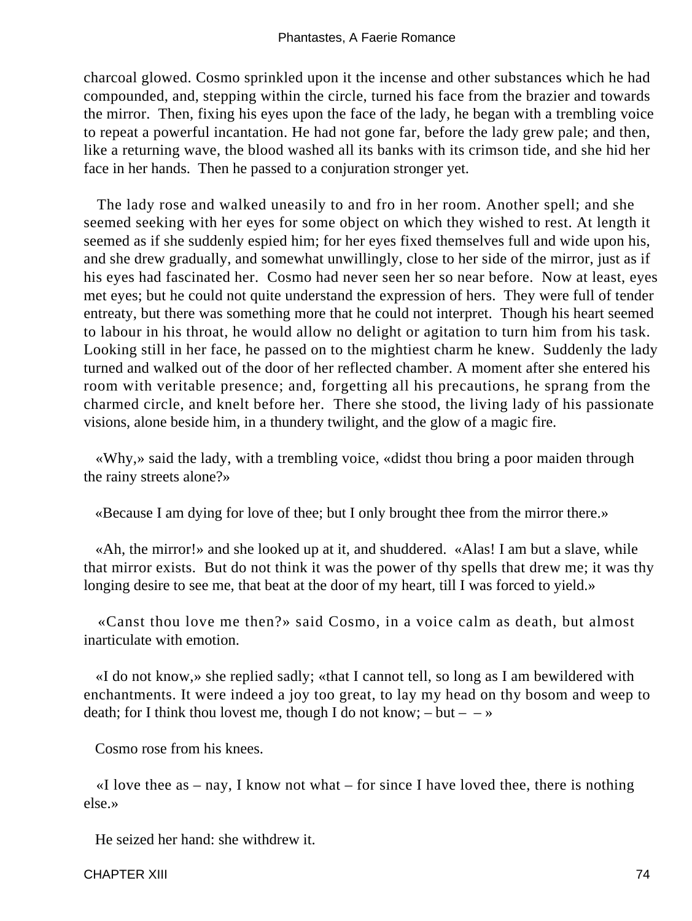charcoal glowed. Cosmo sprinkled upon it the incense and other substances which he had compounded, and, stepping within the circle, turned his face from the brazier and towards the mirror. Then, fixing his eyes upon the face of the lady, he began with a trembling voice to repeat a powerful incantation. He had not gone far, before the lady grew pale; and then, like a returning wave, the blood washed all its banks with its crimson tide, and she hid her face in her hands. Then he passed to a conjuration stronger yet.

The lady rose and walked uneasily to and fro in her room. Another spell; and she seemed seeking with her eyes for some object on which they wished to rest. At length it seemed as if she suddenly espied him; for her eyes fixed themselves full and wide upon his, and she drew gradually, and somewhat unwillingly, close to her side of the mirror, just as if his eyes had fascinated her. Cosmo had never seen her so near before. Now at least, eyes met eyes; but he could not quite understand the expression of hers. They were full of tender entreaty, but there was something more that he could not interpret. Though his heart seemed to labour in his throat, he would allow no delight or agitation to turn him from his task. Looking still in her face, he passed on to the mightiest charm he knew. Suddenly the lady turned and walked out of the door of her reflected chamber. A moment after she entered his room with veritable presence; and, forgetting all his precautions, he sprang from the charmed circle, and knelt before her. There she stood, the living lady of his passionate visions, alone beside him, in a thundery twilight, and the glow of a magic fire.

«Why,» said the lady, with a trembling voice, «didst thou bring a poor maiden through the rainy streets alone?»

«Because I am dying for love of thee; but I only brought thee from the mirror there.»

«Ah, the mirror!» and she looked up at it, and shuddered. «Alas! I am but a slave, while that mirror exists. But do not think it was the power of thy spells that drew me; it was thy longing desire to see me, that beat at the door of my heart, till I was forced to yield.»

«Canst thou love me then?» said Cosmo, in a voice calm as death, but almost inarticulate with emotion.

«I do not know,» she replied sadly; «that I cannot tell, so long as I am bewildered with enchantments. It were indeed a joy too great, to lay my head on thy bosom and weep to death; for I think thou lovest me, though I do not know; – but – – »

Cosmo rose from his knees.

«I love thee as – nay, I know not what – for since I have loved thee, there is nothing else.»

He seized her hand: she withdrew it.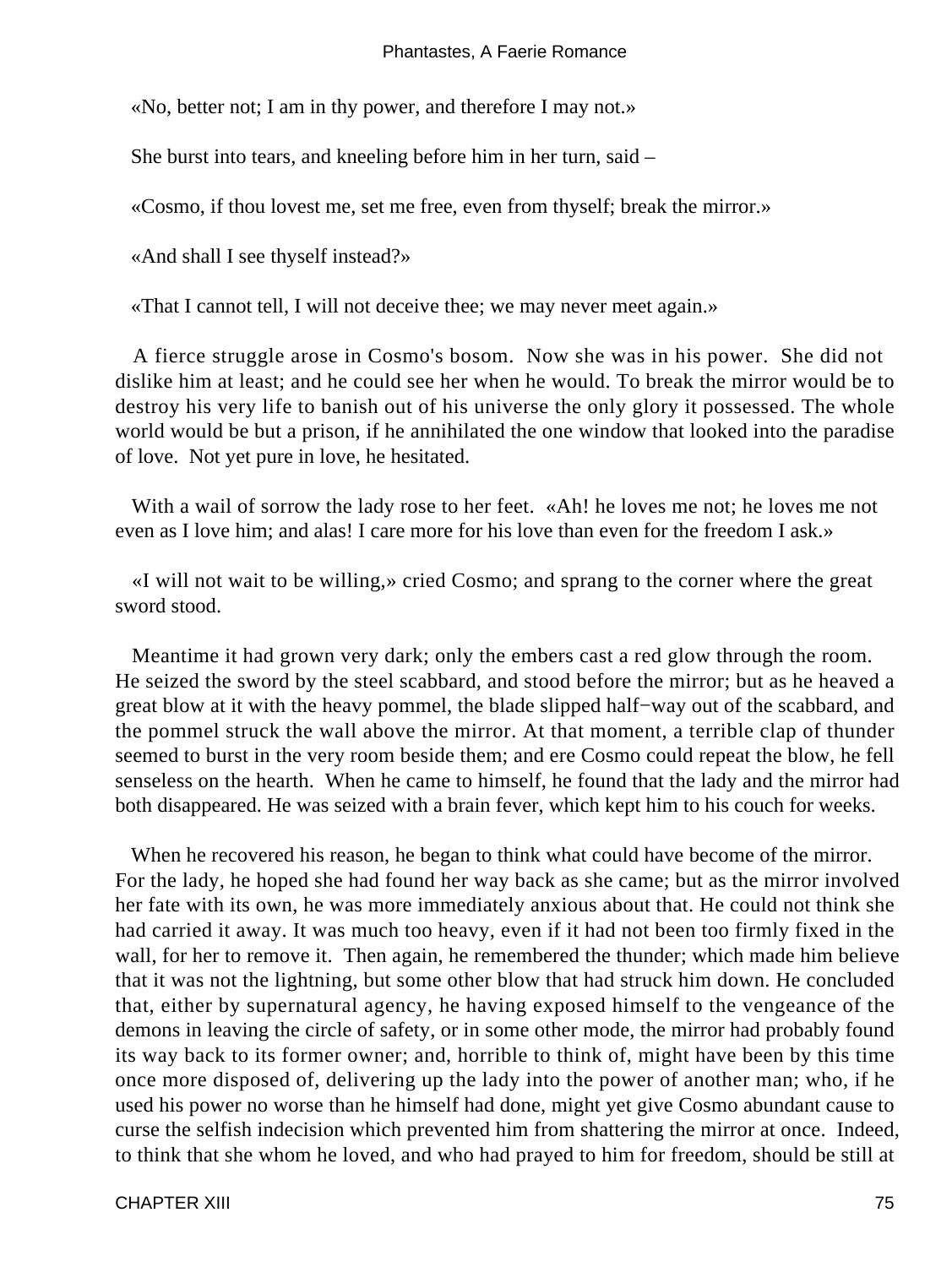«No, better not; I am in thy power, and therefore I may not.»

She burst into tears, and kneeling before him in her turn, said –

«Cosmo, if thou lovest me, set me free, even from thyself; break the mirror.»

«And shall I see thyself instead?»

«That I cannot tell, I will not deceive thee; we may never meet again.»

A fierce struggle arose in Cosmo's bosom. Now she was in his power. She did not dislike him at least; and he could see her when he would. To break the mirror would be to destroy his very life to banish out of his universe the only glory it possessed. The whole world would be but a prison, if he annihilated the one window that looked into the paradise of love. Not yet pure in love, he hesitated.

With a wail of sorrow the lady rose to her feet. «Ah! he loves me not; he loves me not even as I love him; and alas! I care more for his love than even for the freedom I ask.»

«I will not wait to be willing,» cried Cosmo; and sprang to the corner where the great sword stood.

Meantime it had grown very dark; only the embers cast a red glow through the room. He seized the sword by the steel scabbard, and stood before the mirror; but as he heaved a great blow at it with the heavy pommel, the blade slipped half−way out of the scabbard, and the pommel struck the wall above the mirror. At that moment, a terrible clap of thunder seemed to burst in the very room beside them; and ere Cosmo could repeat the blow, he fell senseless on the hearth. When he came to himself, he found that the lady and the mirror had both disappeared. He was seized with a brain fever, which kept him to his couch for weeks.

When he recovered his reason, he began to think what could have become of the mirror. For the lady, he hoped she had found her way back as she came; but as the mirror involved her fate with its own, he was more immediately anxious about that. He could not think she had carried it away. It was much too heavy, even if it had not been too firmly fixed in the wall, for her to remove it. Then again, he remembered the thunder; which made him believe that it was not the lightning, but some other blow that had struck him down. He concluded that, either by supernatural agency, he having exposed himself to the vengeance of the demons in leaving the circle of safety, or in some other mode, the mirror had probably found its way back to its former owner; and, horrible to think of, might have been by this time once more disposed of, delivering up the lady into the power of another man; who, if he used his power no worse than he himself had done, might yet give Cosmo abundant cause to curse the selfish indecision which prevented him from shattering the mirror at once. Indeed, to think that she whom he loved, and who had prayed to him for freedom, should be still at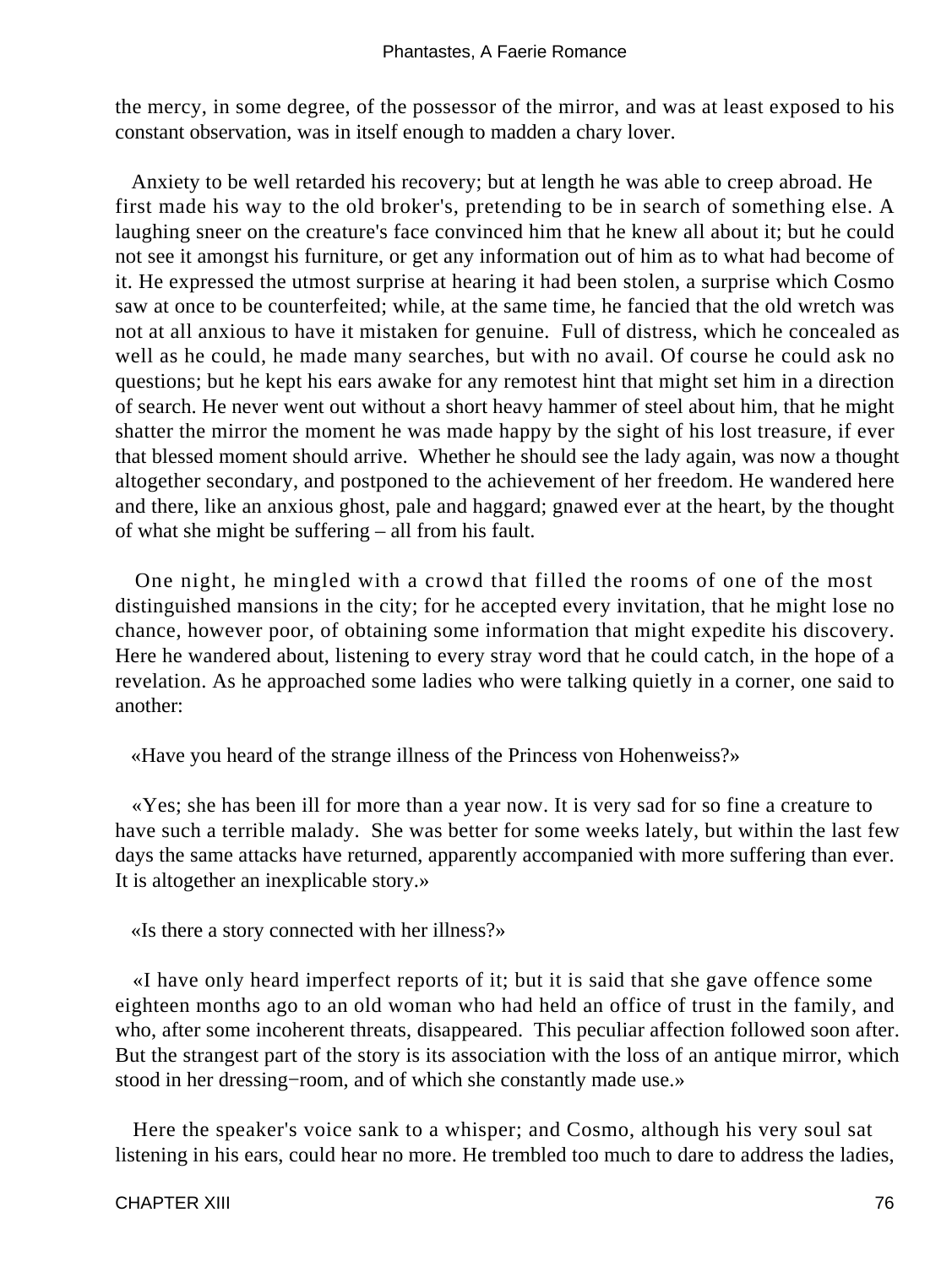the mercy, in some degree, of the possessor of the mirror, and was at least exposed to his constant observation, was in itself enough to madden a chary lover.

Anxiety to be well retarded his recovery; but at length he was able to creep abroad. He first made his way to the old broker's, pretending to be in search of something else. A laughing sneer on the creature's face convinced him that he knew all about it; but he could not see it amongst his furniture, or get any information out of him as to what had become of it. He expressed the utmost surprise at hearing it had been stolen, a surprise which Cosmo saw at once to be counterfeited; while, at the same time, he fancied that the old wretch was not at all anxious to have it mistaken for genuine. Full of distress, which he concealed as well as he could, he made many searches, but with no avail. Of course he could ask no questions; but he kept his ears awake for any remotest hint that might set him in a direction of search. He never went out without a short heavy hammer of steel about him, that he might shatter the mirror the moment he was made happy by the sight of his lost treasure, if ever that blessed moment should arrive. Whether he should see the lady again, was now a thought altogether secondary, and postponed to the achievement of her freedom. He wandered here and there, like an anxious ghost, pale and haggard; gnawed ever at the heart, by the thought of what she might be suffering – all from his fault.

One night, he mingled with a crowd that filled the rooms of one of the most distinguished mansions in the city; for he accepted every invitation, that he might lose no chance, however poor, of obtaining some information that might expedite his discovery. Here he wandered about, listening to every stray word that he could catch, in the hope of a revelation. As he approached some ladies who were talking quietly in a corner, one said to another:

«Have you heard of the strange illness of the Princess von Hohenweiss?»

«Yes; she has been ill for more than a year now. It is very sad for so fine a creature to have such a terrible malady. She was better for some weeks lately, but within the last few days the same attacks have returned, apparently accompanied with more suffering than ever. It is altogether an inexplicable story.»

«Is there a story connected with her illness?»

«I have only heard imperfect reports of it; but it is said that she gave offence some eighteen months ago to an old woman who had held an office of trust in the family, and who, after some incoherent threats, disappeared. This peculiar affection followed soon after. But the strangest part of the story is its association with the loss of an antique mirror, which stood in her dressing−room, and of which she constantly made use.»

Here the speaker's voice sank to a whisper; and Cosmo, although his very soul sat listening in his ears, could hear no more. He trembled too much to dare to address the ladies,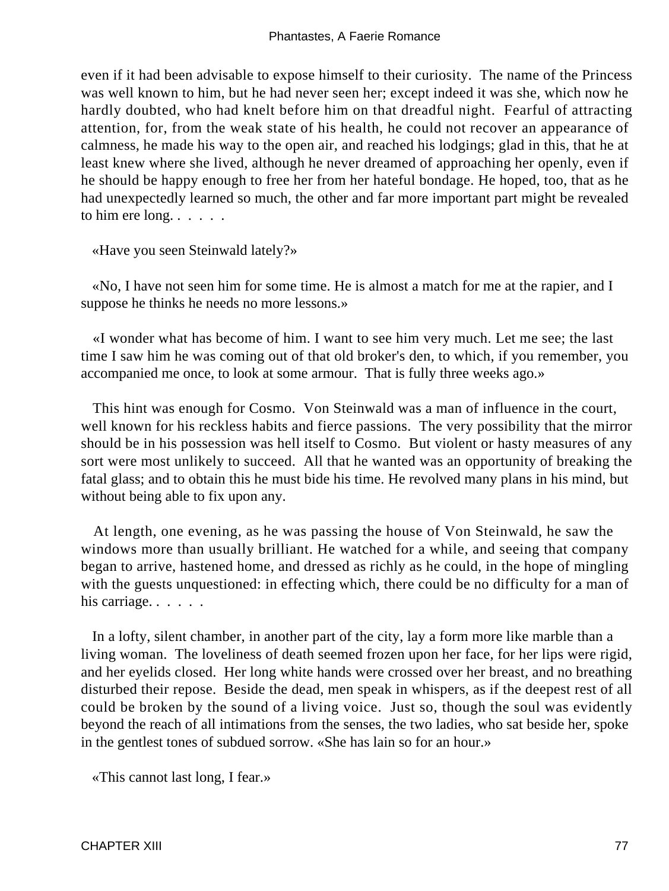even if it had been advisable to expose himself to their curiosity. The name of the Princess was well known to him, but he had never seen her; except indeed it was she, which now he hardly doubted, who had knelt before him on that dreadful night. Fearful of attracting attention, for, from the weak state of his health, he could not recover an appearance of calmness, he made his way to the open air, and reached his lodgings; glad in this, that he at least knew where she lived, although he never dreamed of approaching her openly, even if he should be happy enough to free her from her hateful bondage. He hoped, too, that as he had unexpectedly learned so much, the other and far more important part might be revealed to him ere long. . . . . .

«Have you seen Steinwald lately?»

«No, I have not seen him for some time. He is almost a match for me at the rapier, and I suppose he thinks he needs no more lessons.»

«I wonder what has become of him. I want to see him very much. Let me see; the last time I saw him he was coming out of that old broker's den, to which, if you remember, you accompanied me once, to look at some armour. That is fully three weeks ago.»

This hint was enough for Cosmo. Von Steinwald was a man of influence in the court, well known for his reckless habits and fierce passions. The very possibility that the mirror should be in his possession was hell itself to Cosmo. But violent or hasty measures of any sort were most unlikely to succeed. All that he wanted was an opportunity of breaking the fatal glass; and to obtain this he must bide his time. He revolved many plans in his mind, but without being able to fix upon any.

At length, one evening, as he was passing the house of Von Steinwald, he saw the windows more than usually brilliant. He watched for a while, and seeing that company began to arrive, hastened home, and dressed as richly as he could, in the hope of mingling with the guests unquestioned: in effecting which, there could be no difficulty for a man of his carriage. . . . . .

In a lofty, silent chamber, in another part of the city, lay a form more like marble than a living woman. The loveliness of death seemed frozen upon her face, for her lips were rigid, and her eyelids closed. Her long white hands were crossed over her breast, and no breathing disturbed their repose. Beside the dead, men speak in whispers, as if the deepest rest of all could be broken by the sound of a living voice. Just so, though the soul was evidently beyond the reach of all intimations from the senses, the two ladies, who sat beside her, spoke in the gentlest tones of subdued sorrow. «She has lain so for an hour.»

«This cannot last long, I fear.»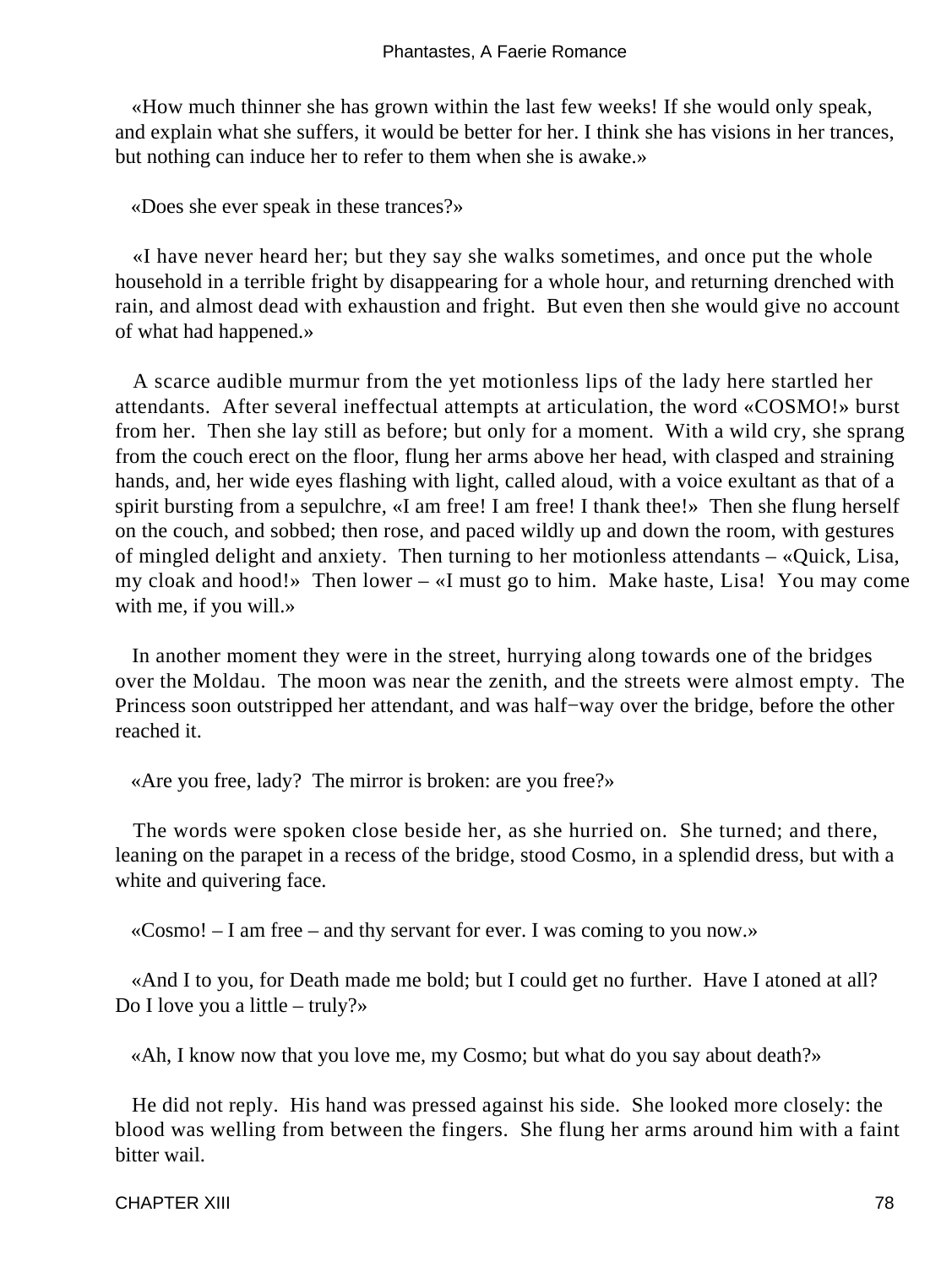«How much thinner she has grown within the last few weeks! If she would only speak, and explain what she suffers, it would be better for her. I think she has visions in her trances, but nothing can induce her to refer to them when she is awake.»

«Does she ever speak in these trances?»

«I have never heard her; but they say she walks sometimes, and once put the whole household in a terrible fright by disappearing for a whole hour, and returning drenched with rain, and almost dead with exhaustion and fright. But even then she would give no account of what had happened.»

A scarce audible murmur from the yet motionless lips of the lady here startled her attendants. After several ineffectual attempts at articulation, the word «COSMO!» burst from her. Then she lay still as before; but only for a moment. With a wild cry, she sprang from the couch erect on the floor, flung her arms above her head, with clasped and straining hands, and, her wide eyes flashing with light, called aloud, with a voice exultant as that of a spirit bursting from a sepulchre, «I am free! I am free! I thank thee!» Then she flung herself on the couch, and sobbed; then rose, and paced wildly up and down the room, with gestures of mingled delight and anxiety. Then turning to her motionless attendants – «Quick, Lisa, my cloak and hood!» Then lower – «I must go to him. Make haste, Lisa! You may come with me, if you will.»

In another moment they were in the street, hurrying along towards one of the bridges over the Moldau. The moon was near the zenith, and the streets were almost empty. The Princess soon outstripped her attendant, and was half−way over the bridge, before the other reached it.

«Are you free, lady? The mirror is broken: are you free?»

The words were spoken close beside her, as she hurried on. She turned; and there, leaning on the parapet in a recess of the bridge, stood Cosmo, in a splendid dress, but with a white and quivering face.

«Cosmo! – I am free – and thy servant for ever. I was coming to you now.»

«And I to you, for Death made me bold; but I could get no further. Have I atoned at all? Do I love you a little – truly?»

«Ah, I know now that you love me, my Cosmo; but what do you say about death?»

He did not reply. His hand was pressed against his side. She looked more closely: the blood was welling from between the fingers. She flung her arms around him with a faint bitter wail.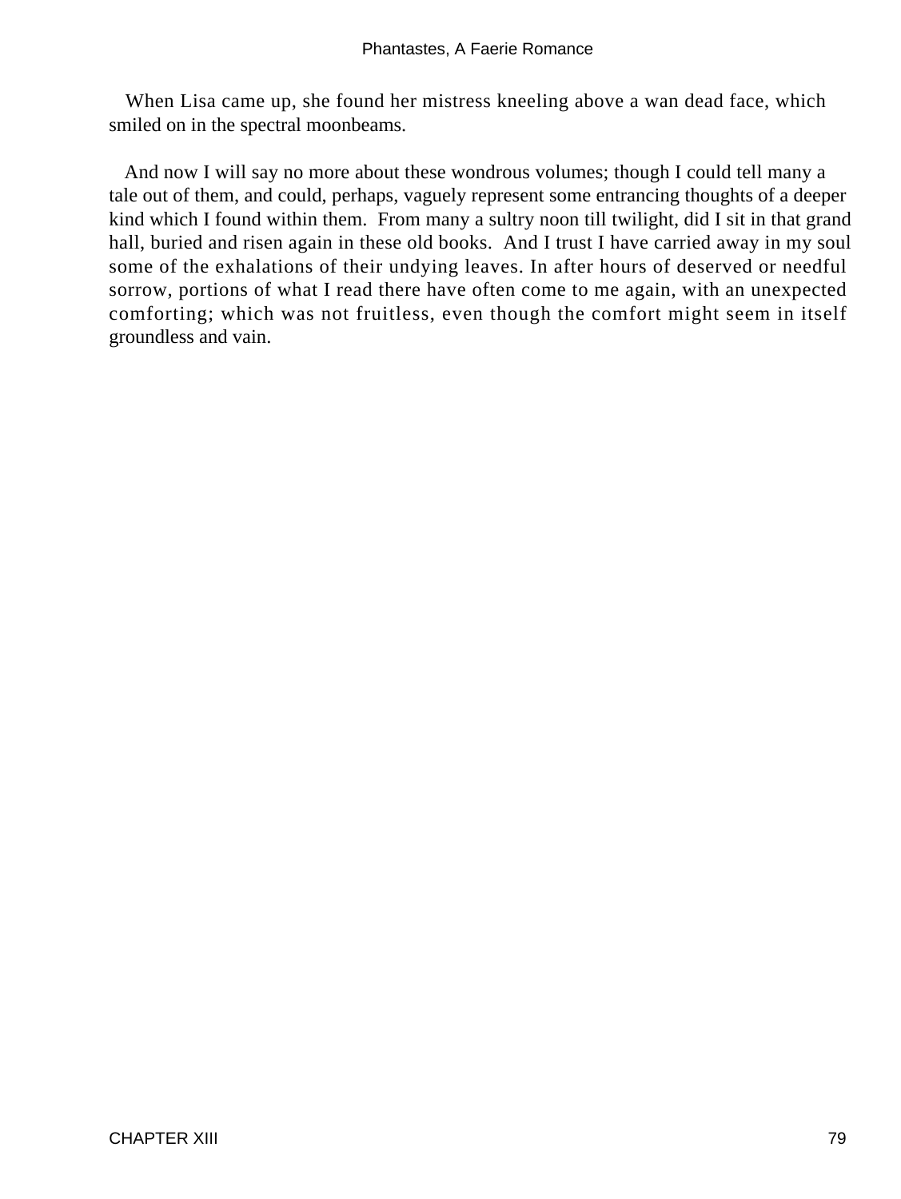When Lisa came up, she found her mistress kneeling above a wan dead face, which smiled on in the spectral moonbeams.

And now I will say no more about these wondrous volumes; though I could tell many a tale out of them, and could, perhaps, vaguely represent some entrancing thoughts of a deeper kind which I found within them. From many a sultry noon till twilight, did I sit in that grand hall, buried and risen again in these old books. And I trust I have carried away in my soul some of the exhalations of their undying leaves. In after hours of deserved or needful sorrow, portions of what I read there have often come to me again, with an unexpected comforting; which was not fruitless, even though the comfort might seem in itself groundless and vain.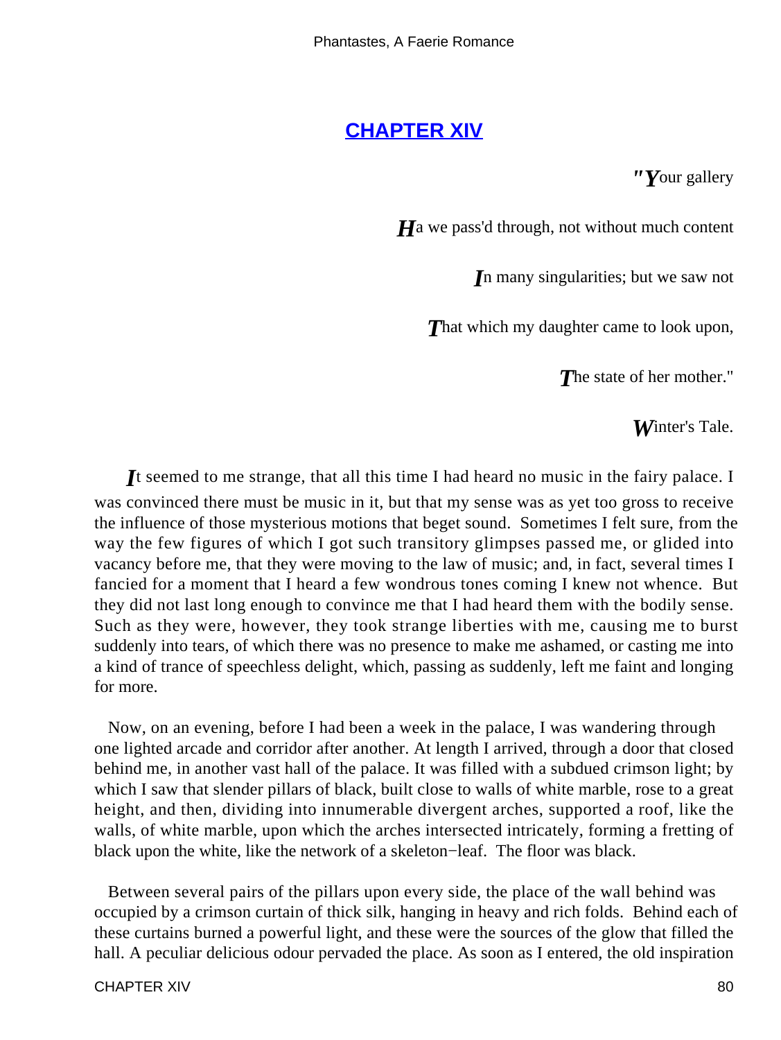## CHAPTER XIV

*"Your gallery*

*Ha we pass'd through, not without much content*

*In many singularities; but we saw not*

*That which my daughter came to look upon,*

*The state of her mother."*

*Winter's Tale.*

It seemed to me strange, that all this time I had heard no music in the fairy palace. I was convinced there must be music in it, but that my sense was as yet too gross to receive the influence of those mysterious motions that beget sound. Sometimes I felt sure, from the way the few figures of which I got such transitory glimpses passed me, or glided into vacancy before me, that they were moving to the law of music; and, in fact, several times I fancied for a moment that I heard a few wondrous tones coming I knew not whence. But they did not last long enough to convince me that I had heard them with the bodily sense. Such as they were, however, they took strange liberties with me, causing me to burst suddenly into tears, of which there was no presence to make me ashamed, or casting me into a kind of trance of speechless delight, which, passing as suddenly, left me faint and longing for more.

Now, on an evening, before I had been a week in the palace, I was wandering through one lighted arcade and corridor after another. At length I arrived, through a door that closed behind me, in another vast hall of the palace. It was filled with a subdued crimson light; by which I saw that slender pillars of black, built close to walls of white marble, rose to a great height, and then, dividing into innumerable divergent arches, supported a roof, like the walls, of white marble, upon which the arches intersected intricately, forming a fretting of black upon the white, like the network of a skeleton−leaf. The floor was black.

Between several pairs of the pillars upon every side, the place of the wall behind was occupied by a crimson curtain of thick silk, hanging in heavy and rich folds. Behind each of these curtains burned a powerful light, and these were the sources of the glow that filled the hall. A peculiar delicious odour pervaded the place. As soon as I entered, the old inspiration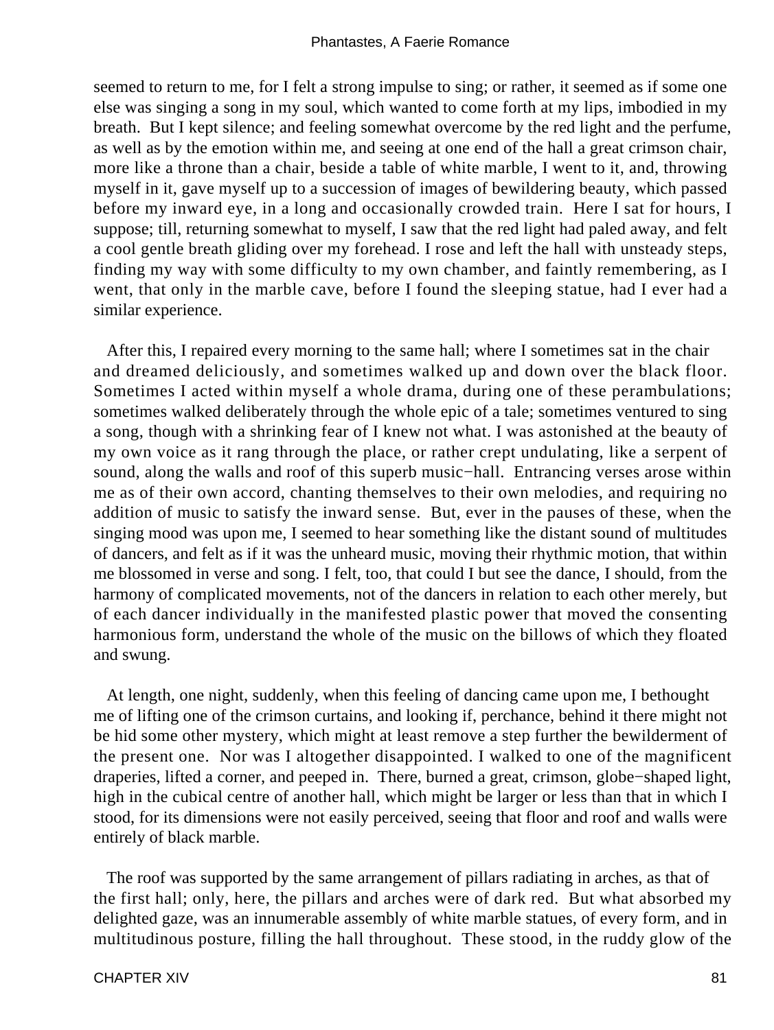seemed to return to me, for I felt a strong impulse to sing; or rather, it seemed as if some one else was singing a song in my soul, which wanted to come forth at my lips, imbodied in my breath. But I kept silence; and feeling somewhat overcome by the red light and the perfume, as well as by the emotion within me, and seeing at one end of the hall a great crimson chair, more like a throne than a chair, beside a table of white marble, I went to it, and, throwing myself in it, gave myself up to a succession of images of bewildering beauty, which passed before my inward eye, in a long and occasionally crowded train. Here I sat for hours, I suppose; till, returning somewhat to myself, I saw that the red light had paled away, and felt a cool gentle breath gliding over my forehead. I rose and left the hall with unsteady steps, finding my way with some difficulty to my own chamber, and faintly remembering, as I went, that only in the marble cave, before I found the sleeping statue, had I ever had a similar experience.

After this, I repaired every morning to the same hall; where I sometimes sat in the chair and dreamed deliciously, and sometimes walked up and down over the black floor. Sometimes I acted within myself a whole drama, during one of these perambulations; sometimes walked deliberately through the whole epic of a tale; sometimes ventured to sing a song, though with a shrinking fear of I knew not what. I was astonished at the beauty of my own voice as it rang through the place, or rather crept undulating, like a serpent of sound, along the walls and roof of this superb music−hall. Entrancing verses arose within me as of their own accord, chanting themselves to their own melodies, and requiring no addition of music to satisfy the inward sense. But, ever in the pauses of these, when the singing mood was upon me, I seemed to hear something like the distant sound of multitudes of dancers, and felt as if it was the unheard music, moving their rhythmic motion, that within me blossomed in verse and song. I felt, too, that could I but see the dance, I should, from the harmony of complicated movements, not of the dancers in relation to each other merely, but of each dancer individually in the manifested plastic power that moved the consenting harmonious form, understand the whole of the music on the billows of which they floated and swung.

At length, one night, suddenly, when this feeling of dancing came upon me, I bethought me of lifting one of the crimson curtains, and looking if, perchance, behind it there might not be hid some other mystery, which might at least remove a step further the bewilderment of the present one. Nor was I altogether disappointed. I walked to one of the magnificent draperies, lifted a corner, and peeped in. There, burned a great, crimson, globe−shaped light, high in the cubical centre of another hall, which might be larger or less than that in which I stood, for its dimensions were not easily perceived, seeing that floor and roof and walls were entirely of black marble.

The roof was supported by the same arrangement of pillars radiating in arches, as that of the first hall; only, here, the pillars and arches were of dark red. But what absorbed my delighted gaze, was an innumerable assembly of white marble statues, of every form, and in multitudinous posture, filling the hall throughout. These stood, in the ruddy glow of the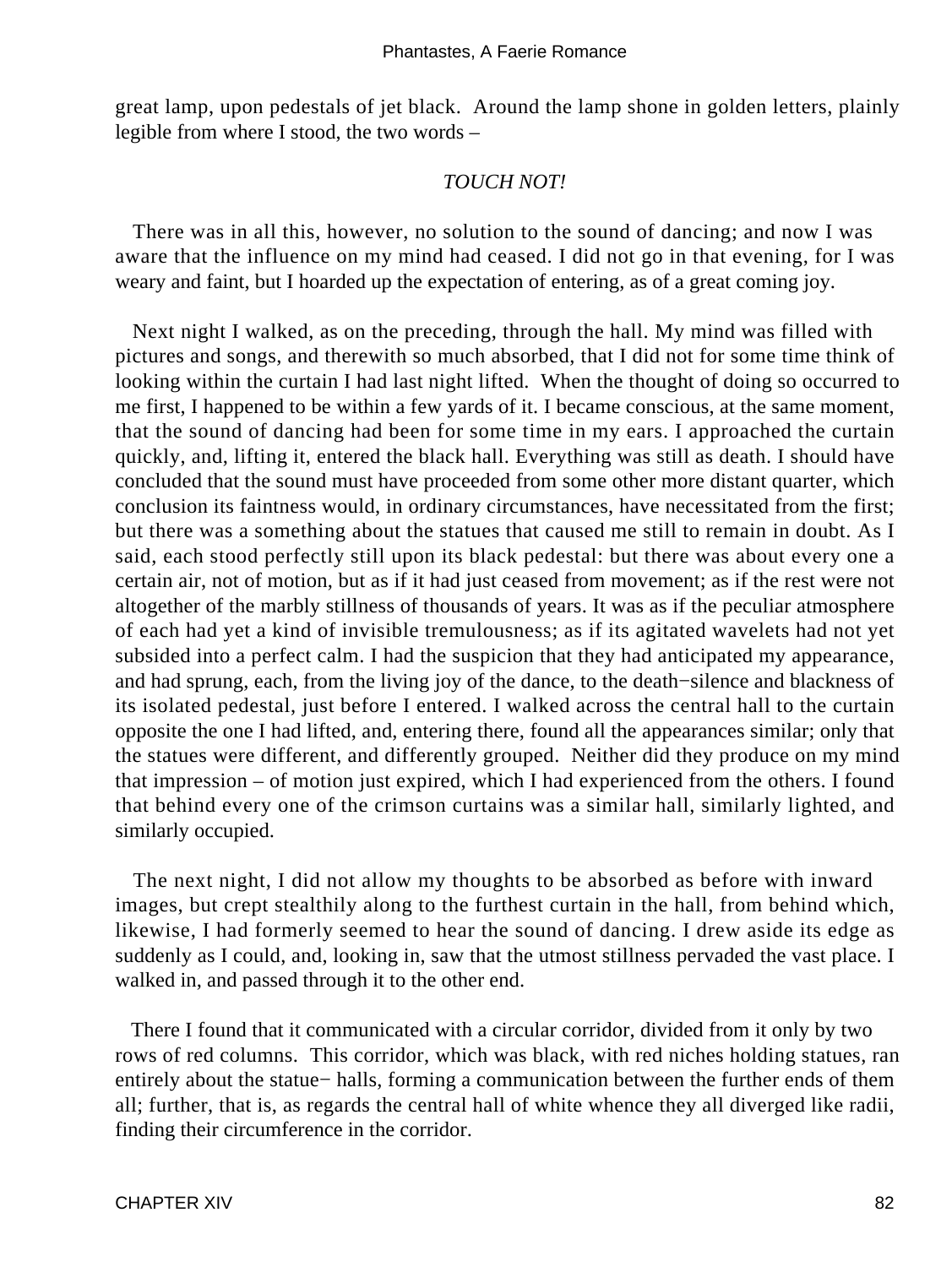great lamp, upon pedestals of jet black. Around the lamp shone in golden letters, plainly legible from where I stood, the two words –

*TOUCH NOT!*

There was in all this, however, no solution to the sound of dancing; and now I was aware that the influence on my mind had ceased. I did not go in that evening, for I was weary and faint, but I hoarded up the expectation of entering, as of a great coming joy.

Next night I walked, as on the preceding, through the hall. My mind was filled with pictures and songs, and therewith so much absorbed, that I did not for some time think of looking within the curtain I had last night lifted. When the thought of doing so occurred to me first, I happened to be within a few yards of it. I became conscious, at the same moment, that the sound of dancing had been for some time in my ears. I approached the curtain quickly, and, lifting it, entered the black hall. Everything was still as death. I should have concluded that the sound must have proceeded from some other more distant quarter, which conclusion its faintness would, in ordinary circumstances, have necessitated from the first; but there was a something about the statues that caused me still to remain in doubt. As I said, each stood perfectly still upon its black pedestal: but there was about every one a certain air, not of motion, but as if it had just ceased from movement; as if the rest were not altogether of the marbly stillness of thousands of years. It was as if the peculiar atmosphere of each had yet a kind of invisible tremulousness; as if its agitated wavelets had not yet subsided into a perfect calm. I had the suspicion that they had anticipated my appearance, and had sprung, each, from the living joy of the dance, to the death−silence and blackness of its isolated pedestal, just before I entered. I walked across the central hall to the curtain opposite the one I had lifted, and, entering there, found all the appearances similar; only that the statues were different, and differently grouped. Neither did they produce on my mind that impression – of motion just expired, which I had experienced from the others. I found that behind every one of the crimson curtains was a similar hall, similarly lighted, and similarly occupied.

The next night, I did not allow my thoughts to be absorbed as before with inward images, but crept stealthily along to the furthest curtain in the hall, from behind which, likewise, I had formerly seemed to hear the sound of dancing. I drew aside its edge as suddenly as I could, and, looking in, saw that the utmost stillness pervaded the vast place. I walked in, and passed through it to the other end.

There I found that it communicated with a circular corridor, divided from it only by two rows of red columns. This corridor, which was black, with red niches holding statues, ran entirely about the statue− halls, forming a communication between the further ends of them all; further, that is, as regards the central hall of white whence they all diverged like radii, finding their circumference in the corridor.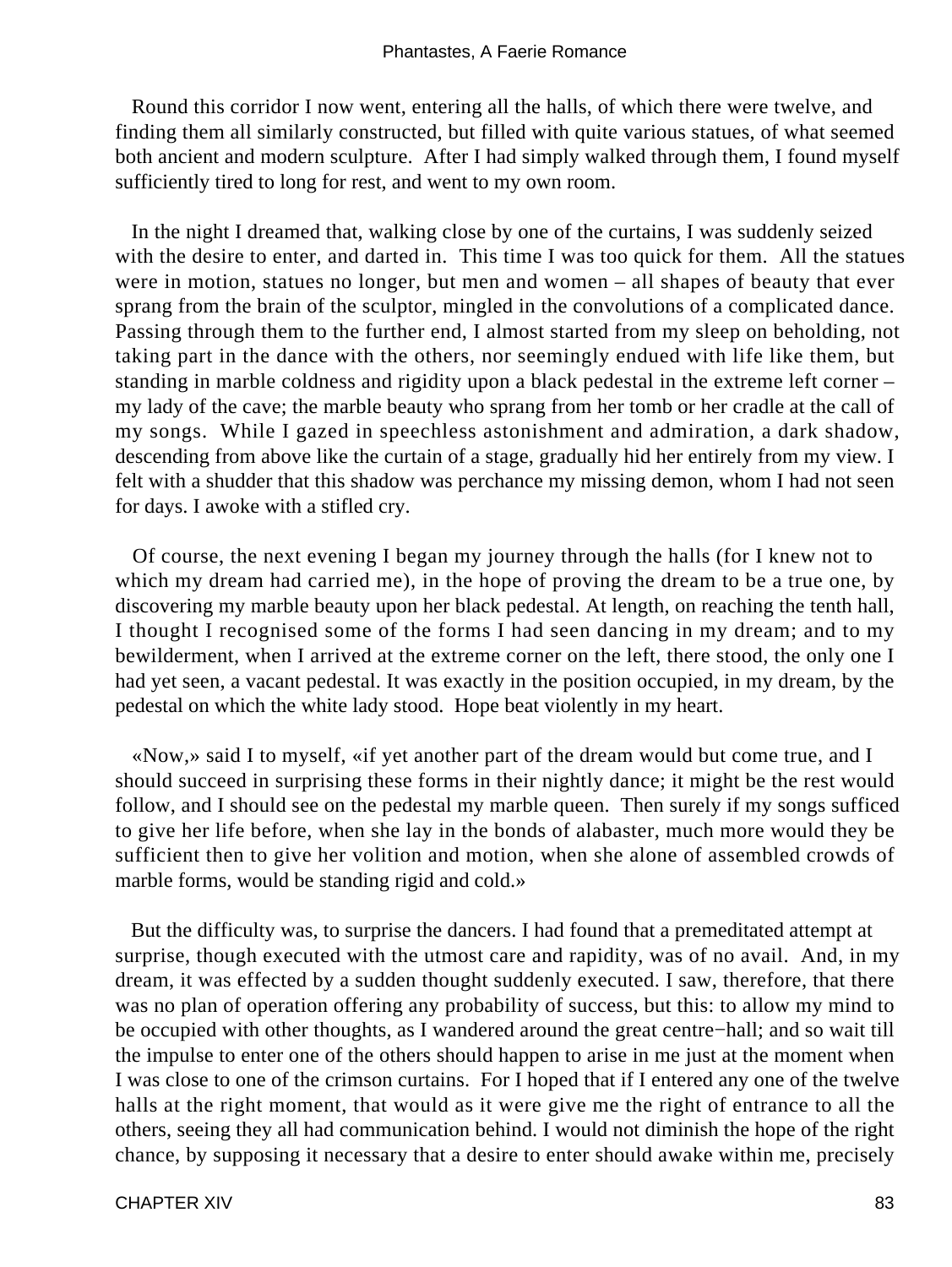Round this corridor I now went, entering all the halls, of which there were twelve, and finding them all similarly constructed, but filled with quite various statues, of what seemed both ancient and modern sculpture. After I had simply walked through them, I found myself sufficiently tired to long for rest, and went to my own room.

In the night I dreamed that, walking close by one of the curtains, I was suddenly seized with the desire to enter, and darted in. This time I was too quick for them. All the statues were in motion, statues no longer, but men and women – all shapes of beauty that ever sprang from the brain of the sculptor, mingled in the convolutions of a complicated dance. Passing through them to the further end, I almost started from my sleep on beholding, not taking part in the dance with the others, nor seemingly endued with life like them, but standing in marble coldness and rigidity upon a black pedestal in the extreme left corner – my lady of the cave; the marble beauty who sprang from her tomb or her cradle at the call of my songs. While I gazed in speechless astonishment and admiration, a dark shadow, descending from above like the curtain of a stage, gradually hid her entirely from my view. I felt with a shudder that this shadow was perchance my missing demon, whom I had not seen for days. I awoke with a stifled cry.

Of course, the next evening I began my journey through the halls (for I knew not to which my dream had carried me), in the hope of proving the dream to be a true one, by discovering my marble beauty upon her black pedestal. At length, on reaching the tenth hall, I thought I recognised some of the forms I had seen dancing in my dream; and to my bewilderment, when I arrived at the extreme corner on the left, there stood, the only one I had yet seen, a vacant pedestal. It was exactly in the position occupied, in my dream, by the pedestal on which the white lady stood. Hope beat violently in my heart.

«Now,» said I to myself, «if yet another part of the dream would but come true, and I should succeed in surprising these forms in their nightly dance; it might be the rest would follow, and I should see on the pedestal my marble queen. Then surely if my songs sufficed to give her life before, when she lay in the bonds of alabaster, much more would they be sufficient then to give her volition and motion, when she alone of assembled crowds of marble forms, would be standing rigid and cold.»

But the difficulty was, to surprise the dancers. I had found that a premeditated attempt at surprise, though executed with the utmost care and rapidity, was of no avail. And, in my dream, it was effected by a sudden thought suddenly executed. I saw, therefore, that there was no plan of operation offering any probability of success, but this: to allow my mind to be occupied with other thoughts, as I wandered around the great centre−hall; and so wait till the impulse to enter one of the others should happen to arise in me just at the moment when I was close to one of the crimson curtains. For I hoped that if I entered any one of the twelve halls at the right moment, that would as it were give me the right of entrance to all the others, seeing they all had communication behind. I would not diminish the hope of the right chance, by supposing it necessary that a desire to enter should awake within me, precisely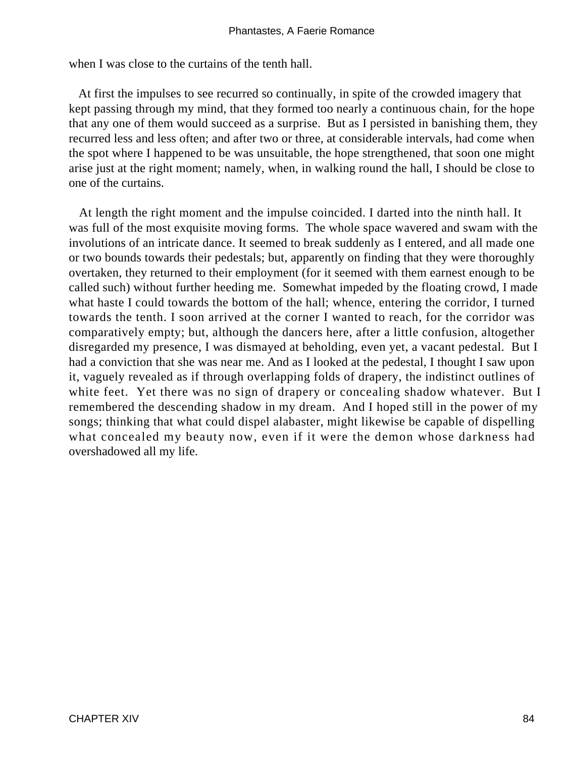when I was close to the curtains of the tenth hall.

At first the impulses to see recurred so continually, in spite of the crowded imagery that kept passing through my mind, that they formed too nearly a continuous chain, for the hope that any one of them would succeed as a surprise. But as I persisted in banishing them, they recurred less and less often; and after two or three, at considerable intervals, had come when the spot where I happened to be was unsuitable, the hope strengthened, that soon one might arise just at the right moment; namely, when, in walking round the hall, I should be close to one of the curtains.

At length the right moment and the impulse coincided. I darted into the ninth hall. It was full of the most exquisite moving forms. The whole space wavered and swam with the involutions of an intricate dance. It seemed to break suddenly as I entered, and all made one or two bounds towards their pedestals; but, apparently on finding that they were thoroughly overtaken, they returned to their employment (for it seemed with them earnest enough to be called such) without further heeding me. Somewhat impeded by the floating crowd, I made what haste I could towards the bottom of the hall; whence, entering the corridor, I turned towards the tenth. I soon arrived at the corner I wanted to reach, for the corridor was comparatively empty; but, although the dancers here, after a little confusion, altogether disregarded my presence, I was dismayed at beholding, even yet, a vacant pedestal. But I had a conviction that she was near me. And as I looked at the pedestal, I thought I saw upon it, vaguely revealed as if through overlapping folds of drapery, the indistinct outlines of white feet. Yet there was no sign of drapery or concealing shadow whatever. But I remembered the descending shadow in my dream. And I hoped still in the power of my songs; thinking that what could dispel alabaster, might likewise be capable of dispelling what concealed my beauty now, even if it were the demon whose darkness had overshadowed all my life.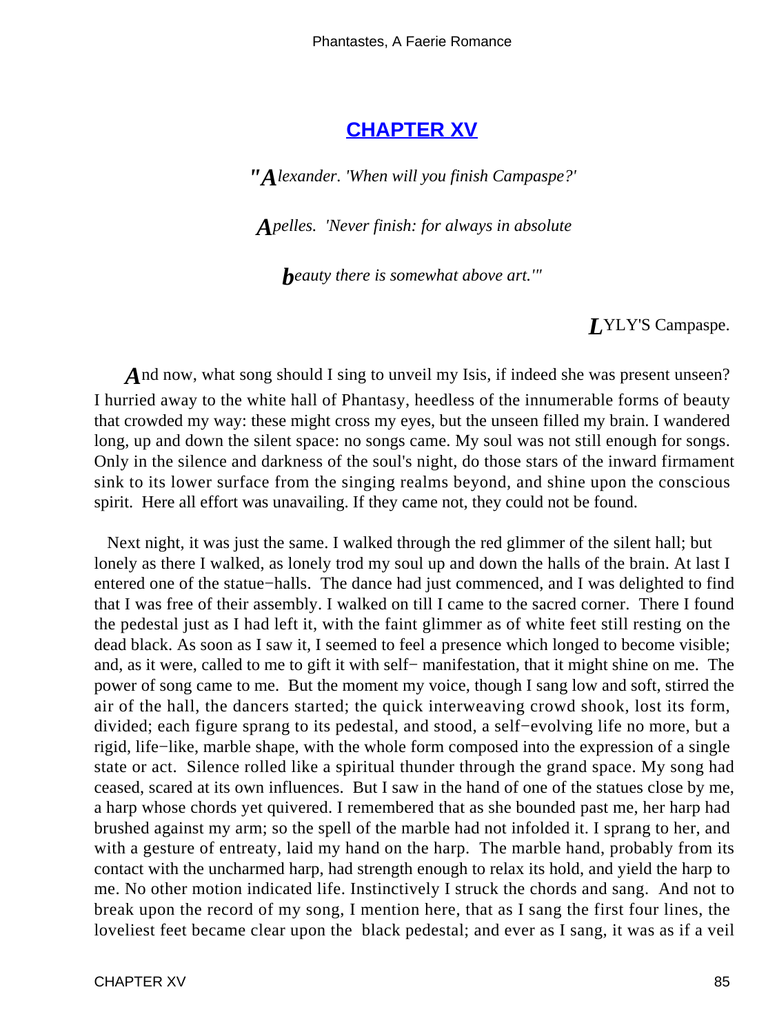## CHAPTER XV

*"Alexander. 'When will you finish Campaspe?'*

*Apelles. 'Never finish: for always in absolute*

*beauty there is somewhat above art.'"*

LYLY'S Campaspe.

And now, what song should I sing to unveil my Isis, if indeed she was present unseen? I hurried away to the white hall of Phantasy, heedless of the innumerable forms of beauty that crowded my way: these might cross my eyes, but the unseen filled my brain. I wandered long, up and down the silent space: no songs came. My soul was not still enough for songs. Only in the silence and darkness of the soul's night, do those stars of the inward firmament sink to its lower surface from the singing realms beyond, and shine upon the conscious spirit. Here all effort was unavailing. If they came not, they could not be found.

Next night, it was just the same. I walked through the red glimmer of the silent hall; but lonely as there I walked, as lonely trod my soul up and down the halls of the brain. At last I entered one of the statue−halls. The dance had just commenced, and I was delighted to find that I was free of their assembly. I walked on till I came to the sacred corner. There I found the pedestal just as I had left it, with the faint glimmer as of white feet still resting on the dead black. As soon as I saw it, I seemed to feel a presence which longed to become visible; and, as it were, called to me to gift it with self− manifestation, that it might shine on me. The power of song came to me. But the moment my voice, though I sang low and soft, stirred the air of the hall, the dancers started; the quick interweaving crowd shook, lost its form, divided; each figure sprang to its pedestal, and stood, a self−evolving life no more, but a rigid, life−like, marble shape, with the whole form composed into the expression of a single state or act. Silence rolled like a spiritual thunder through the grand space. My song had ceased, scared at its own influences. But I saw in the hand of one of the statues close by me, a harp whose chords yet quivered. I remembered that as she bounded past me, her harp had brushed against my arm; so the spell of the marble had not infolded it. I sprang to her, and with a gesture of entreaty, laid my hand on the harp. The marble hand, probably from its contact with the uncharmed harp, had strength enough to relax its hold, and yield the harp to me. No other motion indicated life. Instinctively I struck the chords and sang. And not to break upon the record of my song, I mention here, that as I sang the first four lines, the loveliest feet became clear upon the black pedestal; and ever as I sang, it was as if a veil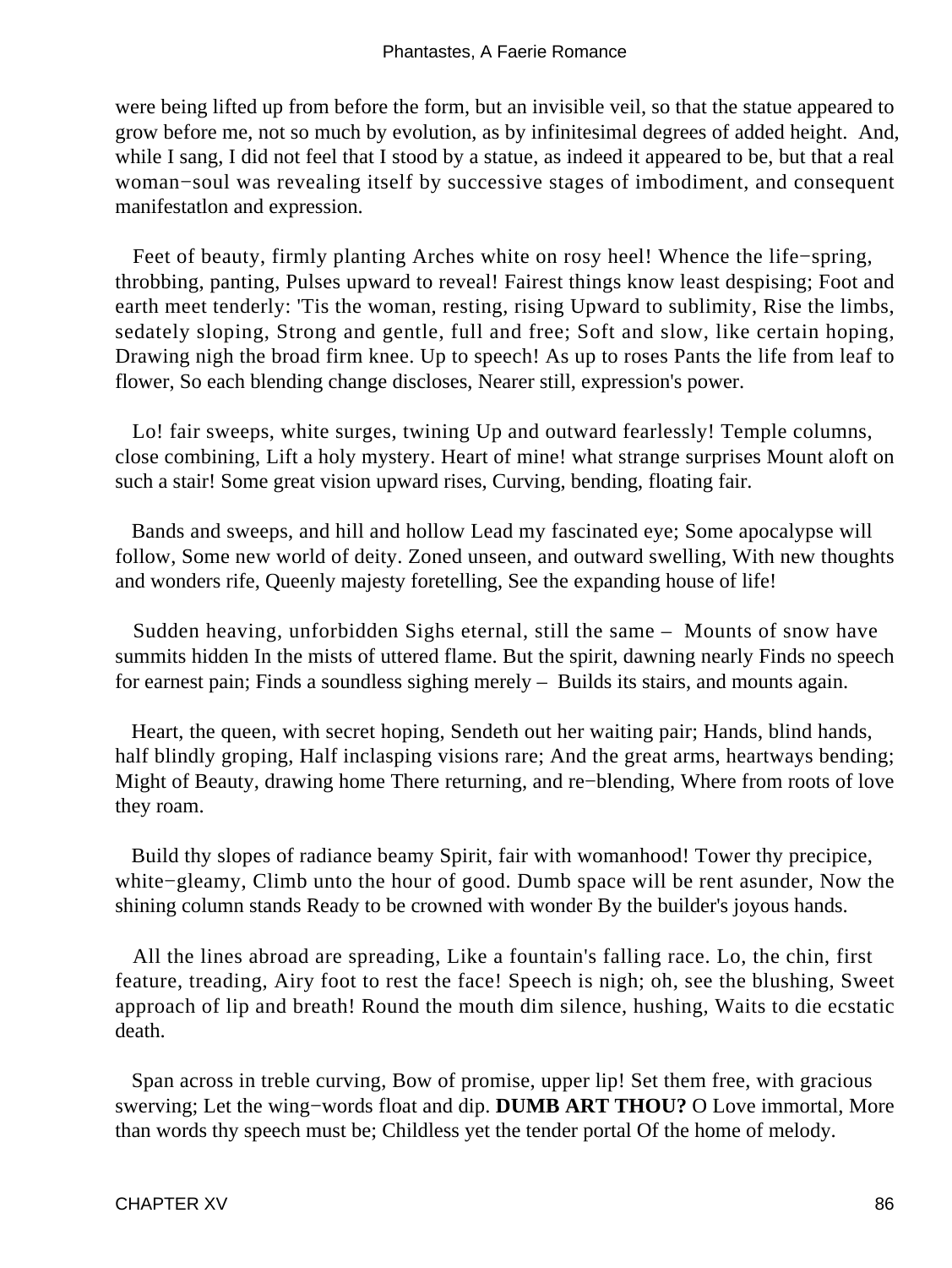were being lifted up from before the form, but an invisible veil, so that the statue appeared to grow before me, not so much by evolution, as by infinitesimal degrees of added height. And, while I sang, I did not feel that I stood by a statue, as indeed it appeared to be, but that a real woman−soul was revealing itself by successive stages of imbodiment, and consequent manifestatlon and expression.

Feet of beauty, firmly planting Arches white on rosy heel! Whence the life−spring, throbbing, panting, Pulses upward to reveal! Fairest things know least despising; Foot and earth meet tenderly: 'Tis the woman, resting, rising Upward to sublimity, Rise the limbs, sedately sloping, Strong and gentle, full and free; Soft and slow, like certain hoping, Drawing nigh the broad firm knee. Up to speech! As up to roses Pants the life from leaf to flower, So each blending change discloses, Nearer still, expression's power.

Lo! fair sweeps, white surges, twining Up and outward fearlessly! Temple columns, close combining, Lift a holy mystery. Heart of mine! what strange surprises Mount aloft on such a stair! Some great vision upward rises, Curving, bending, floating fair.

Bands and sweeps, and hill and hollow Lead my fascinated eye; Some apocalypse will follow, Some new world of deity. Zoned unseen, and outward swelling, With new thoughts and wonders rife, Queenly majesty foretelling, See the expanding house of life!

Sudden heaving, unforbidden Sighs eternal, still the same – Mounts of snow have summits hidden In the mists of uttered flame. But the spirit, dawning nearly Finds no speech for earnest pain; Finds a soundless sighing merely – Builds its stairs, and mounts again.

Heart, the queen, with secret hoping, Sendeth out her waiting pair; Hands, blind hands, half blindly groping, Half inclasping visions rare; And the great arms, heartways bending; Might of Beauty, drawing home There returning, and re−blending, Where from roots of love they roam.

Build thy slopes of radiance beamy Spirit, fair with womanhood! Tower thy precipice, white−gleamy, Climb unto the hour of good. Dumb space will be rent asunder, Now the shining column stands Ready to be crowned with wonder By the builder's joyous hands.

All the lines abroad are spreading, Like a fountain's falling race. Lo, the chin, first feature, treading, Airy foot to rest the face! Speech is nigh; oh, see the blushing, Sweet approach of lip and breath! Round the mouth dim silence, hushing, Waits to die ecstatic death.

Span across in treble curving, Bow of promise, upper lip! Set them free, with gracious swerving; Let the wing−words float and dip. **DUMB ART THOU?** O Love immortal, More than words thy speech must be; Childless yet the tender portal Of the home of melody.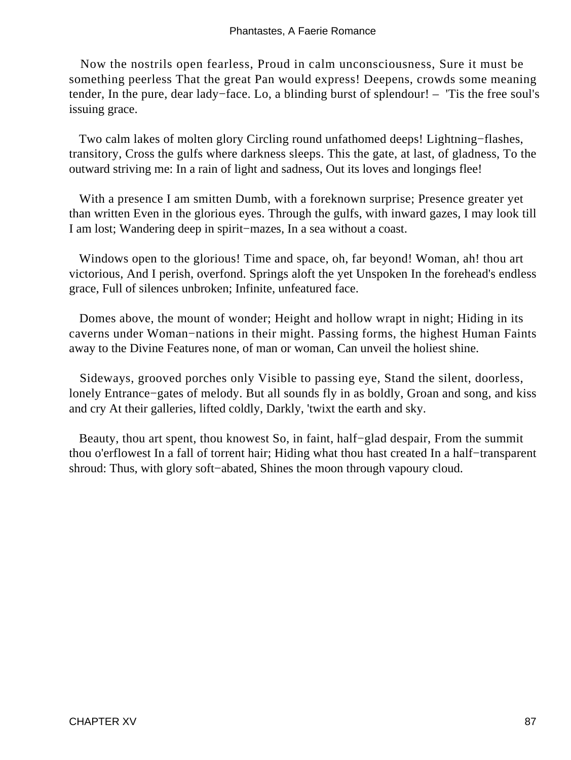Now the nostrils open fearless, Proud in calm unconsciousness, Sure it must be something peerless That the great Pan would express! Deepens, crowds some meaning tender, In the pure, dear lady−face. Lo, a blinding burst of splendour! – 'Tis the free soul's issuing grace.

Two calm lakes of molten glory Circling round unfathomed deeps! Lightning−flashes, transitory, Cross the gulfs where darkness sleeps. This the gate, at last, of gladness, To the outward striving me: In a rain of light and sadness, Out its loves and longings flee!

With a presence I am smitten Dumb, with a foreknown surprise; Presence greater yet than written Even in the glorious eyes. Through the gulfs, with inward gazes, I may look till I am lost; Wandering deep in spirit−mazes, In a sea without a coast.

Windows open to the glorious! Time and space, oh, far beyond! Woman, ah! thou art victorious, And I perish, overfond. Springs aloft the yet Unspoken In the forehead's endless grace, Full of silences unbroken; Infinite, unfeatured face.

Domes above, the mount of wonder; Height and hollow wrapt in night; Hiding in its caverns under Woman−nations in their might. Passing forms, the highest Human Faints away to the Divine Features none, of man or woman, Can unveil the holiest shine.

Sideways, grooved porches only Visible to passing eye, Stand the silent, doorless, lonely Entrance−gates of melody. But all sounds fly in as boldly, Groan and song, and kiss and cry At their galleries, lifted coldly, Darkly, 'twixt the earth and sky.

Beauty, thou art spent, thou knowest So, in faint, half−glad despair, From the summit thou o'erflowest In a fall of torrent hair; Hiding what thou hast created In a half−transparent shroud: Thus, with glory soft−abated, Shines the moon through vapoury cloud.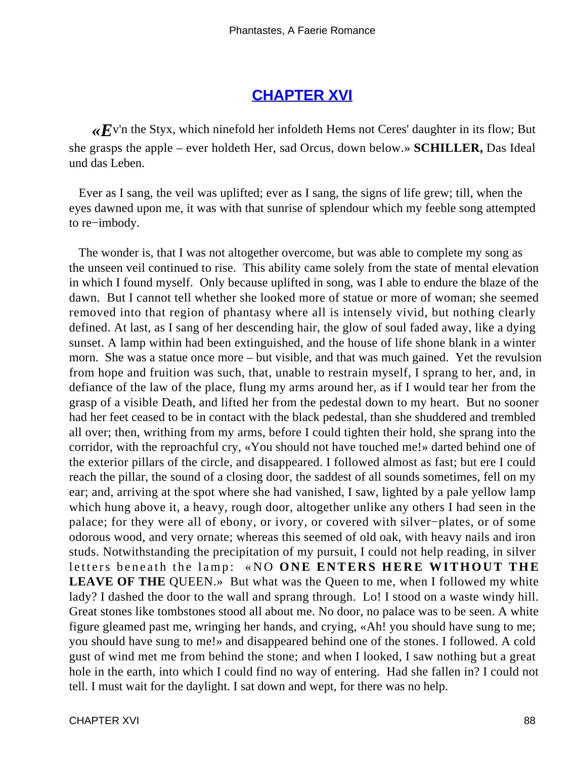## CHAPTER XVI

«*E*v'n the Styx, which ninefold her infoldeth Hems not Ceres' daughter in its flow; But she grasps the apple – ever holdeth Her, sad Orcus, down below.» **SCHILLER,** Das Ideal und das Leben.

Ever as I sang, the veil was uplifted; ever as I sang, the signs of life grew; till, when the eyes dawned upon me, it was with that sunrise of splendour which my feeble song attempted to re−imbody.

The wonder is, that I was not altogether overcome, but was able to complete my song as the unseen veil continued to rise. This ability came solely from the state of mental elevation in which I found myself. Only because uplifted in song, was I able to endure the blaze of the dawn. But I cannot tell whether she looked more of statue or more of woman; she seemed removed into that region of phantasy where all is intensely vivid, but nothing clearly defined. At last, as I sang of her descending hair, the glow of soul faded away, like a dying sunset. A lamp within had been extinguished, and the house of life shone blank in a winter morn. She was a statue once more – but visible, and that was much gained. Yet the revulsion from hope and fruition was such, that, unable to restrain myself, I sprang to her, and, in defiance of the law of the place, flung my arms around her, as if I would tear her from the grasp of a visible Death, and lifted her from the pedestal down to my heart. But no sooner had her feet ceased to be in contact with the black pedestal, than she shuddered and trembled all over; then, writhing from my arms, before I could tighten their hold, she sprang into the corridor, with the reproachful cry, «You should not have touched me!» darted behind one of the exterior pillars of the circle, and disappeared. I followed almost as fast; but ere I could reach the pillar, the sound of a closing door, the saddest of all sounds sometimes, fell on my ear; and, arriving at the spot where she had vanished, I saw, lighted by a pale yellow lamp which hung above it, a heavy, rough door, altogether unlike any others I had seen in the palace; for they were all of ebony, or ivory, or covered with silver−plates, or of some odorous wood, and very ornate; whereas this seemed of old oak, with heavy nails and iron studs. Notwithstanding the precipitation of my pursuit, I could not help reading, in silver letters beneath the lamp: «NO **ONE ENTERS HERE WITHOUT THE LEAVE OF THE** QUEEN.» But what was the Queen to me, when I followed my white lady? I dashed the door to the wall and sprang through. Lo! I stood on a waste windy hill. Great stones like tombstones stood all about me. No door, no palace was to be seen. A white figure gleamed past me, wringing her hands, and crying, «Ah! you should have sung to me; you should have sung to me!» and disappeared behind one of the stones. I followed. A cold gust of wind met me from behind the stone; and when I looked, I saw nothing but a great hole in the earth, into which I could find no way of entering. Had she fallen in? I could not tell. I must wait for the daylight. I sat down and wept, for there was no help.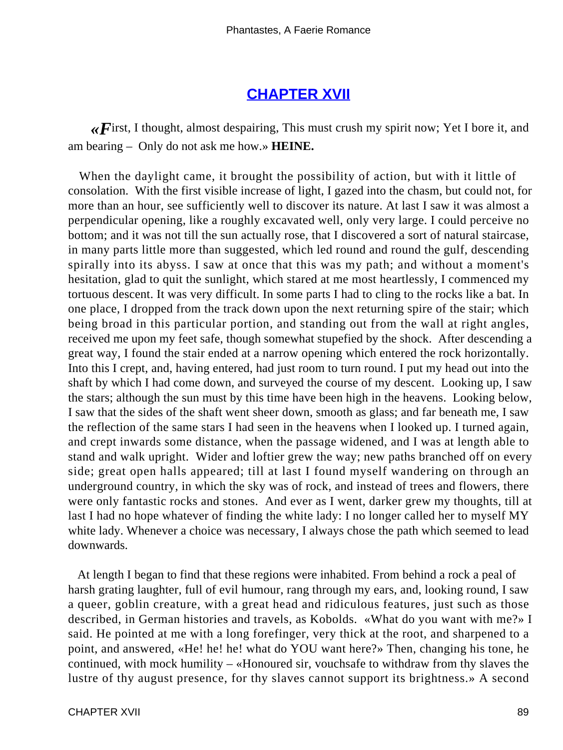## CHAPTER XVII

*«First, I thought, almost despairing, This must crush my spirit now; Yet I bore it, and am bearing – Only do not ask me how.»* **HEINE.**

When the daylight came, it brought the possibility of action, but with it little of consolation. With the first visible increase of light, I gazed into the chasm, but could not, for more than an hour, see sufficiently well to discover its nature. At last I saw it was almost a perpendicular opening, like a roughly excavated well, only very large. I could perceive no bottom; and it was not till the sun actually rose, that I discovered a sort of natural staircase, in many parts little more than suggested, which led round and round the gulf, descending spirally into its abyss. I saw at once that this was my path; and without a moment's hesitation, glad to quit the sunlight, which stared at me most heartlessly, I commenced my tortuous descent. It was very difficult. In some parts I had to cling to the rocks like a bat. In one place, I dropped from the track down upon the next returning spire of the stair; which being broad in this particular portion, and standing out from the wall at right angles, received me upon my feet safe, though somewhat stupefied by the shock. After descending a great way, I found the stair ended at a narrow opening which entered the rock horizontally. Into this I crept, and, having entered, had just room to turn round. I put my head out into the shaft by which I had come down, and surveyed the course of my descent. Looking up, I saw the stars; although the sun must by this time have been high in the heavens. Looking below, I saw that the sides of the shaft went sheer down, smooth as glass; and far beneath me, I saw the reflection of the same stars I had seen in the heavens when I looked up. I turned again, and crept inwards some distance, when the passage widened, and I was at length able to stand and walk upright. Wider and loftier grew the way; new paths branched off on every side; great open halls appeared; till at last I found myself wandering on through an underground country, in which the sky was of rock, and instead of trees and flowers, there were only fantastic rocks and stones. And ever as I went, darker grew my thoughts, till at last I had no hope whatever of finding the white lady: I no longer called her to myself MY white lady. Whenever a choice was necessary, I always chose the path which seemed to lead downwards.

At length I began to find that these regions were inhabited. From behind a rock a peal of harsh grating laughter, full of evil humour, rang through my ears, and, looking round, I saw a queer, goblin creature, with a great head and ridiculous features, just such as those described, in German histories and travels, as Kobolds. «What do you want with me?» I said. He pointed at me with a long forefinger, very thick at the root, and sharpened to a point, and answered, «He! he! he! what do YOU want here?» Then, changing his tone, he continued, with mock humility – «Honoured sir, vouchsafe to withdraw from thy slaves the lustre of thy august presence, for thy slaves cannot support its brightness.» A second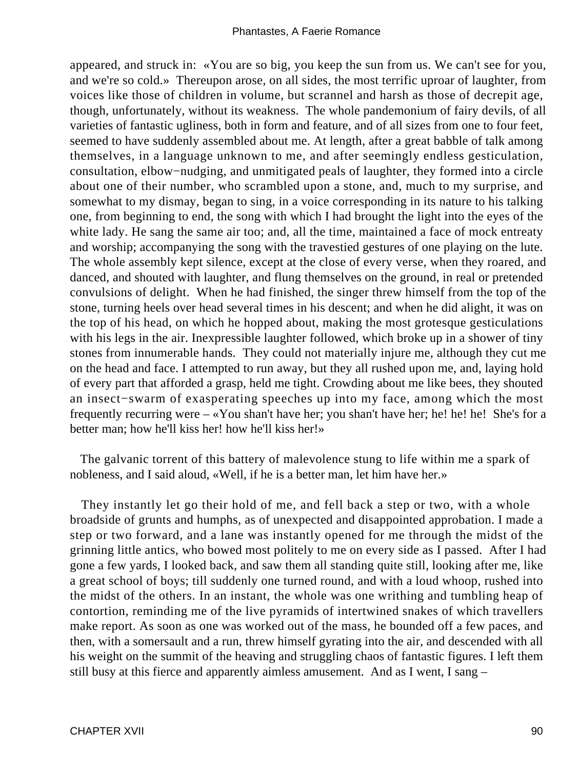appeared, and struck in: «You are so big, you keep the sun from us. We can't see for you, and we're so cold.» Thereupon arose, on all sides, the most terrific uproar of laughter, from voices like those of children in volume, but scrannel and harsh as those of decrepit age, though, unfortunately, without its weakness. The whole pandemonium of fairy devils, of all varieties of fantastic ugliness, both in form and feature, and of all sizes from one to four feet, seemed to have suddenly assembled about me. At length, after a great babble of talk among themselves, in a language unknown to me, and after seemingly endless gesticulation, consultation, elbow−nudging, and unmitigated peals of laughter, they formed into a circle about one of their number, who scrambled upon a stone, and, much to my surprise, and somewhat to my dismay, began to sing, in a voice corresponding in its nature to his talking one, from beginning to end, the song with which I had brought the light into the eyes of the white lady. He sang the same air too; and, all the time, maintained a face of mock entreaty and worship; accompanying the song with the travestied gestures of one playing on the lute. The whole assembly kept silence, except at the close of every verse, when they roared, and danced, and shouted with laughter, and flung themselves on the ground, in real or pretended convulsions of delight. When he had finished, the singer threw himself from the top of the stone, turning heels over head several times in his descent; and when he did alight, it was on the top of his head, on which he hopped about, making the most grotesque gesticulations with his legs in the air. Inexpressible laughter followed, which broke up in a shower of tiny stones from innumerable hands. They could not materially injure me, although they cut me on the head and face. I attempted to run away, but they all rushed upon me, and, laying hold of every part that afforded a grasp, held me tight. Crowding about me like bees, they shouted an insect−swarm of exasperating speeches up into my face, among which the most frequently recurring were – «You shan't have her; you shan't have her; he! he! he! She's for a better man; how he'll kiss her! how he'll kiss her!»

The galvanic torrent of this battery of malevolence stung to life within me a spark of nobleness, and I said aloud, «Well, if he is a better man, let him have her.»

They instantly let go their hold of me, and fell back a step or two, with a whole broadside of grunts and humphs, as of unexpected and disappointed approbation. I made a step or two forward, and a lane was instantly opened for me through the midst of the grinning little antics, who bowed most politely to me on every side as I passed. After I had gone a few yards, I looked back, and saw them all standing quite still, looking after me, like a great school of boys; till suddenly one turned round, and with a loud whoop, rushed into the midst of the others. In an instant, the whole was one writhing and tumbling heap of contortion, reminding me of the live pyramids of intertwined snakes of which travellers make report. As soon as one was worked out of the mass, he bounded off a few paces, and then, with a somersault and a run, threw himself gyrating into the air, and descended with all his weight on the summit of the heaving and struggling chaos of fantastic figures. I left them still busy at this fierce and apparently aimless amusement. And as I went, I sang –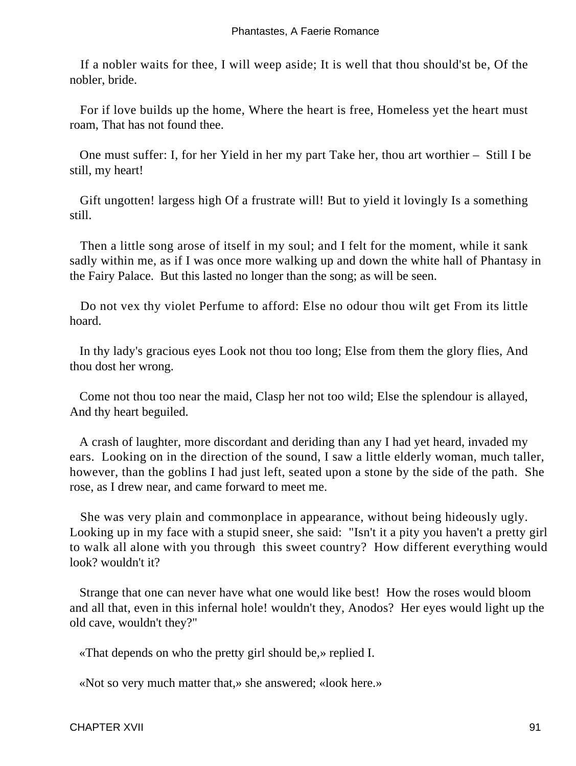If a nobler waits for thee, I will weep aside; It is well that thou should'st be, Of the nobler, bride.

For if love builds up the home, Where the heart is free, Homeless yet the heart must roam, That has not found thee.

One must suffer: I, for her Yield in her my part Take her, thou art worthier – Still I be still, my heart!

Gift ungotten! largess high Of a frustrate will! But to yield it lovingly Is a something still.

Then a little song arose of itself in my soul; and I felt for the moment, while it sank sadly within me, as if I was once more walking up and down the white hall of Phantasy in the Fairy Palace. But this lasted no longer than the song; as will be seen.

Do not vex thy violet Perfume to afford: Else no odour thou wilt get From its little hoard.

In thy lady's gracious eyes Look not thou too long; Else from them the glory flies, And thou dost her wrong.

Come not thou too near the maid, Clasp her not too wild; Else the splendour is allayed, And thy heart beguiled.

A crash of laughter, more discordant and deriding than any I had yet heard, invaded my ears. Looking on in the direction of the sound, I saw a little elderly woman, much taller, however, than the goblins I had just left, seated upon a stone by the side of the path. She rose, as I drew near, and came forward to meet me.

She was very plain and commonplace in appearance, without being hideously ugly. Looking up in my face with a stupid sneer, she said: "Isn't it a pity you haven't a pretty girl to walk all alone with you through this sweet country? How different everything would look? wouldn't it?

Strange that one can never have what one would like best! How the roses would bloom and all that, even in this infernal hole! wouldn't they, Anodos? Her eyes would light up the old cave, wouldn't they?"

«That depends on who the pretty girl should be,» replied I.

«Not so very much matter that,» she answered; «look here.»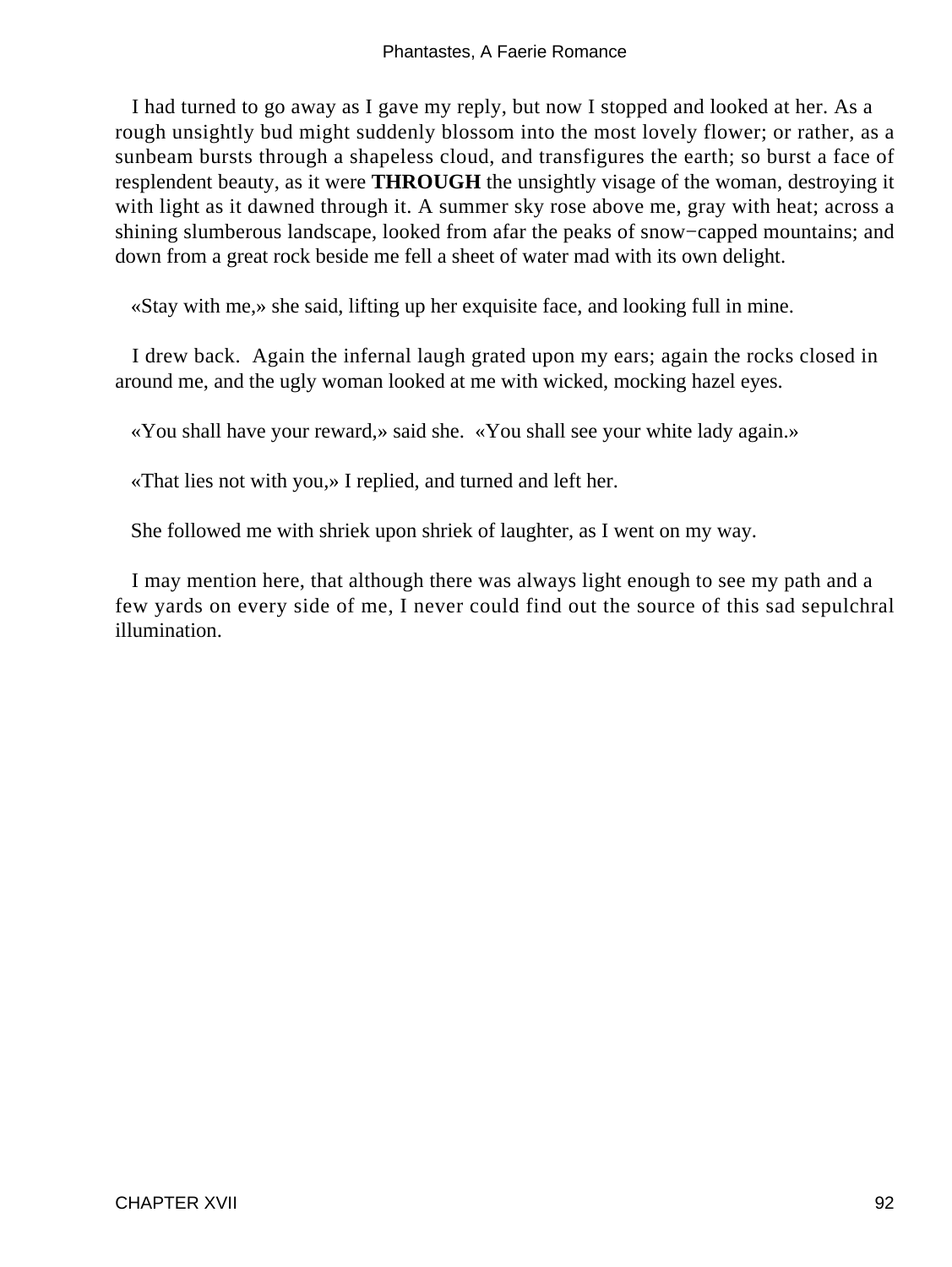I had turned to go away as I gave my reply, but now I stopped and looked at her. As a rough unsightly bud might suddenly blossom into the most lovely flower; or rather, as a sunbeam bursts through a shapeless cloud, and transfigures the earth; so burst a face of resplendent beauty, as it were **THROUGH** the unsightly visage of the woman, destroying it with light as it dawned through it. A summer sky rose above me, gray with heat; across a shining slumberous landscape, looked from afar the peaks of snow−capped mountains; and down from a great rock beside me fell a sheet of water mad with its own delight.

«Stay with me,» she said, lifting up her exquisite face, and looking full in mine.

I drew back. Again the infernal laugh grated upon my ears; again the rocks closed in around me, and the ugly woman looked at me with wicked, mocking hazel eyes.

«You shall have your reward,» said she. «You shall see your white lady again.»

«That lies not with you,» I replied, and turned and left her.

She followed me with shriek upon shriek of laughter, as I went on my way.

I may mention here, that although there was always light enough to see my path and a few yards on every side of me, I never could find out the source of this sad sepulchral illumination.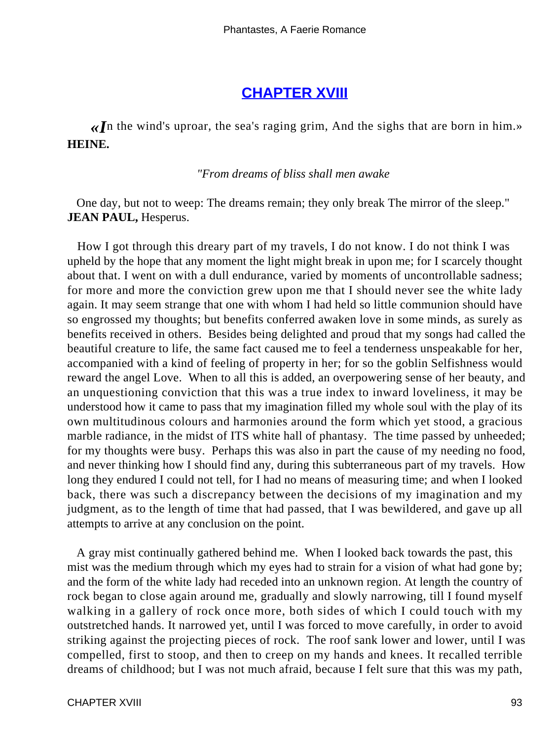## CHAPTER XVIII

*«In the wind's uproar, the sea's raging grim, And the sighs that are born in him.»* **HEINE.**

*"From dreams of bliss shall men awake*

One day, but not to weep: The dreams remain; they only break The mirror of the sleep." **JEAN PAUL,** Hesperus.

How I got through this dreary part of my travels, I do not know. I do not think I was upheld by the hope that any moment the light might break in upon me; for I scarcely thought about that. I went on with a dull endurance, varied by moments of uncontrollable sadness; for more and more the conviction grew upon me that I should never see the white lady again. It may seem strange that one with whom I had held so little communion should have so engrossed my thoughts; but benefits conferred awaken love in some minds, as surely as benefits received in others. Besides being delighted and proud that my songs had called the beautiful creature to life, the same fact caused me to feel a tenderness unspeakable for her, accompanied with a kind of feeling of property in her; for so the goblin Selfishness would reward the angel Love. When to all this is added, an overpowering sense of her beauty, and an unquestioning conviction that this was a true index to inward loveliness, it may be understood how it came to pass that my imagination filled my whole soul with the play of its own multitudinous colours and harmonies around the form which yet stood, a gracious marble radiance, in the midst of ITS white hall of phantasy. The time passed by unheeded; for my thoughts were busy. Perhaps this was also in part the cause of my needing no food, and never thinking how I should find any, during this subterraneous part of my travels. How long they endured I could not tell, for I had no means of measuring time; and when I looked back, there was such a discrepancy between the decisions of my imagination and my judgment, as to the length of time that had passed, that I was bewildered, and gave up all attempts to arrive at any conclusion on the point.

A gray mist continually gathered behind me. When I looked back towards the past, this mist was the medium through which my eyes had to strain for a vision of what had gone by; and the form of the white lady had receded into an unknown region. At length the country of rock began to close again around me, gradually and slowly narrowing, till I found myself walking in a gallery of rock once more, both sides of which I could touch with my outstretched hands. It narrowed yet, until I was forced to move carefully, in order to avoid striking against the projecting pieces of rock. The roof sank lower and lower, until I was compelled, first to stoop, and then to creep on my hands and knees. It recalled terrible dreams of childhood; but I was not much afraid, because I felt sure that this was my path,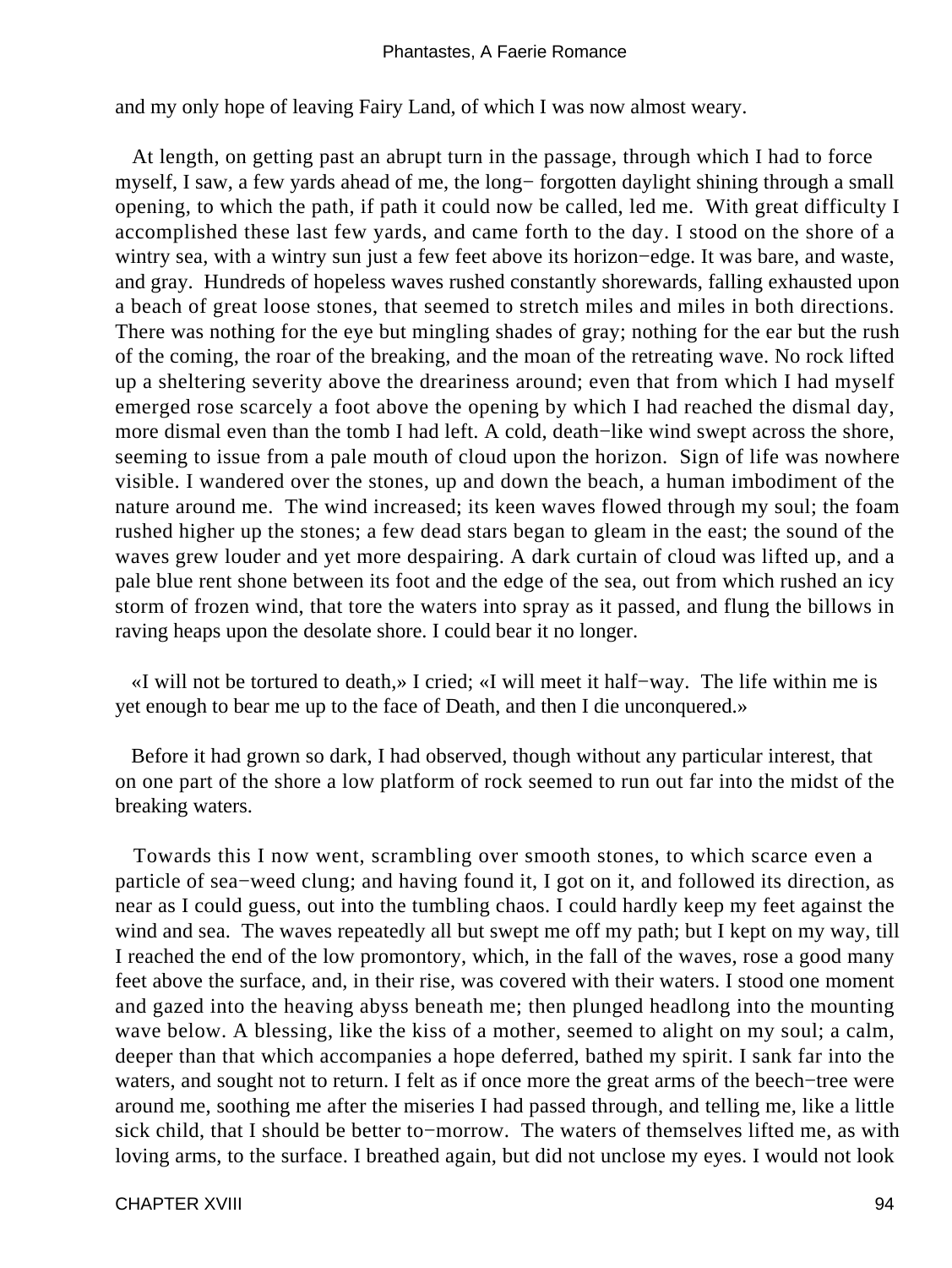and my only hope of leaving Fairy Land, of which I was now almost weary.

At length, on getting past an abrupt turn in the passage, through which I had to force myself, I saw, a few yards ahead of me, the long− forgotten daylight shining through a small opening, to which the path, if path it could now be called, led me. With great difficulty I accomplished these last few yards, and came forth to the day. I stood on the shore of a wintry sea, with a wintry sun just a few feet above its horizon−edge. It was bare, and waste, and gray. Hundreds of hopeless waves rushed constantly shorewards, falling exhausted upon a beach of great loose stones, that seemed to stretch miles and miles in both directions. There was nothing for the eye but mingling shades of gray; nothing for the ear but the rush of the coming, the roar of the breaking, and the moan of the retreating wave. No rock lifted up a sheltering severity above the dreariness around; even that from which I had myself emerged rose scarcely a foot above the opening by which I had reached the dismal day, more dismal even than the tomb I had left. A cold, death−like wind swept across the shore, seeming to issue from a pale mouth of cloud upon the horizon. Sign of life was nowhere visible. I wandered over the stones, up and down the beach, a human imbodiment of the nature around me. The wind increased; its keen waves flowed through my soul; the foam rushed higher up the stones; a few dead stars began to gleam in the east; the sound of the waves grew louder and yet more despairing. A dark curtain of cloud was lifted up, and a pale blue rent shone between its foot and the edge of the sea, out from which rushed an icy storm of frozen wind, that tore the waters into spray as it passed, and flung the billows in raving heaps upon the desolate shore. I could bear it no longer.

«I will not be tortured to death,» I cried; «I will meet it half−way. The life within me is yet enough to bear me up to the face of Death, and then I die unconquered.»

Before it had grown so dark, I had observed, though without any particular interest, that on one part of the shore a low platform of rock seemed to run out far into the midst of the breaking waters.

Towards this I now went, scrambling over smooth stones, to which scarce even a particle of sea−weed clung; and having found it, I got on it, and followed its direction, as near as I could guess, out into the tumbling chaos. I could hardly keep my feet against the wind and sea. The waves repeatedly all but swept me off my path; but I kept on my way, till I reached the end of the low promontory, which, in the fall of the waves, rose a good many feet above the surface, and, in their rise, was covered with their waters. I stood one moment and gazed into the heaving abyss beneath me; then plunged headlong into the mounting wave below. A blessing, like the kiss of a mother, seemed to alight on my soul; a calm, deeper than that which accompanies a hope deferred, bathed my spirit. I sank far into the waters, and sought not to return. I felt as if once more the great arms of the beech−tree were around me, soothing me after the miseries I had passed through, and telling me, like a little sick child, that I should be better to−morrow. The waters of themselves lifted me, as with loving arms, to the surface. I breathed again, but did not unclose my eyes. I would not look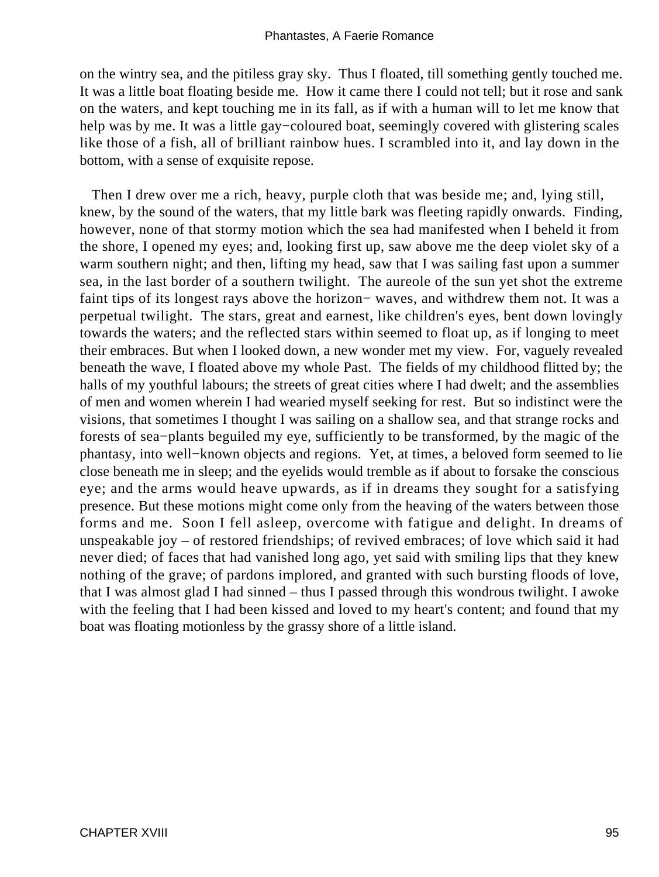on the wintry sea, and the pitiless gray sky. Thus I floated, till something gently touched me. It was a little boat floating beside me. How it came there I could not tell; but it rose and sank on the waters, and kept touching me in its fall, as if with a human will to let me know that help was by me. It was a little gay−coloured boat, seemingly covered with glistering scales like those of a fish, all of brilliant rainbow hues. I scrambled into it, and lay down in the bottom, with a sense of exquisite repose.

Then I drew over me a rich, heavy, purple cloth that was beside me; and, lying still, knew, by the sound of the waters, that my little bark was fleeting rapidly onwards. Finding, however, none of that stormy motion which the sea had manifested when I beheld it from the shore, I opened my eyes; and, looking first up, saw above me the deep violet sky of a warm southern night; and then, lifting my head, saw that I was sailing fast upon a summer sea, in the last border of a southern twilight. The aureole of the sun yet shot the extreme faint tips of its longest rays above the horizon− waves, and withdrew them not. It was a perpetual twilight. The stars, great and earnest, like children's eyes, bent down lovingly towards the waters; and the reflected stars within seemed to float up, as if longing to meet their embraces. But when I looked down, a new wonder met my view. For, vaguely revealed beneath the wave, I floated above my whole Past. The fields of my childhood flitted by; the halls of my youthful labours; the streets of great cities where I had dwelt; and the assemblies of men and women wherein I had wearied myself seeking for rest. But so indistinct were the visions, that sometimes I thought I was sailing on a shallow sea, and that strange rocks and forests of sea−plants beguiled my eye, sufficiently to be transformed, by the magic of the phantasy, into well−known objects and regions. Yet, at times, a beloved form seemed to lie close beneath me in sleep; and the eyelids would tremble as if about to forsake the conscious eye; and the arms would heave upwards, as if in dreams they sought for a satisfying presence. But these motions might come only from the heaving of the waters between those forms and me. Soon I fell asleep, overcome with fatigue and delight. In dreams of unspeakable joy – of restored friendships; of revived embraces; of love which said it had never died; of faces that had vanished long ago, yet said with smiling lips that they knew nothing of the grave; of pardons implored, and granted with such bursting floods of love, that I was almost glad I had sinned – thus I passed through this wondrous twilight. I awoke with the feeling that I had been kissed and loved to my heart's content; and found that my boat was floating motionless by the grassy shore of a little island.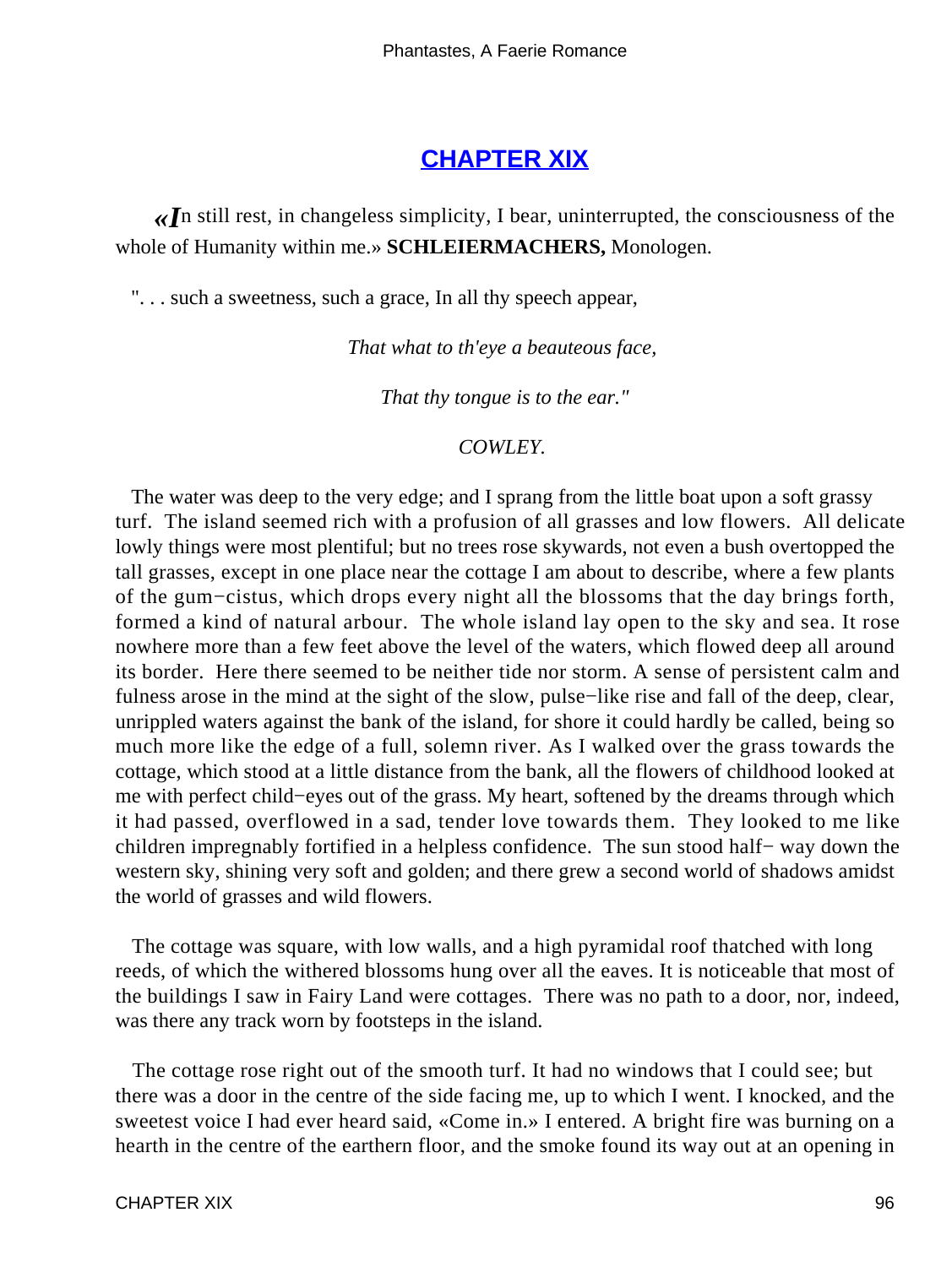## CHAPTER XIX

*«In still rest, in changeless simplicity, I bear, uninterrupted, the consciousness of the whole of Humanity within me.»* **SCHLEIERMACHERS,** Monologen.

". . . such a sweetness, such a grace, In all thy speech appear,

*That what to th'eye a beauteous face,*

*That thy tongue is to the ear."*

*COWLEY.*

The water was deep to the very edge; and I sprang from the little boat upon a soft grassy turf. The island seemed rich with a profusion of all grasses and low flowers. All delicate lowly things were most plentiful; but no trees rose skywards, not even a bush overtopped the tall grasses, except in one place near the cottage I am about to describe, where a few plants of the gum−cistus, which drops every night all the blossoms that the day brings forth, formed a kind of natural arbour. The whole island lay open to the sky and sea. It rose nowhere more than a few feet above the level of the waters, which flowed deep all around its border. Here there seemed to be neither tide nor storm. A sense of persistent calm and fulness arose in the mind at the sight of the slow, pulse−like rise and fall of the deep, clear, unrippled waters against the bank of the island, for shore it could hardly be called, being so much more like the edge of a full, solemn river. As I walked over the grass towards the cottage, which stood at a little distance from the bank, all the flowers of childhood looked at me with perfect child−eyes out of the grass. My heart, softened by the dreams through which it had passed, overflowed in a sad, tender love towards them. They looked to me like children impregnably fortified in a helpless confidence. The sun stood half− way down the western sky, shining very soft and golden; and there grew a second world of shadows amidst the world of grasses and wild flowers.

The cottage was square, with low walls, and a high pyramidal roof thatched with long reeds, of which the withered blossoms hung over all the eaves. It is noticeable that most of the buildings I saw in Fairy Land were cottages. There was no path to a door, nor, indeed, was there any track worn by footsteps in the island.

The cottage rose right out of the smooth turf. It had no windows that I could see; but there was a door in the centre of the side facing me, up to which I went. I knocked, and the sweetest voice I had ever heard said, «Come in.» I entered. A bright fire was burning on a hearth in the centre of the earthern floor, and the smoke found its way out at an opening in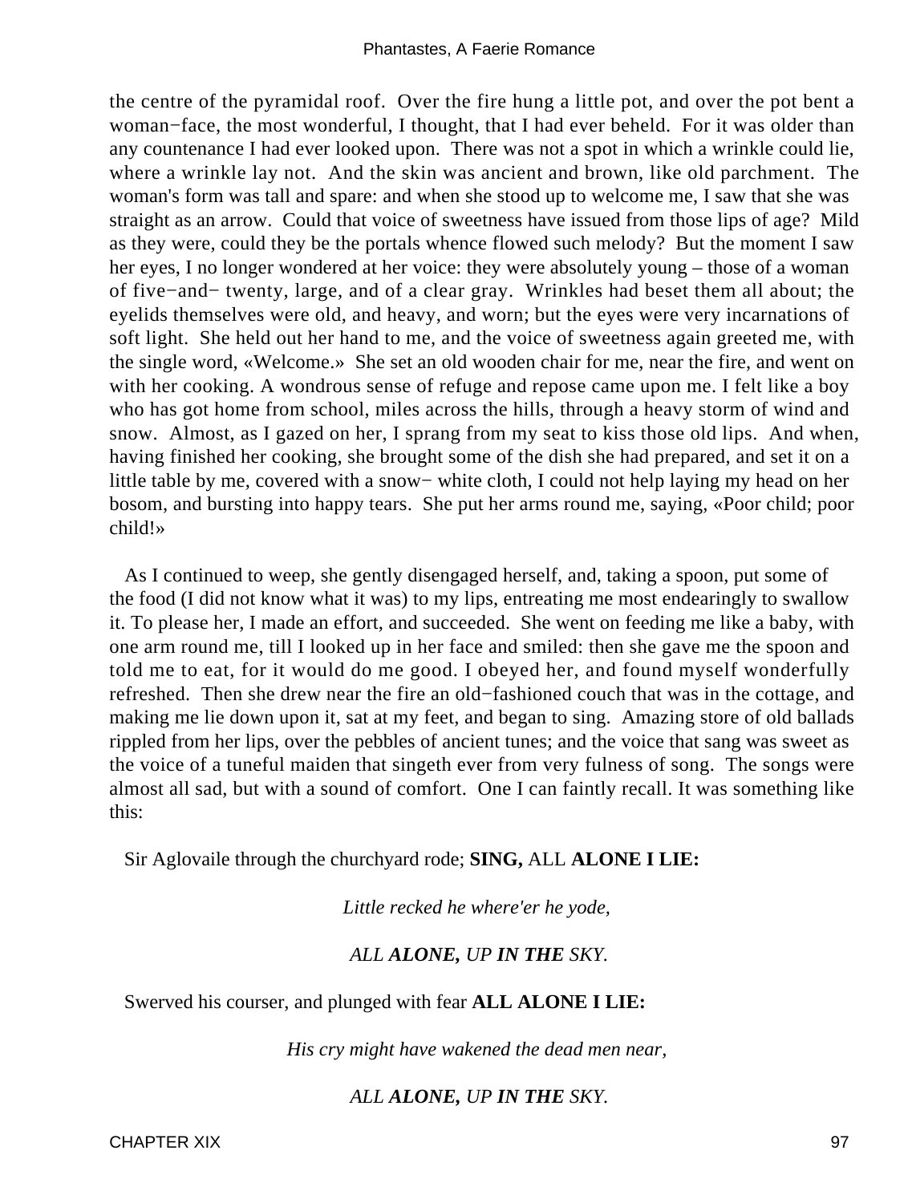the centre of the pyramidal roof. Over the fire hung a little pot, and over the pot bent a woman−face, the most wonderful, I thought, that I had ever beheld. For it was older than any countenance I had ever looked upon. There was not a spot in which a wrinkle could lie, where a wrinkle lay not. And the skin was ancient and brown, like old parchment. The woman's form was tall and spare: and when she stood up to welcome me, I saw that she was straight as an arrow. Could that voice of sweetness have issued from those lips of age? Mild as they were, could they be the portals whence flowed such melody? But the moment I saw her eyes, I no longer wondered at her voice: they were absolutely young – those of a woman of five−and− twenty, large, and of a clear gray. Wrinkles had beset them all about; the eyelids themselves were old, and heavy, and worn; but the eyes were very incarnations of soft light. She held out her hand to me, and the voice of sweetness again greeted me, with the single word, «Welcome.» She set an old wooden chair for me, near the fire, and went on with her cooking. A wondrous sense of refuge and repose came upon me. I felt like a boy who has got home from school, miles across the hills, through a heavy storm of wind and snow. Almost, as I gazed on her, I sprang from my seat to kiss those old lips. And when, having finished her cooking, she brought some of the dish she had prepared, and set it on a little table by me, covered with a snow− white cloth, I could not help laying my head on her bosom, and bursting into happy tears. She put her arms round me, saying, «Poor child; poor child!»

As I continued to weep, she gently disengaged herself, and, taking a spoon, put some of the food (I did not know what it was) to my lips, entreating me most endearingly to swallow it. To please her, I made an effort, and succeeded. She went on feeding me like a baby, with one arm round me, till I looked up in her face and smiled: then she gave me the spoon and told me to eat, for it would do me good. I obeyed her, and found myself wonderfully refreshed. Then she drew near the fire an old−fashioned couch that was in the cottage, and making me lie down upon it, sat at my feet, and began to sing. Amazing store of old ballads rippled from her lips, over the pebbles of ancient tunes; and the voice that sang was sweet as the voice of a tuneful maiden that singeth ever from very fulness of song. The songs were almost all sad, but with a sound of comfort. One I can faintly recall. It was something like this:

Sir Aglovaile through the churchyard rode; **SING,** ALL **ALONE I LIE:**

*Little recked he where'er he yode,*

*ALL **ALONE,** UP **IN THE** SKY.*

Swerved his courser, and plunged with fear **ALL ALONE I LIE:**

*His cry might have wakened the dead men near,*

*ALL **ALONE,** UP **IN THE** SKY.*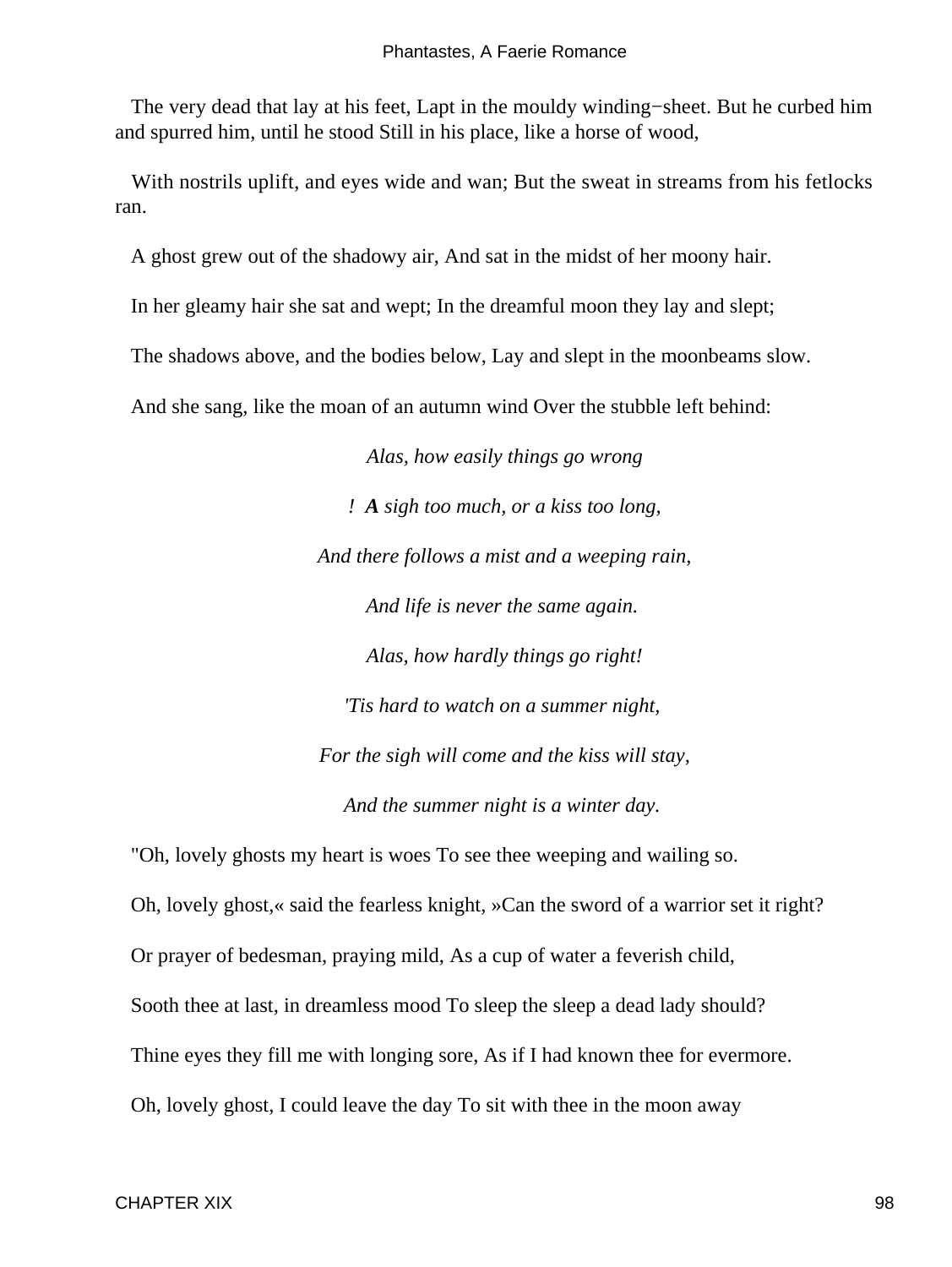The very dead that lay at his feet, Lapt in the mouldy winding−sheet. But he curbed him and spurred him, until he stood Still in his place, like a horse of wood,

With nostrils uplift, and eyes wide and wan; But the sweat in streams from his fetlocks ran.

A ghost grew out of the shadowy air, And sat in the midst of her moony hair.

In her gleamy hair she sat and wept; In the dreamful moon they lay and slept;

The shadows above, and the bodies below, Lay and slept in the moonbeams slow.

And she sang, like the moan of an autumn wind Over the stubble left behind:

*Alas, how easily things go wrong*

*! **A** sigh too much, or a kiss too long,*

*And there follows a mist and a weeping rain,*

*And life is never the same again.*

*Alas, how hardly things go right!*

*'Tis hard to watch on a summer night,*

*For the sigh will come and the kiss will stay,*

*And the summer night is a winter day.*

"Oh, lovely ghosts my heart is woes To see thee weeping and wailing so.

Oh, lovely ghost,« said the fearless knight, »Can the sword of a warrior set it right?

Or prayer of bedesman, praying mild, As a cup of water a feverish child,

Sooth thee at last, in dreamless mood To sleep the sleep a dead lady should?

Thine eyes they fill me with longing sore, As if I had known thee for evermore.

Oh, lovely ghost, I could leave the day To sit with thee in the moon away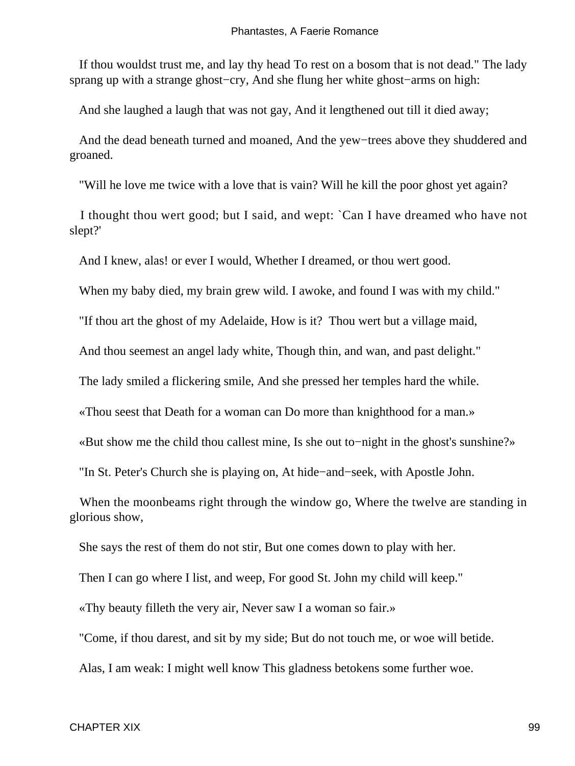If thou wouldst trust me, and lay thy head To rest on a bosom that is not dead." The lady sprang up with a strange ghost−cry, And she flung her white ghost−arms on high:

And she laughed a laugh that was not gay, And it lengthened out till it died away;

And the dead beneath turned and moaned, And the yew−trees above they shuddered and groaned.

"Will he love me twice with a love that is vain? Will he kill the poor ghost yet again?

I thought thou wert good; but I said, and wept: `Can I have dreamed who have not slept?'

And I knew, alas! or ever I would, Whether I dreamed, or thou wert good.

When my baby died, my brain grew wild. I awoke, and found I was with my child."

"If thou art the ghost of my Adelaide, How is it? Thou wert but a village maid,

And thou seemest an angel lady white, Though thin, and wan, and past delight."

The lady smiled a flickering smile, And she pressed her temples hard the while.

«Thou seest that Death for a woman can Do more than knighthood for a man.»

«But show me the child thou callest mine, Is she out to−night in the ghost's sunshine?»

"In St. Peter's Church she is playing on, At hide−and−seek, with Apostle John.

When the moonbeams right through the window go, Where the twelve are standing in glorious show,

She says the rest of them do not stir, But one comes down to play with her.

Then I can go where I list, and weep, For good St. John my child will keep."

«Thy beauty filleth the very air, Never saw I a woman so fair.»

"Come, if thou darest, and sit by my side; But do not touch me, or woe will betide.

Alas, I am weak: I might well know This gladness betokens some further woe.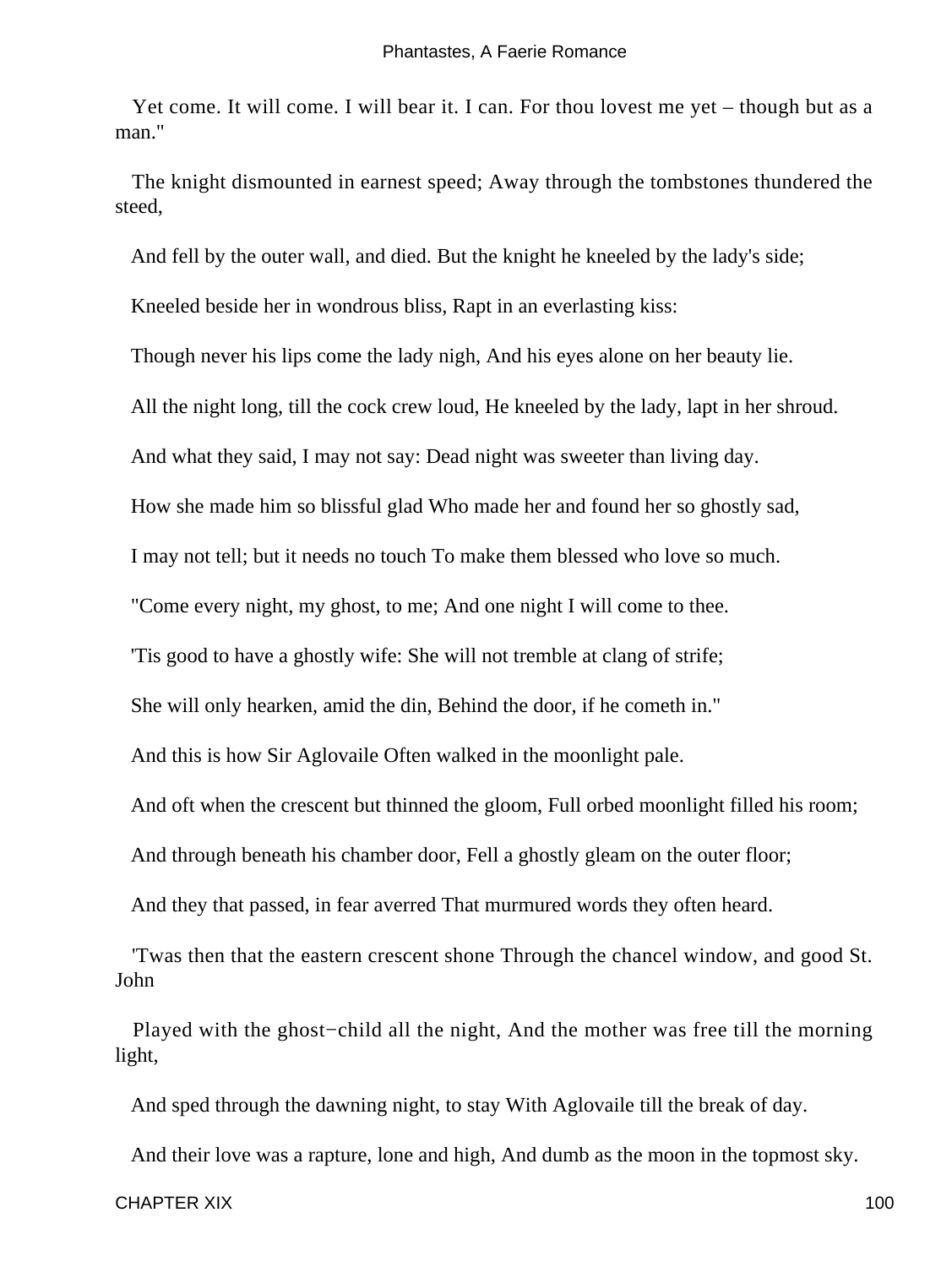Yet come. It will come. I will bear it. I can. For thou lovest me yet – though but as a man."

The knight dismounted in earnest speed; Away through the tombstones thundered the steed,

And fell by the outer wall, and died. But the knight he kneeled by the lady's side;

Kneeled beside her in wondrous bliss, Rapt in an everlasting kiss:

Though never his lips come the lady nigh, And his eyes alone on her beauty lie.

All the night long, till the cock crew loud, He kneeled by the lady, lapt in her shroud.

And what they said, I may not say: Dead night was sweeter than living day.

How she made him so blissful glad Who made her and found her so ghostly sad,

I may not tell; but it needs no touch To make them blessed who love so much.

"Come every night, my ghost, to me; And one night I will come to thee.

'Tis good to have a ghostly wife: She will not tremble at clang of strife;

She will only hearken, amid the din, Behind the door, if he cometh in."

And this is how Sir Aglovaile Often walked in the moonlight pale.

And oft when the crescent but thinned the gloom, Full orbed moonlight filled his room;

And through beneath his chamber door, Fell a ghostly gleam on the outer floor;

And they that passed, in fear averred That murmured words they often heard.

'Twas then that the eastern crescent shone Through the chancel window, and good St. John

Played with the ghost−child all the night, And the mother was free till the morning light,

And sped through the dawning night, to stay With Aglovaile till the break of day.

And their love was a rapture, lone and high, And dumb as the moon in the topmost sky.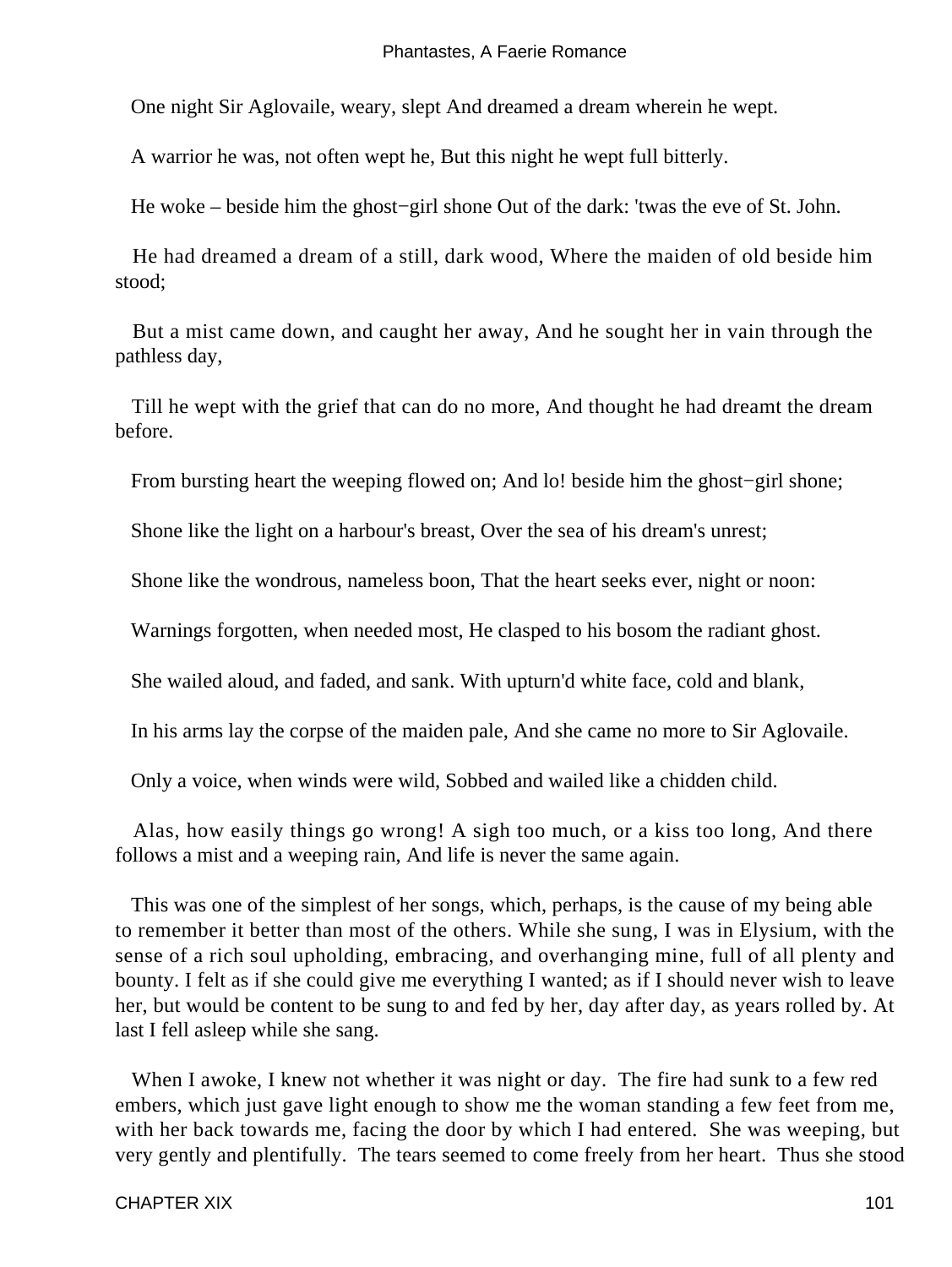One night Sir Aglovaile, weary, slept And dreamed a dream wherein he wept.

A warrior he was, not often wept he, But this night he wept full bitterly.

He woke – beside him the ghost−girl shone Out of the dark: 'twas the eve of St. John.

He had dreamed a dream of a still, dark wood, Where the maiden of old beside him stood;

But a mist came down, and caught her away, And he sought her in vain through the pathless day,

Till he wept with the grief that can do no more, And thought he had dreamt the dream before.

From bursting heart the weeping flowed on; And lo! beside him the ghost−girl shone;

Shone like the light on a harbour's breast, Over the sea of his dream's unrest;

Shone like the wondrous, nameless boon, That the heart seeks ever, night or noon:

Warnings forgotten, when needed most, He clasped to his bosom the radiant ghost.

She wailed aloud, and faded, and sank. With upturn'd white face, cold and blank,

In his arms lay the corpse of the maiden pale, And she came no more to Sir Aglovaile.

Only a voice, when winds were wild, Sobbed and wailed like a chidden child.

Alas, how easily things go wrong! A sigh too much, or a kiss too long, And there follows a mist and a weeping rain, And life is never the same again.

This was one of the simplest of her songs, which, perhaps, is the cause of my being able to remember it better than most of the others. While she sung, I was in Elysium, with the sense of a rich soul upholding, embracing, and overhanging mine, full of all plenty and bounty. I felt as if she could give me everything I wanted; as if I should never wish to leave her, but would be content to be sung to and fed by her, day after day, as years rolled by. At last I fell asleep while she sang.

When I awoke, I knew not whether it was night or day. The fire had sunk to a few red embers, which just gave light enough to show me the woman standing a few feet from me, with her back towards me, facing the door by which I had entered. She was weeping, but very gently and plentifully. The tears seemed to come freely from her heart. Thus she stood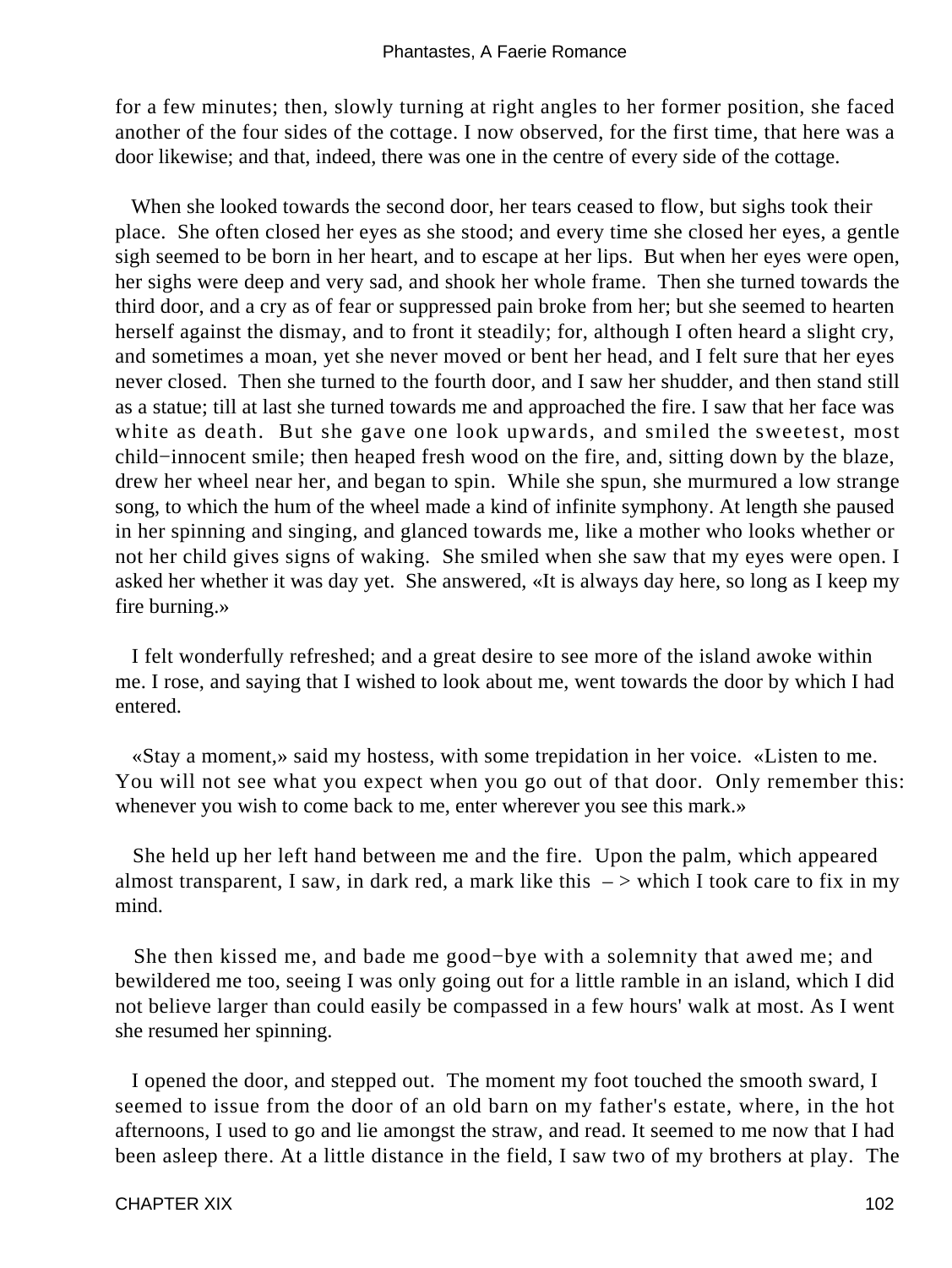for a few minutes; then, slowly turning at right angles to her former position, she faced another of the four sides of the cottage. I now observed, for the first time, that here was a door likewise; and that, indeed, there was one in the centre of every side of the cottage.

When she looked towards the second door, her tears ceased to flow, but sighs took their place. She often closed her eyes as she stood; and every time she closed her eyes, a gentle sigh seemed to be born in her heart, and to escape at her lips. But when her eyes were open, her sighs were deep and very sad, and shook her whole frame. Then she turned towards the third door, and a cry as of fear or suppressed pain broke from her; but she seemed to hearten herself against the dismay, and to front it steadily; for, although I often heard a slight cry, and sometimes a moan, yet she never moved or bent her head, and I felt sure that her eyes never closed. Then she turned to the fourth door, and I saw her shudder, and then stand still as a statue; till at last she turned towards me and approached the fire. I saw that her face was white as death. But she gave one look upwards, and smiled the sweetest, most child−innocent smile; then heaped fresh wood on the fire, and, sitting down by the blaze, drew her wheel near her, and began to spin. While she spun, she murmured a low strange song, to which the hum of the wheel made a kind of infinite symphony. At length she paused in her spinning and singing, and glanced towards me, like a mother who looks whether or not her child gives signs of waking. She smiled when she saw that my eyes were open. I asked her whether it was day yet. She answered, «It is always day here, so long as I keep my fire burning.»

I felt wonderfully refreshed; and a great desire to see more of the island awoke within me. I rose, and saying that I wished to look about me, went towards the door by which I had entered.

«Stay a moment,» said my hostess, with some trepidation in her voice. «Listen to me. You will not see what you expect when you go out of that door. Only remember this: whenever you wish to come back to me, enter wherever you see this mark.»

She held up her left hand between me and the fire. Upon the palm, which appeared almost transparent, I saw, in dark red, a mark like this – > which I took care to fix in my mind.

She then kissed me, and bade me good−bye with a solemnity that awed me; and bewildered me too, seeing I was only going out for a little ramble in an island, which I did not believe larger than could easily be compassed in a few hours' walk at most. As I went she resumed her spinning.

I opened the door, and stepped out. The moment my foot touched the smooth sward, I seemed to issue from the door of an old barn on my father's estate, where, in the hot afternoons, I used to go and lie amongst the straw, and read. It seemed to me now that I had been asleep there. At a little distance in the field, I saw two of my brothers at play. The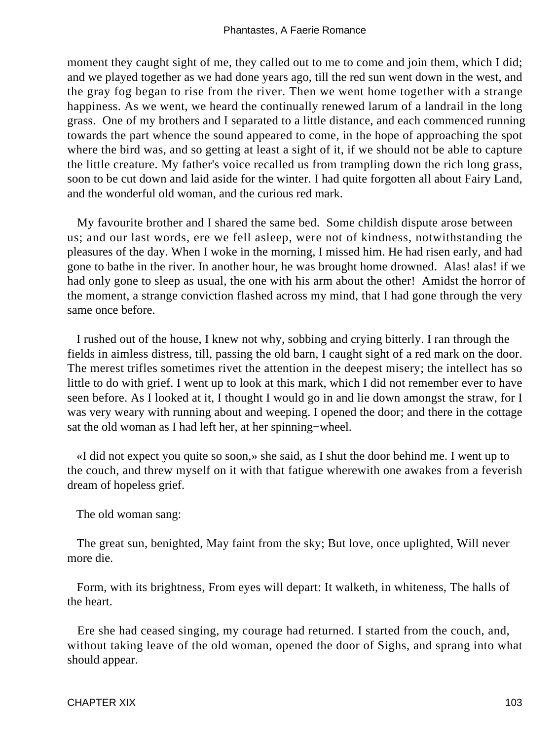moment they caught sight of me, they called out to me to come and join them, which I did; and we played together as we had done years ago, till the red sun went down in the west, and the gray fog began to rise from the river. Then we went home together with a strange happiness. As we went, we heard the continually renewed larum of a landrail in the long grass. One of my brothers and I separated to a little distance, and each commenced running towards the part whence the sound appeared to come, in the hope of approaching the spot where the bird was, and so getting at least a sight of it, if we should not be able to capture the little creature. My father's voice recalled us from trampling down the rich long grass, soon to be cut down and laid aside for the winter. I had quite forgotten all about Fairy Land, and the wonderful old woman, and the curious red mark.

My favourite brother and I shared the same bed. Some childish dispute arose between us; and our last words, ere we fell asleep, were not of kindness, notwithstanding the pleasures of the day. When I woke in the morning, I missed him. He had risen early, and had gone to bathe in the river. In another hour, he was brought home drowned. Alas! alas! if we had only gone to sleep as usual, the one with his arm about the other! Amidst the horror of the moment, a strange conviction flashed across my mind, that I had gone through the very same once before.

I rushed out of the house, I knew not why, sobbing and crying bitterly. I ran through the fields in aimless distress, till, passing the old barn, I caught sight of a red mark on the door. The merest trifles sometimes rivet the attention in the deepest misery; the intellect has so little to do with grief. I went up to look at this mark, which I did not remember ever to have seen before. As I looked at it, I thought I would go in and lie down amongst the straw, for I was very weary with running about and weeping. I opened the door; and there in the cottage sat the old woman as I had left her, at her spinning−wheel.

«I did not expect you quite so soon,» she said, as I shut the door behind me. I went up to the couch, and threw myself on it with that fatigue wherewith one awakes from a feverish dream of hopeless grief.

The old woman sang:

The great sun, benighted, May faint from the sky; But love, once uplighted, Will never more die.

Form, with its brightness, From eyes will depart: It walketh, in whiteness, The halls of the heart.

Ere she had ceased singing, my courage had returned. I started from the couch, and, without taking leave of the old woman, opened the door of Sighs, and sprang into what should appear.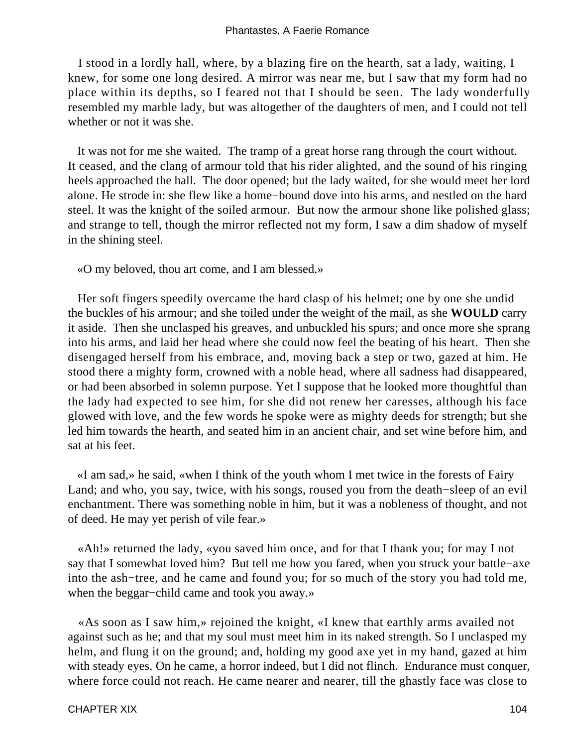I stood in a lordly hall, where, by a blazing fire on the hearth, sat a lady, waiting, I knew, for some one long desired. A mirror was near me, but I saw that my form had no place within its depths, so I feared not that I should be seen. The lady wonderfully resembled my marble lady, but was altogether of the daughters of men, and I could not tell whether or not it was she.

It was not for me she waited. The tramp of a great horse rang through the court without. It ceased, and the clang of armour told that his rider alighted, and the sound of his ringing heels approached the hall. The door opened; but the lady waited, for she would meet her lord alone. He strode in: she flew like a home−bound dove into his arms, and nestled on the hard steel. It was the knight of the soiled armour. But now the armour shone like polished glass; and strange to tell, though the mirror reflected not my form, I saw a dim shadow of myself in the shining steel.

«O my beloved, thou art come, and I am blessed.»

Her soft fingers speedily overcame the hard clasp of his helmet; one by one she undid the buckles of his armour; and she toiled under the weight of the mail, as she **WOULD** carry it aside. Then she unclasped his greaves, and unbuckled his spurs; and once more she sprang into his arms, and laid her head where she could now feel the beating of his heart. Then she disengaged herself from his embrace, and, moving back a step or two, gazed at him. He stood there a mighty form, crowned with a noble head, where all sadness had disappeared, or had been absorbed in solemn purpose. Yet I suppose that he looked more thoughtful than the lady had expected to see him, for she did not renew her caresses, although his face glowed with love, and the few words he spoke were as mighty deeds for strength; but she led him towards the hearth, and seated him in an ancient chair, and set wine before him, and sat at his feet.

«I am sad,» he said, «when I think of the youth whom I met twice in the forests of Fairy Land; and who, you say, twice, with his songs, roused you from the death−sleep of an evil enchantment. There was something noble in him, but it was a nobleness of thought, and not of deed. He may yet perish of vile fear.»

«Ah!» returned the lady, «you saved him once, and for that I thank you; for may I not say that I somewhat loved him? But tell me how you fared, when you struck your battle−axe into the ash−tree, and he came and found you; for so much of the story you had told me, when the beggar−child came and took you away.»

«As soon as I saw him,» rejoined the knight, «I knew that earthly arms availed not against such as he; and that my soul must meet him in its naked strength. So I unclasped my helm, and flung it on the ground; and, holding my good axe yet in my hand, gazed at him with steady eyes. On he came, a horror indeed, but I did not flinch. Endurance must conquer, where force could not reach. He came nearer and nearer, till the ghastly face was close to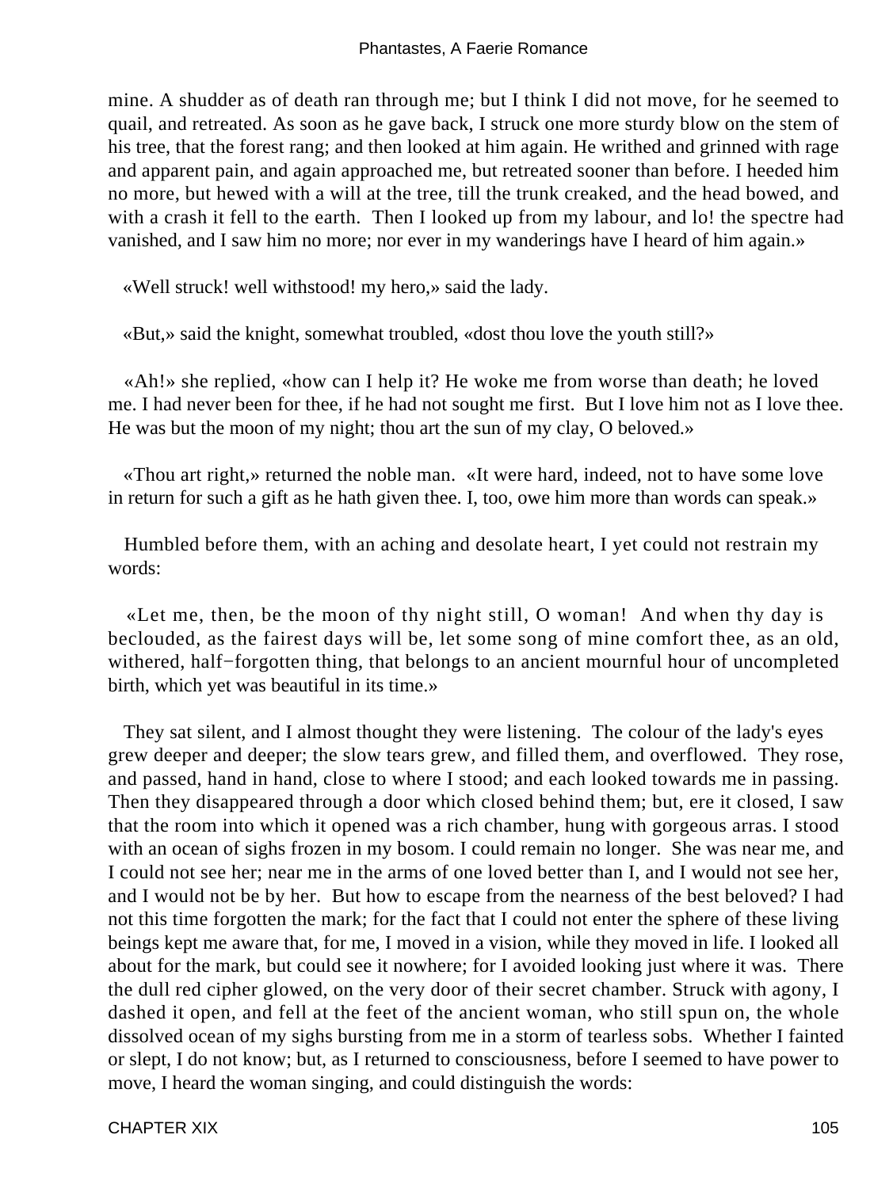mine. A shudder as of death ran through me; but I think I did not move, for he seemed to quail, and retreated. As soon as he gave back, I struck one more sturdy blow on the stem of his tree, that the forest rang; and then looked at him again. He writhed and grinned with rage and apparent pain, and again approached me, but retreated sooner than before. I heeded him no more, but hewed with a will at the tree, till the trunk creaked, and the head bowed, and with a crash it fell to the earth. Then I looked up from my labour, and lo! the spectre had vanished, and I saw him no more; nor ever in my wanderings have I heard of him again.»

«Well struck! well withstood! my hero,» said the lady.

«But,» said the knight, somewhat troubled, «dost thou love the youth still?»

«Ah!» she replied, «how can I help it? He woke me from worse than death; he loved me. I had never been for thee, if he had not sought me first. But I love him not as I love thee. He was but the moon of my night; thou art the sun of my clay, O beloved.»

«Thou art right,» returned the noble man. «It were hard, indeed, not to have some love in return for such a gift as he hath given thee. I, too, owe him more than words can speak.»

Humbled before them, with an aching and desolate heart, I yet could not restrain my words:

«Let me, then, be the moon of thy night still, O woman! And when thy day is beclouded, as the fairest days will be, let some song of mine comfort thee, as an old, withered, half−forgotten thing, that belongs to an ancient mournful hour of uncompleted birth, which yet was beautiful in its time.»

They sat silent, and I almost thought they were listening. The colour of the lady's eyes grew deeper and deeper; the slow tears grew, and filled them, and overflowed. They rose, and passed, hand in hand, close to where I stood; and each looked towards me in passing. Then they disappeared through a door which closed behind them; but, ere it closed, I saw that the room into which it opened was a rich chamber, hung with gorgeous arras. I stood with an ocean of sighs frozen in my bosom. I could remain no longer. She was near me, and I could not see her; near me in the arms of one loved better than I, and I would not see her, and I would not be by her. But how to escape from the nearness of the best beloved? I had not this time forgotten the mark; for the fact that I could not enter the sphere of these living beings kept me aware that, for me, I moved in a vision, while they moved in life. I looked all about for the mark, but could see it nowhere; for I avoided looking just where it was. There the dull red cipher glowed, on the very door of their secret chamber. Struck with agony, I dashed it open, and fell at the feet of the ancient woman, who still spun on, the whole dissolved ocean of my sighs bursting from me in a storm of tearless sobs. Whether I fainted or slept, I do not know; but, as I returned to consciousness, before I seemed to have power to move, I heard the woman singing, and could distinguish the words: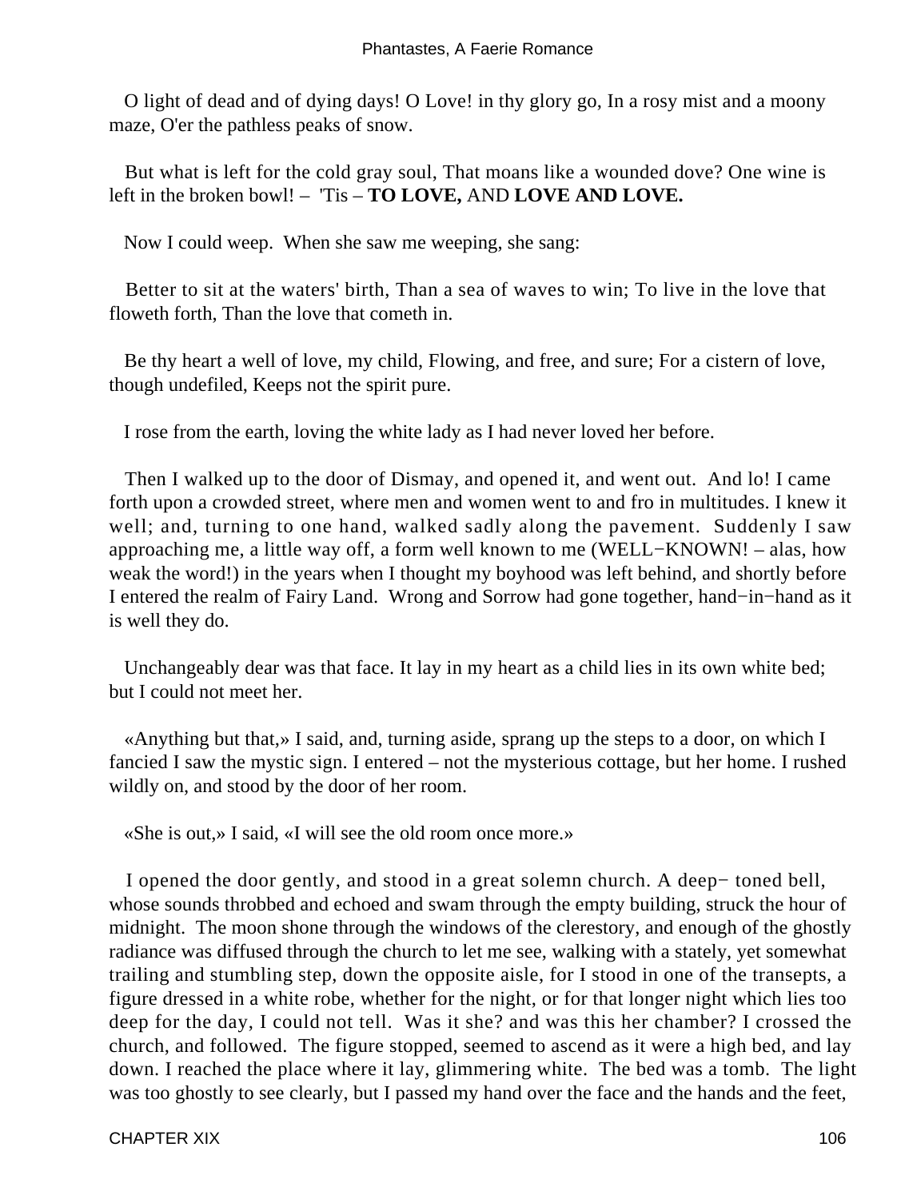O light of dead and of dying days! O Love! in thy glory go, In a rosy mist and a moony maze, O'er the pathless peaks of snow.

But what is left for the cold gray soul, That moans like a wounded dove? One wine is left in the broken bowl! – 'Tis – **TO LOVE,** AND **LOVE AND LOVE.**

Now I could weep. When she saw me weeping, she sang:

Better to sit at the waters' birth, Than a sea of waves to win; To live in the love that floweth forth, Than the love that cometh in.

Be thy heart a well of love, my child, Flowing, and free, and sure; For a cistern of love, though undefiled, Keeps not the spirit pure.

I rose from the earth, loving the white lady as I had never loved her before.

Then I walked up to the door of Dismay, and opened it, and went out. And lo! I came forth upon a crowded street, where men and women went to and fro in multitudes. I knew it well; and, turning to one hand, walked sadly along the pavement. Suddenly I saw approaching me, a little way off, a form well known to me (WELL−KNOWN! – alas, how weak the word!) in the years when I thought my boyhood was left behind, and shortly before I entered the realm of Fairy Land. Wrong and Sorrow had gone together, hand−in−hand as it is well they do.

Unchangeably dear was that face. It lay in my heart as a child lies in its own white bed; but I could not meet her.

«Anything but that,» I said, and, turning aside, sprang up the steps to a door, on which I fancied I saw the mystic sign. I entered – not the mysterious cottage, but her home. I rushed wildly on, and stood by the door of her room.

«She is out,» I said, «I will see the old room once more.»

I opened the door gently, and stood in a great solemn church. A deep− toned bell, whose sounds throbbed and echoed and swam through the empty building, struck the hour of midnight. The moon shone through the windows of the clerestory, and enough of the ghostly radiance was diffused through the church to let me see, walking with a stately, yet somewhat trailing and stumbling step, down the opposite aisle, for I stood in one of the transepts, a figure dressed in a white robe, whether for the night, or for that longer night which lies too deep for the day, I could not tell. Was it she? and was this her chamber? I crossed the church, and followed. The figure stopped, seemed to ascend as it were a high bed, and lay down. I reached the place where it lay, glimmering white. The bed was a tomb. The light was too ghostly to see clearly, but I passed my hand over the face and the hands and the feet,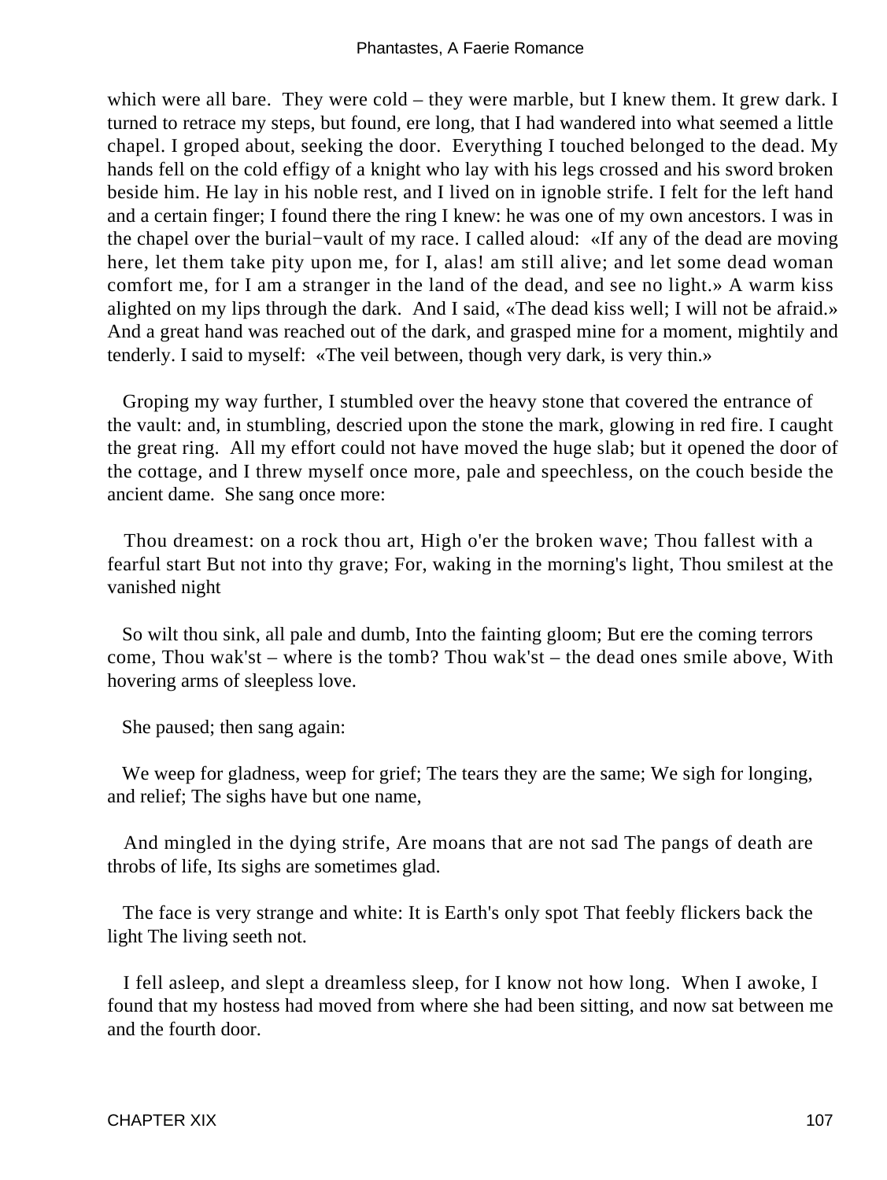which were all bare. They were cold – they were marble, but I knew them. It grew dark. I turned to retrace my steps, but found, ere long, that I had wandered into what seemed a little chapel. I groped about, seeking the door. Everything I touched belonged to the dead. My hands fell on the cold effigy of a knight who lay with his legs crossed and his sword broken beside him. He lay in his noble rest, and I lived on in ignoble strife. I felt for the left hand and a certain finger; I found there the ring I knew: he was one of my own ancestors. I was in the chapel over the burial−vault of my race. I called aloud: «If any of the dead are moving here, let them take pity upon me, for I, alas! am still alive; and let some dead woman comfort me, for I am a stranger in the land of the dead, and see no light.» A warm kiss alighted on my lips through the dark. And I said, «The dead kiss well; I will not be afraid.» And a great hand was reached out of the dark, and grasped mine for a moment, mightily and tenderly. I said to myself: «The veil between, though very dark, is very thin.»

Groping my way further, I stumbled over the heavy stone that covered the entrance of the vault: and, in stumbling, descried upon the stone the mark, glowing in red fire. I caught the great ring. All my effort could not have moved the huge slab; but it opened the door of the cottage, and I threw myself once more, pale and speechless, on the couch beside the ancient dame. She sang once more:

Thou dreamest: on a rock thou art, High o'er the broken wave; Thou fallest with a fearful start But not into thy grave; For, waking in the morning's light, Thou smilest at the vanished night

So wilt thou sink, all pale and dumb, Into the fainting gloom; But ere the coming terrors come, Thou wak'st – where is the tomb? Thou wak'st – the dead ones smile above, With hovering arms of sleepless love.

She paused; then sang again:

We weep for gladness, weep for grief; The tears they are the same; We sigh for longing, and relief; The sighs have but one name,

And mingled in the dying strife, Are moans that are not sad The pangs of death are throbs of life, Its sighs are sometimes glad.

The face is very strange and white: It is Earth's only spot That feebly flickers back the light The living seeth not.

I fell asleep, and slept a dreamless sleep, for I know not how long. When I awoke, I found that my hostess had moved from where she had been sitting, and now sat between me and the fourth door.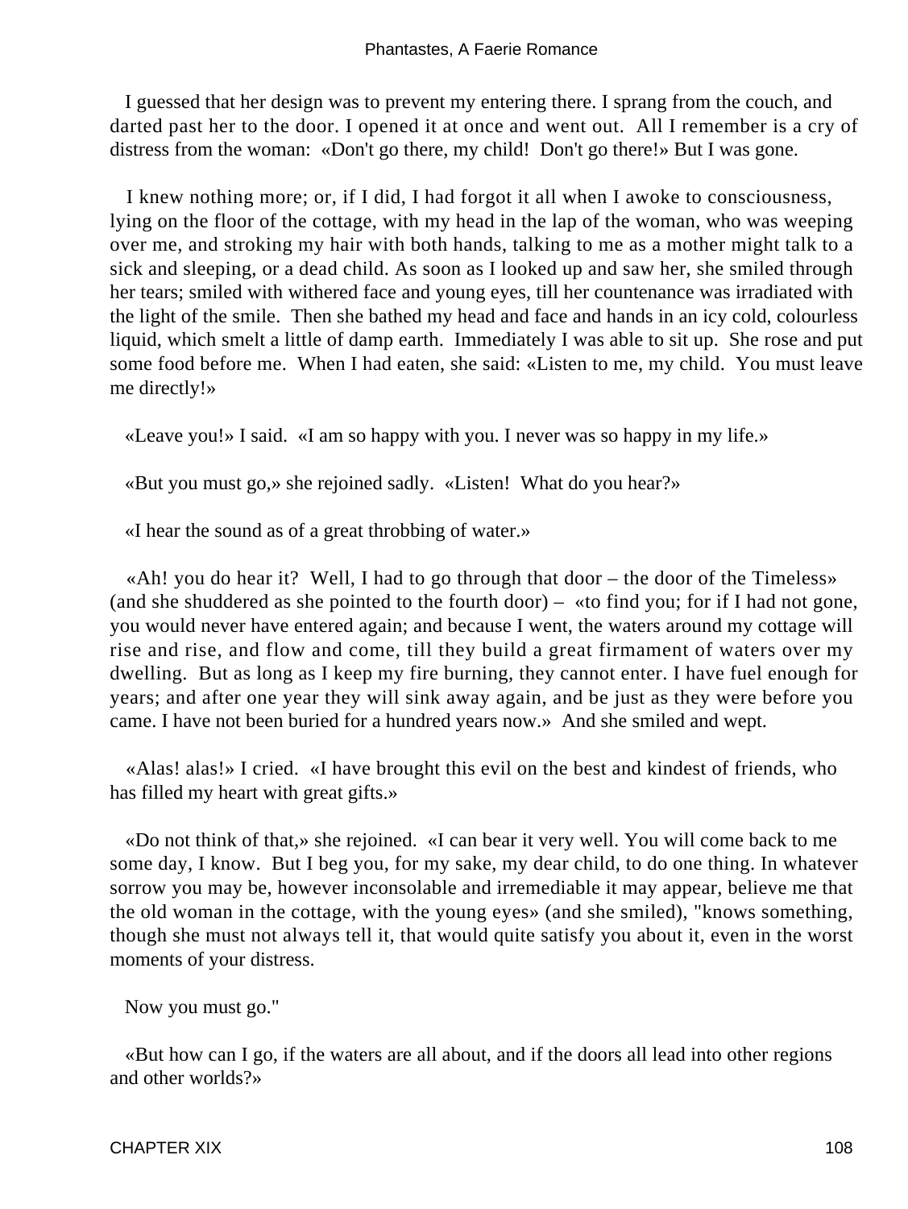I guessed that her design was to prevent my entering there. I sprang from the couch, and darted past her to the door. I opened it at once and went out. All I remember is a cry of distress from the woman: «Don't go there, my child! Don't go there!» But I was gone.

I knew nothing more; or, if I did, I had forgot it all when I awoke to consciousness, lying on the floor of the cottage, with my head in the lap of the woman, who was weeping over me, and stroking my hair with both hands, talking to me as a mother might talk to a sick and sleeping, or a dead child. As soon as I looked up and saw her, she smiled through her tears; smiled with withered face and young eyes, till her countenance was irradiated with the light of the smile. Then she bathed my head and face and hands in an icy cold, colourless liquid, which smelt a little of damp earth. Immediately I was able to sit up. She rose and put some food before me. When I had eaten, she said: «Listen to me, my child. You must leave me directly!»

«Leave you!» I said. «I am so happy with you. I never was so happy in my life.»

«But you must go,» she rejoined sadly. «Listen! What do you hear?»

«I hear the sound as of a great throbbing of water.»

«Ah! you do hear it? Well, I had to go through that door – the door of the Timeless» (and she shuddered as she pointed to the fourth door) – «to find you; for if I had not gone, you would never have entered again; and because I went, the waters around my cottage will rise and rise, and flow and come, till they build a great firmament of waters over my dwelling. But as long as I keep my fire burning, they cannot enter. I have fuel enough for years; and after one year they will sink away again, and be just as they were before you came. I have not been buried for a hundred years now.» And she smiled and wept.

«Alas! alas!» I cried. «I have brought this evil on the best and kindest of friends, who has filled my heart with great gifts.»

«Do not think of that,» she rejoined. «I can bear it very well. You will come back to me some day, I know. But I beg you, for my sake, my dear child, to do one thing. In whatever sorrow you may be, however inconsolable and irremediable it may appear, believe me that the old woman in the cottage, with the young eyes» (and she smiled), "knows something, though she must not always tell it, that would quite satisfy you about it, even in the worst moments of your distress.

Now you must go."

«But how can I go, if the waters are all about, and if the doors all lead into other regions and other worlds?»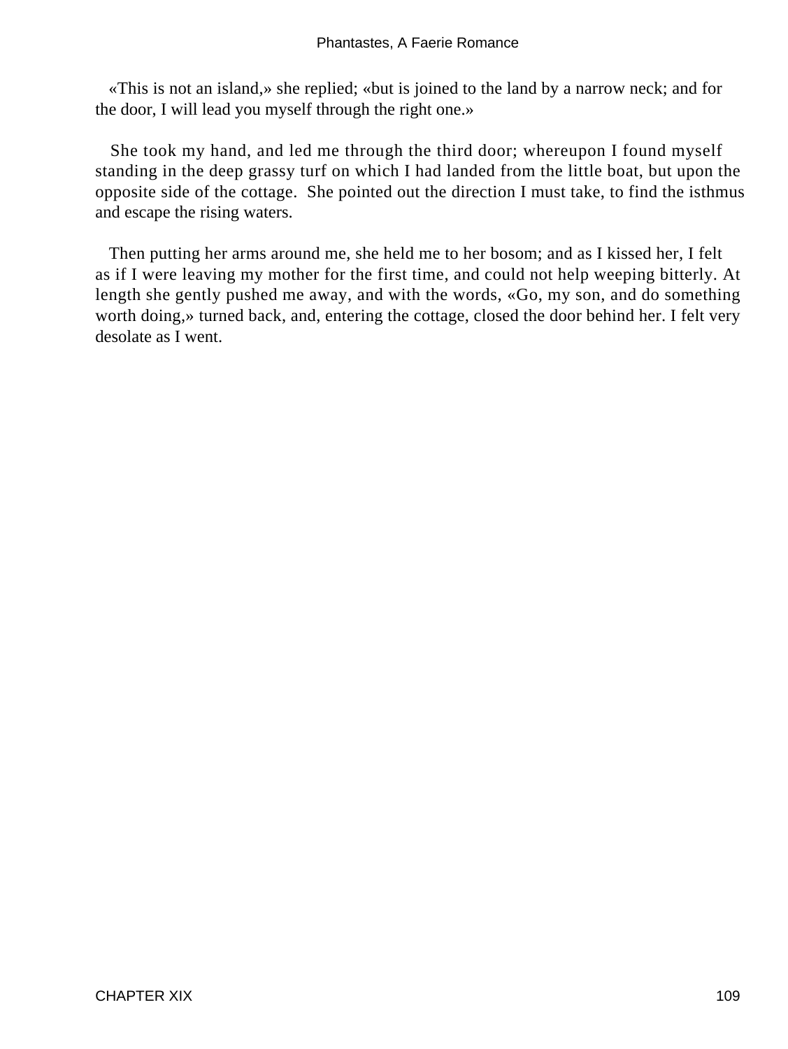«This is not an island,» she replied; «but is joined to the land by a narrow neck; and for the door, I will lead you myself through the right one.»

She took my hand, and led me through the third door; whereupon I found myself standing in the deep grassy turf on which I had landed from the little boat, but upon the opposite side of the cottage. She pointed out the direction I must take, to find the isthmus and escape the rising waters.

Then putting her arms around me, she held me to her bosom; and as I kissed her, I felt as if I were leaving my mother for the first time, and could not help weeping bitterly. At length she gently pushed me away, and with the words, «Go, my son, and do something worth doing,» turned back, and, entering the cottage, closed the door behind her. I felt very desolate as I went.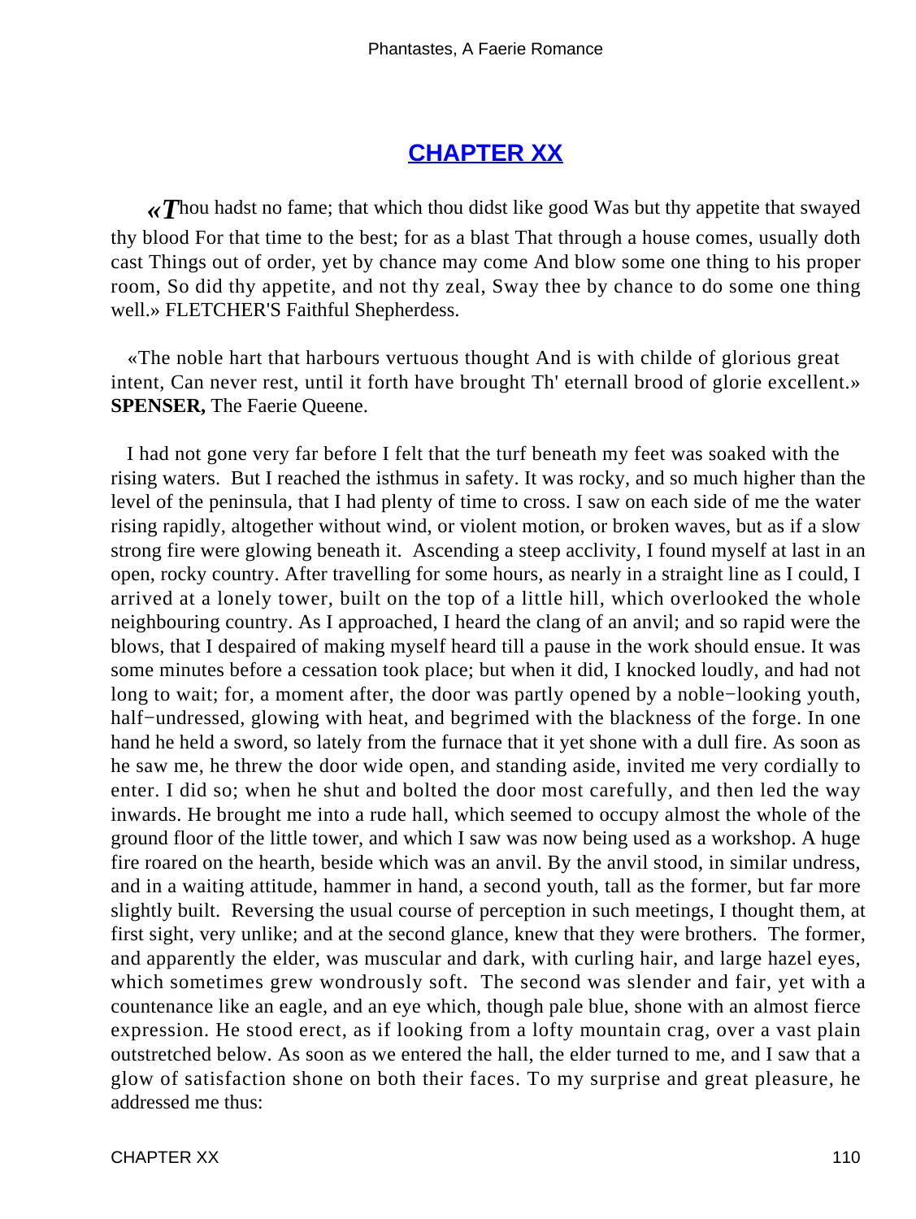## CHAPTER XX

«*T*hou hadst no fame; that which thou didst like good Was but thy appetite that swayed thy blood For that time to the best; for as a blast That through a house comes, usually doth cast Things out of order, yet by chance may come And blow some one thing to his proper room, So did thy appetite, and not thy zeal, Sway thee by chance to do some one thing well.» FLETCHER'S Faithful Shepherdess.

«The noble hart that harbours vertuous thought And is with childe of glorious great intent, Can never rest, until it forth have brought Th' eternall brood of glorie excellent.» **SPENSER,** The Faerie Queene.

I had not gone very far before I felt that the turf beneath my feet was soaked with the rising waters. But I reached the isthmus in safety. It was rocky, and so much higher than the level of the peninsula, that I had plenty of time to cross. I saw on each side of me the water rising rapidly, altogether without wind, or violent motion, or broken waves, but as if a slow strong fire were glowing beneath it. Ascending a steep acclivity, I found myself at last in an open, rocky country. After travelling for some hours, as nearly in a straight line as I could, I arrived at a lonely tower, built on the top of a little hill, which overlooked the whole neighbouring country. As I approached, I heard the clang of an anvil; and so rapid were the blows, that I despaired of making myself heard till a pause in the work should ensue. It was some minutes before a cessation took place; but when it did, I knocked loudly, and had not long to wait; for, a moment after, the door was partly opened by a noble−looking youth, half−undressed, glowing with heat, and begrimed with the blackness of the forge. In one hand he held a sword, so lately from the furnace that it yet shone with a dull fire. As soon as he saw me, he threw the door wide open, and standing aside, invited me very cordially to enter. I did so; when he shut and bolted the door most carefully, and then led the way inwards. He brought me into a rude hall, which seemed to occupy almost the whole of the ground floor of the little tower, and which I saw was now being used as a workshop. A huge fire roared on the hearth, beside which was an anvil. By the anvil stood, in similar undress, and in a waiting attitude, hammer in hand, a second youth, tall as the former, but far more slightly built. Reversing the usual course of perception in such meetings, I thought them, at first sight, very unlike; and at the second glance, knew that they were brothers. The former, and apparently the elder, was muscular and dark, with curling hair, and large hazel eyes, which sometimes grew wondrously soft. The second was slender and fair, yet with a countenance like an eagle, and an eye which, though pale blue, shone with an almost fierce expression. He stood erect, as if looking from a lofty mountain crag, over a vast plain outstretched below. As soon as we entered the hall, the elder turned to me, and I saw that a glow of satisfaction shone on both their faces. To my surprise and great pleasure, he addressed me thus: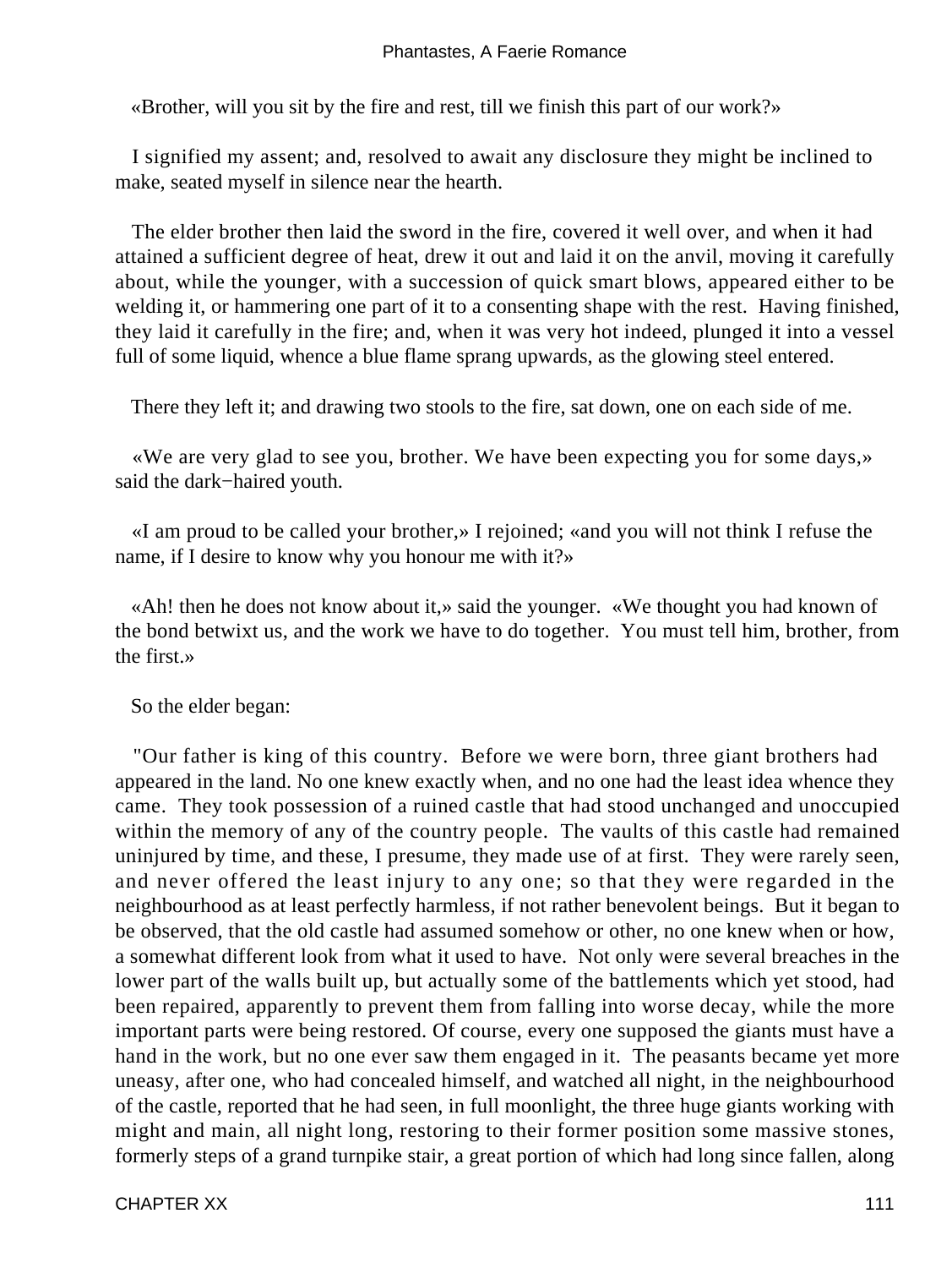«Brother, will you sit by the fire and rest, till we finish this part of our work?»

I signified my assent; and, resolved to await any disclosure they might be inclined to make, seated myself in silence near the hearth.

The elder brother then laid the sword in the fire, covered it well over, and when it had attained a sufficient degree of heat, drew it out and laid it on the anvil, moving it carefully about, while the younger, with a succession of quick smart blows, appeared either to be welding it, or hammering one part of it to a consenting shape with the rest. Having finished, they laid it carefully in the fire; and, when it was very hot indeed, plunged it into a vessel full of some liquid, whence a blue flame sprang upwards, as the glowing steel entered.

There they left it; and drawing two stools to the fire, sat down, one on each side of me.

«We are very glad to see you, brother. We have been expecting you for some days,» said the dark−haired youth.

«I am proud to be called your brother,» I rejoined; «and you will not think I refuse the name, if I desire to know why you honour me with it?»

«Ah! then he does not know about it,» said the younger. «We thought you had known of the bond betwixt us, and the work we have to do together. You must tell him, brother, from the first.»

So the elder began:

"Our father is king of this country. Before we were born, three giant brothers had appeared in the land. No one knew exactly when, and no one had the least idea whence they came. They took possession of a ruined castle that had stood unchanged and unoccupied within the memory of any of the country people. The vaults of this castle had remained uninjured by time, and these, I presume, they made use of at first. They were rarely seen, and never offered the least injury to any one; so that they were regarded in the neighbourhood as at least perfectly harmless, if not rather benevolent beings. But it began to be observed, that the old castle had assumed somehow or other, no one knew when or how, a somewhat different look from what it used to have. Not only were several breaches in the lower part of the walls built up, but actually some of the battlements which yet stood, had been repaired, apparently to prevent them from falling into worse decay, while the more important parts were being restored. Of course, every one supposed the giants must have a hand in the work, but no one ever saw them engaged in it. The peasants became yet more uneasy, after one, who had concealed himself, and watched all night, in the neighbourhood of the castle, reported that he had seen, in full moonlight, the three huge giants working with might and main, all night long, restoring to their former position some massive stones, formerly steps of a grand turnpike stair, a great portion of which had long since fallen, along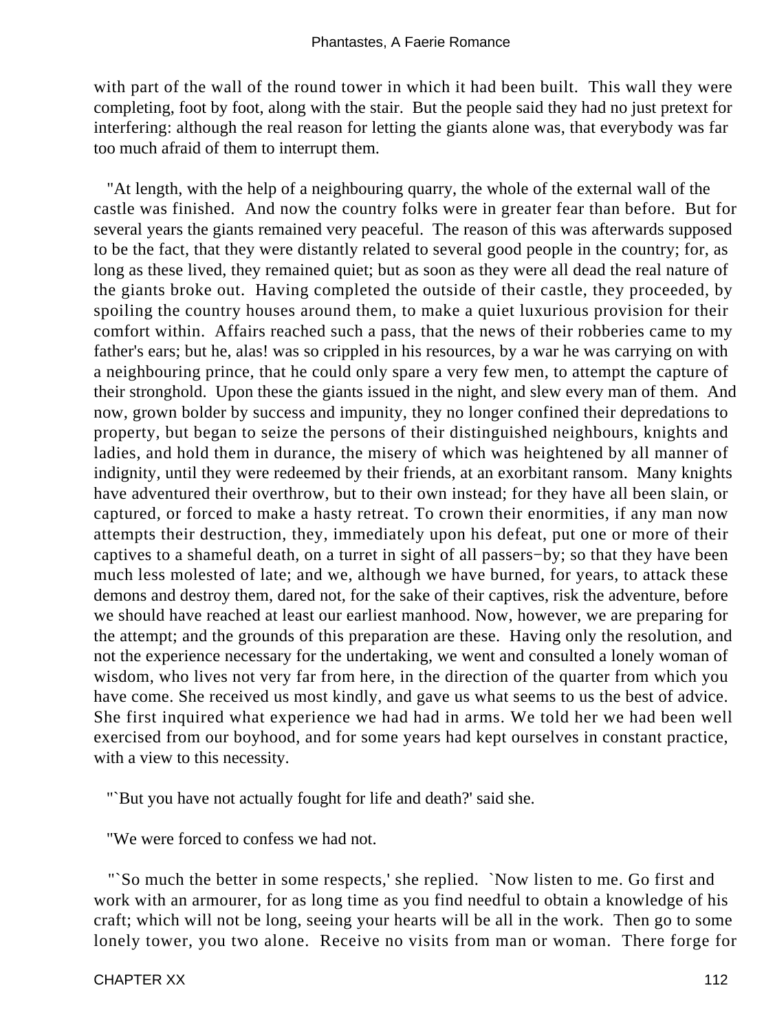with part of the wall of the round tower in which it had been built. This wall they were completing, foot by foot, along with the stair. But the people said they had no just pretext for interfering: although the real reason for letting the giants alone was, that everybody was far too much afraid of them to interrupt them.

"At length, with the help of a neighbouring quarry, the whole of the external wall of the castle was finished. And now the country folks were in greater fear than before. But for several years the giants remained very peaceful. The reason of this was afterwards supposed to be the fact, that they were distantly related to several good people in the country; for, as long as these lived, they remained quiet; but as soon as they were all dead the real nature of the giants broke out. Having completed the outside of their castle, they proceeded, by spoiling the country houses around them, to make a quiet luxurious provision for their comfort within. Affairs reached such a pass, that the news of their robberies came to my father's ears; but he, alas! was so crippled in his resources, by a war he was carrying on with a neighbouring prince, that he could only spare a very few men, to attempt the capture of their stronghold. Upon these the giants issued in the night, and slew every man of them. And now, grown bolder by success and impunity, they no longer confined their depredations to property, but began to seize the persons of their distinguished neighbours, knights and ladies, and hold them in durance, the misery of which was heightened by all manner of indignity, until they were redeemed by their friends, at an exorbitant ransom. Many knights have adventured their overthrow, but to their own instead; for they have all been slain, or captured, or forced to make a hasty retreat. To crown their enormities, if any man now attempts their destruction, they, immediately upon his defeat, put one or more of their captives to a shameful death, on a turret in sight of all passers−by; so that they have been much less molested of late; and we, although we have burned, for years, to attack these demons and destroy them, dared not, for the sake of their captives, risk the adventure, before we should have reached at least our earliest manhood. Now, however, we are preparing for the attempt; and the grounds of this preparation are these. Having only the resolution, and not the experience necessary for the undertaking, we went and consulted a lonely woman of wisdom, who lives not very far from here, in the direction of the quarter from which you have come. She received us most kindly, and gave us what seems to us the best of advice. She first inquired what experience we had had in arms. We told her we had been well exercised from our boyhood, and for some years had kept ourselves in constant practice, with a view to this necessity.

"`But you have not actually fought for life and death?' said she.

"We were forced to confess we had not.

"`So much the better in some respects,' she replied. `Now listen to me. Go first and work with an armourer, for as long time as you find needful to obtain a knowledge of his craft; which will not be long, seeing your hearts will be all in the work. Then go to some lonely tower, you two alone. Receive no visits from man or woman. There forge for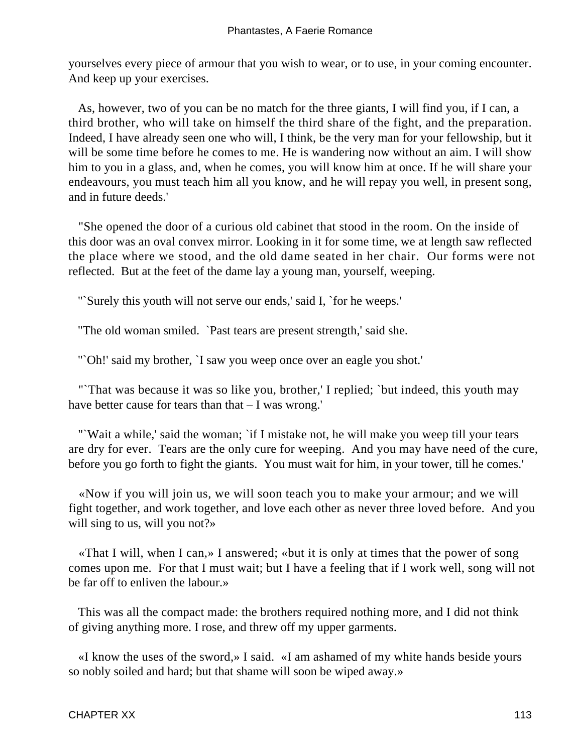yourselves every piece of armour that you wish to wear, or to use, in your coming encounter. And keep up your exercises.

As, however, two of you can be no match for the three giants, I will find you, if I can, a third brother, who will take on himself the third share of the fight, and the preparation. Indeed, I have already seen one who will, I think, be the very man for your fellowship, but it will be some time before he comes to me. He is wandering now without an aim. I will show him to you in a glass, and, when he comes, you will know him at once. If he will share your endeavours, you must teach him all you know, and he will repay you well, in present song, and in future deeds.'

"She opened the door of a curious old cabinet that stood in the room. On the inside of this door was an oval convex mirror. Looking in it for some time, we at length saw reflected the place where we stood, and the old dame seated in her chair. Our forms were not reflected. But at the feet of the dame lay a young man, yourself, weeping.

"`Surely this youth will not serve our ends,' said I, `for he weeps.'

"The old woman smiled. `Past tears are present strength,' said she.

"`Oh!' said my brother, `I saw you weep once over an eagle you shot.'

"`That was because it was so like you, brother,' I replied; `but indeed, this youth may have better cause for tears than that – I was wrong.'

"`Wait a while,' said the woman; `if I mistake not, he will make you weep till your tears are dry for ever. Tears are the only cure for weeping. And you may have need of the cure, before you go forth to fight the giants. You must wait for him, in your tower, till he comes.'

«Now if you will join us, we will soon teach you to make your armour; and we will fight together, and work together, and love each other as never three loved before. And you will sing to us, will you not?»

«That I will, when I can,» I answered; «but it is only at times that the power of song comes upon me. For that I must wait; but I have a feeling that if I work well, song will not be far off to enliven the labour.»

This was all the compact made: the brothers required nothing more, and I did not think of giving anything more. I rose, and threw off my upper garments.

«I know the uses of the sword,» I said. «I am ashamed of my white hands beside yours so nobly soiled and hard; but that shame will soon be wiped away.»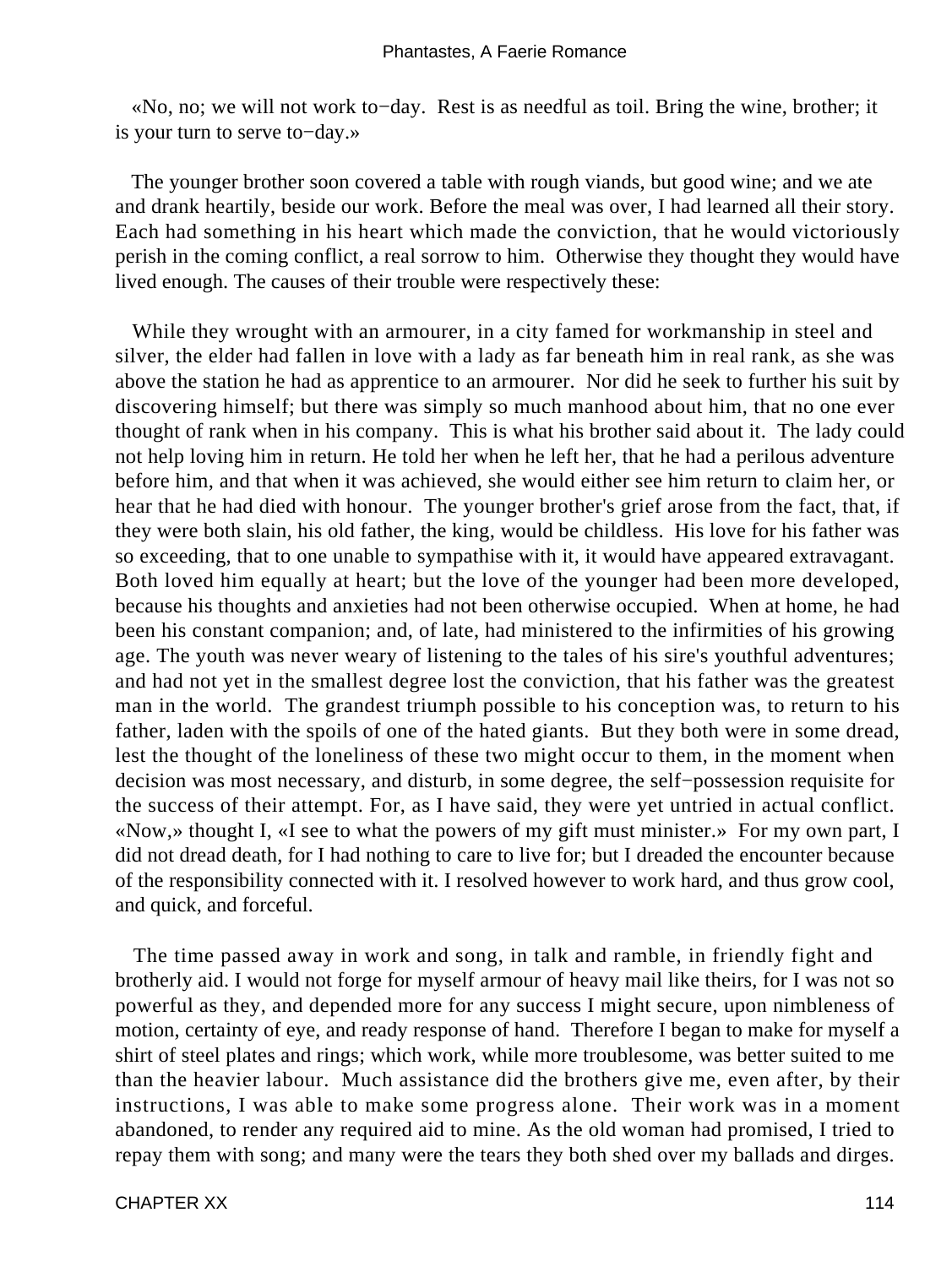«No, no; we will not work to−day. Rest is as needful as toil. Bring the wine, brother; it is your turn to serve to−day.»

The younger brother soon covered a table with rough viands, but good wine; and we ate and drank heartily, beside our work. Before the meal was over, I had learned all their story. Each had something in his heart which made the conviction, that he would victoriously perish in the coming conflict, a real sorrow to him. Otherwise they thought they would have lived enough. The causes of their trouble were respectively these:

While they wrought with an armourer, in a city famed for workmanship in steel and silver, the elder had fallen in love with a lady as far beneath him in real rank, as she was above the station he had as apprentice to an armourer. Nor did he seek to further his suit by discovering himself; but there was simply so much manhood about him, that no one ever thought of rank when in his company. This is what his brother said about it. The lady could not help loving him in return. He told her when he left her, that he had a perilous adventure before him, and that when it was achieved, she would either see him return to claim her, or hear that he had died with honour. The younger brother's grief arose from the fact, that, if they were both slain, his old father, the king, would be childless. His love for his father was so exceeding, that to one unable to sympathise with it, it would have appeared extravagant. Both loved him equally at heart; but the love of the younger had been more developed, because his thoughts and anxieties had not been otherwise occupied. When at home, he had been his constant companion; and, of late, had ministered to the infirmities of his growing age. The youth was never weary of listening to the tales of his sire's youthful adventures; and had not yet in the smallest degree lost the conviction, that his father was the greatest man in the world. The grandest triumph possible to his conception was, to return to his father, laden with the spoils of one of the hated giants. But they both were in some dread, lest the thought of the loneliness of these two might occur to them, in the moment when decision was most necessary, and disturb, in some degree, the self−possession requisite for the success of their attempt. For, as I have said, they were yet untried in actual conflict. «Now,» thought I, «I see to what the powers of my gift must minister.» For my own part, I did not dread death, for I had nothing to care to live for; but I dreaded the encounter because of the responsibility connected with it. I resolved however to work hard, and thus grow cool, and quick, and forceful.

The time passed away in work and song, in talk and ramble, in friendly fight and brotherly aid. I would not forge for myself armour of heavy mail like theirs, for I was not so powerful as they, and depended more for any success I might secure, upon nimbleness of motion, certainty of eye, and ready response of hand. Therefore I began to make for myself a shirt of steel plates and rings; which work, while more troublesome, was better suited to me than the heavier labour. Much assistance did the brothers give me, even after, by their instructions, I was able to make some progress alone. Their work was in a moment abandoned, to render any required aid to mine. As the old woman had promised, I tried to repay them with song; and many were the tears they both shed over my ballads and dirges.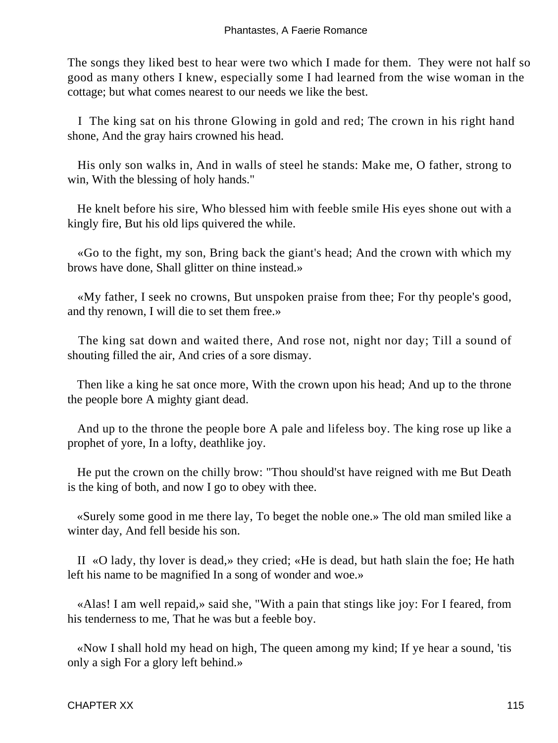The songs they liked best to hear were two which I made for them. They were not half so good as many others I knew, especially some I had learned from the wise woman in the cottage; but what comes nearest to our needs we like the best.

I The king sat on his throne Glowing in gold and red; The crown in his right hand shone, And the gray hairs crowned his head.

His only son walks in, And in walls of steel he stands: Make me, O father, strong to win, With the blessing of holy hands."

He knelt before his sire, Who blessed him with feeble smile His eyes shone out with a kingly fire, But his old lips quivered the while.

«Go to the fight, my son, Bring back the giant's head; And the crown with which my brows have done, Shall glitter on thine instead.»

«My father, I seek no crowns, But unspoken praise from thee; For thy people's good, and thy renown, I will die to set them free.»

The king sat down and waited there, And rose not, night nor day; Till a sound of shouting filled the air, And cries of a sore dismay.

Then like a king he sat once more, With the crown upon his head; And up to the throne the people bore A mighty giant dead.

And up to the throne the people bore A pale and lifeless boy. The king rose up like a prophet of yore, In a lofty, deathlike joy.

He put the crown on the chilly brow: "Thou should'st have reigned with me But Death is the king of both, and now I go to obey with thee.

«Surely some good in me there lay, To beget the noble one.» The old man smiled like a winter day, And fell beside his son.

II «O lady, thy lover is dead,» they cried; «He is dead, but hath slain the foe; He hath left his name to be magnified In a song of wonder and woe.»

«Alas! I am well repaid,» said she, "With a pain that stings like joy: For I feared, from his tenderness to me, That he was but a feeble boy.

«Now I shall hold my head on high, The queen among my kind; If ye hear a sound, 'tis only a sigh For a glory left behind.»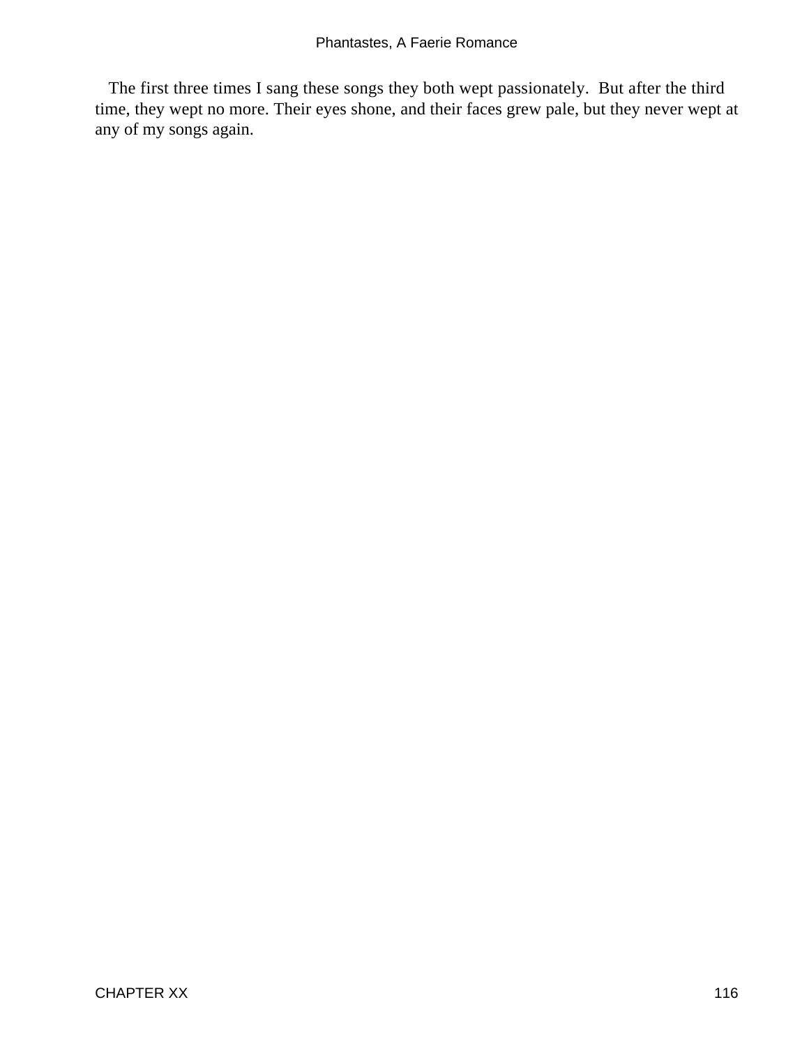The first three times I sang these songs they both wept passionately. But after the third time, they wept no more. Their eyes shone, and their faces grew pale, but they never wept at any of my songs again.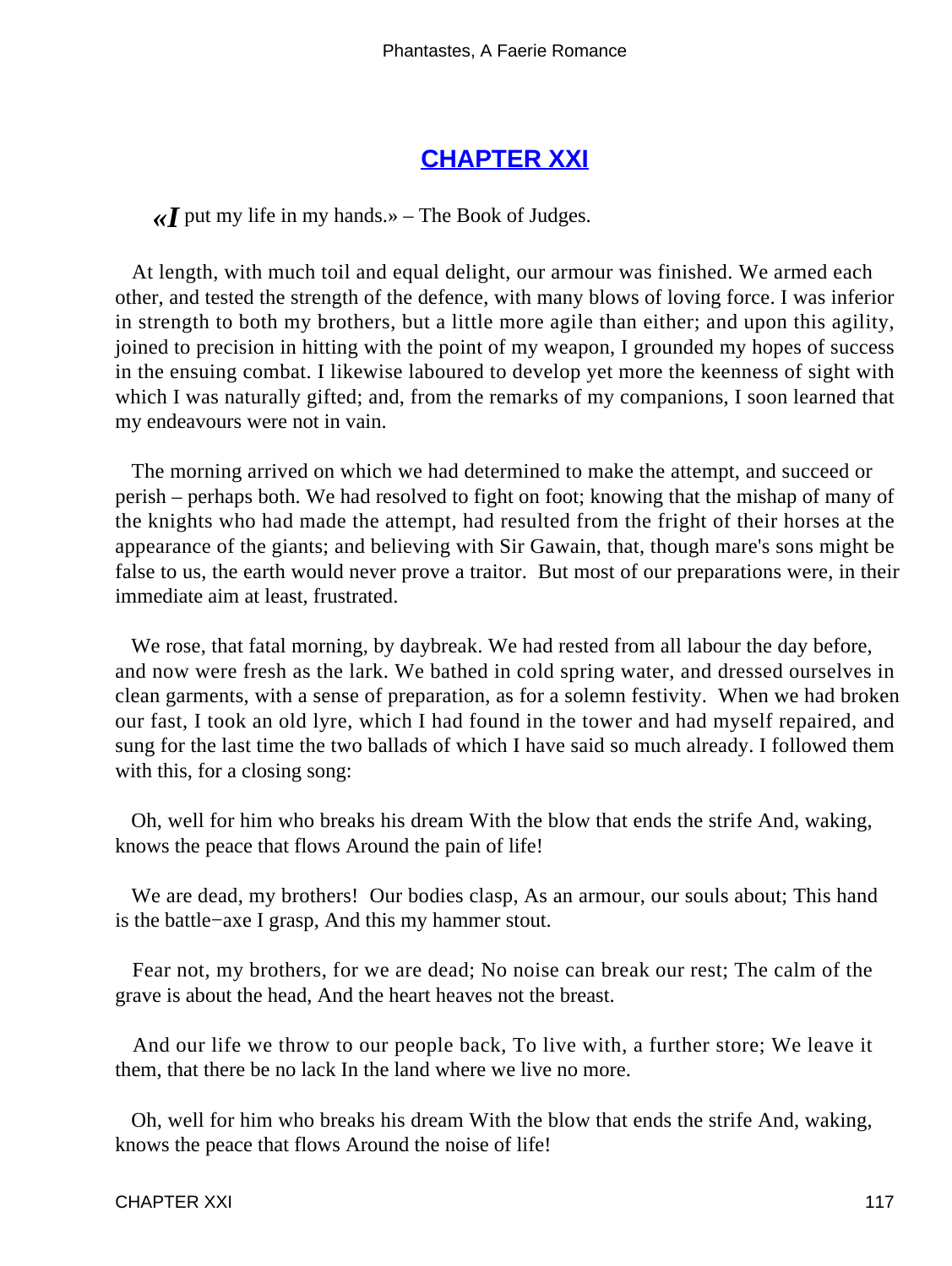## [CHAPTER XXI]()

«*I* put my life in my hands.» – The Book of Judges.

At length, with much toil and equal delight, our armour was finished. We armed each other, and tested the strength of the defence, with many blows of loving force. I was inferior in strength to both my brothers, but a little more agile than either; and upon this agility, joined to precision in hitting with the point of my weapon, I grounded my hopes of success in the ensuing combat. I likewise laboured to develop yet more the keenness of sight with which I was naturally gifted; and, from the remarks of my companions, I soon learned that my endeavours were not in vain.

The morning arrived on which we had determined to make the attempt, and succeed or perish – perhaps both. We had resolved to fight on foot; knowing that the mishap of many of the knights who had made the attempt, had resulted from the fright of their horses at the appearance of the giants; and believing with Sir Gawain, that, though mare's sons might be false to us, the earth would never prove a traitor. But most of our preparations were, in their immediate aim at least, frustrated.

We rose, that fatal morning, by daybreak. We had rested from all labour the day before, and now were fresh as the lark. We bathed in cold spring water, and dressed ourselves in clean garments, with a sense of preparation, as for a solemn festivity. When we had broken our fast, I took an old lyre, which I had found in the tower and had myself repaired, and sung for the last time the two ballads of which I have said so much already. I followed them with this, for a closing song:

Oh, well for him who breaks his dream With the blow that ends the strife And, waking, knows the peace that flows Around the pain of life!

We are dead, my brothers! Our bodies clasp, As an armour, our souls about; This hand is the battle−axe I grasp, And this my hammer stout.

Fear not, my brothers, for we are dead; No noise can break our rest; The calm of the grave is about the head, And the heart heaves not the breast.

And our life we throw to our people back, To live with, a further store; We leave it them, that there be no lack In the land where we live no more.

Oh, well for him who breaks his dream With the blow that ends the strife And, waking, knows the peace that flows Around the noise of life!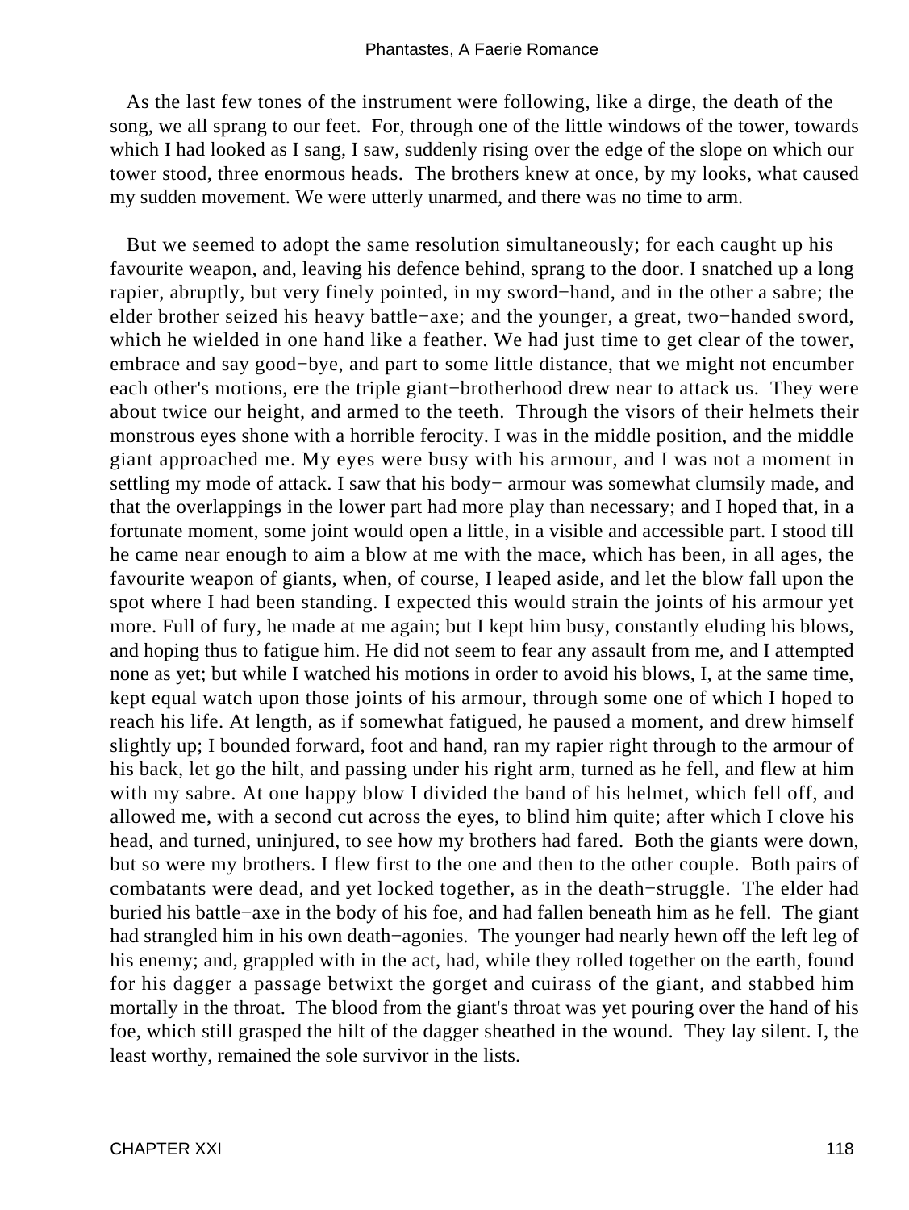As the last few tones of the instrument were following, like a dirge, the death of the song, we all sprang to our feet. For, through one of the little windows of the tower, towards which I had looked as I sang, I saw, suddenly rising over the edge of the slope on which our tower stood, three enormous heads. The brothers knew at once, by my looks, what caused my sudden movement. We were utterly unarmed, and there was no time to arm.

But we seemed to adopt the same resolution simultaneously; for each caught up his favourite weapon, and, leaving his defence behind, sprang to the door. I snatched up a long rapier, abruptly, but very finely pointed, in my sword−hand, and in the other a sabre; the elder brother seized his heavy battle−axe; and the younger, a great, two−handed sword, which he wielded in one hand like a feather. We had just time to get clear of the tower, embrace and say good−bye, and part to some little distance, that we might not encumber each other's motions, ere the triple giant−brotherhood drew near to attack us. They were about twice our height, and armed to the teeth. Through the visors of their helmets their monstrous eyes shone with a horrible ferocity. I was in the middle position, and the middle giant approached me. My eyes were busy with his armour, and I was not a moment in settling my mode of attack. I saw that his body− armour was somewhat clumsily made, and that the overlappings in the lower part had more play than necessary; and I hoped that, in a fortunate moment, some joint would open a little, in a visible and accessible part. I stood till he came near enough to aim a blow at me with the mace, which has been, in all ages, the favourite weapon of giants, when, of course, I leaped aside, and let the blow fall upon the spot where I had been standing. I expected this would strain the joints of his armour yet more. Full of fury, he made at me again; but I kept him busy, constantly eluding his blows, and hoping thus to fatigue him. He did not seem to fear any assault from me, and I attempted none as yet; but while I watched his motions in order to avoid his blows, I, at the same time, kept equal watch upon those joints of his armour, through some one of which I hoped to reach his life. At length, as if somewhat fatigued, he paused a moment, and drew himself slightly up; I bounded forward, foot and hand, ran my rapier right through to the armour of his back, let go the hilt, and passing under his right arm, turned as he fell, and flew at him with my sabre. At one happy blow I divided the band of his helmet, which fell off, and allowed me, with a second cut across the eyes, to blind him quite; after which I clove his head, and turned, uninjured, to see how my brothers had fared. Both the giants were down, but so were my brothers. I flew first to the one and then to the other couple. Both pairs of combatants were dead, and yet locked together, as in the death−struggle. The elder had buried his battle−axe in the body of his foe, and had fallen beneath him as he fell. The giant had strangled him in his own death−agonies. The younger had nearly hewn off the left leg of his enemy; and, grappled with in the act, had, while they rolled together on the earth, found for his dagger a passage betwixt the gorget and cuirass of the giant, and stabbed him mortally in the throat. The blood from the giant's throat was yet pouring over the hand of his foe, which still grasped the hilt of the dagger sheathed in the wound. They lay silent. I, the least worthy, remained the sole survivor in the lists.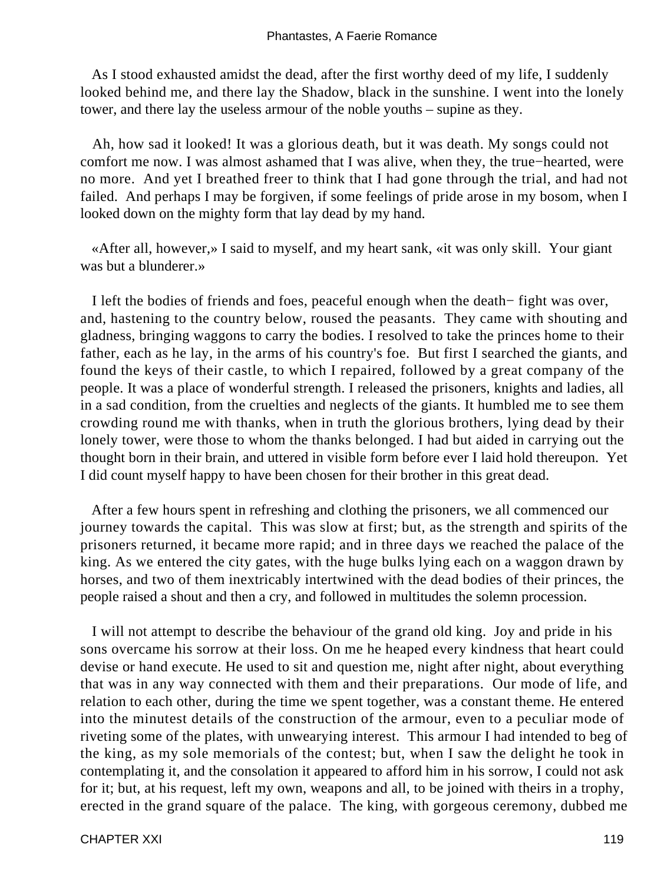As I stood exhausted amidst the dead, after the first worthy deed of my life, I suddenly looked behind me, and there lay the Shadow, black in the sunshine. I went into the lonely tower, and there lay the useless armour of the noble youths – supine as they.

Ah, how sad it looked! It was a glorious death, but it was death. My songs could not comfort me now. I was almost ashamed that I was alive, when they, the true−hearted, were no more. And yet I breathed freer to think that I had gone through the trial, and had not failed. And perhaps I may be forgiven, if some feelings of pride arose in my bosom, when I looked down on the mighty form that lay dead by my hand.

«After all, however,» I said to myself, and my heart sank, «it was only skill. Your giant was but a blunderer.»

I left the bodies of friends and foes, peaceful enough when the death− fight was over, and, hastening to the country below, roused the peasants. They came with shouting and gladness, bringing waggons to carry the bodies. I resolved to take the princes home to their father, each as he lay, in the arms of his country's foe. But first I searched the giants, and found the keys of their castle, to which I repaired, followed by a great company of the people. It was a place of wonderful strength. I released the prisoners, knights and ladies, all in a sad condition, from the cruelties and neglects of the giants. It humbled me to see them crowding round me with thanks, when in truth the glorious brothers, lying dead by their lonely tower, were those to whom the thanks belonged. I had but aided in carrying out the thought born in their brain, and uttered in visible form before ever I laid hold thereupon. Yet I did count myself happy to have been chosen for their brother in this great dead.

After a few hours spent in refreshing and clothing the prisoners, we all commenced our journey towards the capital. This was slow at first; but, as the strength and spirits of the prisoners returned, it became more rapid; and in three days we reached the palace of the king. As we entered the city gates, with the huge bulks lying each on a waggon drawn by horses, and two of them inextricably intertwined with the dead bodies of their princes, the people raised a shout and then a cry, and followed in multitudes the solemn procession.

I will not attempt to describe the behaviour of the grand old king. Joy and pride in his sons overcame his sorrow at their loss. On me he heaped every kindness that heart could devise or hand execute. He used to sit and question me, night after night, about everything that was in any way connected with them and their preparations. Our mode of life, and relation to each other, during the time we spent together, was a constant theme. He entered into the minutest details of the construction of the armour, even to a peculiar mode of riveting some of the plates, with unwearying interest. This armour I had intended to beg of the king, as my sole memorials of the contest; but, when I saw the delight he took in contemplating it, and the consolation it appeared to afford him in his sorrow, I could not ask for it; but, at his request, left my own, weapons and all, to be joined with theirs in a trophy, erected in the grand square of the palace. The king, with gorgeous ceremony, dubbed me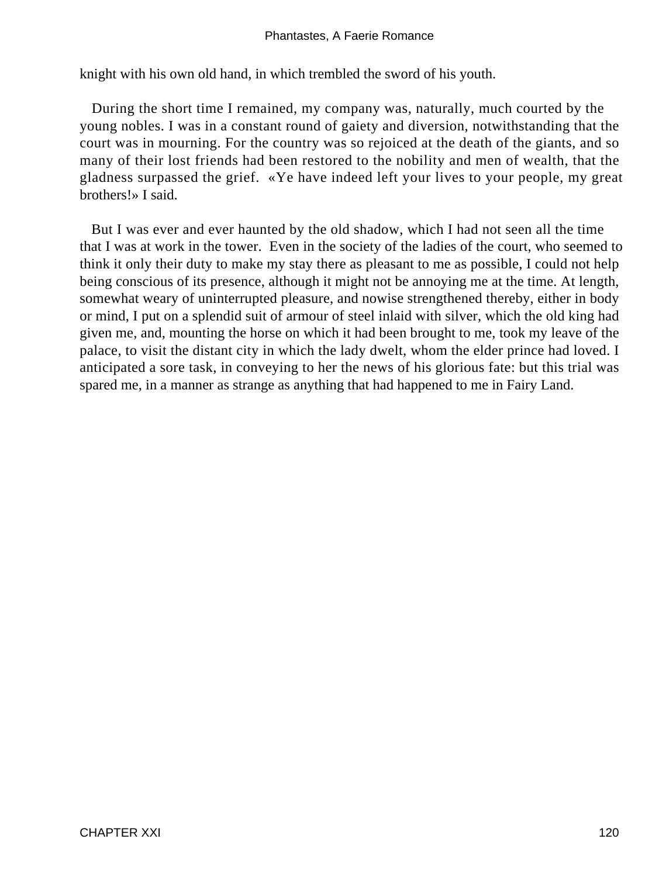knight with his own old hand, in which trembled the sword of his youth.

During the short time I remained, my company was, naturally, much courted by the young nobles. I was in a constant round of gaiety and diversion, notwithstanding that the court was in mourning. For the country was so rejoiced at the death of the giants, and so many of their lost friends had been restored to the nobility and men of wealth, that the gladness surpassed the grief. «Ye have indeed left your lives to your people, my great brothers!» I said.

But I was ever and ever haunted by the old shadow, which I had not seen all the time that I was at work in the tower. Even in the society of the ladies of the court, who seemed to think it only their duty to make my stay there as pleasant to me as possible, I could not help being conscious of its presence, although it might not be annoying me at the time. At length, somewhat weary of uninterrupted pleasure, and nowise strengthened thereby, either in body or mind, I put on a splendid suit of armour of steel inlaid with silver, which the old king had given me, and, mounting the horse on which it had been brought to me, took my leave of the palace, to visit the distant city in which the lady dwelt, whom the elder prince had loved. I anticipated a sore task, in conveying to her the news of his glorious fate: but this trial was spared me, in a manner as strange as anything that had happened to me in Fairy Land.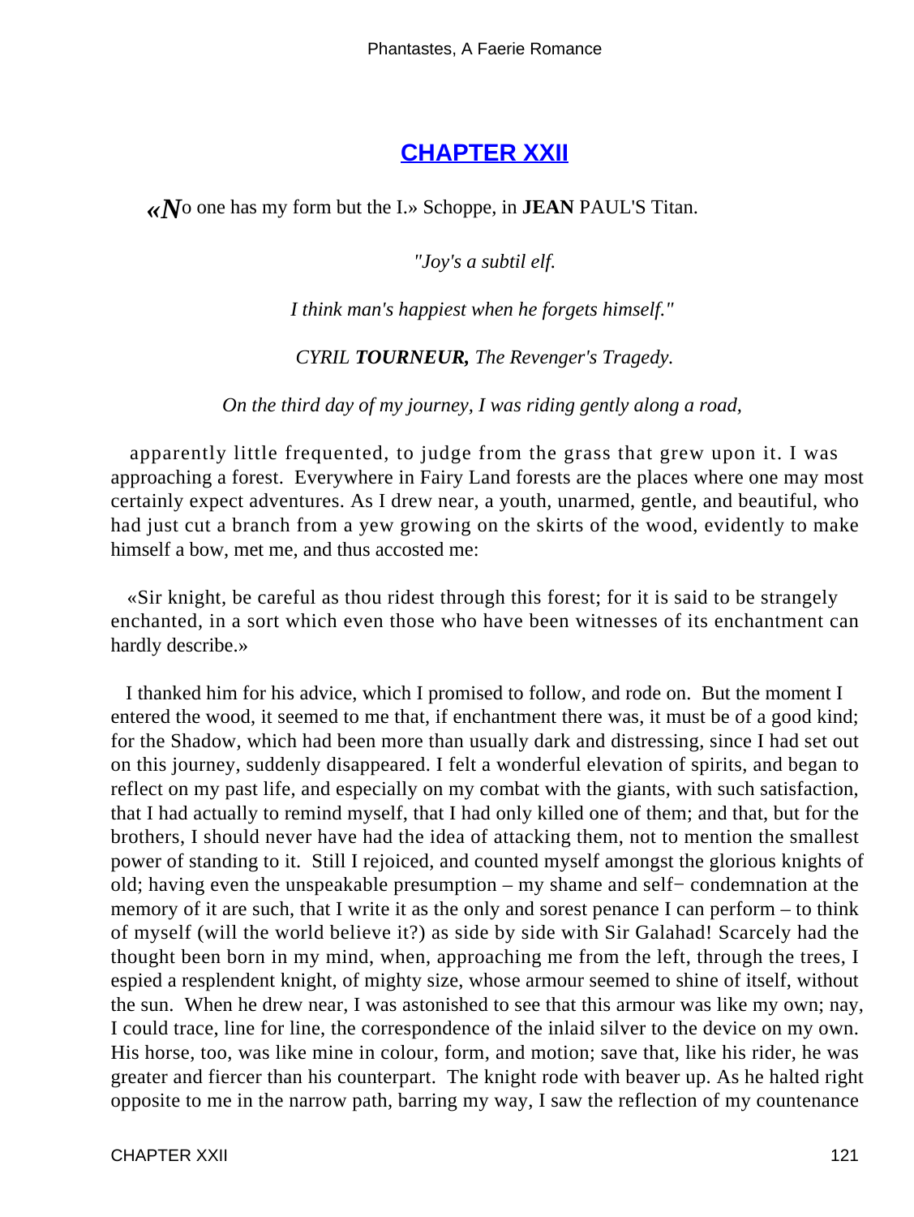## CHAPTER XXII

«*No* one has my form but the I.» Schoppe, in **JEAN** PAUL'S Titan.

*"Joy's a subtil elf.*

*I think man's happiest when he forgets himself."*

*CYRIL* ***TOURNEUR,*** *The Revenger's Tragedy.*

*On the third day of my journey, I was riding gently along a road,*

apparently little frequented, to judge from the grass that grew upon it. I was approaching a forest. Everywhere in Fairy Land forests are the places where one may most certainly expect adventures. As I drew near, a youth, unarmed, gentle, and beautiful, who had just cut a branch from a yew growing on the skirts of the wood, evidently to make himself a bow, met me, and thus accosted me:

«Sir knight, be careful as thou ridest through this forest; for it is said to be strangely enchanted, in a sort which even those who have been witnesses of its enchantment can hardly describe.»

I thanked him for his advice, which I promised to follow, and rode on. But the moment I entered the wood, it seemed to me that, if enchantment there was, it must be of a good kind; for the Shadow, which had been more than usually dark and distressing, since I had set out on this journey, suddenly disappeared. I felt a wonderful elevation of spirits, and began to reflect on my past life, and especially on my combat with the giants, with such satisfaction, that I had actually to remind myself, that I had only killed one of them; and that, but for the brothers, I should never have had the idea of attacking them, not to mention the smallest power of standing to it. Still I rejoiced, and counted myself amongst the glorious knights of old; having even the unspeakable presumption – my shame and self− condemnation at the memory of it are such, that I write it as the only and sorest penance I can perform – to think of myself (will the world believe it?) as side by side with Sir Galahad! Scarcely had the thought been born in my mind, when, approaching me from the left, through the trees, I espied a resplendent knight, of mighty size, whose armour seemed to shine of itself, without the sun. When he drew near, I was astonished to see that this armour was like my own; nay, I could trace, line for line, the correspondence of the inlaid silver to the device on my own. His horse, too, was like mine in colour, form, and motion; save that, like his rider, he was greater and fiercer than his counterpart. The knight rode with beaver up. As he halted right opposite to me in the narrow path, barring my way, I saw the reflection of my countenance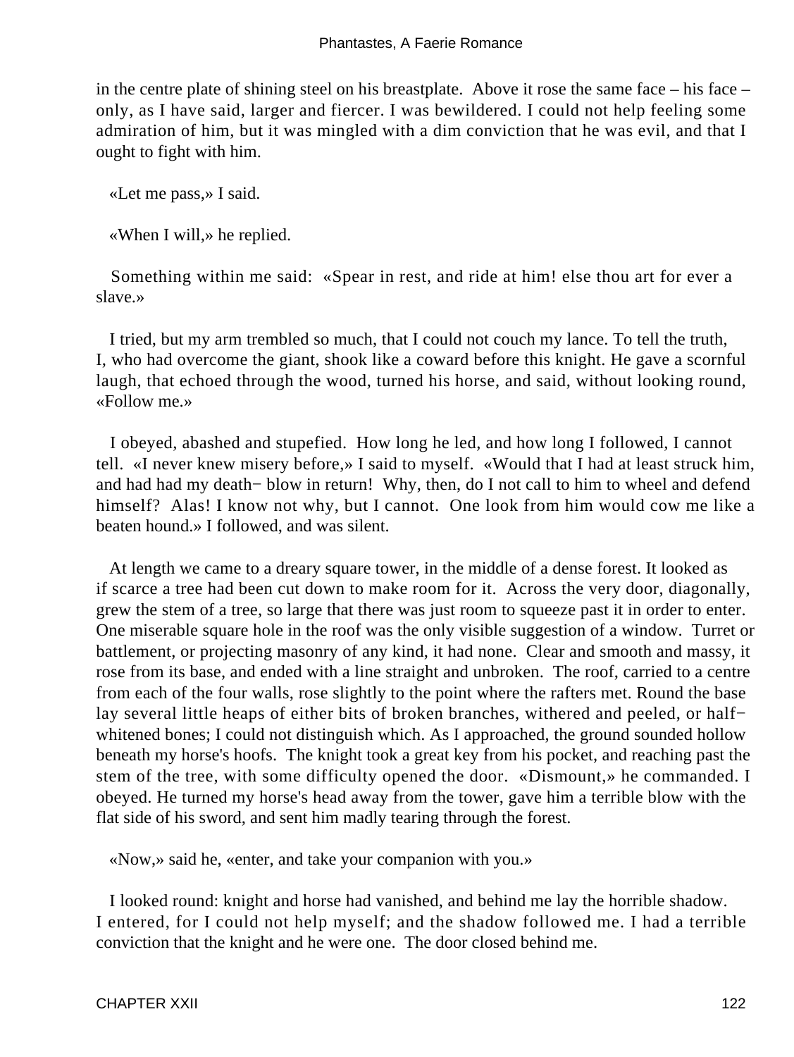in the centre plate of shining steel on his breastplate. Above it rose the same face – his face – only, as I have said, larger and fiercer. I was bewildered. I could not help feeling some admiration of him, but it was mingled with a dim conviction that he was evil, and that I ought to fight with him.

«Let me pass,» I said.

«When I will,» he replied.

Something within me said: «Spear in rest, and ride at him! else thou art for ever a slave.»

I tried, but my arm trembled so much, that I could not couch my lance. To tell the truth, I, who had overcome the giant, shook like a coward before this knight. He gave a scornful laugh, that echoed through the wood, turned his horse, and said, without looking round, «Follow me.»

I obeyed, abashed and stupefied. How long he led, and how long I followed, I cannot tell. «I never knew misery before,» I said to myself. «Would that I had at least struck him, and had had my death− blow in return! Why, then, do I not call to him to wheel and defend himself? Alas! I know not why, but I cannot. One look from him would cow me like a beaten hound.» I followed, and was silent.

At length we came to a dreary square tower, in the middle of a dense forest. It looked as if scarce a tree had been cut down to make room for it. Across the very door, diagonally, grew the stem of a tree, so large that there was just room to squeeze past it in order to enter. One miserable square hole in the roof was the only visible suggestion of a window. Turret or battlement, or projecting masonry of any kind, it had none. Clear and smooth and massy, it rose from its base, and ended with a line straight and unbroken. The roof, carried to a centre from each of the four walls, rose slightly to the point where the rafters met. Round the base lay several little heaps of either bits of broken branches, withered and peeled, or half−whitened bones; I could not distinguish which. As I approached, the ground sounded hollow beneath my horse's hoofs. The knight took a great key from his pocket, and reaching past the stem of the tree, with some difficulty opened the door. «Dismount,» he commanded. I obeyed. He turned my horse's head away from the tower, gave him a terrible blow with the flat side of his sword, and sent him madly tearing through the forest.

«Now,» said he, «enter, and take your companion with you.»

I looked round: knight and horse had vanished, and behind me lay the horrible shadow. I entered, for I could not help myself; and the shadow followed me. I had a terrible conviction that the knight and he were one. The door closed behind me.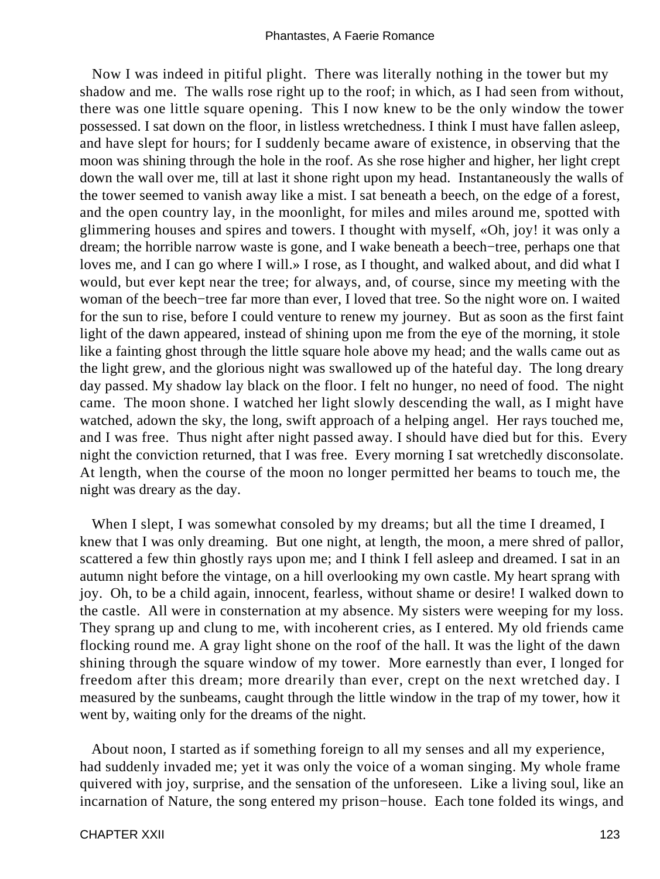Now I was indeed in pitiful plight. There was literally nothing in the tower but my shadow and me. The walls rose right up to the roof; in which, as I had seen from without, there was one little square opening. This I now knew to be the only window the tower possessed. I sat down on the floor, in listless wretchedness. I think I must have fallen asleep, and have slept for hours; for I suddenly became aware of existence, in observing that the moon was shining through the hole in the roof. As she rose higher and higher, her light crept down the wall over me, till at last it shone right upon my head. Instantaneously the walls of the tower seemed to vanish away like a mist. I sat beneath a beech, on the edge of a forest, and the open country lay, in the moonlight, for miles and miles around me, spotted with glimmering houses and spires and towers. I thought with myself, «Oh, joy! it was only a dream; the horrible narrow waste is gone, and I wake beneath a beech−tree, perhaps one that loves me, and I can go where I will.» I rose, as I thought, and walked about, and did what I would, but ever kept near the tree; for always, and, of course, since my meeting with the woman of the beech−tree far more than ever, I loved that tree. So the night wore on. I waited for the sun to rise, before I could venture to renew my journey. But as soon as the first faint light of the dawn appeared, instead of shining upon me from the eye of the morning, it stole like a fainting ghost through the little square hole above my head; and the walls came out as the light grew, and the glorious night was swallowed up of the hateful day. The long dreary day passed. My shadow lay black on the floor. I felt no hunger, no need of food. The night came. The moon shone. I watched her light slowly descending the wall, as I might have watched, adown the sky, the long, swift approach of a helping angel. Her rays touched me, and I was free. Thus night after night passed away. I should have died but for this. Every night the conviction returned, that I was free. Every morning I sat wretchedly disconsolate. At length, when the course of the moon no longer permitted her beams to touch me, the night was dreary as the day.

When I slept, I was somewhat consoled by my dreams; but all the time I dreamed, I knew that I was only dreaming. But one night, at length, the moon, a mere shred of pallor, scattered a few thin ghostly rays upon me; and I think I fell asleep and dreamed. I sat in an autumn night before the vintage, on a hill overlooking my own castle. My heart sprang with joy. Oh, to be a child again, innocent, fearless, without shame or desire! I walked down to the castle. All were in consternation at my absence. My sisters were weeping for my loss. They sprang up and clung to me, with incoherent cries, as I entered. My old friends came flocking round me. A gray light shone on the roof of the hall. It was the light of the dawn shining through the square window of my tower. More earnestly than ever, I longed for freedom after this dream; more drearily than ever, crept on the next wretched day. I measured by the sunbeams, caught through the little window in the trap of my tower, how it went by, waiting only for the dreams of the night.

About noon, I started as if something foreign to all my senses and all my experience, had suddenly invaded me; yet it was only the voice of a woman singing. My whole frame quivered with joy, surprise, and the sensation of the unforeseen. Like a living soul, like an incarnation of Nature, the song entered my prison−house. Each tone folded its wings, and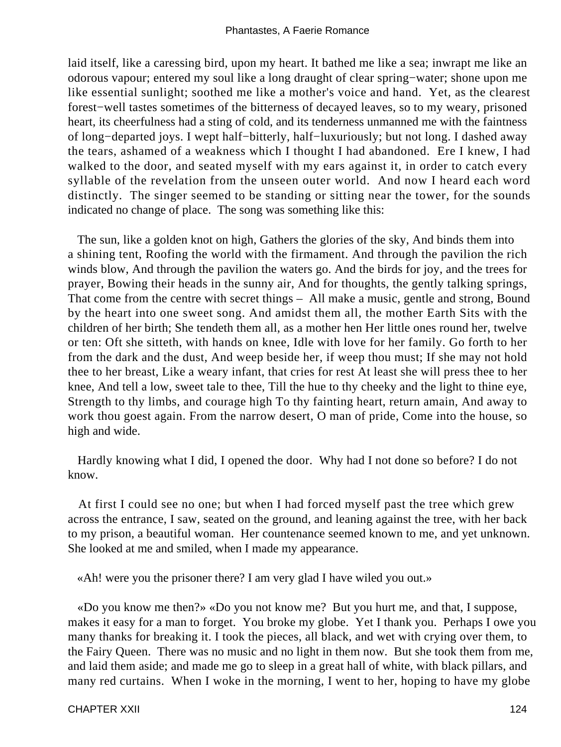laid itself, like a caressing bird, upon my heart. It bathed me like a sea; inwrapt me like an odorous vapour; entered my soul like a long draught of clear spring−water; shone upon me like essential sunlight; soothed me like a mother's voice and hand. Yet, as the clearest forest−well tastes sometimes of the bitterness of decayed leaves, so to my weary, prisoned heart, its cheerfulness had a sting of cold, and its tenderness unmanned me with the faintness of long−departed joys. I wept half−bitterly, half−luxuriously; but not long. I dashed away the tears, ashamed of a weakness which I thought I had abandoned. Ere I knew, I had walked to the door, and seated myself with my ears against it, in order to catch every syllable of the revelation from the unseen outer world. And now I heard each word distinctly. The singer seemed to be standing or sitting near the tower, for the sounds indicated no change of place. The song was something like this:

The sun, like a golden knot on high, Gathers the glories of the sky, And binds them into a shining tent, Roofing the world with the firmament. And through the pavilion the rich winds blow, And through the pavilion the waters go. And the birds for joy, and the trees for prayer, Bowing their heads in the sunny air, And for thoughts, the gently talking springs, That come from the centre with secret things – All make a music, gentle and strong, Bound by the heart into one sweet song. And amidst them all, the mother Earth Sits with the children of her birth; She tendeth them all, as a mother hen Her little ones round her, twelve or ten: Oft she sitteth, with hands on knee, Idle with love for her family. Go forth to her from the dark and the dust, And weep beside her, if weep thou must; If she may not hold thee to her breast, Like a weary infant, that cries for rest At least she will press thee to her knee, And tell a low, sweet tale to thee, Till the hue to thy cheeky and the light to thine eye, Strength to thy limbs, and courage high To thy fainting heart, return amain, And away to work thou goest again. From the narrow desert, O man of pride, Come into the house, so high and wide.

Hardly knowing what I did, I opened the door. Why had I not done so before? I do not know.

At first I could see no one; but when I had forced myself past the tree which grew across the entrance, I saw, seated on the ground, and leaning against the tree, with her back to my prison, a beautiful woman. Her countenance seemed known to me, and yet unknown. She looked at me and smiled, when I made my appearance.

«Ah! were you the prisoner there? I am very glad I have wiled you out.»

«Do you know me then?» «Do you not know me? But you hurt me, and that, I suppose, makes it easy for a man to forget. You broke my globe. Yet I thank you. Perhaps I owe you many thanks for breaking it. I took the pieces, all black, and wet with crying over them, to the Fairy Queen. There was no music and no light in them now. But she took them from me, and laid them aside; and made me go to sleep in a great hall of white, with black pillars, and many red curtains. When I woke in the morning, I went to her, hoping to have my globe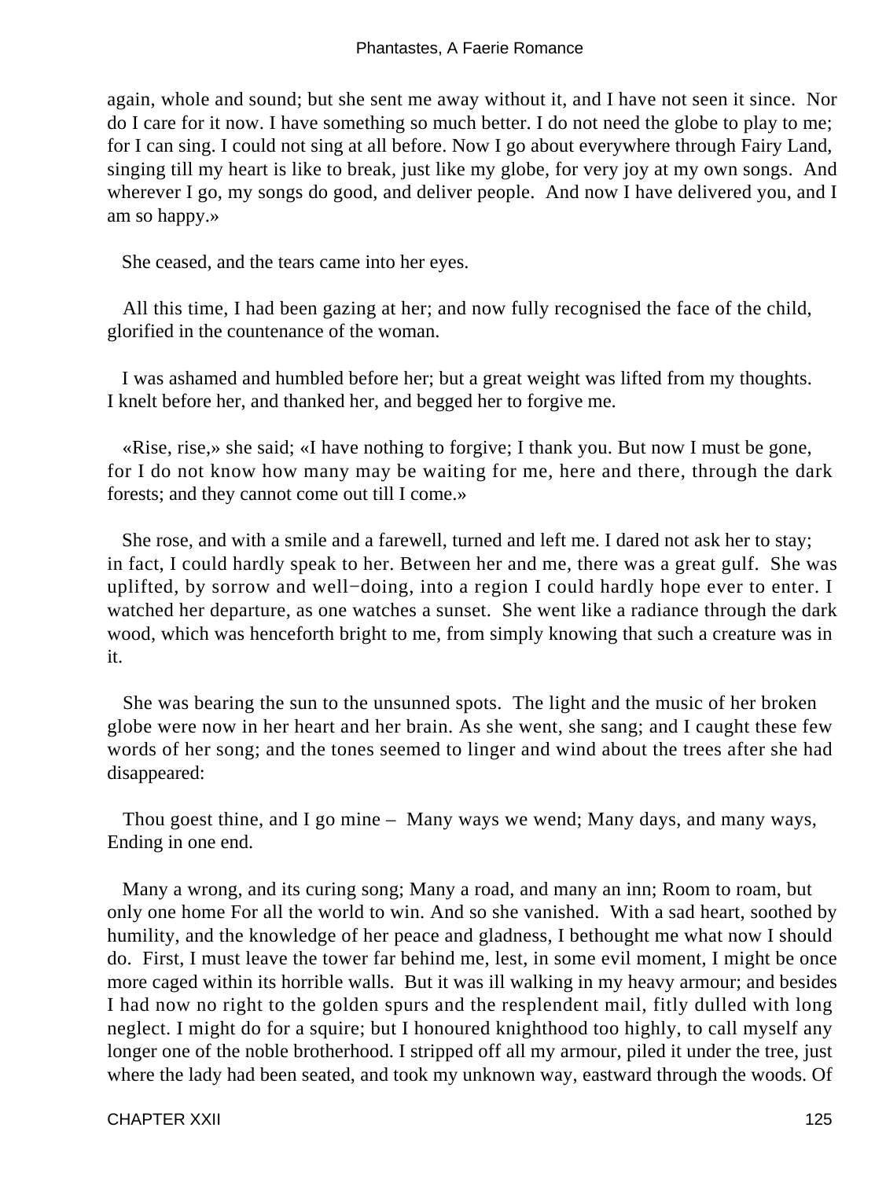again, whole and sound; but she sent me away without it, and I have not seen it since. Nor do I care for it now. I have something so much better. I do not need the globe to play to me; for I can sing. I could not sing at all before. Now I go about everywhere through Fairy Land, singing till my heart is like to break, just like my globe, for very joy at my own songs. And wherever I go, my songs do good, and deliver people. And now I have delivered you, and I am so happy.»

She ceased, and the tears came into her eyes.

All this time, I had been gazing at her; and now fully recognised the face of the child, glorified in the countenance of the woman.

I was ashamed and humbled before her; but a great weight was lifted from my thoughts. I knelt before her, and thanked her, and begged her to forgive me.

«Rise, rise,» she said; «I have nothing to forgive; I thank you. But now I must be gone, for I do not know how many may be waiting for me, here and there, through the dark forests; and they cannot come out till I come.»

She rose, and with a smile and a farewell, turned and left me. I dared not ask her to stay; in fact, I could hardly speak to her. Between her and me, there was a great gulf. She was uplifted, by sorrow and well−doing, into a region I could hardly hope ever to enter. I watched her departure, as one watches a sunset. She went like a radiance through the dark wood, which was henceforth bright to me, from simply knowing that such a creature was in it.

She was bearing the sun to the unsunned spots. The light and the music of her broken globe were now in her heart and her brain. As she went, she sang; and I caught these few words of her song; and the tones seemed to linger and wind about the trees after she had disappeared:

Thou goest thine, and I go mine – Many ways we wend; Many days, and many ways, Ending in one end.

Many a wrong, and its curing song; Many a road, and many an inn; Room to roam, but only one home For all the world to win. And so she vanished. With a sad heart, soothed by humility, and the knowledge of her peace and gladness, I bethought me what now I should do. First, I must leave the tower far behind me, lest, in some evil moment, I might be once more caged within its horrible walls. But it was ill walking in my heavy armour; and besides I had now no right to the golden spurs and the resplendent mail, fitly dulled with long neglect. I might do for a squire; but I honoured knighthood too highly, to call myself any longer one of the noble brotherhood. I stripped off all my armour, piled it under the tree, just where the lady had been seated, and took my unknown way, eastward through the woods. Of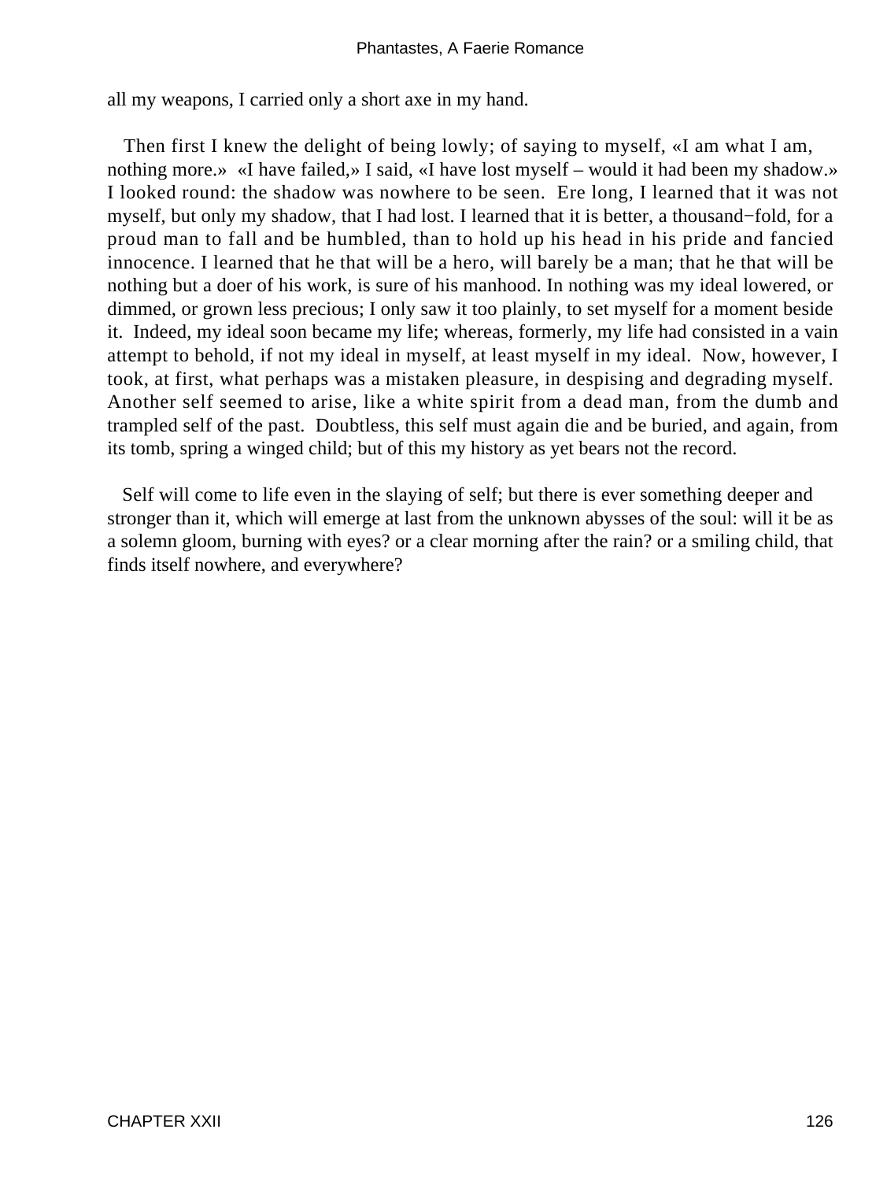all my weapons, I carried only a short axe in my hand.

Then first I knew the delight of being lowly; of saying to myself, «I am what I am, nothing more.» «I have failed,» I said, «I have lost myself – would it had been my shadow.» I looked round: the shadow was nowhere to be seen. Ere long, I learned that it was not myself, but only my shadow, that I had lost. I learned that it is better, a thousand−fold, for a proud man to fall and be humbled, than to hold up his head in his pride and fancied innocence. I learned that he that will be a hero, will barely be a man; that he that will be nothing but a doer of his work, is sure of his manhood. In nothing was my ideal lowered, or dimmed, or grown less precious; I only saw it too plainly, to set myself for a moment beside it. Indeed, my ideal soon became my life; whereas, formerly, my life had consisted in a vain attempt to behold, if not my ideal in myself, at least myself in my ideal. Now, however, I took, at first, what perhaps was a mistaken pleasure, in despising and degrading myself. Another self seemed to arise, like a white spirit from a dead man, from the dumb and trampled self of the past. Doubtless, this self must again die and be buried, and again, from its tomb, spring a winged child; but of this my history as yet bears not the record.

Self will come to life even in the slaying of self; but there is ever something deeper and stronger than it, which will emerge at last from the unknown abysses of the soul: will it be as a solemn gloom, burning with eyes? or a clear morning after the rain? or a smiling child, that finds itself nowhere, and everywhere?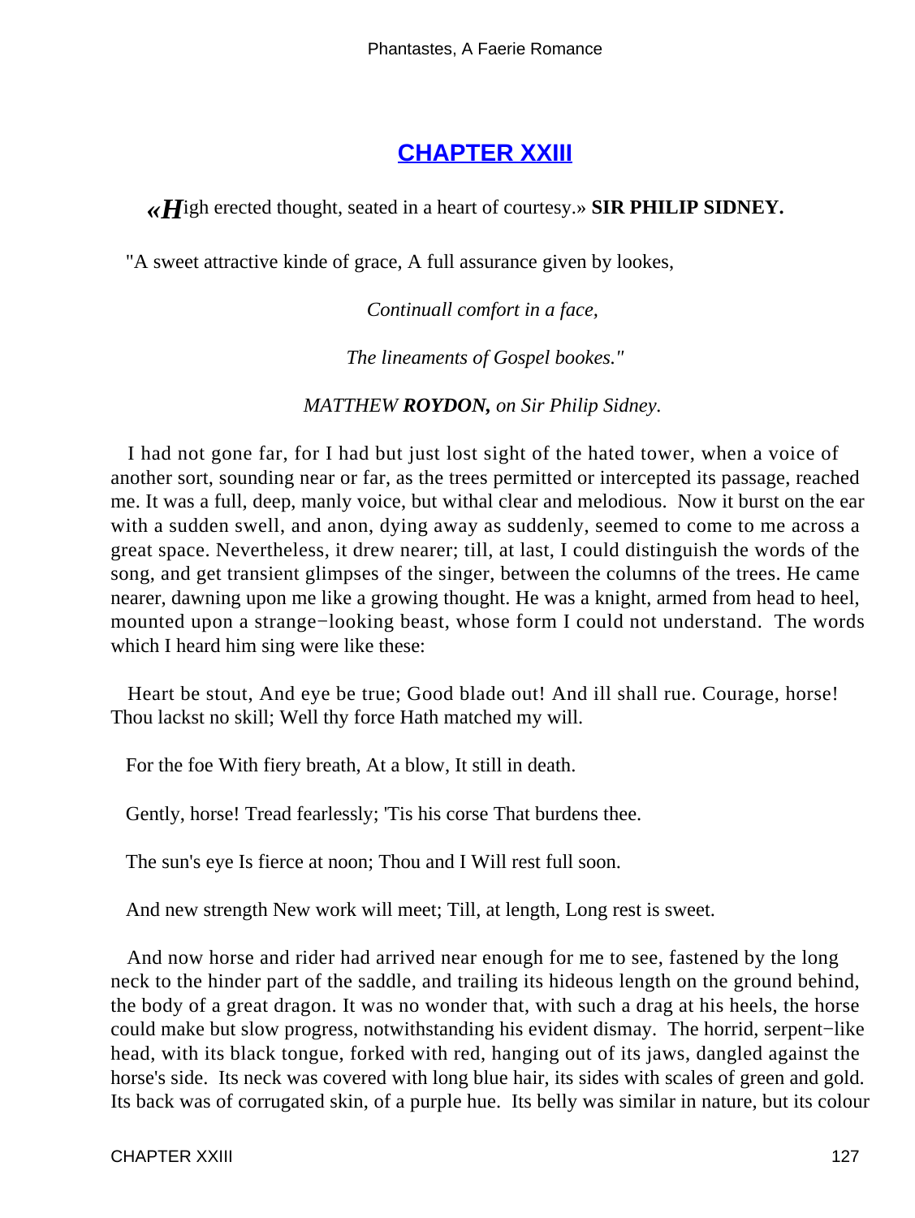## CHAPTER XXIII

«*H*igh erected thought, seated in a heart of courtesy.» **SIR PHILIP SIDNEY.**

"A sweet attractive kinde of grace, A full assurance given by lookes,

*Continuall comfort in a face,*

*The lineaments of Gospel bookes."*

*MATTHEW **ROYDON,** on Sir Philip Sidney.*

I had not gone far, for I had but just lost sight of the hated tower, when a voice of another sort, sounding near or far, as the trees permitted or intercepted its passage, reached me. It was a full, deep, manly voice, but withal clear and melodious. Now it burst on the ear with a sudden swell, and anon, dying away as suddenly, seemed to come to me across a great space. Nevertheless, it drew nearer; till, at last, I could distinguish the words of the song, and get transient glimpses of the singer, between the columns of the trees. He came nearer, dawning upon me like a growing thought. He was a knight, armed from head to heel, mounted upon a strange−looking beast, whose form I could not understand. The words which I heard him sing were like these:

Heart be stout, And eye be true; Good blade out! And ill shall rue. Courage, horse! Thou lackst no skill; Well thy force Hath matched my will.

For the foe With fiery breath, At a blow, It still in death.

Gently, horse! Tread fearlessly; 'Tis his corse That burdens thee.

The sun's eye Is fierce at noon; Thou and I Will rest full soon.

And new strength New work will meet; Till, at length, Long rest is sweet.

And now horse and rider had arrived near enough for me to see, fastened by the long neck to the hinder part of the saddle, and trailing its hideous length on the ground behind, the body of a great dragon. It was no wonder that, with such a drag at his heels, the horse could make but slow progress, notwithstanding his evident dismay. The horrid, serpent−like head, with its black tongue, forked with red, hanging out of its jaws, dangled against the horse's side. Its neck was covered with long blue hair, its sides with scales of green and gold. Its back was of corrugated skin, of a purple hue. Its belly was similar in nature, but its colour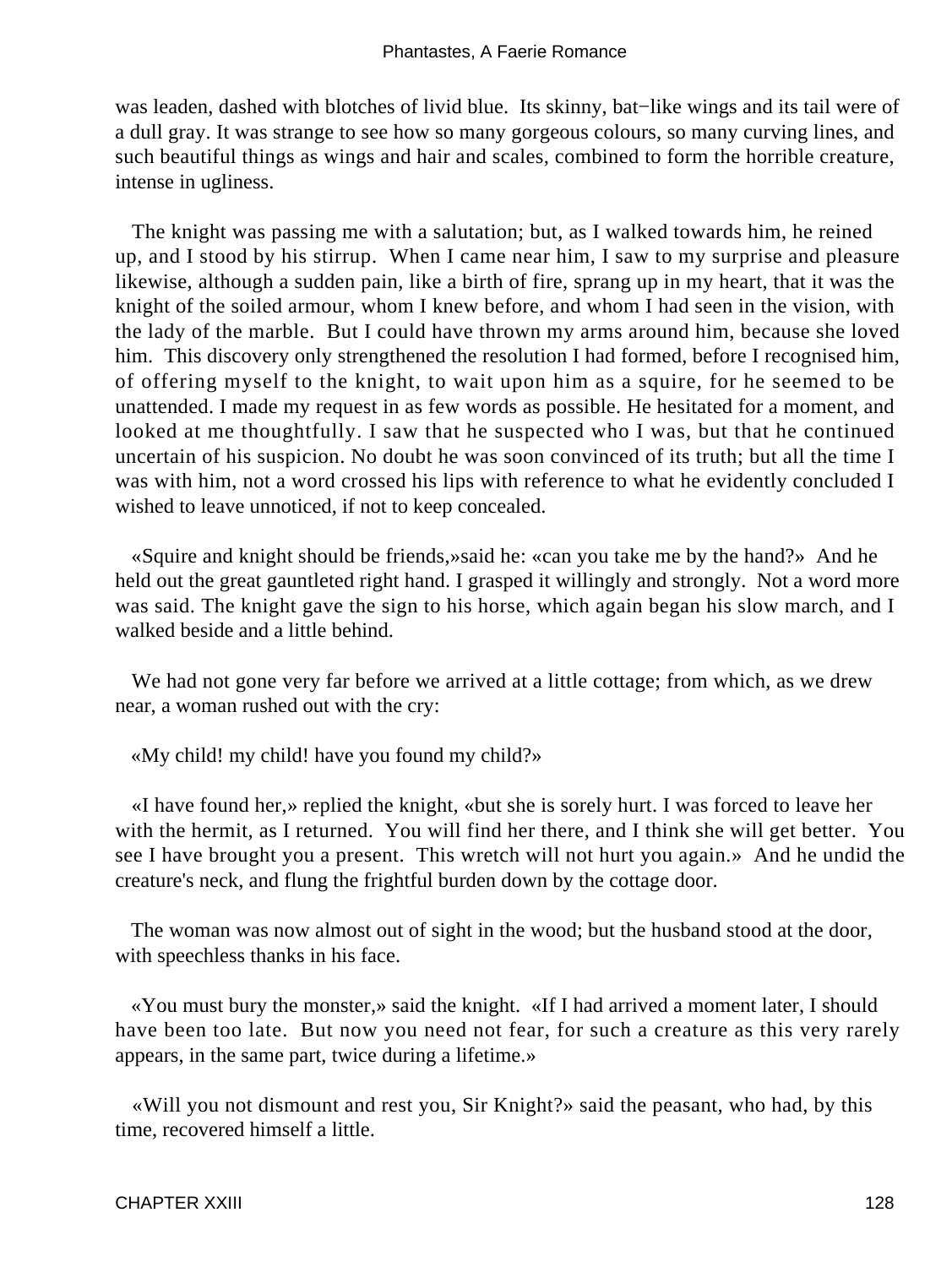was leaden, dashed with blotches of livid blue. Its skinny, bat−like wings and its tail were of a dull gray. It was strange to see how so many gorgeous colours, so many curving lines, and such beautiful things as wings and hair and scales, combined to form the horrible creature, intense in ugliness.

The knight was passing me with a salutation; but, as I walked towards him, he reined up, and I stood by his stirrup. When I came near him, I saw to my surprise and pleasure likewise, although a sudden pain, like a birth of fire, sprang up in my heart, that it was the knight of the soiled armour, whom I knew before, and whom I had seen in the vision, with the lady of the marble. But I could have thrown my arms around him, because she loved him. This discovery only strengthened the resolution I had formed, before I recognised him, of offering myself to the knight, to wait upon him as a squire, for he seemed to be unattended. I made my request in as few words as possible. He hesitated for a moment, and looked at me thoughtfully. I saw that he suspected who I was, but that he continued uncertain of his suspicion. No doubt he was soon convinced of its truth; but all the time I was with him, not a word crossed his lips with reference to what he evidently concluded I wished to leave unnoticed, if not to keep concealed.

«Squire and knight should be friends,»said he: «can you take me by the hand?» And he held out the great gauntleted right hand. I grasped it willingly and strongly. Not a word more was said. The knight gave the sign to his horse, which again began his slow march, and I walked beside and a little behind.

We had not gone very far before we arrived at a little cottage; from which, as we drew near, a woman rushed out with the cry:

«My child! my child! have you found my child?»

«I have found her,» replied the knight, «but she is sorely hurt. I was forced to leave her with the hermit, as I returned. You will find her there, and I think she will get better. You see I have brought you a present. This wretch will not hurt you again.» And he undid the creature's neck, and flung the frightful burden down by the cottage door.

The woman was now almost out of sight in the wood; but the husband stood at the door, with speechless thanks in his face.

«You must bury the monster,» said the knight. «If I had arrived a moment later, I should have been too late. But now you need not fear, for such a creature as this very rarely appears, in the same part, twice during a lifetime.»

«Will you not dismount and rest you, Sir Knight?» said the peasant, who had, by this time, recovered himself a little.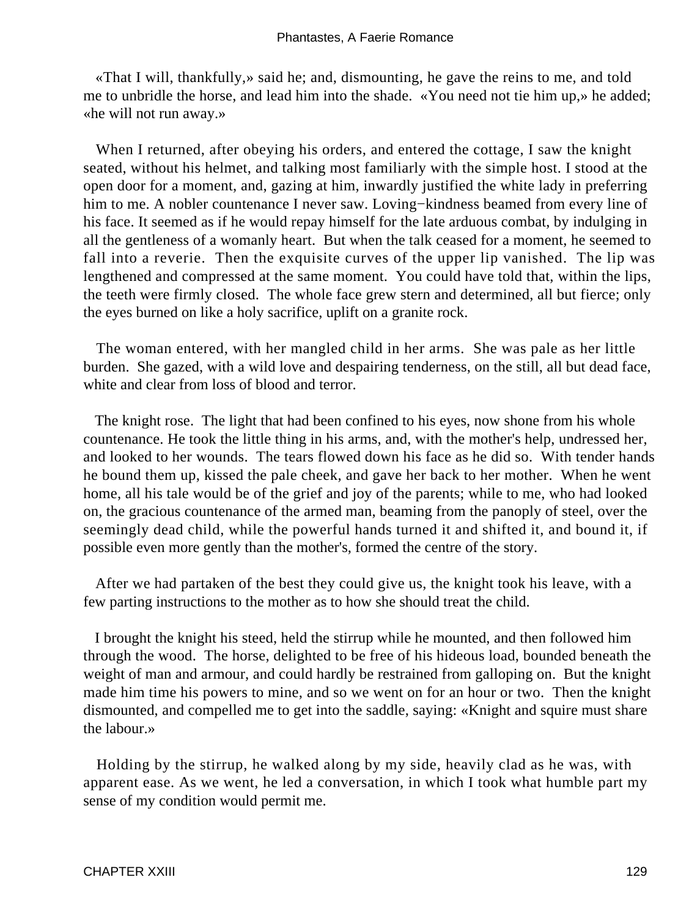«That I will, thankfully,» said he; and, dismounting, he gave the reins to me, and told me to unbridle the horse, and lead him into the shade. «You need not tie him up,» he added; «he will not run away.»

When I returned, after obeying his orders, and entered the cottage, I saw the knight seated, without his helmet, and talking most familiarly with the simple host. I stood at the open door for a moment, and, gazing at him, inwardly justified the white lady in preferring him to me. A nobler countenance I never saw. Loving−kindness beamed from every line of his face. It seemed as if he would repay himself for the late arduous combat, by indulging in all the gentleness of a womanly heart. But when the talk ceased for a moment, he seemed to fall into a reverie. Then the exquisite curves of the upper lip vanished. The lip was lengthened and compressed at the same moment. You could have told that, within the lips, the teeth were firmly closed. The whole face grew stern and determined, all but fierce; only the eyes burned on like a holy sacrifice, uplift on a granite rock.

The woman entered, with her mangled child in her arms. She was pale as her little burden. She gazed, with a wild love and despairing tenderness, on the still, all but dead face, white and clear from loss of blood and terror.

The knight rose. The light that had been confined to his eyes, now shone from his whole countenance. He took the little thing in his arms, and, with the mother's help, undressed her, and looked to her wounds. The tears flowed down his face as he did so. With tender hands he bound them up, kissed the pale cheek, and gave her back to her mother. When he went home, all his tale would be of the grief and joy of the parents; while to me, who had looked on, the gracious countenance of the armed man, beaming from the panoply of steel, over the seemingly dead child, while the powerful hands turned it and shifted it, and bound it, if possible even more gently than the mother's, formed the centre of the story.

After we had partaken of the best they could give us, the knight took his leave, with a few parting instructions to the mother as to how she should treat the child.

I brought the knight his steed, held the stirrup while he mounted, and then followed him through the wood. The horse, delighted to be free of his hideous load, bounded beneath the weight of man and armour, and could hardly be restrained from galloping on. But the knight made him time his powers to mine, and so we went on for an hour or two. Then the knight dismounted, and compelled me to get into the saddle, saying: «Knight and squire must share the labour.»

Holding by the stirrup, he walked along by my side, heavily clad as he was, with apparent ease. As we went, he led a conversation, in which I took what humble part my sense of my condition would permit me.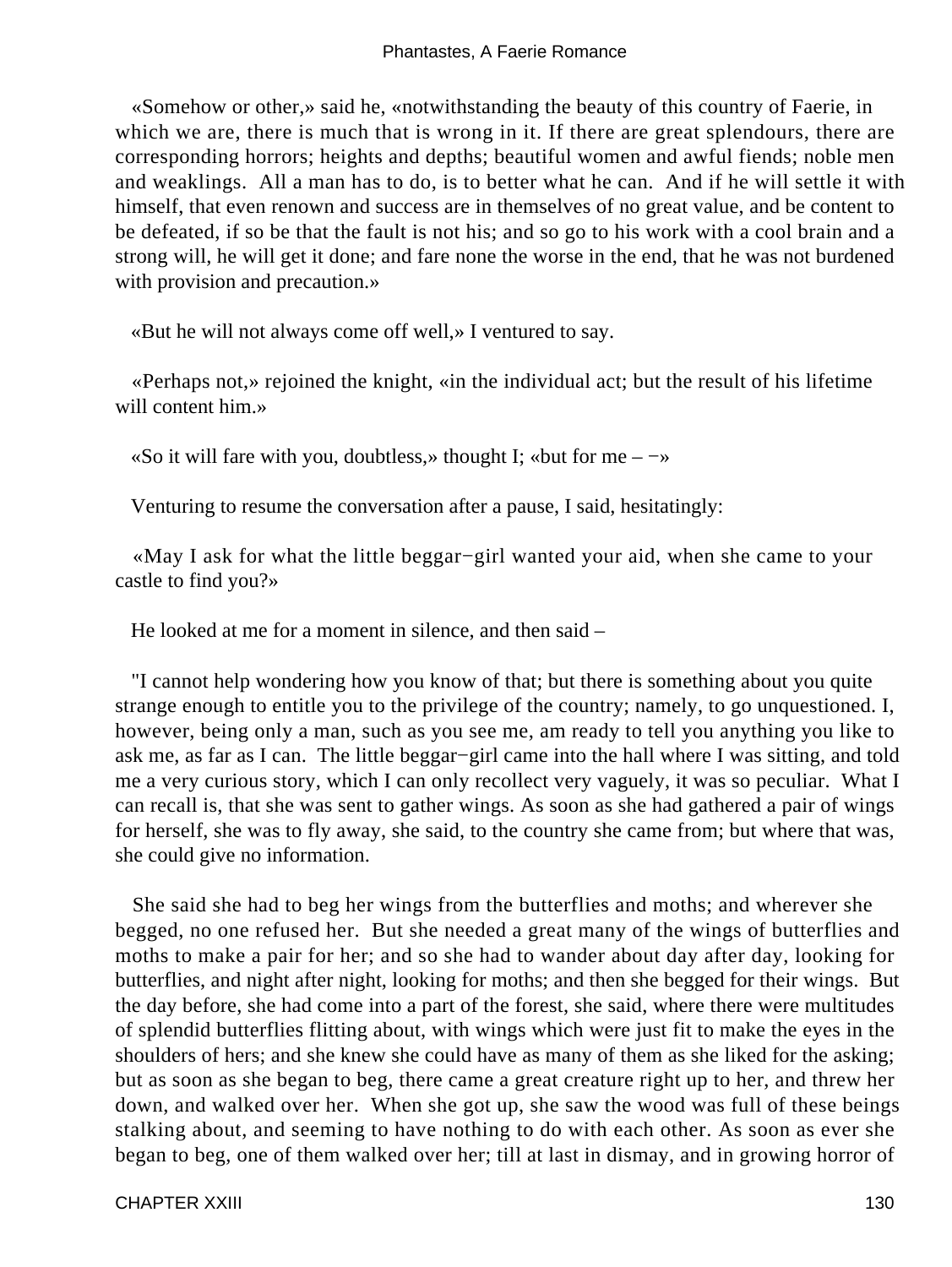«Somehow or other,» said he, «notwithstanding the beauty of this country of Faerie, in which we are, there is much that is wrong in it. If there are great splendours, there are corresponding horrors; heights and depths; beautiful women and awful fiends; noble men and weaklings. All a man has to do, is to better what he can. And if he will settle it with himself, that even renown and success are in themselves of no great value, and be content to be defeated, if so be that the fault is not his; and so go to his work with a cool brain and a strong will, he will get it done; and fare none the worse in the end, that he was not burdened with provision and precaution.»

«But he will not always come off well,» I ventured to say.

«Perhaps not,» rejoined the knight, «in the individual act; but the result of his lifetime will content him.»

«So it will fare with you, doubtless,» thought I; «but for me – −»

Venturing to resume the conversation after a pause, I said, hesitatingly:

«May I ask for what the little beggar−girl wanted your aid, when she came to your castle to find you?»

He looked at me for a moment in silence, and then said –

"I cannot help wondering how you know of that; but there is something about you quite strange enough to entitle you to the privilege of the country; namely, to go unquestioned. I, however, being only a man, such as you see me, am ready to tell you anything you like to ask me, as far as I can. The little beggar−girl came into the hall where I was sitting, and told me a very curious story, which I can only recollect very vaguely, it was so peculiar. What I can recall is, that she was sent to gather wings. As soon as she had gathered a pair of wings for herself, she was to fly away, she said, to the country she came from; but where that was, she could give no information.

She said she had to beg her wings from the butterflies and moths; and wherever she begged, no one refused her. But she needed a great many of the wings of butterflies and moths to make a pair for her; and so she had to wander about day after day, looking for butterflies, and night after night, looking for moths; and then she begged for their wings. But the day before, she had come into a part of the forest, she said, where there were multitudes of splendid butterflies flitting about, with wings which were just fit to make the eyes in the shoulders of hers; and she knew she could have as many of them as she liked for the asking; but as soon as she began to beg, there came a great creature right up to her, and threw her down, and walked over her. When she got up, she saw the wood was full of these beings stalking about, and seeming to have nothing to do with each other. As soon as ever she began to beg, one of them walked over her; till at last in dismay, and in growing horror of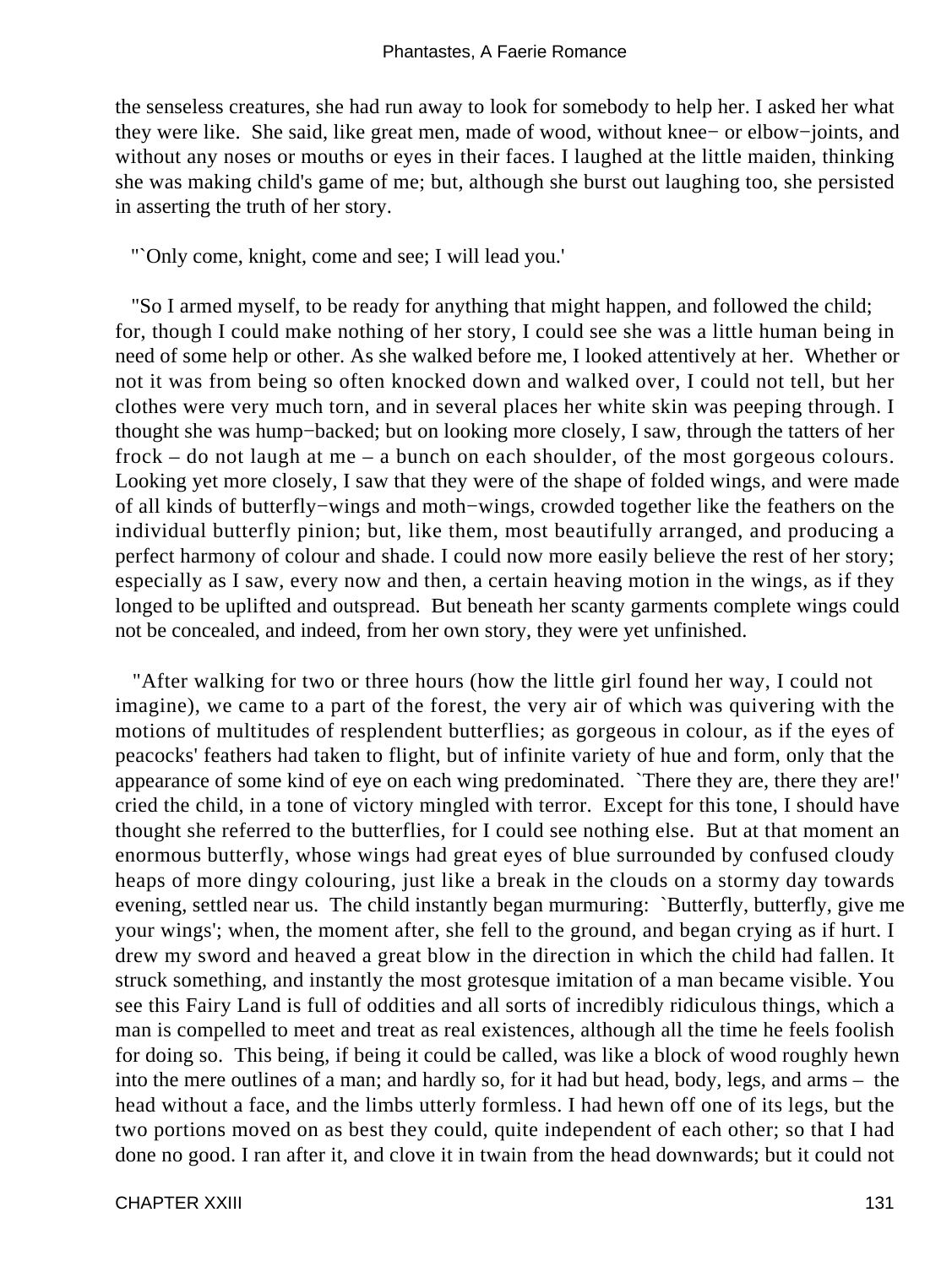the senseless creatures, she had run away to look for somebody to help her. I asked her what they were like. She said, like great men, made of wood, without knee− or elbow−joints, and without any noses or mouths or eyes in their faces. I laughed at the little maiden, thinking she was making child's game of me; but, although she burst out laughing too, she persisted in asserting the truth of her story.

"`Only come, knight, come and see; I will lead you.'

"So I armed myself, to be ready for anything that might happen, and followed the child; for, though I could make nothing of her story, I could see she was a little human being in need of some help or other. As she walked before me, I looked attentively at her. Whether or not it was from being so often knocked down and walked over, I could not tell, but her clothes were very much torn, and in several places her white skin was peeping through. I thought she was hump−backed; but on looking more closely, I saw, through the tatters of her frock – do not laugh at me – a bunch on each shoulder, of the most gorgeous colours. Looking yet more closely, I saw that they were of the shape of folded wings, and were made of all kinds of butterfly−wings and moth−wings, crowded together like the feathers on the individual butterfly pinion; but, like them, most beautifully arranged, and producing a perfect harmony of colour and shade. I could now more easily believe the rest of her story; especially as I saw, every now and then, a certain heaving motion in the wings, as if they longed to be uplifted and outspread. But beneath her scanty garments complete wings could not be concealed, and indeed, from her own story, they were yet unfinished.

"After walking for two or three hours (how the little girl found her way, I could not imagine), we came to a part of the forest, the very air of which was quivering with the motions of multitudes of resplendent butterflies; as gorgeous in colour, as if the eyes of peacocks' feathers had taken to flight, but of infinite variety of hue and form, only that the appearance of some kind of eye on each wing predominated. `There they are, there they are!' cried the child, in a tone of victory mingled with terror. Except for this tone, I should have thought she referred to the butterflies, for I could see nothing else. But at that moment an enormous butterfly, whose wings had great eyes of blue surrounded by confused cloudy heaps of more dingy colouring, just like a break in the clouds on a stormy day towards evening, settled near us. The child instantly began murmuring: `Butterfly, butterfly, give me your wings'; when, the moment after, she fell to the ground, and began crying as if hurt. I drew my sword and heaved a great blow in the direction in which the child had fallen. It struck something, and instantly the most grotesque imitation of a man became visible. You see this Fairy Land is full of oddities and all sorts of incredibly ridiculous things, which a man is compelled to meet and treat as real existences, although all the time he feels foolish for doing so. This being, if being it could be called, was like a block of wood roughly hewn into the mere outlines of a man; and hardly so, for it had but head, body, legs, and arms – the head without a face, and the limbs utterly formless. I had hewn off one of its legs, but the two portions moved on as best they could, quite independent of each other; so that I had done no good. I ran after it, and clove it in twain from the head downwards; but it could not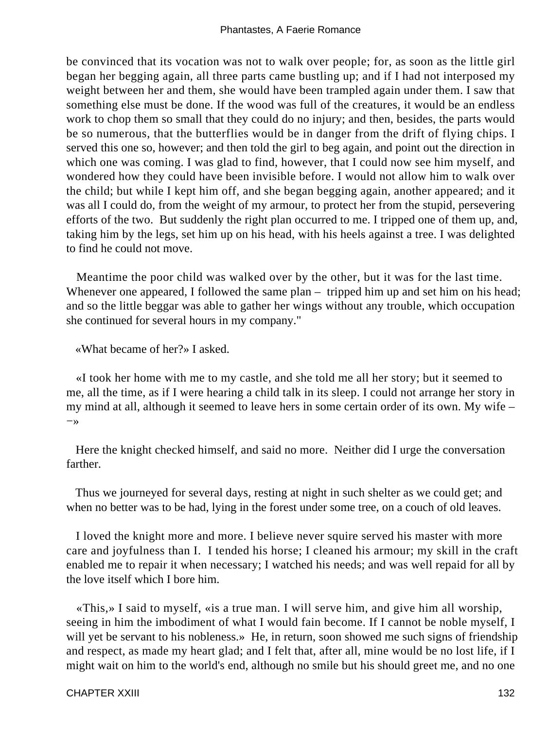be convinced that its vocation was not to walk over people; for, as soon as the little girl began her begging again, all three parts came bustling up; and if I had not interposed my weight between her and them, she would have been trampled again under them. I saw that something else must be done. If the wood was full of the creatures, it would be an endless work to chop them so small that they could do no injury; and then, besides, the parts would be so numerous, that the butterflies would be in danger from the drift of flying chips. I served this one so, however; and then told the girl to beg again, and point out the direction in which one was coming. I was glad to find, however, that I could now see him myself, and wondered how they could have been invisible before. I would not allow him to walk over the child; but while I kept him off, and she began begging again, another appeared; and it was all I could do, from the weight of my armour, to protect her from the stupid, persevering efforts of the two. But suddenly the right plan occurred to me. I tripped one of them up, and, taking him by the legs, set him up on his head, with his heels against a tree. I was delighted to find he could not move.

Meantime the poor child was walked over by the other, but it was for the last time. Whenever one appeared, I followed the same plan – tripped him up and set him on his head; and so the little beggar was able to gather her wings without any trouble, which occupation she continued for several hours in my company."

«What became of her?» I asked.

«I took her home with me to my castle, and she told me all her story; but it seemed to me, all the time, as if I were hearing a child talk in its sleep. I could not arrange her story in my mind at all, although it seemed to leave hers in some certain order of its own. My wife – −»

Here the knight checked himself, and said no more. Neither did I urge the conversation farther.

Thus we journeyed for several days, resting at night in such shelter as we could get; and when no better was to be had, lying in the forest under some tree, on a couch of old leaves.

I loved the knight more and more. I believe never squire served his master with more care and joyfulness than I. I tended his horse; I cleaned his armour; my skill in the craft enabled me to repair it when necessary; I watched his needs; and was well repaid for all by the love itself which I bore him.

«This,» I said to myself, «is a true man. I will serve him, and give him all worship, seeing in him the imbodiment of what I would fain become. If I cannot be noble myself, I will yet be servant to his nobleness.» He, in return, soon showed me such signs of friendship and respect, as made my heart glad; and I felt that, after all, mine would be no lost life, if I might wait on him to the world's end, although no smile but his should greet me, and no one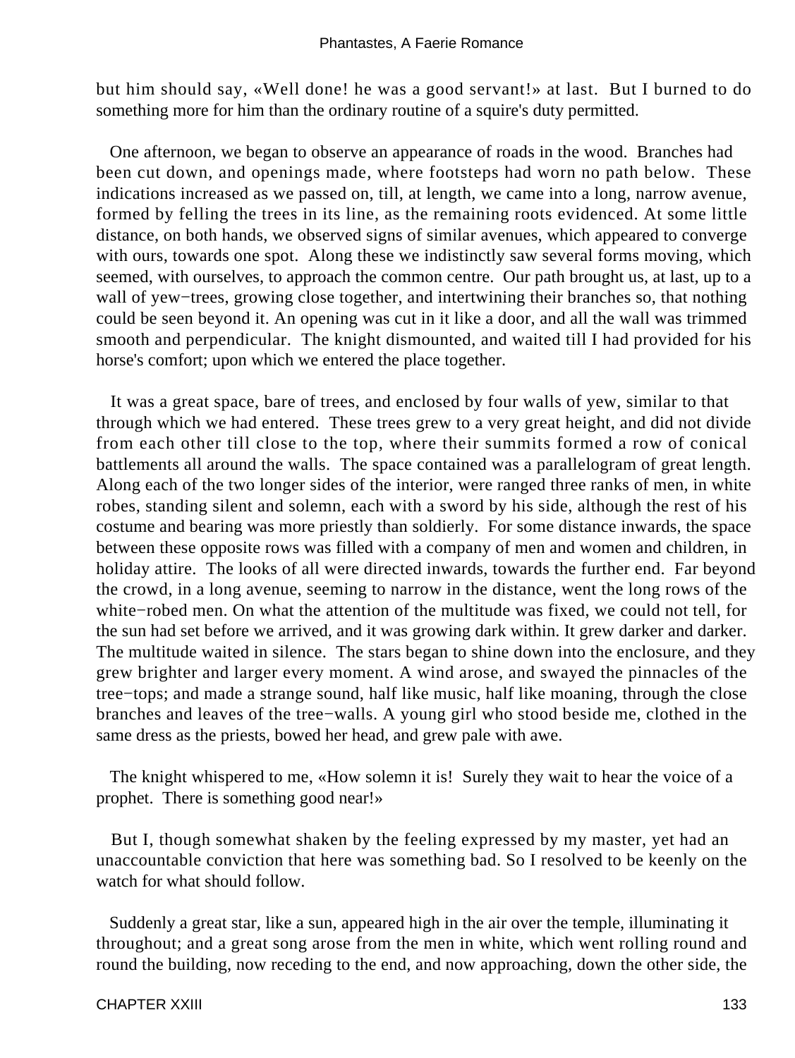but him should say, «Well done! he was a good servant!» at last. But I burned to do something more for him than the ordinary routine of a squire's duty permitted.

One afternoon, we began to observe an appearance of roads in the wood. Branches had been cut down, and openings made, where footsteps had worn no path below. These indications increased as we passed on, till, at length, we came into a long, narrow avenue, formed by felling the trees in its line, as the remaining roots evidenced. At some little distance, on both hands, we observed signs of similar avenues, which appeared to converge with ours, towards one spot. Along these we indistinctly saw several forms moving, which seemed, with ourselves, to approach the common centre. Our path brought us, at last, up to a wall of yew−trees, growing close together, and intertwining their branches so, that nothing could be seen beyond it. An opening was cut in it like a door, and all the wall was trimmed smooth and perpendicular. The knight dismounted, and waited till I had provided for his horse's comfort; upon which we entered the place together.

It was a great space, bare of trees, and enclosed by four walls of yew, similar to that through which we had entered. These trees grew to a very great height, and did not divide from each other till close to the top, where their summits formed a row of conical battlements all around the walls. The space contained was a parallelogram of great length. Along each of the two longer sides of the interior, were ranged three ranks of men, in white robes, standing silent and solemn, each with a sword by his side, although the rest of his costume and bearing was more priestly than soldierly. For some distance inwards, the space between these opposite rows was filled with a company of men and women and children, in holiday attire. The looks of all were directed inwards, towards the further end. Far beyond the crowd, in a long avenue, seeming to narrow in the distance, went the long rows of the white−robed men. On what the attention of the multitude was fixed, we could not tell, for the sun had set before we arrived, and it was growing dark within. It grew darker and darker. The multitude waited in silence. The stars began to shine down into the enclosure, and they grew brighter and larger every moment. A wind arose, and swayed the pinnacles of the tree−tops; and made a strange sound, half like music, half like moaning, through the close branches and leaves of the tree−walls. A young girl who stood beside me, clothed in the same dress as the priests, bowed her head, and grew pale with awe.

The knight whispered to me, «How solemn it is! Surely they wait to hear the voice of a prophet. There is something good near!»

But I, though somewhat shaken by the feeling expressed by my master, yet had an unaccountable conviction that here was something bad. So I resolved to be keenly on the watch for what should follow.

Suddenly a great star, like a sun, appeared high in the air over the temple, illuminating it throughout; and a great song arose from the men in white, which went rolling round and round the building, now receding to the end, and now approaching, down the other side, the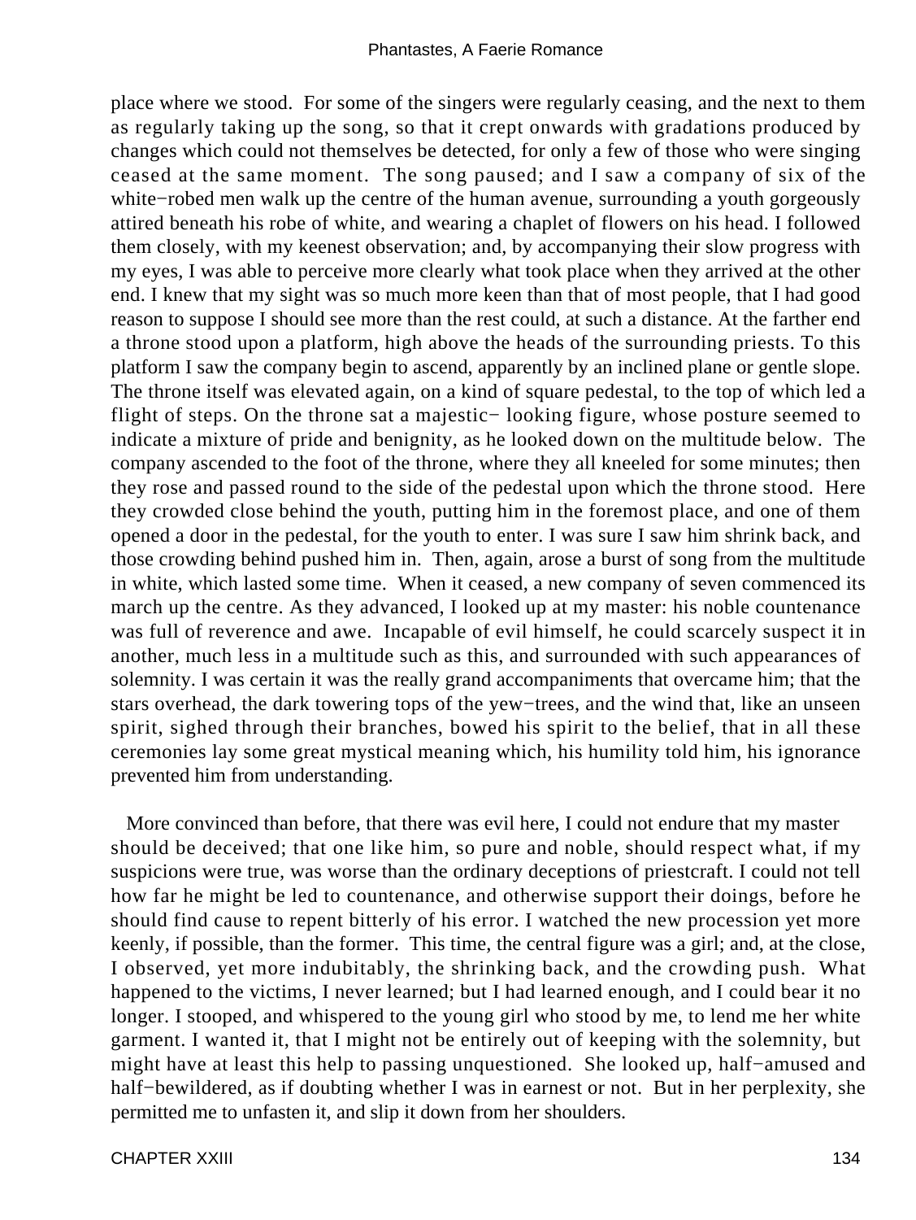place where we stood. For some of the singers were regularly ceasing, and the next to them as regularly taking up the song, so that it crept onwards with gradations produced by changes which could not themselves be detected, for only a few of those who were singing ceased at the same moment. The song paused; and I saw a company of six of the white−robed men walk up the centre of the human avenue, surrounding a youth gorgeously attired beneath his robe of white, and wearing a chaplet of flowers on his head. I followed them closely, with my keenest observation; and, by accompanying their slow progress with my eyes, I was able to perceive more clearly what took place when they arrived at the other end. I knew that my sight was so much more keen than that of most people, that I had good reason to suppose I should see more than the rest could, at such a distance. At the farther end a throne stood upon a platform, high above the heads of the surrounding priests. To this platform I saw the company begin to ascend, apparently by an inclined plane or gentle slope. The throne itself was elevated again, on a kind of square pedestal, to the top of which led a flight of steps. On the throne sat a majestic− looking figure, whose posture seemed to indicate a mixture of pride and benignity, as he looked down on the multitude below. The company ascended to the foot of the throne, where they all kneeled for some minutes; then they rose and passed round to the side of the pedestal upon which the throne stood. Here they crowded close behind the youth, putting him in the foremost place, and one of them opened a door in the pedestal, for the youth to enter. I was sure I saw him shrink back, and those crowding behind pushed him in. Then, again, arose a burst of song from the multitude in white, which lasted some time. When it ceased, a new company of seven commenced its march up the centre. As they advanced, I looked up at my master: his noble countenance was full of reverence and awe. Incapable of evil himself, he could scarcely suspect it in another, much less in a multitude such as this, and surrounded with such appearances of solemnity. I was certain it was the really grand accompaniments that overcame him; that the stars overhead, the dark towering tops of the yew−trees, and the wind that, like an unseen spirit, sighed through their branches, bowed his spirit to the belief, that in all these ceremonies lay some great mystical meaning which, his humility told him, his ignorance prevented him from understanding.

More convinced than before, that there was evil here, I could not endure that my master should be deceived; that one like him, so pure and noble, should respect what, if my suspicions were true, was worse than the ordinary deceptions of priestcraft. I could not tell how far he might be led to countenance, and otherwise support their doings, before he should find cause to repent bitterly of his error. I watched the new procession yet more keenly, if possible, than the former. This time, the central figure was a girl; and, at the close, I observed, yet more indubitably, the shrinking back, and the crowding push. What happened to the victims, I never learned; but I had learned enough, and I could bear it no longer. I stooped, and whispered to the young girl who stood by me, to lend me her white garment. I wanted it, that I might not be entirely out of keeping with the solemnity, but might have at least this help to passing unquestioned. She looked up, half−amused and half−bewildered, as if doubting whether I was in earnest or not. But in her perplexity, she permitted me to unfasten it, and slip it down from her shoulders.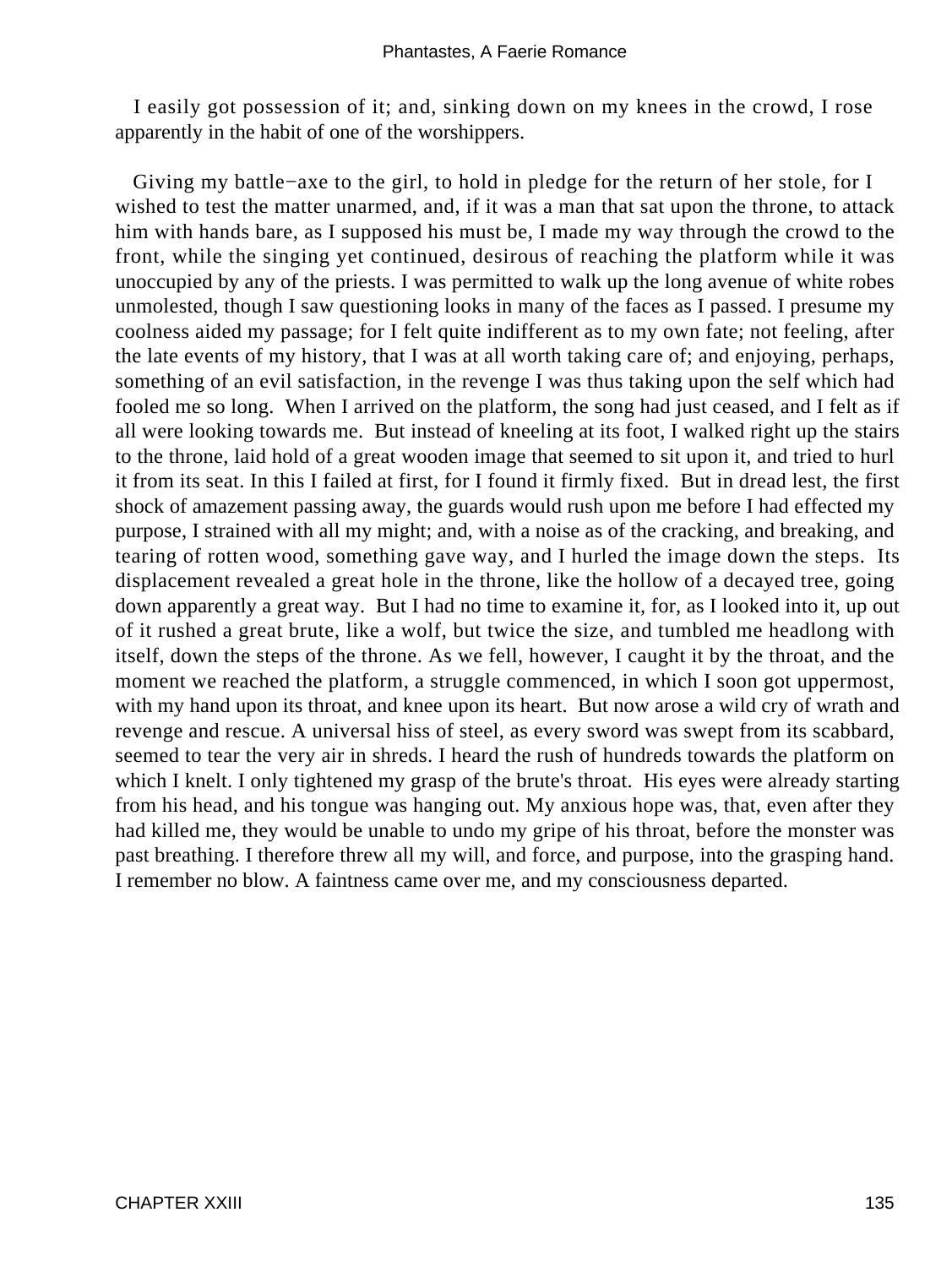I easily got possession of it; and, sinking down on my knees in the crowd, I rose apparently in the habit of one of the worshippers.

Giving my battle−axe to the girl, to hold in pledge for the return of her stole, for I wished to test the matter unarmed, and, if it was a man that sat upon the throne, to attack him with hands bare, as I supposed his must be, I made my way through the crowd to the front, while the singing yet continued, desirous of reaching the platform while it was unoccupied by any of the priests. I was permitted to walk up the long avenue of white robes unmolested, though I saw questioning looks in many of the faces as I passed. I presume my coolness aided my passage; for I felt quite indifferent as to my own fate; not feeling, after the late events of my history, that I was at all worth taking care of; and enjoying, perhaps, something of an evil satisfaction, in the revenge I was thus taking upon the self which had fooled me so long. When I arrived on the platform, the song had just ceased, and I felt as if all were looking towards me. But instead of kneeling at its foot, I walked right up the stairs to the throne, laid hold of a great wooden image that seemed to sit upon it, and tried to hurl it from its seat. In this I failed at first, for I found it firmly fixed. But in dread lest, the first shock of amazement passing away, the guards would rush upon me before I had effected my purpose, I strained with all my might; and, with a noise as of the cracking, and breaking, and tearing of rotten wood, something gave way, and I hurled the image down the steps. Its displacement revealed a great hole in the throne, like the hollow of a decayed tree, going down apparently a great way. But I had no time to examine it, for, as I looked into it, up out of it rushed a great brute, like a wolf, but twice the size, and tumbled me headlong with itself, down the steps of the throne. As we fell, however, I caught it by the throat, and the moment we reached the platform, a struggle commenced, in which I soon got uppermost, with my hand upon its throat, and knee upon its heart. But now arose a wild cry of wrath and revenge and rescue. A universal hiss of steel, as every sword was swept from its scabbard, seemed to tear the very air in shreds. I heard the rush of hundreds towards the platform on which I knelt. I only tightened my grasp of the brute's throat. His eyes were already starting from his head, and his tongue was hanging out. My anxious hope was, that, even after they had killed me, they would be unable to undo my gripe of his throat, before the monster was past breathing. I therefore threw all my will, and force, and purpose, into the grasping hand. I remember no blow. A faintness came over me, and my consciousness departed.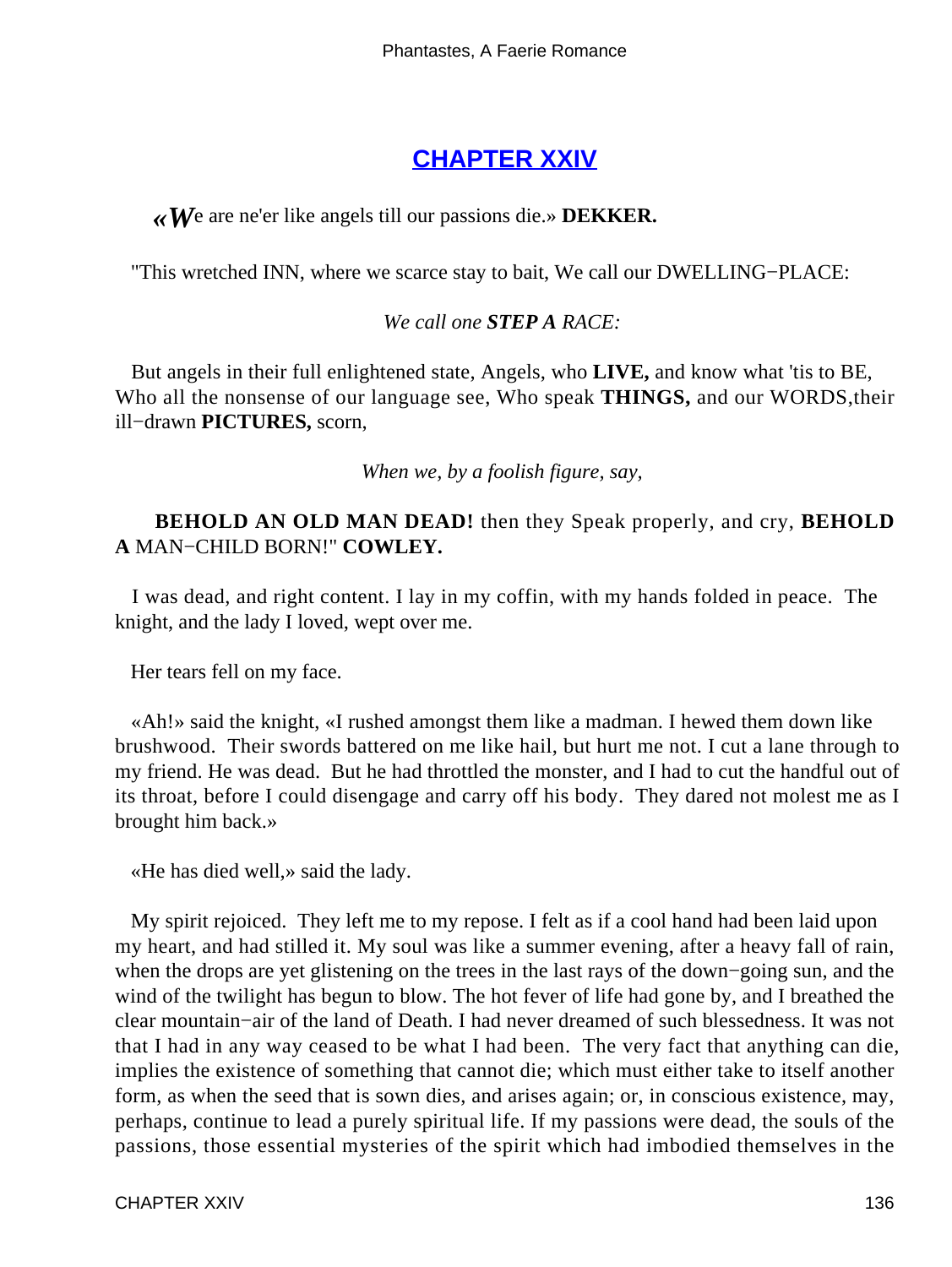## CHAPTER XXIV

«We are ne'er like angels till our passions die.» **DEKKER.**

"This wretched INN, where we scarce stay to bait, We call our DWELLING−PLACE:

*We call one **STEP A** RACE:*

But angels in their full enlightened state, Angels, who **LIVE,** and know what 'tis to BE, Who all the nonsense of our language see, Who speak **THINGS,** and our WORDS,their ill−drawn **PICTURES,** scorn,

*When we, by a foolish figure, say,*

**BEHOLD AN OLD MAN DEAD!** then they Speak properly, and cry, **BEHOLD A** MAN−CHILD BORN!" **COWLEY.**

I was dead, and right content. I lay in my coffin, with my hands folded in peace. The knight, and the lady I loved, wept over me.

Her tears fell on my face.

«Ah!» said the knight, «I rushed amongst them like a madman. I hewed them down like brushwood. Their swords battered on me like hail, but hurt me not. I cut a lane through to my friend. He was dead. But he had throttled the monster, and I had to cut the handful out of its throat, before I could disengage and carry off his body. They dared not molest me as I brought him back.»

«He has died well,» said the lady.

My spirit rejoiced. They left me to my repose. I felt as if a cool hand had been laid upon my heart, and had stilled it. My soul was like a summer evening, after a heavy fall of rain, when the drops are yet glistening on the trees in the last rays of the down−going sun, and the wind of the twilight has begun to blow. The hot fever of life had gone by, and I breathed the clear mountain−air of the land of Death. I had never dreamed of such blessedness. It was not that I had in any way ceased to be what I had been. The very fact that anything can die, implies the existence of something that cannot die; which must either take to itself another form, as when the seed that is sown dies, and arises again; or, in conscious existence, may, perhaps, continue to lead a purely spiritual life. If my passions were dead, the souls of the passions, those essential mysteries of the spirit which had imbodied themselves in the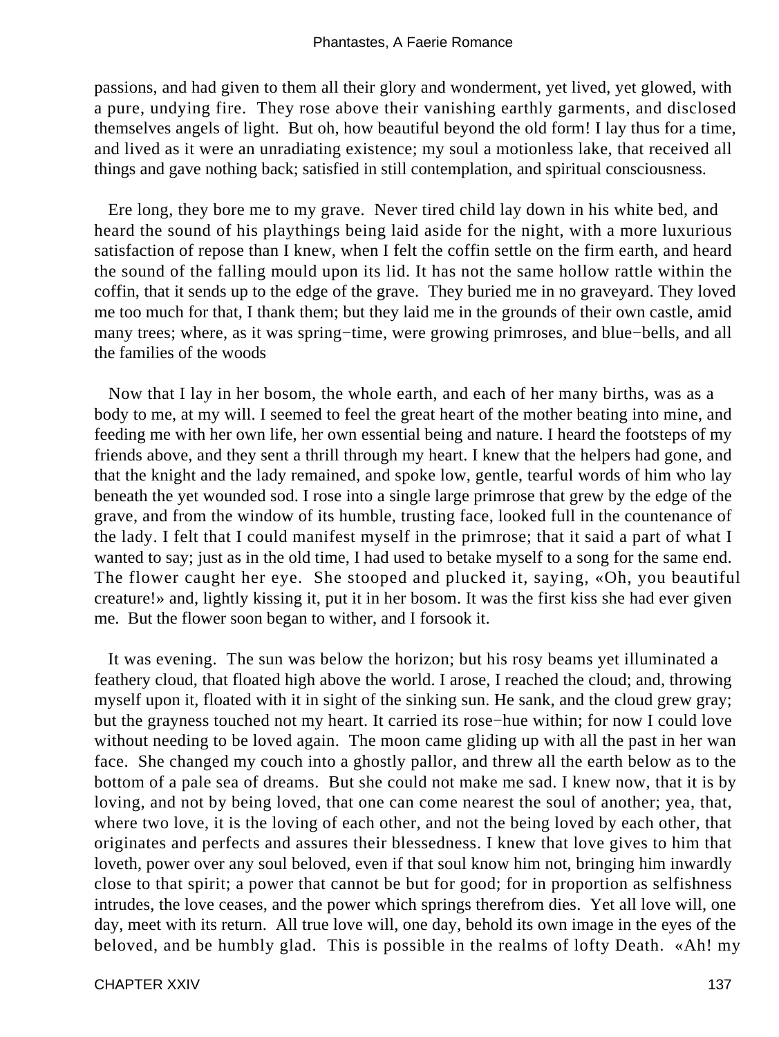passions, and had given to them all their glory and wonderment, yet lived, yet glowed, with a pure, undying fire. They rose above their vanishing earthly garments, and disclosed themselves angels of light. But oh, how beautiful beyond the old form! I lay thus for a time, and lived as it were an unradiating existence; my soul a motionless lake, that received all things and gave nothing back; satisfied in still contemplation, and spiritual consciousness.

Ere long, they bore me to my grave. Never tired child lay down in his white bed, and heard the sound of his playthings being laid aside for the night, with a more luxurious satisfaction of repose than I knew, when I felt the coffin settle on the firm earth, and heard the sound of the falling mould upon its lid. It has not the same hollow rattle within the coffin, that it sends up to the edge of the grave. They buried me in no graveyard. They loved me too much for that, I thank them; but they laid me in the grounds of their own castle, amid many trees; where, as it was spring−time, were growing primroses, and blue−bells, and all the families of the woods

Now that I lay in her bosom, the whole earth, and each of her many births, was as a body to me, at my will. I seemed to feel the great heart of the mother beating into mine, and feeding me with her own life, her own essential being and nature. I heard the footsteps of my friends above, and they sent a thrill through my heart. I knew that the helpers had gone, and that the knight and the lady remained, and spoke low, gentle, tearful words of him who lay beneath the yet wounded sod. I rose into a single large primrose that grew by the edge of the grave, and from the window of its humble, trusting face, looked full in the countenance of the lady. I felt that I could manifest myself in the primrose; that it said a part of what I wanted to say; just as in the old time, I had used to betake myself to a song for the same end. The flower caught her eye. She stooped and plucked it, saying, «Oh, you beautiful creature!» and, lightly kissing it, put it in her bosom. It was the first kiss she had ever given me. But the flower soon began to wither, and I forsook it.

It was evening. The sun was below the horizon; but his rosy beams yet illuminated a feathery cloud, that floated high above the world. I arose, I reached the cloud; and, throwing myself upon it, floated with it in sight of the sinking sun. He sank, and the cloud grew gray; but the grayness touched not my heart. It carried its rose−hue within; for now I could love without needing to be loved again. The moon came gliding up with all the past in her wan face. She changed my couch into a ghostly pallor, and threw all the earth below as to the bottom of a pale sea of dreams. But she could not make me sad. I knew now, that it is by loving, and not by being loved, that one can come nearest the soul of another; yea, that, where two love, it is the loving of each other, and not the being loved by each other, that originates and perfects and assures their blessedness. I knew that love gives to him that loveth, power over any soul beloved, even if that soul know him not, bringing him inwardly close to that spirit; a power that cannot be but for good; for in proportion as selfishness intrudes, the love ceases, and the power which springs therefrom dies. Yet all love will, one day, meet with its return. All true love will, one day, behold its own image in the eyes of the beloved, and be humbly glad. This is possible in the realms of lofty Death. «Ah! my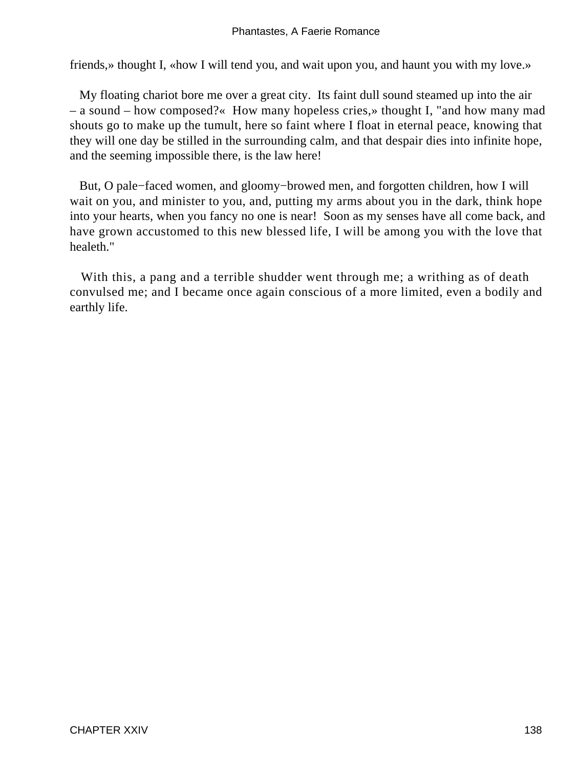friends,» thought I, «how I will tend you, and wait upon you, and haunt you with my love.»

My floating chariot bore me over a great city. Its faint dull sound steamed up into the air – a sound – how composed?« How many hopeless cries,» thought I, "and how many mad shouts go to make up the tumult, here so faint where I float in eternal peace, knowing that they will one day be stilled in the surrounding calm, and that despair dies into infinite hope, and the seeming impossible there, is the law here!

But, O pale−faced women, and gloomy−browed men, and forgotten children, how I will wait on you, and minister to you, and, putting my arms about you in the dark, think hope into your hearts, when you fancy no one is near! Soon as my senses have all come back, and have grown accustomed to this new blessed life, I will be among you with the love that healeth."

With this, a pang and a terrible shudder went through me; a writhing as of death convulsed me; and I became once again conscious of a more limited, even a bodily and earthly life.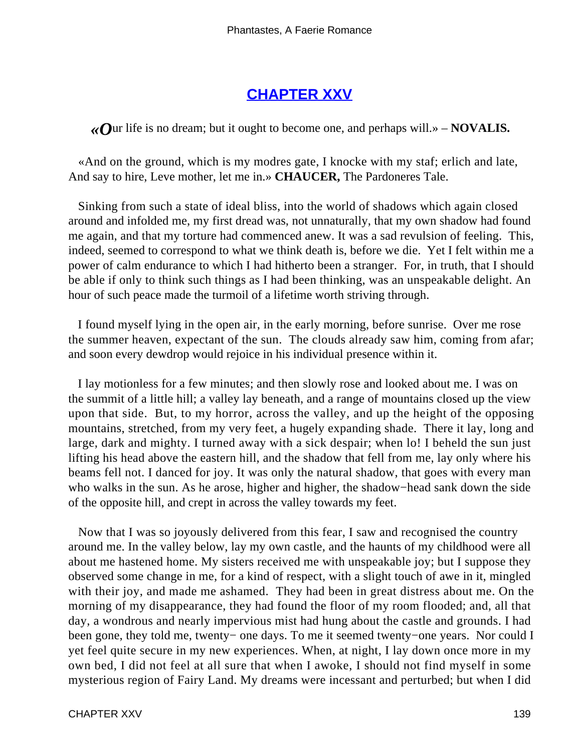## CHAPTER XXV

*«Our life is no dream; but it ought to become one, and perhaps will.»* – **NOVALIS.**

«And on the ground, which is my modres gate, I knocke with my staf; erlich and late, And say to hire, Leve mother, let me in.» **CHAUCER,** The Pardoneres Tale.

Sinking from such a state of ideal bliss, into the world of shadows which again closed around and infolded me, my first dread was, not unnaturally, that my own shadow had found me again, and that my torture had commenced anew. It was a sad revulsion of feeling. This, indeed, seemed to correspond to what we think death is, before we die. Yet I felt within me a power of calm endurance to which I had hitherto been a stranger. For, in truth, that I should be able if only to think such things as I had been thinking, was an unspeakable delight. An hour of such peace made the turmoil of a lifetime worth striving through.

I found myself lying in the open air, in the early morning, before sunrise. Over me rose the summer heaven, expectant of the sun. The clouds already saw him, coming from afar; and soon every dewdrop would rejoice in his individual presence within it.

I lay motionless for a few minutes; and then slowly rose and looked about me. I was on the summit of a little hill; a valley lay beneath, and a range of mountains closed up the view upon that side. But, to my horror, across the valley, and up the height of the opposing mountains, stretched, from my very feet, a hugely expanding shade. There it lay, long and large, dark and mighty. I turned away with a sick despair; when lo! I beheld the sun just lifting his head above the eastern hill, and the shadow that fell from me, lay only where his beams fell not. I danced for joy. It was only the natural shadow, that goes with every man who walks in the sun. As he arose, higher and higher, the shadow−head sank down the side of the opposite hill, and crept in across the valley towards my feet.

Now that I was so joyously delivered from this fear, I saw and recognised the country around me. In the valley below, lay my own castle, and the haunts of my childhood were all about me hastened home. My sisters received me with unspeakable joy; but I suppose they observed some change in me, for a kind of respect, with a slight touch of awe in it, mingled with their joy, and made me ashamed. They had been in great distress about me. On the morning of my disappearance, they had found the floor of my room flooded; and, all that day, a wondrous and nearly impervious mist had hung about the castle and grounds. I had been gone, they told me, twenty− one days. To me it seemed twenty−one years. Nor could I yet feel quite secure in my new experiences. When, at night, I lay down once more in my own bed, I did not feel at all sure that when I awoke, I should not find myself in some mysterious region of Fairy Land. My dreams were incessant and perturbed; but when I did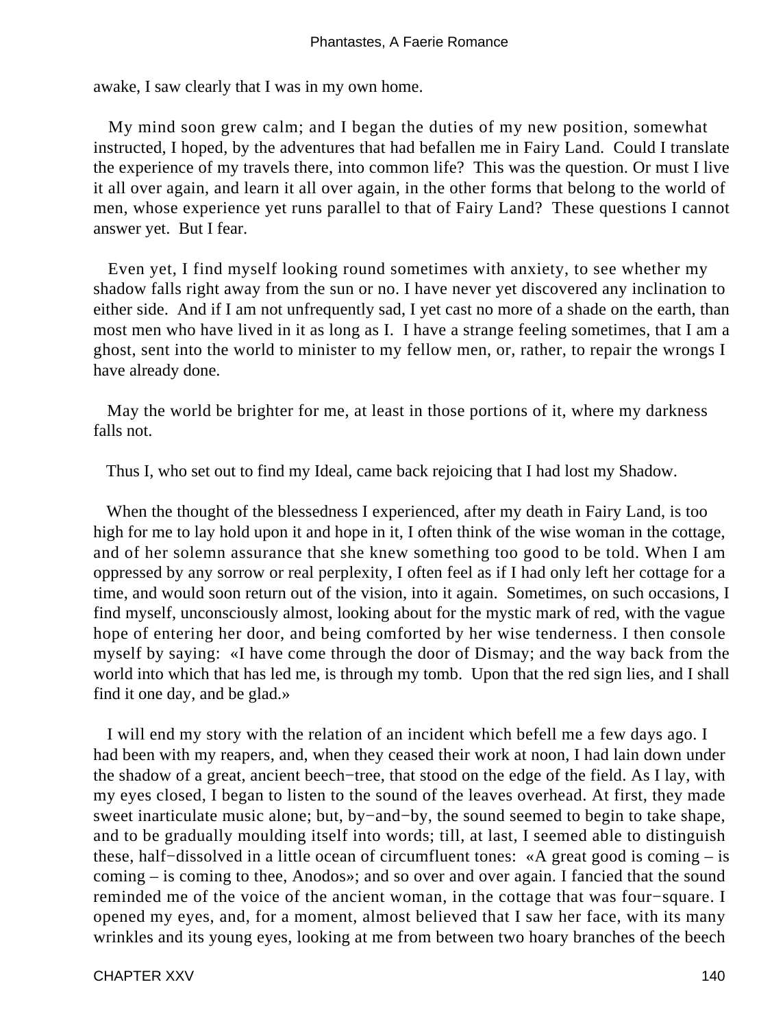awake, I saw clearly that I was in my own home.

My mind soon grew calm; and I began the duties of my new position, somewhat instructed, I hoped, by the adventures that had befallen me in Fairy Land. Could I translate the experience of my travels there, into common life? This was the question. Or must I live it all over again, and learn it all over again, in the other forms that belong to the world of men, whose experience yet runs parallel to that of Fairy Land? These questions I cannot answer yet. But I fear.

Even yet, I find myself looking round sometimes with anxiety, to see whether my shadow falls right away from the sun or no. I have never yet discovered any inclination to either side. And if I am not unfrequently sad, I yet cast no more of a shade on the earth, than most men who have lived in it as long as I. I have a strange feeling sometimes, that I am a ghost, sent into the world to minister to my fellow men, or, rather, to repair the wrongs I have already done.

May the world be brighter for me, at least in those portions of it, where my darkness falls not.

Thus I, who set out to find my Ideal, came back rejoicing that I had lost my Shadow.

When the thought of the blessedness I experienced, after my death in Fairy Land, is too high for me to lay hold upon it and hope in it, I often think of the wise woman in the cottage, and of her solemn assurance that she knew something too good to be told. When I am oppressed by any sorrow or real perplexity, I often feel as if I had only left her cottage for a time, and would soon return out of the vision, into it again. Sometimes, on such occasions, I find myself, unconsciously almost, looking about for the mystic mark of red, with the vague hope of entering her door, and being comforted by her wise tenderness. I then console myself by saying: «I have come through the door of Dismay; and the way back from the world into which that has led me, is through my tomb. Upon that the red sign lies, and I shall find it one day, and be glad.»

I will end my story with the relation of an incident which befell me a few days ago. I had been with my reapers, and, when they ceased their work at noon, I had lain down under the shadow of a great, ancient beech−tree, that stood on the edge of the field. As I lay, with my eyes closed, I began to listen to the sound of the leaves overhead. At first, they made sweet inarticulate music alone; but, by−and−by, the sound seemed to begin to take shape, and to be gradually moulding itself into words; till, at last, I seemed able to distinguish these, half−dissolved in a little ocean of circumfluent tones: «A great good is coming – is coming – is coming to thee, Anodos»; and so over and over again. I fancied that the sound reminded me of the voice of the ancient woman, in the cottage that was four−square. I opened my eyes, and, for a moment, almost believed that I saw her face, with its many wrinkles and its young eyes, looking at me from between two hoary branches of the beech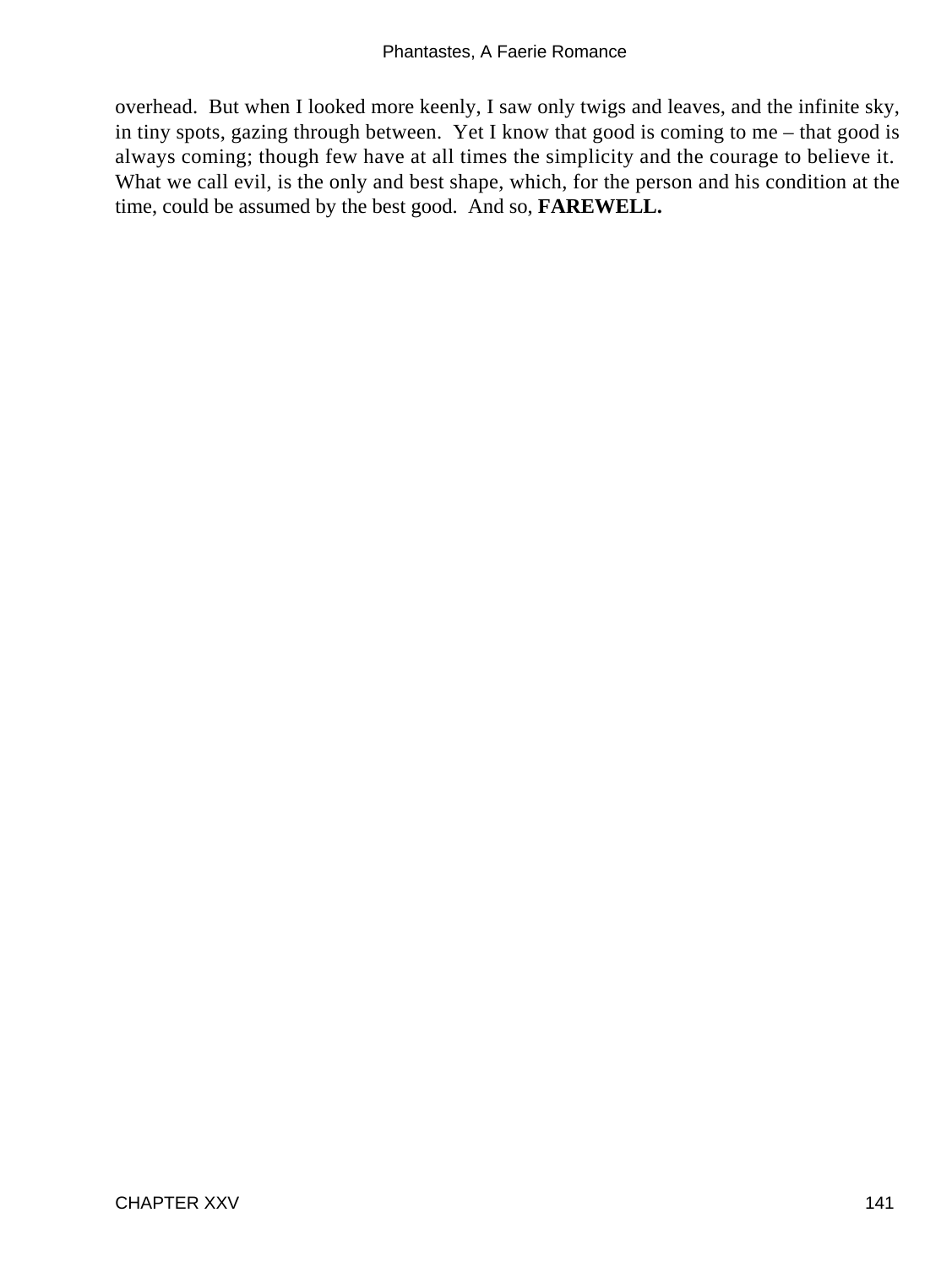overhead. But when I looked more keenly, I saw only twigs and leaves, and the infinite sky, in tiny spots, gazing through between. Yet I know that good is coming to me – that good is always coming; though few have at all times the simplicity and the courage to believe it. What we call evil, is the only and best shape, which, for the person and his condition at the time, could be assumed by the best good. And so, **FAREWELL.**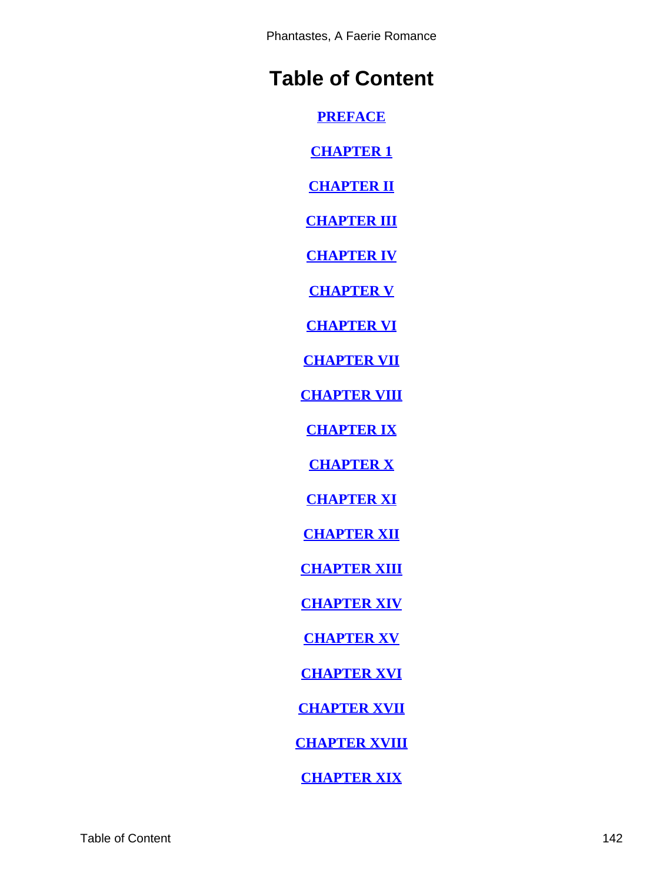# Table of Content

[PREFACE]

[CHAPTER 1]

[CHAPTER II]

[CHAPTER III]

[CHAPTER IV]

[CHAPTER V]

[CHAPTER VI]

[CHAPTER VII]

[CHAPTER VIII]

[CHAPTER IX]

[CHAPTER X]

[CHAPTER XI]

[CHAPTER XII]

[CHAPTER XIII]

[CHAPTER XIV]

[CHAPTER XV]

[CHAPTER XVI]

[CHAPTER XVII]

[CHAPTER XVIII]

[CHAPTER XIX]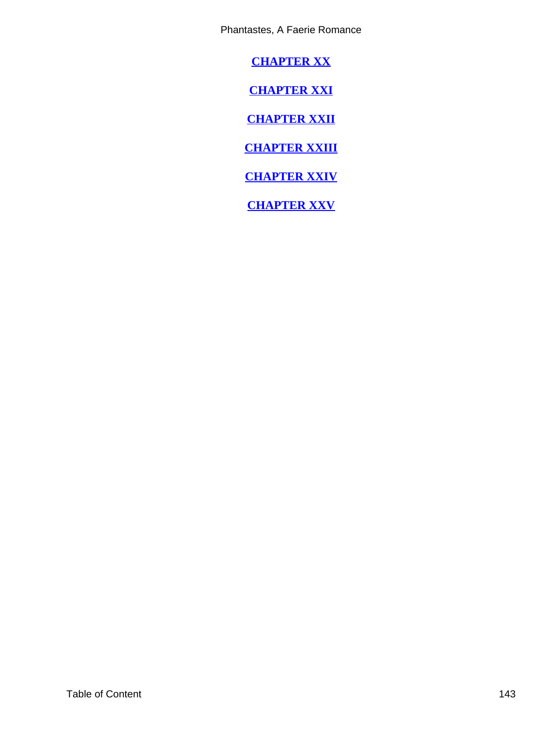**CHAPTER XX**

**CHAPTER XXI**

**CHAPTER XXII**

**CHAPTER XXIII**

**CHAPTER XXIV**

**CHAPTER XXV**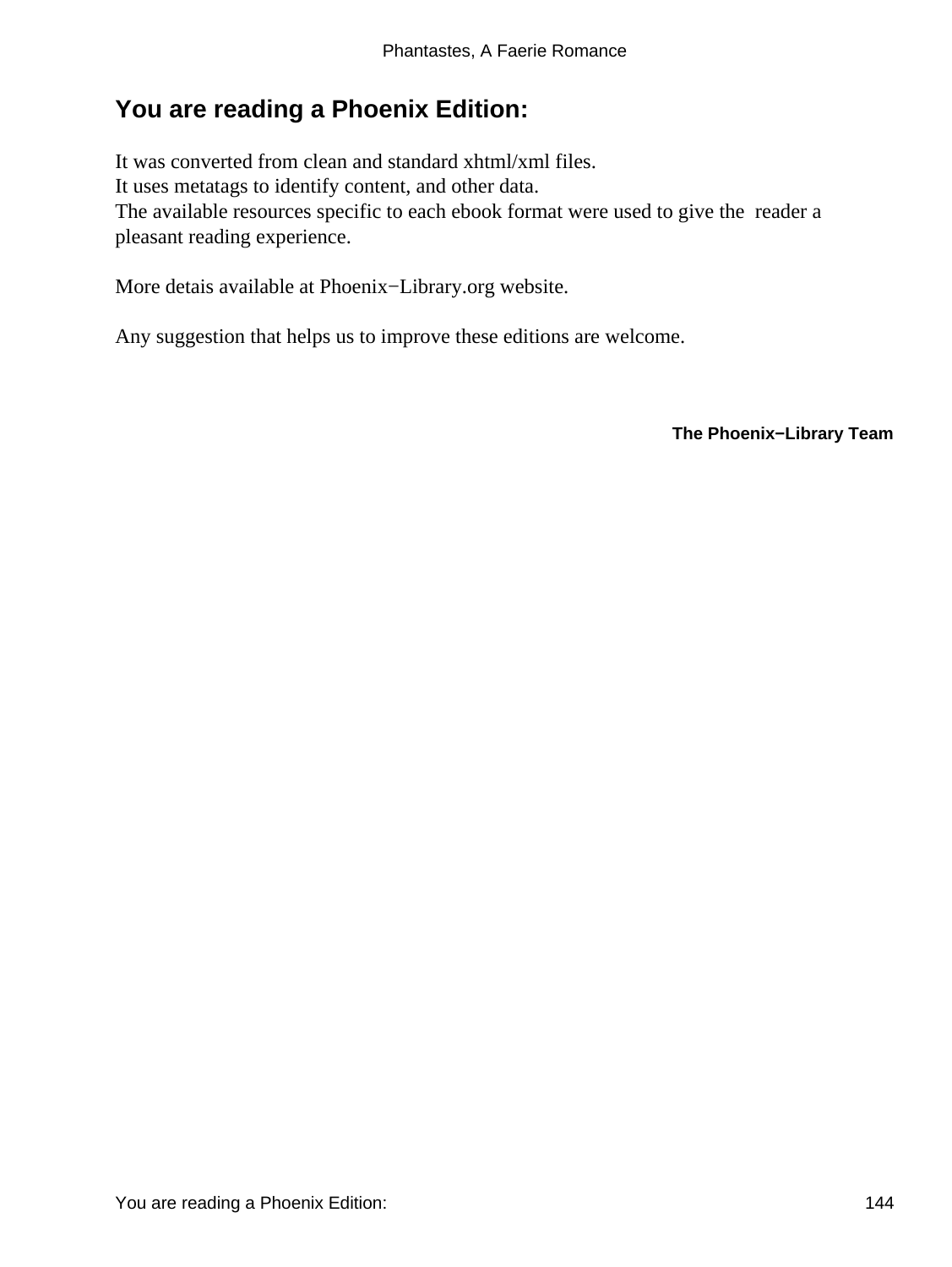# You are reading a Phoenix Edition:

It was converted from clean and standard xhtml/xml files.
It uses metatags to identify content, and other data.
The available resources specific to each ebook format were used to give the reader a pleasant reading experience.

More detais available at Phoenix−Library.org website.

Any suggestion that helps us to improve these editions are welcome.

**The Phoenix−Library Team**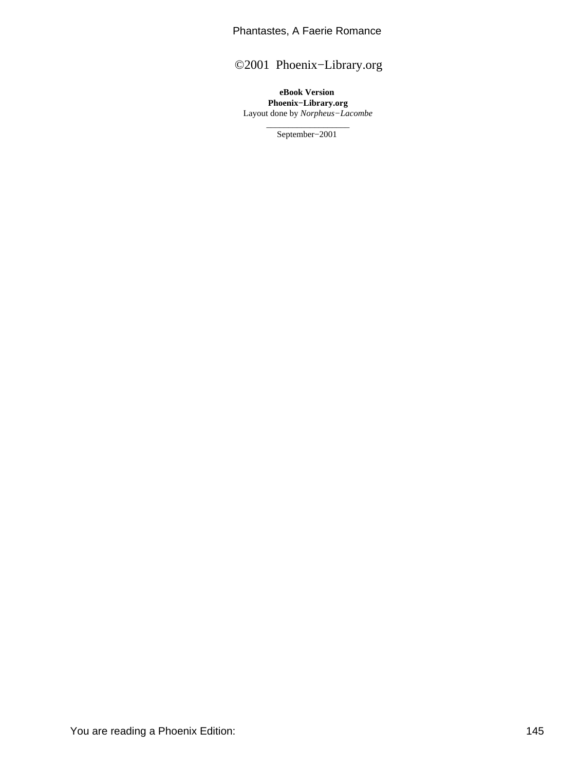©2001 Phoenix−Library.org

**eBook Version**
**Phoenix−Library.org**
Layout done by *Norpheus−Lacombe*

___________________

September−2001